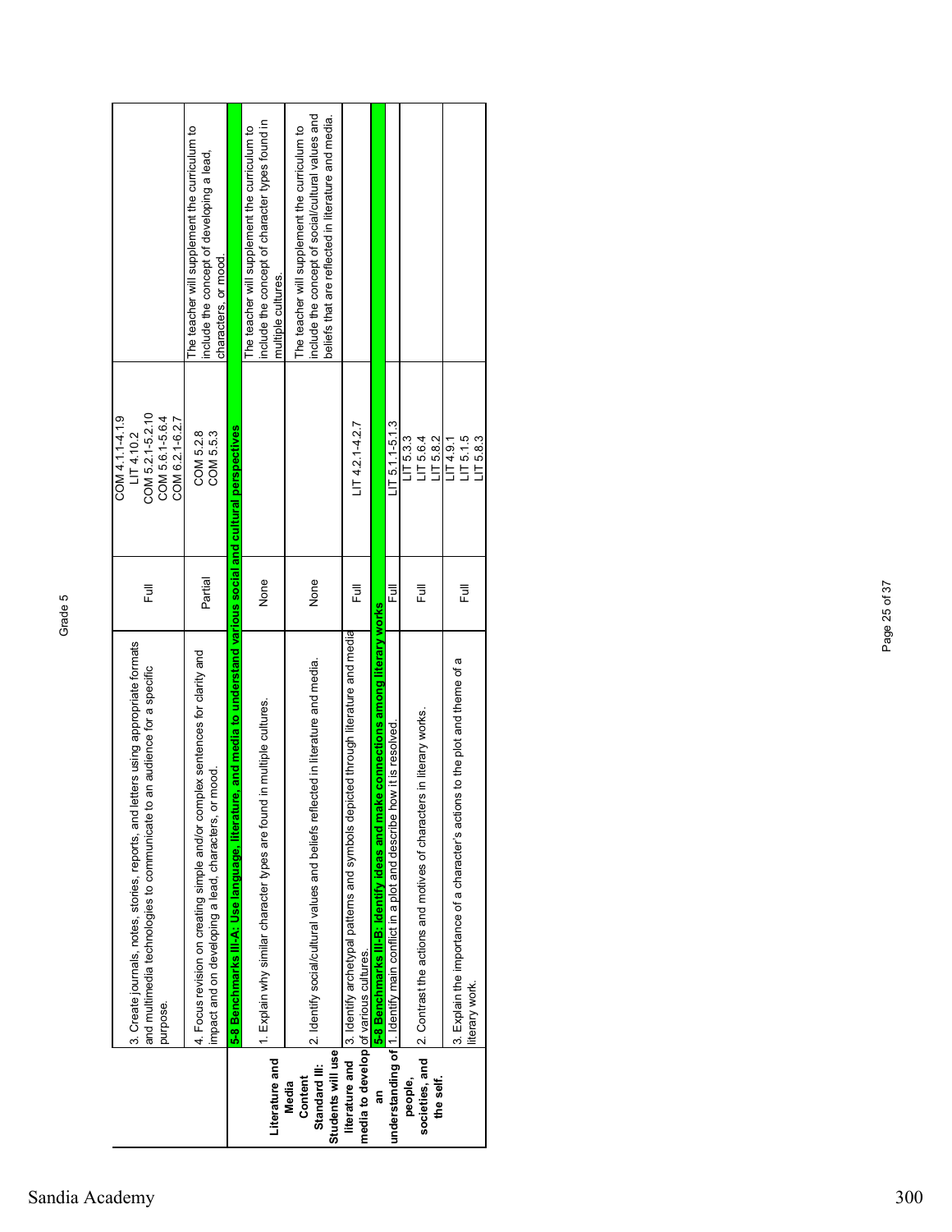Grade 5

| | | | | |
|---|---|---|---|---|
| | 3. Create journals, notes, stories, reports, and letters using appropriate formats and multimedia technologies to communicate to an audience for a specific purpose. | Full | COM 4.1.1-4.1.9<br>LIT 4.10.2<br>COM 5.2.1-5.2.10<br>COM 5.6.1-5.6.4<br>COM 6.2.1-6.2.7 | |
| | 4. Focus revision on creating simple and/or complex sentences for clarity and impact and on developing a lead, characters, or mood. | Partial | COM 5.2.8<br>COM 5.5.3 | The teacher will supplement the curriculum to include the concept of developing a lead, characters, or mood. |
| **Literature and Media Content Standard III: Students will use literature and media to develop an understanding of people, societies, and the self.** | **5-8 Benchmarks III-A: Use language, literature, and media to understand various social and cultural perspectives** | | | |
| | 1. Explain why similar character types are found in multiple cultures. | None | | The teacher will supplement the curriculum to include the concept of character types found in multiple cultures. |
| | 2. Identify social/cultural values and beliefs reflected in literature and media. | None | | The teacher will supplement the curriculum to include the concept of social/cultural values and beliefs that are reflected in literature and media. |
| | 3. Identify archetypal patterns and symbols depicted through literature and media of various cultures. | Full | LIT 4.2.1-4.2.7 | |
| | **5-8 Benchmarks III-B: Identify ideas and make connections among literary works** | | | |
| | 1. Identify main conflict in a plot and describe how it is resolved. | Full | LIT 5.1.1-5.1.3 | |
| | 2. Contrast the actions and motives of characters in literary works. | Full | LIT 5.3.3<br>LIT 5.6.4<br>LIT 5.8.2 | |
| | 3. Explain the importance of a character's actions to the plot and theme of a literary work. | Full | LIT 4.9.1<br>LIT 5.1.5<br>LIT 5.8.3 | |

Sandia Academy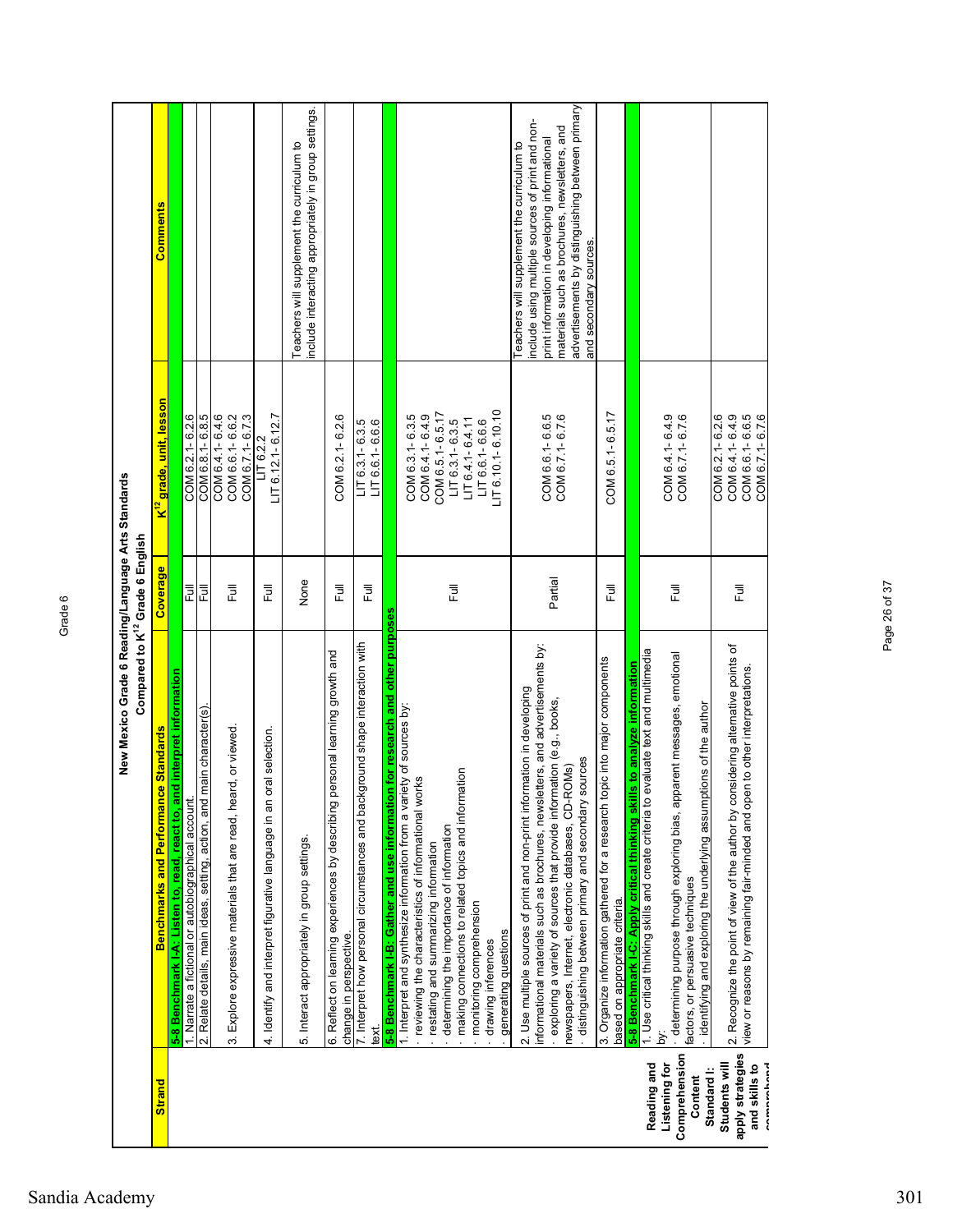# New Mexico Grade 6 Reading/Language Arts Standards
## Compared to K[12] Grade 6 English

| Strand | Benchmarks and Performance Standards | Coverage | K[12] grade, unit, lesson | Comments |
|---|---|---|---|---|
| Reading and Listening for Comprehension Content Standard I: Students will apply strategies and skills to comprehend | **5-8 Benchmark I-A: Listen to, read, react to, and interpret information** | | | |
| | 1. Narrate a fictional or autobiographical account. | Full | COM 6.2.1- 6.2.6 | |
| | 2. Relate details, main ideas, setting, action, and main character(s). | Full | COM 6.8.1- 6.8.5 | |
| | 3. Explore expressive materials that are read, heard, or viewed. | Full | COM 6.4.1- 6.4.6<br>COM 6.6.1- 6.6.2<br>COM 6.7.1- 6.7.3 | |
| | 4. Identify and interpret figurative language in an oral selection. | Full | LIT 6.2.2<br>LIT 6.12.1- 6.12.7 | |
| | 5. Interact appropriately in group settings. | None | | Teachers will supplement the curriculum to include interacting appropriately in group settings. |
| | 6. Reflect on learning experiences by describing personal learning growth and change in perspective. | Full | COM 6.2.1- 6.2.6 | |
| | 7. Interpret how personal circumstances and background shape interaction with text. | Full | LIT 6.3.1- 6.3.5<br>LIT 6.6.1- 6.6.6 | |
| | **5-8 Benchmark I-B: Gather and use information for research and other purposes** | | | |
| | 1. Interpret and synthesize information from a variety of sources by:<br>· reviewing the characteristics of informational works<br>· restating and summarizing information<br>· determining the importance of information<br>· making connections to related topics and information<br>· monitoring comprehension<br>· drawing inferences<br>· generating questions | Full | COM 6.3.1- 6.3.5<br>COM 6.4.1- 6.4.9<br>COM 6.5.1- 6.5.17<br>LIT 6.3.1- 6.3.5<br>LIT 6.4.1- 6.4.11<br>LIT 6.6.1- 6.6.6<br>LIT 6.10.1- 6.10.10 | |
| | 2. Use multiple sources of print and non-print information in developing informational materials such as brochures, newsletters, and advertisements by:<br>· exploring a variety of sources that provide information (e.g., books, newspapers, Internet, electronic databases, CD-ROMs)<br>· distinguishing between primary and secondary sources | Partial | COM 6.6.1- 6.6.5<br>COM 6.7.1- 6.7.6 | Teachers will supplement the curriculum to include using multiple sources of print and non-print information in developing informational materials such as brochures, newsletters, and advertisements by distinguishing between primary and secondary sources. |
| | 3. Organize information gathered for a research topic into major components based on appropriate criteria. | Full | COM 6.5.1- 6.5.17 | |
| | **5-8 Benchmark I-C: Apply critical thinking skills to analyze information** | | | |
| | 1. Use critical thinking skills and create criteria to evaluate text and multimedia by:<br>· determining purpose through exploring bias, apparent messages, emotional factors, or persuasive techniques<br>· identifying and exploring the underlying assumptions of the author | Full | COM 6.4.1- 6.4.9<br>COM 6.7.1- 6.7.6 | |
| | 2. Recognize the point of view of the author by considering alternative points of view or reasons by remaining fair-minded and open to other interpretations. | Full | COM 6.2.1- 6.2.6<br>COM 6.4.1- 6.4.9<br>COM 6.6.1- 6.6.5<br>COM 6.7.1- 6.7.6 | |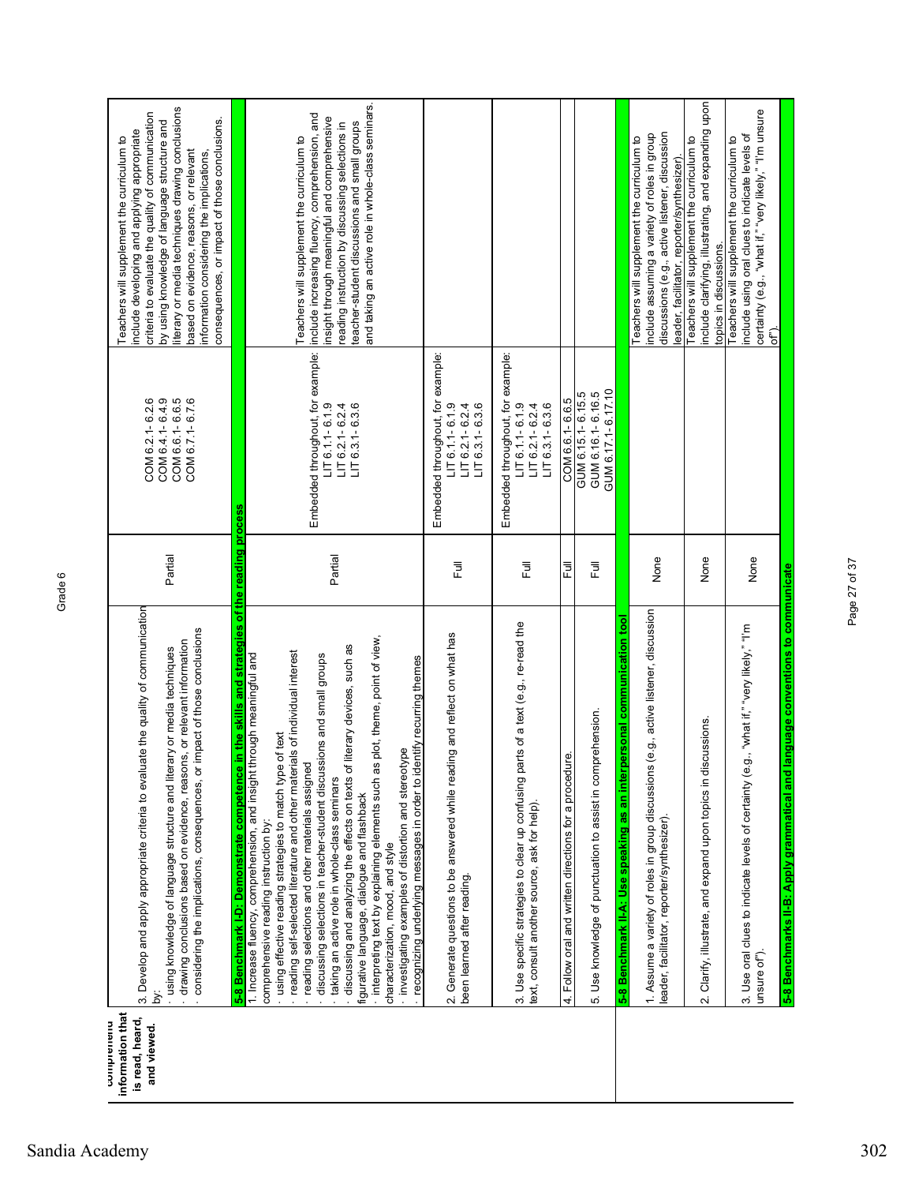| comprehend information that is read, heard, and viewed. | 3. Develop and apply appropriate criteria to evaluate the quality of communication by:<br>· using knowledge of language structure and literary or media techniques<br>· drawing conclusions based on evidence, reasons, or relevant information<br>· considering the implications, consequences, or impact of those conclusions | Partial | COM 6.2.1- 6.2.6<br>COM 6.4.1- 6.4.9<br>COM 6.6.1- 6.6.5<br>COM 6.7.1- 6.7.6 | Teachers will supplement the curriculum to include developing and applying appropriate criteria to evaluate the quality of communication by using knowledge of language structure and literary or media techniques drawing conclusions based on evidence, reasons, or relevant information considering the implications, consequences, or impact of those conclusions. |
|---|---|---|---|---|
| | **5-8 Benchmark I-D: Demonstrate competence in the skills and strategies of the reading process** | | | |
| | 1. Increase fluency, comprehension, and insight through meaningful and comprehensive reading instruction by:<br>· using effective reading strategies to match type of text<br>· reading self-selected literature and other materials of individual interest<br>· reading selections and other materials assigned<br>· discussing selections in teacher-student discussions and small groups<br>· taking an active role in whole-class seminars<br>· discussing and analyzing the effects on texts of literary devices, such as figurative language, dialogue and flashback<br>· interpreting text by explaining elements such as plot, theme, point of view, characterization, mood, and style<br>· investigating examples of distortion and stereotype<br>· recognizing underlying messages in order to identify recurring themes | Partial | Embedded throughout, for example:<br>LIT 6.1.1- 6.1.9<br>LIT 6.2.1- 6.2.4<br>LIT 6.3.1- 6.3.6 | Teachers will supplement the curriculum to include increasing fluency, comprehension, and insight through meaningful and comprehensive reading instruction by discussing selections in teacher-student discussions and small groups and taking an active role in whole-class seminars. |
| | 2. Generate questions to be answered while reading and reflect on what has been learned after reading. | Full | Embedded throughout, for example:<br>LIT 6.1.1- 6.1.9<br>LIT 6.2.1- 6.2.4<br>LIT 6.3.1- 6.3.6 | |
| | 3. Use specific strategies to clear up confusing parts of a text (e.g., re-read the text, consult another source, ask for help). | Full | Embedded throughout, for example:<br>LIT 6.1.1- 6.1.9<br>LIT 6.2.1- 6.2.4<br>LIT 6.3.1- 6.3.6 | |
| | 4. Follow oral and written directions for a procedure. | Full | COM 6.6.1- 6.6.5 | |
| | 5. Use knowledge of punctuation to assist in comprehension. | Full | GUM 6.15.1- 6.15.5<br>GUM 6.16.1- 6.16.5<br>GUM 6.17.1- 6.17.10 | |
| | **5-8 Benchmark II-A: Use speaking as an interpersonal communication tool** | | | |
| | 1. Assume a variety of roles in group discussions (e.g., active listener, discussion leader, facilitator, reporter/synthesizer). | None | | Teachers will supplement the curriculum to include assuming a variety of roles in group discussions (e.g., active listener, discussion leader, facilitator, reporter/synthesizer). |
| | 2. Clarify, illustrate, and expand upon topics in discussions. | None | | Teachers will supplement the curriculum to include clarifying, illustrating, and expanding upon topics in discussions. |
| | 3. Use oral clues to indicate levels of certainty (e.g., "what if," "very likely," "I'm unsure of"). | None | | Teachers will supplement the curriculum to include using oral clues to indicate levels of certainty (e.g., "what if," "very likely," "I'm unsure of"). |
| | **5-8 Benchmarks II-B: Apply grammatical and language conventions to communicate** | | | |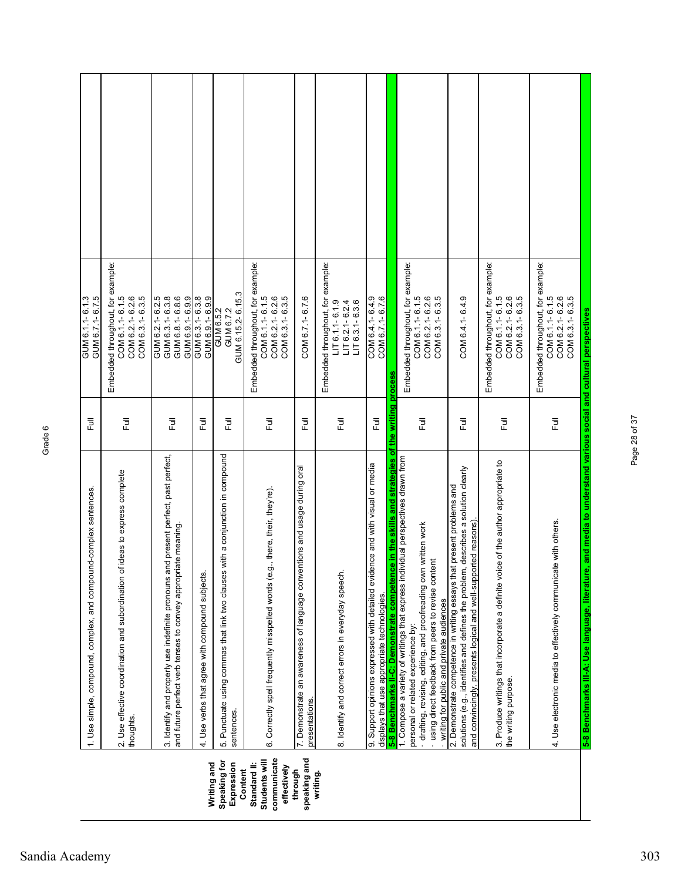| | | | | |
|---|---|---|---|---|
| **Writing and Speaking for Expression Content Standard II: Students will communicate effectively through speaking and writing.** | 1. Use simple, compound, complex, and compound-complex sentences. | Full | GUM 6.1.1- 6.1.3<br>GUM 6.7.1- 6.7.5 | |
| | 2. Use effective coordination and subordination of ideas to express complete thoughts. | Full | Embedded throughout, for example:<br>COM 6.1.1- 6.1.5<br>COM 6.2.1- 6.2.6<br>COM 6.3.1- 6.3.5 | |
| | 3. Identify and properly use indefinite pronouns and present perfect, past perfect, and future perfect verb tenses to convey appropriate meaning. | Full | GUM 6.2.1- 6.2.5<br>GUM 6.3.1- 6.3.8<br>GUM 6.8.1- 6.8.6<br>GUM 6.9.1- 6.9.9 | |
| | 4. Use verbs that agree with compound subjects. | Full | GUM 6.3.1- 6.3.8<br>GUM 6.9.1- 6.9.9 | |
| | 5. Punctuate using commas that link two clauses with a conjunction in compound sentences. | Full | GUM 6.5.2<br>GUM 6.7.2<br>GUM 6.15.2- 6.15.3 | |
| | 6. Correctly spell frequently misspelled words (e.g., there, their, they're). | Full | Embedded throughout, for example:<br>COM 6.1.1- 6.1.5<br>COM 6.2.1- 6.2.6<br>COM 6.3.1- 6.3.5 | |
| | 7. Demonstrate an awareness of language conventions and usage during oral presentations. | Full | COM 6.7.1- 6.7.6 | |
| | 8. Identify and correct errors in everyday speech. | Full | Embedded throughout, for example:<br>LIT 6.1.1- 6.1.9<br>LIT 6.2.1- 6.2.4<br>LIT 6.3.1- 6.3.6 | |
| | 9. Support opinions expressed with detailed evidence and with visual or media displays that use appropriate technologies. | Full | COM 6.4.1- 6.4.9<br>COM 6.7.1- 6.7.6 | |
| | **5-8 Benchmarks II-C: Demonstrate competence in the skills and strategies of the writing process** | | | |
| | 1. Compose a variety of writings that express individual perspectives drawn from personal or related experience by:<br>· drafting, revising, editing, and proofreading own written work<br>· using direct feedback from peers to revise content<br>· writing for public and private audiences | Full | Embedded throughout, for example:<br>COM 6.1.1- 6.1.5<br>COM 6.2.1- 6.2.6<br>COM 6.3.1- 6.3.5 | |
| | 2. Demonstrate competence in writing essays that present problems and solutions (e.g., identifies and defines the problem, describes a solution clearly and convincingly, presents logical and well-supported reasons). | Full | COM 6.4.1- 6.4.9 | |
| | 3. Produce writings that incorporate a definite voice of the author appropriate to the writing purpose. | Full | Embedded throughout, for example:<br>COM 6.1.1- 6.1.5<br>COM 6.2.1- 6.2.6<br>COM 6.3.1- 6.3.5 | |
| | 4. Use electronic media to effectively communicate with others. | Full | Embedded throughout, for example:<br>COM 6.1.1- 6.1.5<br>COM 6.2.1- 6.2.6<br>COM 6.3.1- 6.3.5 | |
| | **5-8 Benchmarks III-A: Use language, literature, and media to understand various social and cultural perspectives** | | | |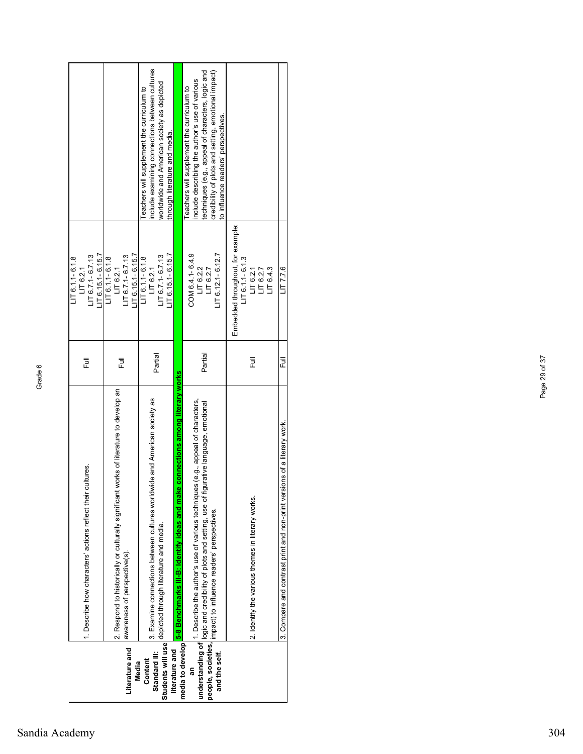| Literature and Media Content Standard III: Students will use literature and media to develop an understanding of people, societies, and the self. | | | | |
|---|---|---|---|---|
| | 1. Describe how characters' actions reflect their cultures. | Full | LIT 6.1.1- 6.1.8<br>LIT 6.2.1<br>LIT 6.7.1- 6.7.13<br>LIT 6.15.1- 6.15.7 | |
| | 2. Respond to historically or culturally significant works of literature to develop an awareness of perspective(s). | Full | LIT 6.1.1- 6.1.8<br>LIT 6.2.1<br>LIT 6.7.1- 6.7.13<br>LIT 6.15.1- 6.15.7 | |
| | 3. Examine connections between cultures worldwide and American society as depicted through literature and media. | Partial | LIT 6.1.1- 6.1.8<br>LIT 6.2.1<br>LIT 6.7.1- 6.7.13<br>LIT 6.15.1- 6.15.7 | Teachers will supplement the curriculum to include examining connections between cultures worldwide and American society as depicted through literature and media. |
| | **5-8 Benchmarks III-B: Identify ideas and make connections among literary works** | | | |
| | 1. Describe the author's use of various techniques (e.g., appeal of characters, logic and credibility of plots and setting, use of figurative language, emotional impact) to influence readers' perspectives. | Partial | COM 6.4.1- 6.4.9<br>LIT 6.2.2<br>LIT 6.2.7<br>LIT 6.12.1- 6.12.7 | Teachers will supplement the curriculum to include describing the author's use of various techniques (e.g., appeal of characters, logic and credibility of plots and setting, emotional impact) to influence readers' perspectives. |
| | 2. Identify the various themes in literary works. | Full | Embedded throughout, for example:<br>LIT 6.1.1- 6.1.3<br>LIT 6.2.1<br>LIT 6.2.7<br>LIT 6.4.3 | |
| | 3. Compare and contrast print and non-print versions of a literary work. | Full | LIT 7.7.6 | |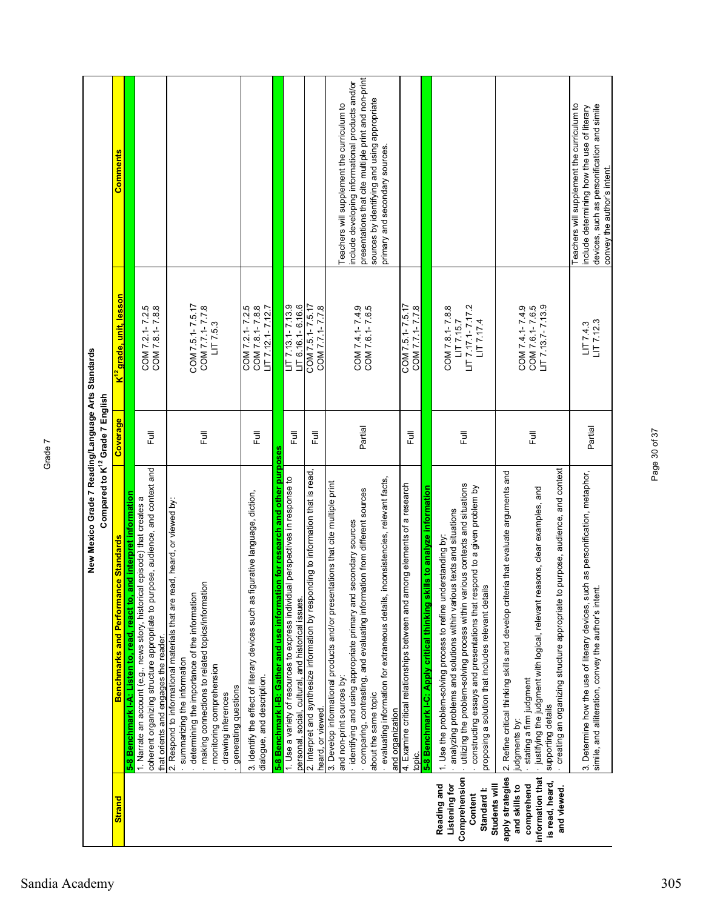## New Mexico Grade 7 Reading/Language Arts Standards Compared to K[12] Grade 7 English

| Strand | Benchmarks and Performance Standards | Coverage | K[12] grade, unit, lesson | Comments |
|---|---|---|---|---|
| Reading and Listening for Comprehension Content Standard I: Students will apply strategies and skills to comprehend information that is read, heard, and viewed. | **5-8 Benchmark I-A: Listen to, read, react to, and interpret information** | | | |
| | 1. Narrate an account (e.g., news story, historical episode) that creates a coherent organizing structure appropriate to purpose, audience, and context and that orients and engages the reader. | Full | COM 7.2.1- 7.2.5<br>COM 7.8.1- 7.8.8 | |
| | 2. Respond to informational materials that are read, heard, or viewed by:<br>· summarizing the information<br>· determining the importance of the information<br>· making connections to related topics/information<br>· monitoring comprehension<br>· drawing inferences<br>· generating questions | Full | COM 7.5.1- 7.5.17<br>COM 7.7.1- 7.7.8<br>LIT 7.5.3 | |
| | 3. Identify the effect of literary devices such as figurative language, diction, dialogue, and description. | Full | COM 7.2.1- 7.2.5<br>COM 7.8.1- 7.8.8<br>LIT 7.12.1- 7.12.7 | |
| | **5-8 Benchmark I-B: Gather and use information for research and other purposes** | | | |
| | 1. Use a variety of resources to express individual perspectives in response to personal, social, cultural, and historical issues. | Full | LIT 7.13.1- 7.13.9<br>LIT 6.16.1- 6.16.6 | |
| | 2. Interpret and synthesize information by responding to information that is read, heard, or viewed. | Full | COM 7.5.1- 7.5.17<br>COM 7.7.1- 7.7.8 | |
| | 3. Develop informational products and/or presentations that cite multiple print and non-print sources by:<br>· identifying and using appropriate primary and secondary sources<br>· comparing, contrasting, and evaluating information from different sources about the same topic<br>· evaluating information for extraneous details, inconsistencies, relevant facts, and organization | Partial | COM 7.4.1- 7.4.9<br>COM 7.6.1- 7.6.5 | Teachers will supplement the curriculum to include developing informational products and/or presentations that cite multiple print and non-print sources by identifying and using appropriate primary and secondary sources. |
| | 4. Examine critical relationships between and among elements of a research topic. | Full | COM 7.5.1- 7.5.17<br>COM 7.7.1- 7.7.8 | |
| | **5-8 Benchmark I-C: Apply critical thinking skills to analyze information** | | | |
| | 1. Use the problem-solving process to refine understanding by:<br>· analyzing problems and solutions within various texts and situations<br>· utilizing the problem-solving process within various contexts and situations<br>· constructing essays and presentations that respond to a given problem by proposing a solution that includes relevant details | Full | COM 7.8.1- 7.8.8<br>LIT 7.15.7<br>LIT 7.17.1- 7.17.2<br>LIT 7.17.4 | |
| | 2. Refine critical thinking skills and develop criteria that evaluate arguments and judgments by:<br>· stating a firm judgment<br>· justifying the judgment with logical, relevant reasons, clear examples, and supporting details<br>· creating an organizing structure appropriate to purpose, audience, and context | Full | COM 7.4.1- 7.4.9<br>COM 7.6.1- 7.6.5<br>LIT 7.13.7- 7.13.9 | |
| | 3. Determine how the use of literary devices, such as personification, metaphor, simile, and alliteration, convey the author's intent. | Partial | LIT 7.4.3<br>LIT 7.12.3 | Teachers will supplement the curriculum to include determining how the use of literary devices, such as personification and simile convey the author's intent. |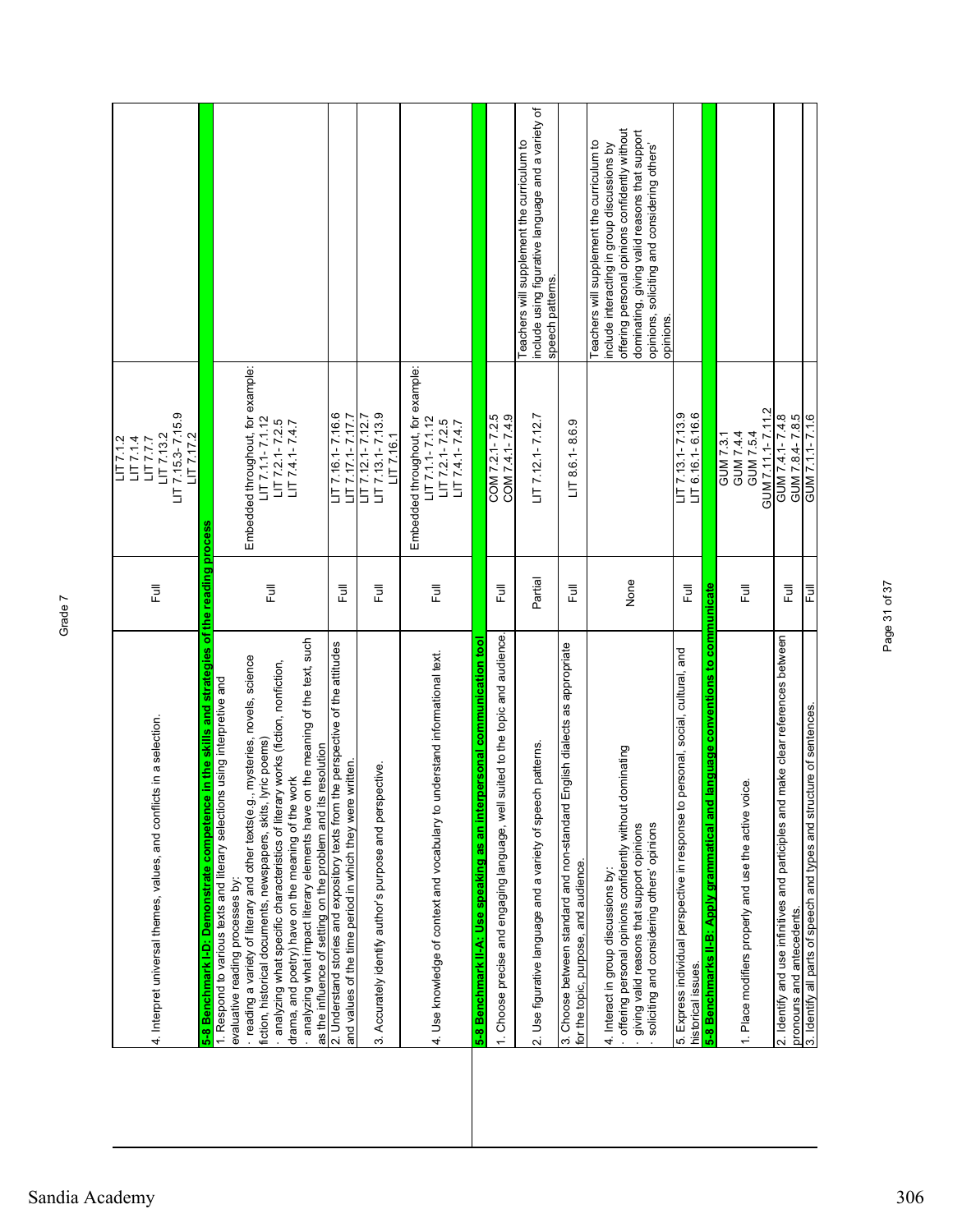| | | | |
|---|---|---|---|
| 4. Interpret universal themes, values, and conflicts in a selection. | Full | LIT 7.1.2<br>LIT 7.1.4<br>LIT 7.7.7<br>LIT 7.13.2<br>LIT 7.15.3- 7.15.9<br>LIT 7.17.2 | |
| **5-8 Benchmark I-D: Demonstrate competence in the skills and strategies of the reading process** | | | |
| 1. Respond to various texts and literary selections using interpretive and evaluative reading processes by:<br>· reading a variety of literary and other texts(e.g., mysteries, novels, science fiction, historical documents, newspapers, skits, lyric poems)<br>· analyzing what specific characteristics of literary works (fiction, nonfiction, drama, and poetry) have on the meaning of the work<br>· analyzing what impact literary elements have on the meaning of the text, such as the influence of setting on the problem and its resolution | Full | Embedded throughout, for example:<br>LIT 7.1.1- 7.1.12<br>LIT 7.2.1- 7.2.5<br>LIT 7.4.1- 7.4.7 | |
| 2. Understand stories and expository texts from the perspective of the attitudes and values of the time period in which they were written. | Full | LIT 7.16.1- 7.16.6<br>LIT 7.17.1- 7.17.7 | |
| 3. Accurately identify author's purpose and perspective. | Full | LIT 7.12.1- 7.12.7<br>LIT 7.13.1- 7.13.9<br>LIT 7.16.1 | |
| 4. Use knowledge of context and vocabulary to understand informational text. | Full | Embedded throughout, for example:<br>LIT 7.1.1- 7.1.12<br>LIT 7.2.1- 7.2.5<br>LIT 7.4.1- 7.4.7 | |
| **5-8 Benchmark II-A: Use speaking as an interpersonal communication tool** | | | |
| 1. Choose precise and engaging language, well suited to the topic and audience. | Full | COM 7.2.1- 7.2.5<br>COM 7.4.1- 7.4.9 | |
| 2. Use figurative language and a variety of speech patterns. | Partial | LIT 7.12.1- 7.12.7 | Teachers will supplement the curriculum to include using figurative language and a variety of speech patterns. |
| 3. Choose between standard and non-standard English dialects as appropriate for the topic, purpose, and audience. | Full | LIT 8.6.1- 8.6.9 | |
| 4. Interact in group discussions by:<br>· offering personal opinions confidently without dominating<br>· giving valid reasons that support opinions<br>· soliciting and considering others' opinions | None | | Teachers will supplement the curriculum to include interacting in group discussions by offering personal opinions confidently without dominating, giving valid reasons that support opinions, soliciting and considering others' opinions. |
| 5. Express individual perspective in response to personal, social, cultural, and historical issues. | Full | LIT 7.13.1- 7.13.9<br>LIT 6.16.1- 6.16.6 | |
| **5-8 Benchmarks II-B: Apply grammatical and language conventions to communicate** | | | |
| 1. Place modifiers properly and use the active voice. | Full | GUM 7.3.1<br>GUM 7.4.4<br>GUM 7.5.4<br>GUM 7.11.1- 7.11.2 | |
| 2. Identify and use infinitives and participles and make clear references between pronouns and antecedents. | Full | GUM 7.4.1- 7.4.8<br>GUM 7.8.4- 7.8.5 | |
| 3. Identify all parts of speech and types and structure of sentences. | Full | GUM 7.1.1- 7.1.6 | |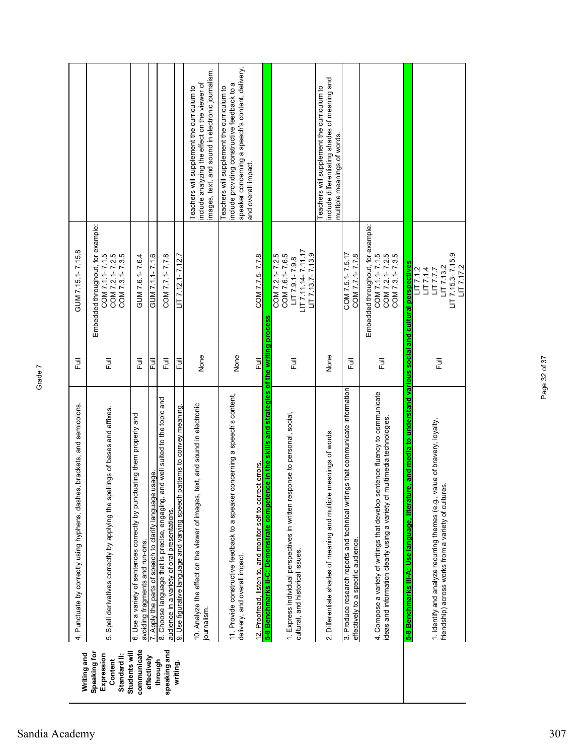Grade 7

| Writing and Speaking for Expression Content Standard II: Students will communicate effectively through speaking and writing. | | | | |
|---|---|---|---|---|
| | 4. Punctuate by correctly using hyphens, dashes, brackets, and semicolons. | Full | GUM 7.15.1- 7.15.8 | |
| | 5. Spell derivatives correctly by applying the spellings of bases and affixes. | Full | Embedded throughout, for example: COM 7.1.1- 7.1.5 COM 7.2.1- 7.2.5 COM 7.3.1- 7.3.5 | |
| | 6. Use a variety of sentences correctly by punctuating them properly and avoiding fragments and run-ons. | Full | GUM 7.6.1- 7.6.4 | |
| | 7. Apply the parts of speech to clarify language usage. | Full | GUM 7.1.1- 7.1.6 | |
| | 8. Choose language that is precise, engaging, and well suited to the topic and audience in a variety of oral presentations. | Full | COM 7.7.1- 7.7.8 | |
| | 9. Use figurative language and varying speech patterns to convey meaning. | Full | LIT 7.12.1- 7.12.7 | |
| | 10. Analyze the effect on the viewer of images, text, and sound in electronic journalism. | None | | Teachers will supplement the curriculum to include analyzing the effect on the viewer of images, text, and sound in electronic journalism. |
| | 11. Provide constructive feedback to a speaker concerning a speech's content, delivery, and overall impact. | None | | Teachers will supplement the curriculum to include providing constructive feedback to a speaker concerning a speech's content, delivery, and overall impact. |
| | 12. Proofread, listen to, and monitor self to correct errors. | Full | COM 7.7.5- 7.7.8 | |
| | **5-8 Benchmarks II-C: Demonstrate competence in the skills and strategies of the writing process** | | | |
| | 1. Express individual perspectives in written response to personal, social, cultural, and historical issues. | Full | COM 7.2.1- 7.2.5 COM 7.6.1- 7.6.5 LIT 7.9.1- 7.9.8 LIT 7.11.14- 7.11.17 LIT 7.13.7- 7.13.9 | |
| | 2. Differentiate shades of meaning and multiple meanings of words. | None | | Teachers will supplement the curriculum to include differentiating shades of meaning and multiple meanings of words. |
| | 3. Produce research reports and technical writings that communicate information effectively to a specific audience. | Full | COM 7.5.1- 7.5.17 COM 7.7.1- 7.7.8 | |
| | 4. Compose a variety of writings that develop sentence fluency to communicate ideas and information clearly using a variety of multimedia technologies. | Full | Embedded throughout, for example: COM 7.1.1- 7.1.5 COM 7.2.1- 7.2.5 COM 7.3.1- 7.3.5 | |
| | **5-8 Benchmarks III-A: Use language, literature, and media to understand various social and cultural perspectives** | | | |
| | 1. Identify and analyze recurring themes (e.g., value of bravery, loyalty, friendship) across works from a variety of cultures. | Full | LIT 7.1.2 LIT 7.1.4 LIT 7.7.7 LIT 7.13.2 LIT 7.15.3- 7.15.9 LIT 7.17.2 | |

Sandia Academy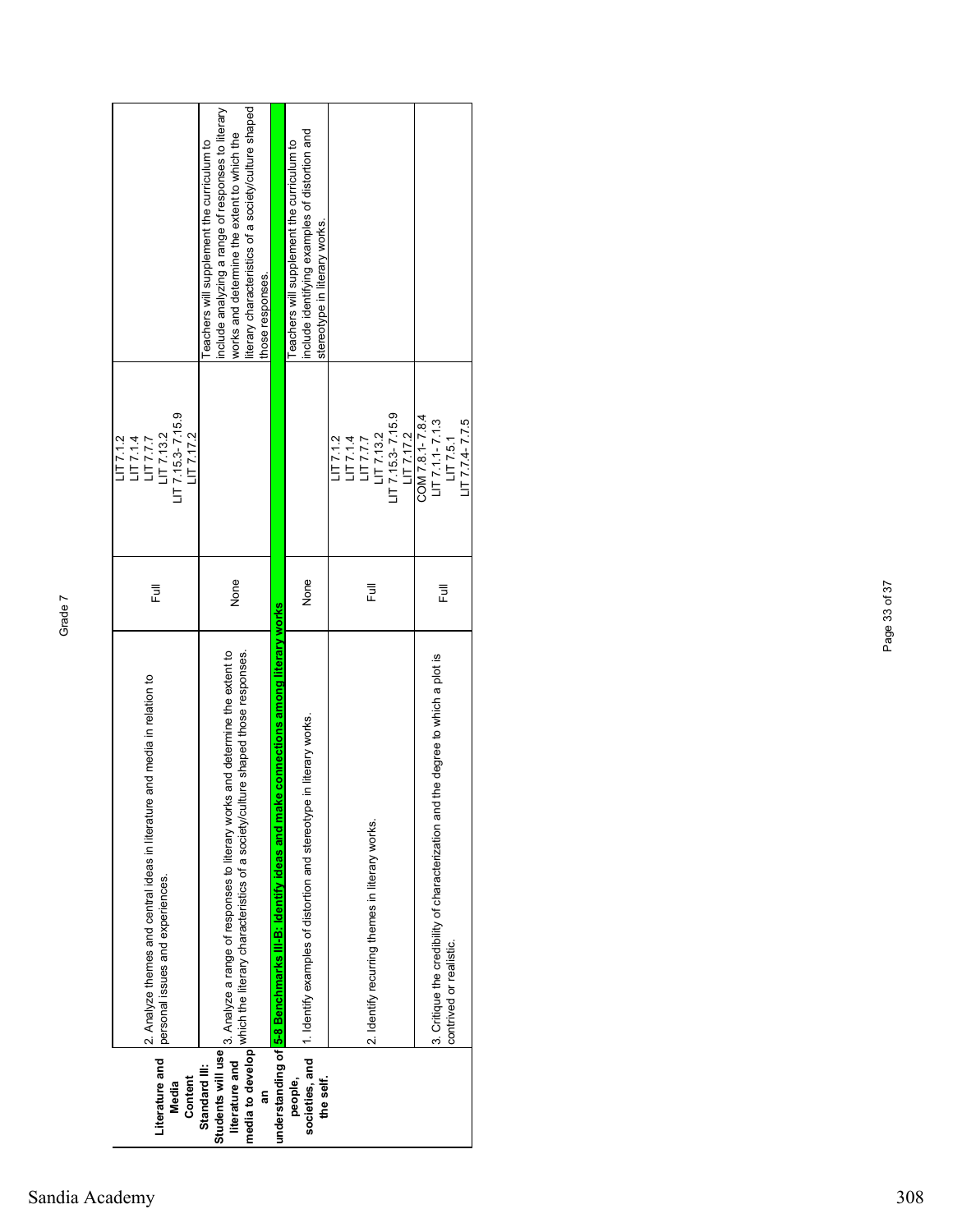| | | | | |
|---|---|---|---|---|
| **Literature and Media Content Standard III: Students will use literature and media to develop an understanding of people, societies, and the self.** | 2. Analyze themes and central ideas in literature and media in relation to personal issues and experiences. | Full | LIT 7.1.2<br>LIT 7.1.4<br>LIT 7.7.7<br>LIT 7.13.2<br>LIT 7.15.3- 7.15.9<br>LIT 7.17.2 | |
| | 3. Analyze a range of responses to literary works and determine the extent to which the literary characteristics of a society/culture shaped those responses. | None | | Teachers will supplement the curriculum to include analyzing a range of responses to literary works and determine the extent to which the literary characteristics of a society/culture shaped those responses. |
| | **5-8 Benchmarks III-B: Identify ideas and make connections among literary works** | | | |
| | 1. Identify examples of distortion and stereotype in literary works. | None | | Teachers will supplement the curriculum to include identifying examples of distortion and stereotype in literary works. |
| | 2. Identify recurring themes in literary works. | Full | LIT 7.1.2<br>LIT 7.1.4<br>LIT 7.7.7<br>LIT 7.13.2<br>LIT 7.15.3- 7.15.9<br>LIT 7.17.2 | |
| | 3. Critique the credibility of characterization and the degree to which a plot is contrived or realistic. | Full | COM 7.8.1- 7.8.4<br>LIT 7.1.1- 7.1.3<br>LIT 7.5.1<br>LIT 7.7.4- 7.7.5 | |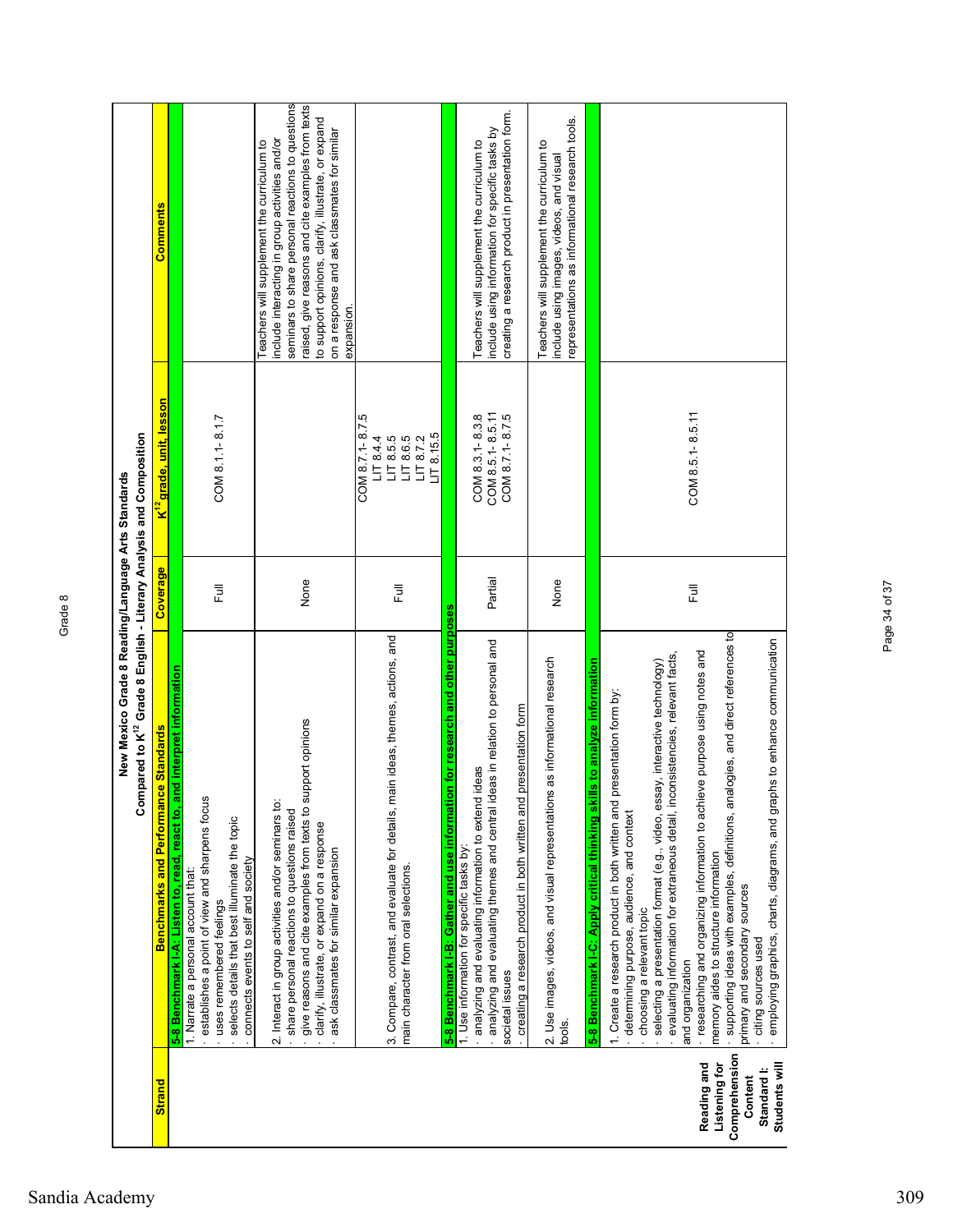# New Mexico Grade 8 Reading/Language Arts Standards

## Compared to K[12] Grade 8 English - Literary Analysis and Composition

| Strand | Benchmarks and Performance Standards | Coverage | K[12] grade, unit, lesson | Comments |
|---|---|---|---|---|
| | **5-8 Benchmark I-A: Listen to, read, react to, and interpret information** | | | |
| | 1. Narrate a personal account that:<br>· establishes a point of view and sharpens focus<br>· uses remembered feelings<br>· selects details that best illuminate the topic<br>· connects events to self and society | Full | COM 8.1.1- 8.1.7 | |
| | 2. Interact in group activities and/or seminars to:<br>· share personal reactions to questions raised<br>· give reasons and cite examples from texts to support opinions<br>· clarify, illustrate, or expand on a response<br>· ask classmates for similar expansion | None | | Teachers will supplement the curriculum to include interacting in group activities and/or seminars to share personal reactions to questions raised, give reasons and cite examples from texts to support opinions, clarify, illustrate, or expand on a response and ask classmates for similar expansion. |
| | 3. Compare, contrast, and evaluate for details, main ideas, themes, actions, and main character from oral selections. | Full | COM 8.7.1- 8.7.5<br>LIT 8.4.4<br>LIT 8.5.5<br>LIT 8.6.5<br>LIT 8.7.2<br>LIT 8.15.5 | |
| | **5-8 Benchmark I-B: Gather and use information for research and other purposes** | | | |
| | 1. Use information for specific tasks by:<br>· analyzing and evaluating information to extend ideas<br>· analyzing and evaluating themes and central ideas in relation to personal and societal issues<br>· creating a research product in both written and presentation form | Partial | COM 8.3.1- 8.3.8<br>COM 8.5.1- 8.5.11<br>COM 8.7.1- 8.7.5 | Teachers will supplement the curriculum to include using information for specific tasks by creating a research product in presentation form. |
| | 2. Use images, videos, and visual representations as informational research tools. | None | | Teachers will supplement the curriculum to include using images, videos, and visual representations as informational research tools. |
| | **5-8 Benchmark I-C: Apply critical thinking skills to analyze information** | | | |
| Reading and Listening for Comprehension Content Standard I: Students will | 1. Create a research product in both written and presentation form by:<br>· determining purpose, audience, and context<br>· choosing a relevant topic<br>· selecting a presentation format (e.g., video, essay, interactive technology)<br>· evaluating information for extraneous detail, inconsistencies, relevant facts, and organization<br>· researching and organizing information to achieve purpose using notes and memory aides to structure information<br>· supporting ideas with examples, definitions, analogies, and direct references to primary and secondary sources<br>· citing sources used<br>· employing graphics, charts, diagrams, and graphs to enhance communication | Full | COM 8.5.1- 8.5.11 | |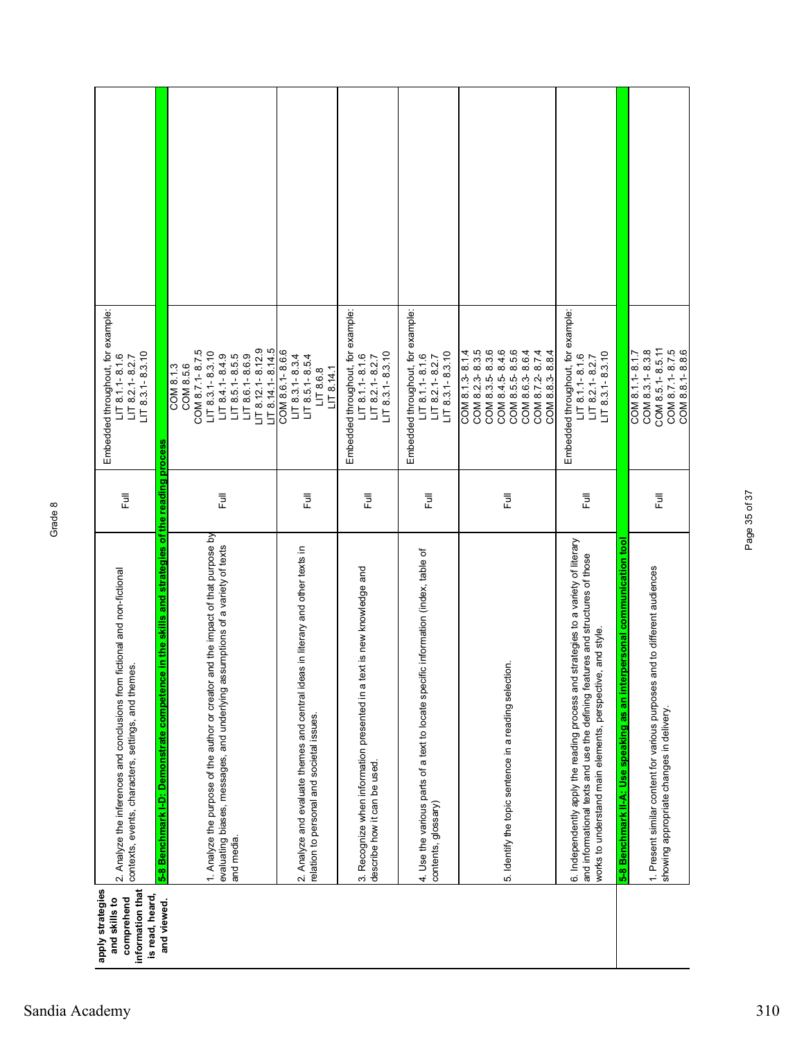| | | | | |
|---|---|---|---|---|
| **apply strategies and skills to comprehend information that is read, heard, and viewed.** | 2. Analyze the inferences and conclusions from fictional and non-fictional contexts, events, characters, settings, and themes. | Full | Embedded throughout, for example: LIT 8.1.1- 8.1.6 LIT 8.2.1- 8.2.7 LIT 8.3.1- 8.3.10 | |
| | **5-8 Benchmark I-D: Demonstrate competence in the skills and strategies of the reading process** | | | |
| | 1. Analyze the purpose of the author or creator and the impact of that purpose by evaluating biases, messages, and underlying assumptions of a variety of texts and media. | Full | COM 8.1.3 COM 8.5.6 COM 8.7.1- 8.7.5 LIT 8.3.1- 8.3.10 LIT 8.4.1- 8.4.9 LIT 8.5.1- 8.5.5 LIT 8.6.1- 8.6.9 LIT 8.12.1- 8.12.9 LIT 8.14.1- 8.14.5 | |
| | 2. Analyze and evaluate themes and central ideas in literary and other texts in relation to personal and societal issues. | Full | COM 8.6.1- 8.6.6 LIT 8.3.1- 8.3.4 LIT 8.5.1- 8.5.4 LIT 8.6.8 LIT 8.14.1 | |
| | 3. Recognize when information presented in a text is new knowledge and describe how it can be used. | Full | Embedded throughout, for example: LIT 8.1.1- 8.1.6 LIT 8.2.1- 8.2.7 LIT 8.3.1- 8.3.10 | |
| | 4. Use the various parts of a text to locate specific information (index, table of contents, glossary) | Full | Embedded throughout, for example: LIT 8.1.1- 8.1.6 LIT 8.2.1- 8.2.7 LIT 8.3.1- 8.3.10 | |
| | 5. Identify the topic sentence in a reading selection. | Full | COM 8.1.3- 8.1.4 COM 8.2.3- 8.3.5 COM 8.3.5- 8.3.6 COM 8.4.5- 8.4.6 COM 8.5.5- 8.5.6 COM 8.6.3- 8.6.4 COM 8.7.2- 8.7.4 COM 8.8.3- 8.8.4 | |
| | 6. Independently apply the reading process and strategies to a variety of literary and informational texts and use the defining features and structures of those works to understand main elements, perspective, and style. | Full | Embedded throughout, for example: LIT 8.1.1- 8.1.6 LIT 8.2.1- 8.2.7 LIT 8.3.1- 8.3.10 | |
| | **5-8 Benchmark II-A: Use speaking as an interpersonal communication tool** | | | |
| | 1. Present similar content for various purposes and to different audiences showing appropriate changes in delivery. | Full | COM 8.1.1- 8.1.7 COM 8.3.1- 8.3.8 COM 8.5.1- 8.5.11 COM 8.7.1- 8.7.5 COM 8.8.1- 8.8.6 | |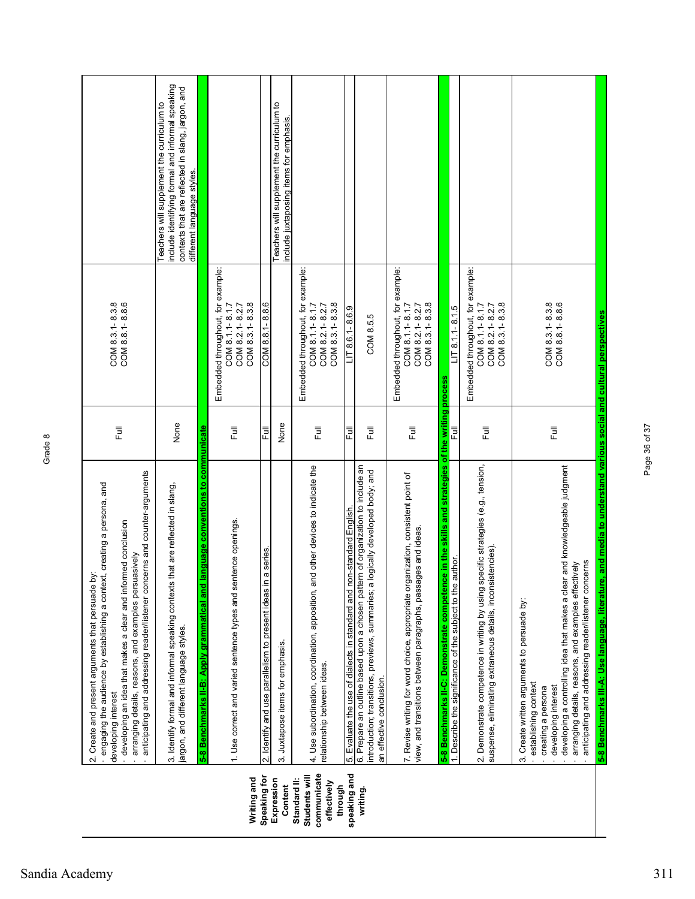| Writing and Speaking for Expression Content Standard II: Students will communicate effectively through speaking and writing. | Benchmark / Performance Standard | Coverage | Alignment | Notes |
|---|---|---|---|---|
| | 2. Create and present arguments that persuade by:<br>· engaging the audience by establishing a context, creating a persona, and developing interest<br>· developing an idea that makes a clear and informed conclusion<br>· arranging details, reasons, and examples persuasively<br>· anticipating and addressing reader/listener concerns and counter-arguments | Full | COM 8.3.1- 8.3.8<br>COM 8.8.1- 8.8.6 | |
| | 3. Identify formal and informal speaking contexts that are reflected in slang, jargon, and different language styles. | None | | Teachers will supplement the curriculum to include identifying formal and informal speaking contexts that are reflected in slang, jargon, and different language styles. |
| | **5-8 Benchmarks II-B: Apply grammatical and language conventions to communicate** | | | |
| | 1. Use correct and varied sentence types and sentence openings. | Full | Embedded throughout, for example:<br>COM 8.1.1- 8.1.7<br>COM 8.2.1- 8.2.7<br>COM 8.3.1- 8.3.8 | |
| | 2. Identify and use parallelism to present ideas in a series. | Full | COM 8.8.1- 8.8.6 | |
| | 3. Juxtapose items for emphasis. | None | | Teachers will supplement the curriculum to include juxtaposing items for emphasis. |
| | 4. Use subordination, coordination, apposition, and other devices to indicate the relationship between ideas. | Full | Embedded throughout, for example:<br>COM 8.1.1- 8.1.7<br>COM 8.2.1- 8.2.7<br>COM 8.3.1- 8.3.8 | |
| | 5. Evaluate the use of dialects in standard and non-standard English. | Full | LIT 8.6.1- 8.6.9 | |
| | 6. Prepare an outline based upon a chosen pattern of organization to include an introduction; transitions, previews, summaries; a logically developed body; and an effective conclusion. | Full | COM 8.5.5 | |
| | 7. Revise writing for word choice, appropriate organization, consistent point of view, and transitions between paragraphs, passages and ideas. | Full | Embedded throughout, for example:<br>COM 8.1.1- 8.1.7<br>COM 8.2.1- 8.2.7<br>COM 8.3.1- 8.3.8 | |
| | **5-8 Benchmarks II-C: Demonstrate competence in the skills and strategies of the writing process** | | | |
| | 1. Describe the significance of the subject to the author. | Full | LIT 8.1.1- 8.1.5 | |
| | 2. Demonstrate competence in writing by using specific strategies (e.g., tension, suspense, eliminating extraneous details, inconsistencies). | Full | Embedded throughout, for example:<br>COM 8.1.1- 8.1.7<br>COM 8.2.1- 8.2.7<br>COM 8.3.1- 8.3.8 | |
| | 3. Create written arguments to persuade by:<br>· establishing context<br>· creating a persona<br>· developing interest<br>· developing a controlling idea that makes a clear and knowledgeable judgment<br>· arranging details, reasons, and examples effectively<br>· anticipating and addressing reader/listener concerns | Full | COM 8.3.1- 8.3.8<br>COM 8.8.1- 8.8.6 | |
| | **5-8 Benchmarks III-A: Use language, literature, and media to understand various social and cultural perspectives** | | | |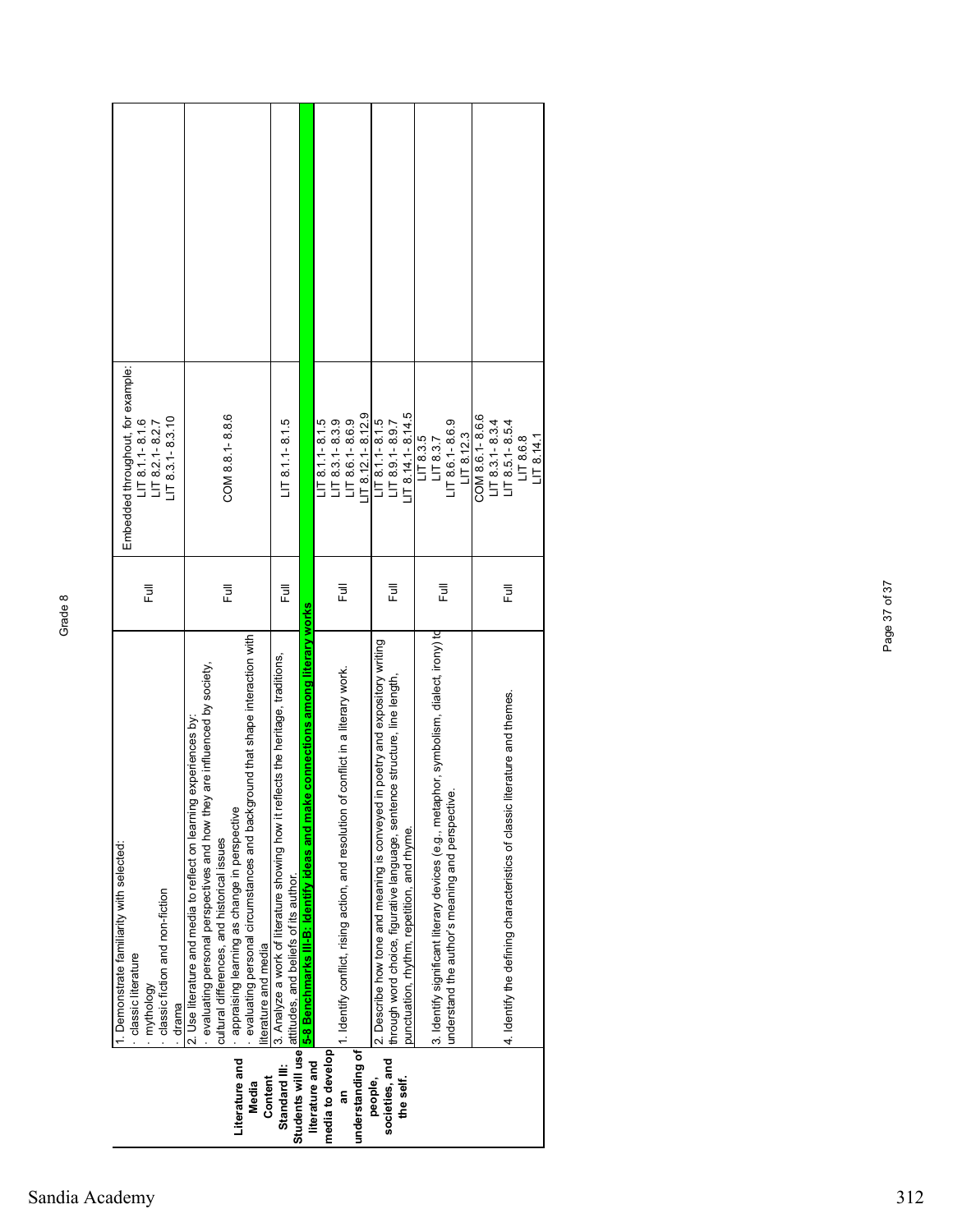| | | | | |
|---|---|---|---|---|
| **Literature and Media Content Standard III: Students will use literature and media to develop an understanding of people, societies, and the self.** | 1. Demonstrate familiarity with selected:<br>· classic literature<br>· mythology<br>· classic fiction and non-fiction<br>· drama | Full | Embedded throughout, for example:<br>LIT 8.1.1- 8.1.6<br>LIT 8.2.1- 8.2.7<br>LIT 8.3.1- 8.3.10 | |
| | 2. Use literature and media to reflect on learning experiences by:<br>· evaluating personal perspectives and how they are influenced by society, cultural differences, and historical issues<br>· appraising learning as change in perspective<br>· evaluating personal circumstances and background that shape interaction with literature and media | Full | COM 8.8.1- 8.8.6 | |
| | 3. Analyze a work of literature showing how it reflects the heritage, traditions, attitudes, and beliefs of its author. | Full | LIT 8.1.1- 8.1.5 | |
| | **5-8 Benchmarks III-B: Identify ideas and make connections among literary works** | | | |
| | 1. Identify conflict, rising action, and resolution of conflict in a literary work. | Full | LIT 8.1.1- 8.1.5<br>LIT 8.3.1- 8.3.9<br>LIT 8.6.1- 8.6.9<br>LIT 8.12.1- 8.12.9 | |
| | 2. Describe how tone and meaning is conveyed in poetry and expository writing through word choice, figurative language, sentence structure, line length, punctuation, rhythm, repetition, and rhyme. | Full | LIT 8.1.1- 8.1.5<br>LIT 8.9.1- 8.9.7<br>LIT 8.14.1- 8.14.5 | |
| | 3. Identify significant literary devices (e.g., metaphor, symbolism, dialect, irony) to understand the author's meaning and perspective. | Full | LIT 8.3.5<br>LIT 8.3.7<br>LIT 8.6.1- 8.6.9<br>LIT 8.12.3 | |
| | 4. Identify the defining characteristics of classic literature and themes. | Full | COM 8.6.1- 8.6.6<br>LIT 8.3.1- 8.3.4<br>LIT 8.5.1- 8.5.4<br>LIT 8.6.8<br>LIT 8.14.1 | |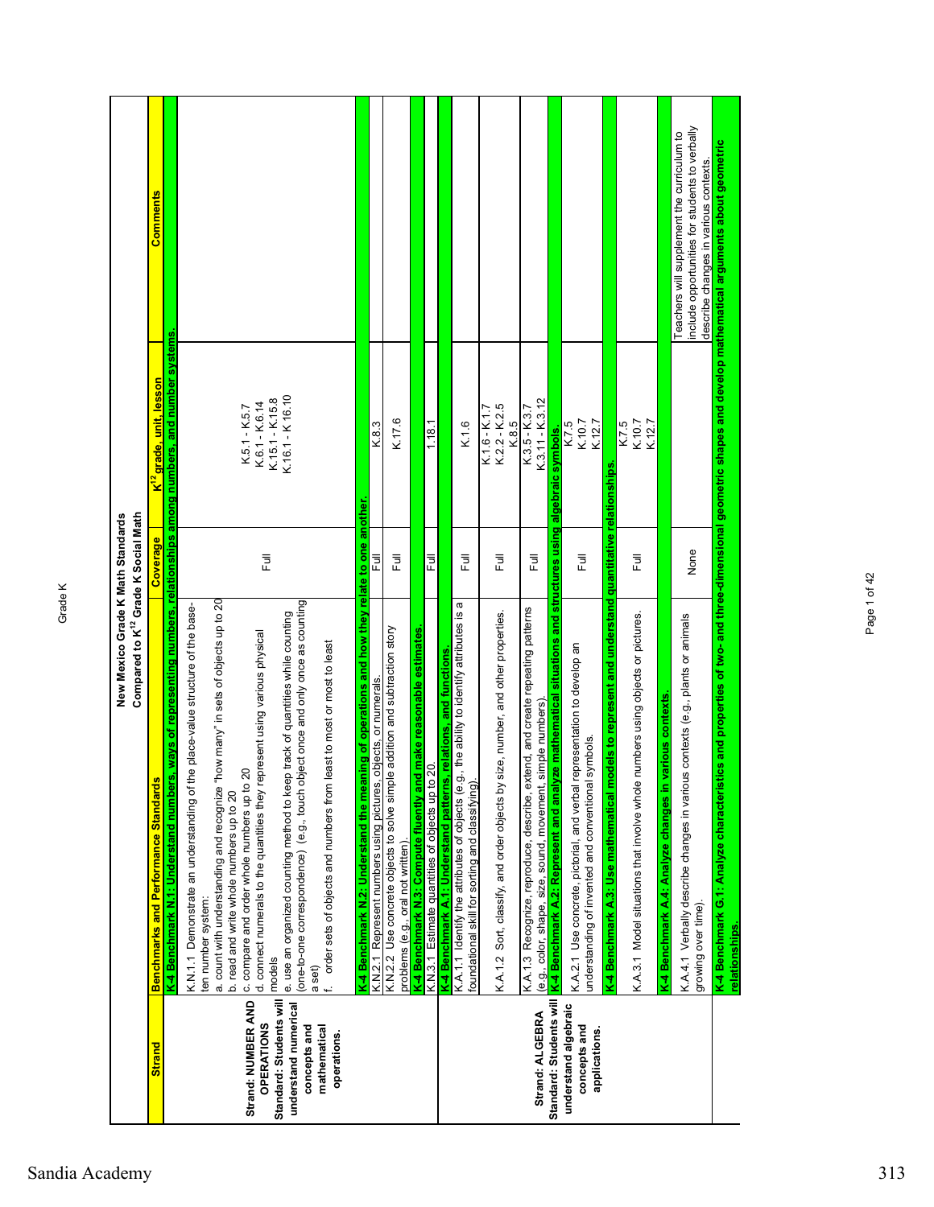## New Mexico Grade K Math Standards
### Compared to K$^{12}$ Grade K Social Math

| Strand | Benchmarks and Performance Standards | Coverage | K$^{12}$ grade, unit, lesson | Comments |
|---|---|---|---|---|
| **Strand: NUMBER AND OPERATIONS** **Standard: Students will understand numerical concepts and mathematical operations.** | **K-4 Benchmark N.1: Understand numbers, ways of representing numbers, relationships among numbers, and number systems.** | | | |
| | K.N.1.1 Demonstrate an understanding of the place-value structure of the base-ten number system:<br>a. count with understanding and recognize "how many" in sets of objects up to 20<br>b. read and write whole numbers up to 20<br>c. compare and order whole numbers up to 20<br>d. connect numerals to the quantities they represent using various physical models<br>e. use an organized counting method to keep track of quantities while counting (one-to-one correspondence) (e.g., touch object once and only once as counting a set)<br>f. order sets of objects and numbers from least to most or most to least | Full | K.5.1 - K.5.7<br>K.6.1 - K.6.14<br>K.15.1 - K.15.8<br>K.16.1 - K.16.10 | |
| | **K-4 Benchmark N.2: Understand the meaning of operations and how they relate to one another.** | | | |
| | K.N.2.1 Represent numbers using pictures, objects, or numerals. | Full | K.8.3 | |
| | K.N.2.2 Use concrete objects to solve simple addition and subtraction story problems (e.g., oral not written). | Full | K.17.6 | |
| | **K-4 Benchmark N.3: Compute fluently and make reasonable estimates.** | | | |
| | K.N.3.1 Estimate quantities of objects up to 20. | Full | 1.18.1 | |
| **Strand: ALGEBRA** **Standard: Students will understand algebraic concepts and applications.** | **K-4 Benchmark A.1: Understand patterns, relations, and functions.** | | | |
| | K.A.1.1 Identify the attributes of objects (e.g., the ability to identify attributes is a foundational skill for sorting and classifying). | Full | K.1.6 | |
| | K.A.1.2 Sort, classify, and order objects by size, number, and other properties. | Full | K.1.6 - K.1.7<br>K.2.2 - K.2.5<br>K.8.5 | |
| | K.A.1.3 Recognize, reproduce, describe, extend, and create repeating patterns (e.g., color, shape, size, sound, movement, simple numbers). | Full | K.3.5 - K.3.7<br>K.3.11 - K.3.12 | |
| | **K-4 Benchmark A.2: Represent and analyze mathematical situations and structures using algebraic symbols.** | | | |
| | K.A.2.1 Use concrete, pictorial, and verbal representation to develop an understanding of invented and conventional symbols. | Full | K.7.5<br>K.10.7<br>K.12.7 | |
| | **K-4 Benchmark A.3: Use mathematical models to represent and understand quantitative relationships.** | | | |
| | K.A.3.1 Model situations that involve whole numbers using objects or pictures. | Full | K.7.5<br>K.10.7<br>K.12.7 | |
| | **K-4 Benchmark A.4: Analyze changes in various contexts.** | | | |
| | K.A.4.1 Verbally describe changes in various contexts (e.g., plants or animals growing over time). | None | | Teachers will supplement the curriculum to include opportunities for students to verbally describe changes in various contexts. |
| | **K-4 Benchmark G.1: Analyze characteristics and properties of two- and three-dimensional geometric shapes and develop mathematical arguments about geometric relationships.** | | | |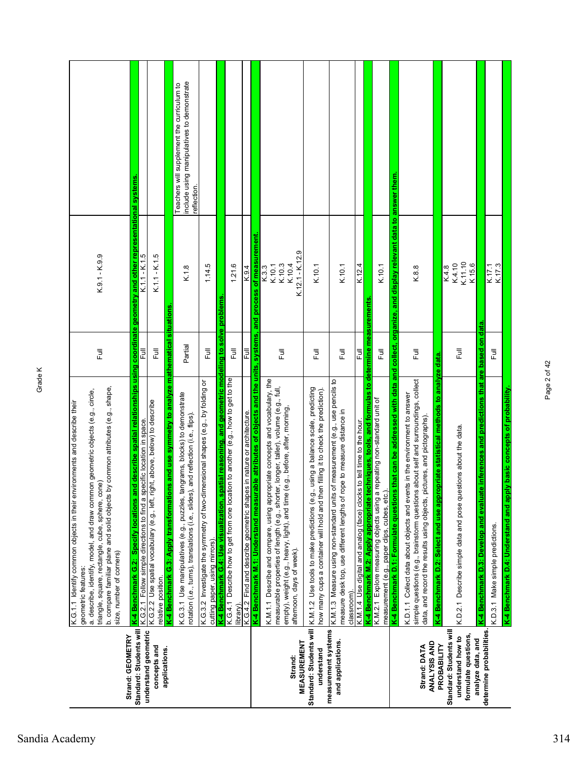| Strand / Standard | Performance Standard | Coverage | Lesson | Notes |
|---|---|---|---|---|
| **Strand: GEOMETRY** **Standard: Students will understand geometric concepts and applications.** | K.G.1.1 Identify common objects in their environments and describe their geometric features: a. describe, identify, model, and draw common geometric objects (e.g., circle, triangle, square, rectangle, cube, sphere, cone) b. compare familiar plane and solid objects by common attributes (e.g., shape, size, number of corners) | Full | K.9.1 - K.9.9 | |
| | **K-4 Benchmark G.2: Specify locations and describe spatial relationships using coordinate geometry and other representational systems.** | | | |
| | K.G.2.1 Follow simple directions to find a specific location in space. | Full | K.1.1 - K.1.5 | |
| | K.G.2.2 Use spatial vocabulary (e.g., left, right, above, below) to describe relative position. | Full | K.1.1 - K.1.5 | |
| | **K-4 Benchmark G.3: Apply transformations and use symmetry to analyze mathematical situations.** | | | |
| | K.G.3.1 Use manipulatives (e.g., puzzles, tangrams, blocks) to demonstrate rotation (i.e., turns), translations (i.e., slides), and reflection (i.e., flips). | Partial | K.1.8 | Teachers will supplement the curriculum to include using manipulatives to demonstrate reflection. |
| | K.G.3.2 Investigate the symmetry of two-dimensional shapes (e.g., by folding or cutting paper, using mirrors). | Full | 1.14.5 | |
| | **K-4 Benchmark G.4: Use visualization, spatial reasoning, and geometric modeling to solve problems.** | | | |
| | K.G.4.1 Describe how to get from one location to another (e.g., how to get to the library). | Full | 1.21.6 | |
| | K.G.4.2 Find and describe geometric shapes in nature or architecture. | Full | K.9.4 | |
| | **K-4 Benchmark M.1: Understand measurable attributes of objects and the units, systems, and process of measurement.** | | | |
| **Strand: MEASUREMENT** **Standard: Students will understand measurement systems and applications.** | K.M.1.1 Describe and compare, using appropriate concepts and vocabulary, the measurable properties of length (e.g., shorter, longer, taller), volume (e.g., full, empty), weight (e.g., heavy, light), and time (e.g., before, after, morning, afternoon, days of week). | Full | K.3.3<br>K.10.1<br>K.10.3<br>K.10.4<br>K.12.1 - K.12.9 | |
| | K.M.1.2 Use tools to make predictions (e.g., using a balance scale, predicting how many cups a container will hold and then filling it to check the prediction). | Full | K.10.1 | |
| | K.M.1.3 Measure using non-standard units of measurement (e.g., use pencils to measure desk top, use different lengths of rope to measure distance in classroom). | Full | K.10.1 | |
| | K.M.1.4 Use digital and analog (face) clocks to tell time to the hour. | Full | K.12.4 | |
| | **K-4 Benchmark M.2: Apply appropriate techniques, tools, and formulas to determine measurements.** | | | |
| | K.M.2.1 Explore measuring objects using a repeating non-standard unit of measurement (e.g., paper clips, cubes, etc.). | Full | K.10.1 | |
| | **K-4 Benchmark D.1: Formulate questions that can be addressed with data and collect, organize, and display relevant data to answer them.** | | | |
| **Strand: DATA ANALYSIS AND PROBABILITY** **Standard: Students will understand how to formulate questions, analyze data, and determine probabilities.** | K.D.1.1 Collect data about objects and events in the environment to answer simple questions (e.g., brainstorm questions about self and surroundings, collect data, and record the results using objects, pictures, and pictographs). | Full | K.8.8 | |
| | **K-4 Benchmark D.2: Select and use appropriate statistical methods to analyze data.** | | | |
| | K.D.2.1 Describe simple data and pose questions about the data. | Full | K.4.8<br>K.4.10<br>K.11.10<br>K.15.6 | |
| | **K-4 Benchmark D.3: Develop and evaluate inferences and predictions that are based on data.** | | | |
| | K.D.3.1 Make simple predictions. | Full | K.17.1<br>K.17.3 | |
| | **K-4 Benchmark D.4: Understand and apply basic concepts of probability.** | | | |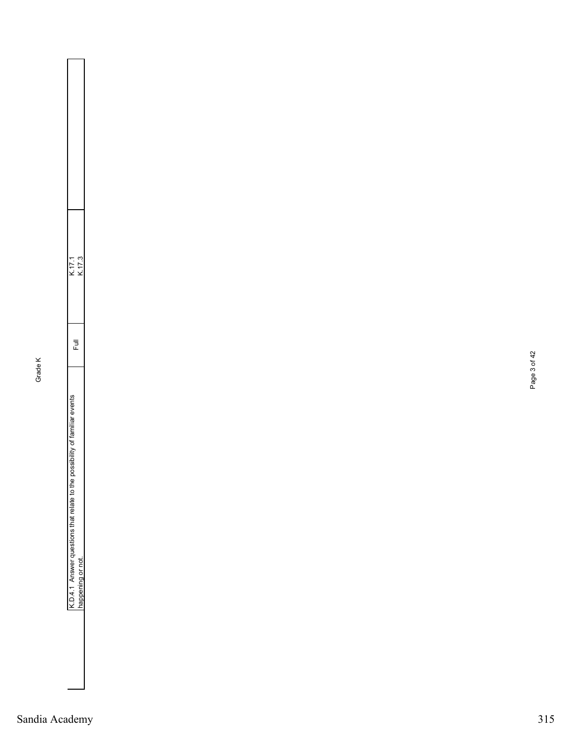| | | | |
|---|---|---|---|
| K.D.4.1 Answer questions that relate to the possibility of familiar events happening or not. | Full | K.17.1<br>K.17.3 | |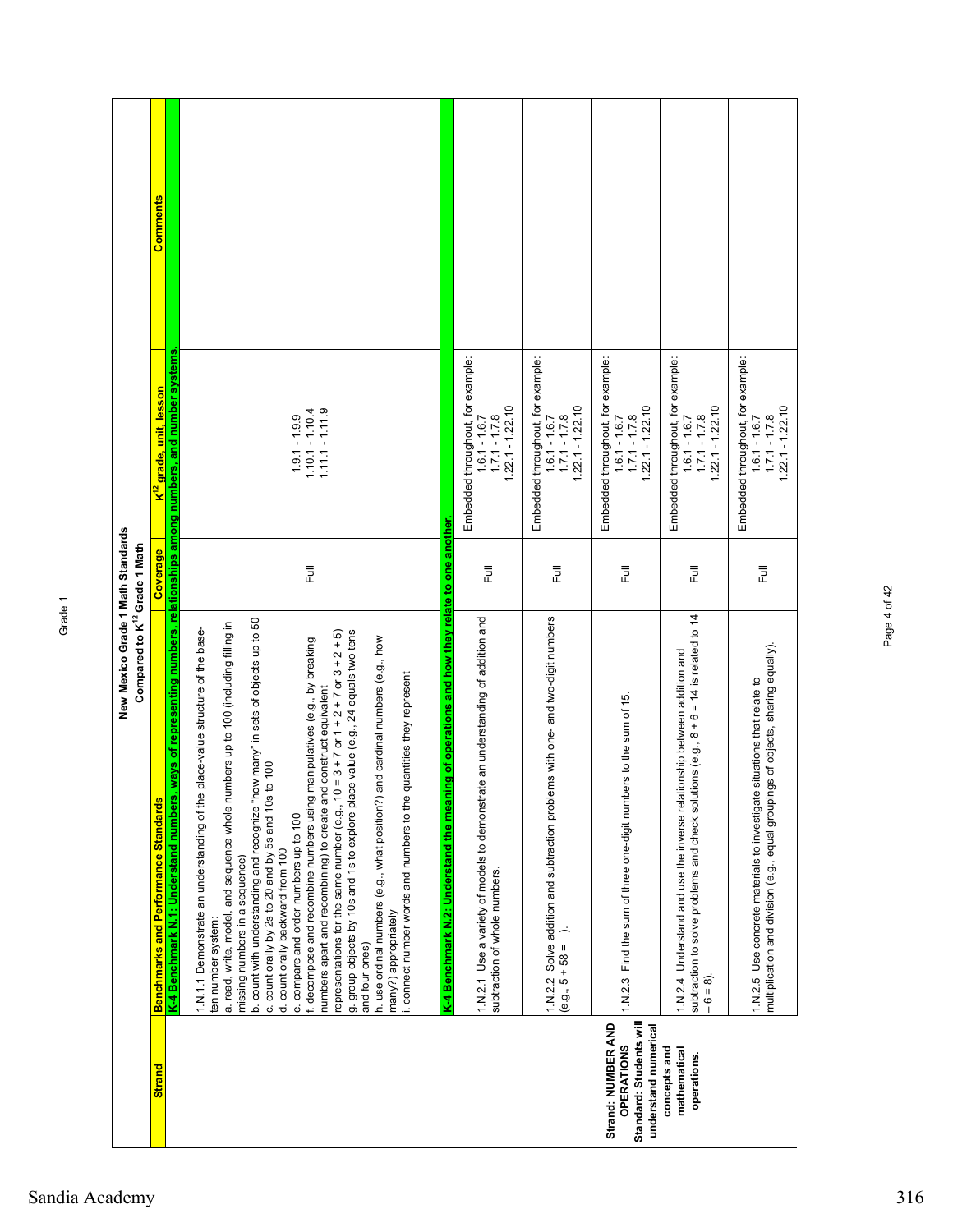# New Mexico Grade 1 Math Standards
## Compared to K[12] Grade 1 Math

| Strand | Benchmarks and Performance Standards | Coverage | K[12] grade, unit, lesson | Comments |
|---|---|---|---|---|
| | **K-4 Benchmark N.1: Understand numbers, ways of representing numbers, relationships among numbers, and number systems.** | | | |
| | 1.N.1.1 Demonstrate an understanding of the place-value structure of the base-ten number system:<br>a. read, write, model, and sequence whole numbers up to 100 (including filling in missing numbers in a sequence)<br>b. count with understanding and recognize "how many" in sets of objects up to 50<br>c. count orally by 2s to 20 and by 5s and 10s to 100<br>d. count orally backward from 100<br>e. compare and order numbers up to 100<br>f. decompose and recombine numbers using manipulatives (e.g., by breaking numbers apart and recombining) to create and construct equivalent representations for the same number (e.g., 10 = 3 + 7 or 1 + 2 + 7 or 3 + 2 + 5)<br>g. group objects by 10s and 1s to explore place value (e.g., 24 equals two tens and four ones)<br>h. use ordinal numbers (e.g., what position?) and cardinal numbers (e.g., how many?) appropriately<br>i. connect number words and numbers to the quantities they represent | Full | 1.9.1 - 1.9.9<br>1.10.1 - 1.10.4<br>1.11.1 - 1.11.9 | |
| | **K-4 Benchmark N.2: Understand the meaning of operations and how they relate to one another.** | | | |
| **Strand: NUMBER AND OPERATIONS**<br>**Standard: Students will understand numerical concepts and mathematical operations.** | 1.N.2.1 Use a variety of models to demonstrate an understanding of addition and subtraction of whole numbers. | Full | Embedded throughout, for example:<br>1.6.1 - 1.6.7<br>1.7.1 - 1.7.8<br>1.22.1 - 1.22.10 | |
| | 1.N.2.2 Solve addition and subtraction problems with one- and two-digit numbers (e.g., 5 + 58 = ). | Full | Embedded throughout, for example:<br>1.6.1 - 1.6.7<br>1.7.1 - 1.7.8<br>1.22.1 - 1.22.10 | |
| | 1.N.2.3 Find the sum of three one-digit numbers to the sum of 15. | Full | Embedded throughout, for example:<br>1.6.1 - 1.6.7<br>1.7.1 - 1.7.8<br>1.22.1 - 1.22.10 | |
| | 1.N.2.4 Understand and use the inverse relationship between addition and subtraction to solve problems and check solutions (e.g., 8 + 6 = 14 is related to 14 – 6 = 8). | Full | Embedded throughout, for example:<br>1.6.1 - 1.6.7<br>1.7.1 - 1.7.8<br>1.22.1 - 1.22.10 | |
| | 1.N.2.5 Use concrete materials to investigate situations that relate to multiplication and division (e.g., equal groupings of objects, sharing equally). | Full | Embedded throughout, for example:<br>1.6.1 - 1.6.7<br>1.7.1 - 1.7.8<br>1.22.1 - 1.22.10 | |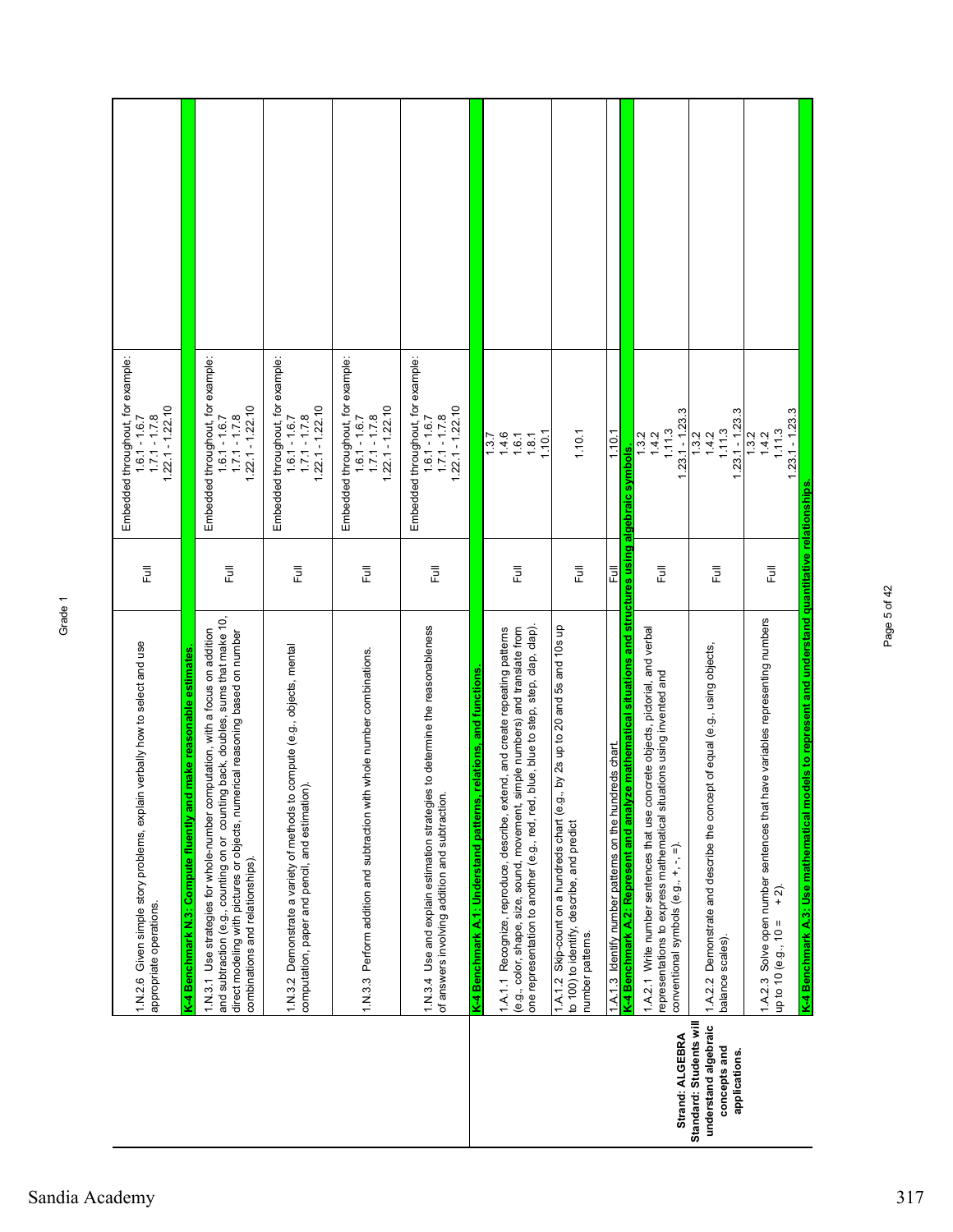| | | | | |
|---|---|---|---|---|
| | 1.N.2.6 Given simple story problems, explain verbally how to select and use appropriate operations. | Full | Embedded throughout, for example: 1.6.1 - 1.6.7 1.7.1 - 1.7.8 1.22.1 - 1.22.10 | |
| | **K-4 Benchmark N.3: Compute fluently and make reasonable estimates.** | | | |
| | 1.N.3.1 Use strategies for whole-number computation, with a focus on addition and subtraction (e.g., counting on or counting back, doubles, sums that make 10, direct modeling with pictures or objects, numerical reasoning based on number combinations and relationships). | Full | Embedded throughout, for example: 1.6.1 - 1.6.7 1.7.1 - 1.7.8 1.22.1 - 1.22.10 | |
| | 1.N.3.2 Demonstrate a variety of methods to compute (e.g., objects, mental computation, paper and pencil, and estimation). | Full | Embedded throughout, for example: 1.6.1 - 1.6.7 1.7.1 - 1.7.8 1.22.1 - 1.22.10 | |
| | 1.N.3.3 Perform addition and subtraction with whole number combinations. | Full | Embedded throughout, for example: 1.6.1 - 1.6.7 1.7.1 - 1.7.8 1.22.1 - 1.22.10 | |
| | 1.N.3.4 Use and explain estimation strategies to determine the reasonableness of answers involving addition and subtraction. | Full | Embedded throughout, for example: 1.6.1 - 1.6.7 1.7.1 - 1.7.8 1.22.1 - 1.22.10 | |
| **Strand: ALGEBRA** **Standard: Students will understand algebraic concepts and applications.** | **K-4 Benchmark A.1: Understand patterns, relations, and functions.** | | | |
| | 1.A.1.1 Recognize, reproduce, describe, extend, and create repeating patterns (e.g., color, shape, size, sound, movement, simple numbers) and translate from one representation to another (e.g., red, red, blue, blue to step, step, clap, clap). | Full | 1.3.7 1.4.6 1.6.1 1.8.1 1.10.1 | |
| | 1.A.1.2 Skip-count on a hundreds chart (e.g., by 2s up to 20 and 5s and 10s up to 100) to identify, describe, and predict number patterns. | Full | 1.10.1 | |
| | 1.A.1.3 Identify number patterns on the hundreds chart. | Full | 1.10.1 | |
| | **K-4 Benchmark A.2: Represent and analyze mathematical situations and structures using algebraic symbols.** | | | |
| | 1.A.2.1 Write number sentences that use concrete objects, pictorial, and verbal representations to express mathematical situations using invented and conventional symbols (e.g., +, -, =). | Full | 1.3.2 1.4.2 1.11.3 1.23.1 - 1.23.3 | |
| | 1.A.2.2 Demonstrate and describe the concept of equal (e.g., using objects, balance scales). | Full | 1.3.2 1.4.2 1.11.3 1.23.1 - 1.23.3 | |
| | 1.A.2.3 Solve open number sentences that have variables representing numbers up to 10 (e.g., 10 = ___ + 2). | Full | 1.3.2 1.4.2 1.11.3 1.23.1 - 1.23.3 | |
| | **K-4 Benchmark A.3: Use mathematical models to represent and understand quantitative relationships.** | | | |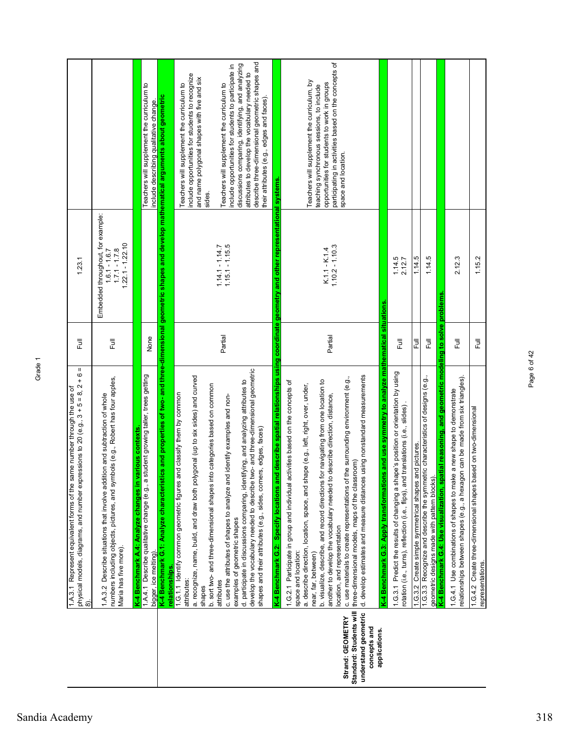Grade 1

| Strand/Standard | Benchmark/Performance Standard | Alignment | Location | Supplement |
|---|---|---|---|---|
| | 1.A.3.1 Represent equivalent forms of the same number through the use of physical models, diagrams, and number expressions to 20 (e.g., 3 + 5 = 8, 2 + 6 = 8). | Full | 1.23.1 | |
| | 1.A.3.2 Describe situations that involve addition and subtraction of whole numbers including objects, pictures, and symbols (e.g., Robert has four apples, Maria has five more). | Full | Embedded throughout, for example: 1.6.1 - 1.6.7; 1.7.1 - 1.7.8; 1.22.1 - 1.22.10 | |
| | **K-4 Benchmark A.4: Analyze changes in various contexts.** | | | |
| | 1.A.4.1 Describe qualitative change (e.g., a student growing taller, trees getting bigger, ice melting). | None | | Teachers will supplement the curriculum to include describing qualitative change. |
| | **K-4 Benchmark G.1: Analyze characteristics and properties of two- and three-dimensional geometric shapes and develop mathematical arguments about geometric relationships.** | | | |
| **Strand: GEOMETRY** **Standard: Students will understand geometric concepts and applications.** | 1.G.1.1 Identify common geometric figures and classify them by common attributes: a. recognize, name, build, and draw both polygonal (up to six sides) and curved shapes b. sort two- and three-dimensional shapes into categories based on common attributes c. use the attributes of shapes to analyze and identify examples and non-examples of geometric shapes d. participate in discussions comparing, identifying, and analyzing attributes to develop the vocabulary needed to describe two- and three-dimensional geometric shapes and their attributes (e.g., sides, corners, edges, faces) | Partial | 1.14.1 - 1.14.7; 1.15.1 - 1.15.5 | Teachers will supplement the curriculum to include opportunities for students to recognize and name polygonal shapes with five and six sides. Teachers will supplement the curriculum to include opportunities for students to participate in discussions comparing, identifying, and analyzing attributes to develop the vocabulary needed to describe three-dimensional geometric shapes and their attributes (e.g., edges and faces). |
| | **K-4 Benchmark G.2: Specify locations and describe spatial relationships using coordinate geometry and other representational systems.** | | | |
| | 1.G.2.1 Participate in group and individual activities based on the concepts of space and location: a. describe direction, location, space, and shape (e.g., left, right, over, under, near, far, between) b. visualize, describe, and record directions for navigating from one location to another to develop the vocabulary needed to describe direction, distance, location, and representation c. use materials to create representations of the surrounding environment (e.g., three-dimensional models, maps of the classroom) d. develop estimates and measure distances using nonstandard measurements | Partial | K.1.1 - K.1.4; 1.10.2 - 1.10.3 | Teachers will supplement the curriculum, by teaching synchronous sessions, to include opportunities for students to work in groups participating in activities based on the concepts of space and location. |
| | **K-4 Benchmark G.3: Apply transformations and use symmetry to analyze mathematical situations.** | | | |
| | 1.G.3.1 Predict the results of changing a shape's position or orientation by using rotation (i.e., turns), reflection (i.e., flips), and translations (i.e., slides). | Full | 1.14.5; 2.12.7 | |
| | 1.G.3.2 Create simple symmetrical shapes and pictures. | Full | 1.14.5 | |
| | 1.G.3.3 Recognize and describe the symmetric characteristics of designs (e.g., geometric designs made with pattern blocks). | Full | 1.14.5 | |
| | **K-4 Benchmark G.4: Use visualization, spatial reasoning, and geometric modeling to solve problems.** | | | |
| | 1.G.4.1 Use combinations of shapes to make a new shape to demonstrate relationships between shapes (e.g., a hexagon can be made from six triangles). | Full | 2.12.3 | |
| | 1.G.4.2 Create three-dimensional shapes based on two-dimensional representations. | Full | 1.15.2 | |

Sandia Academy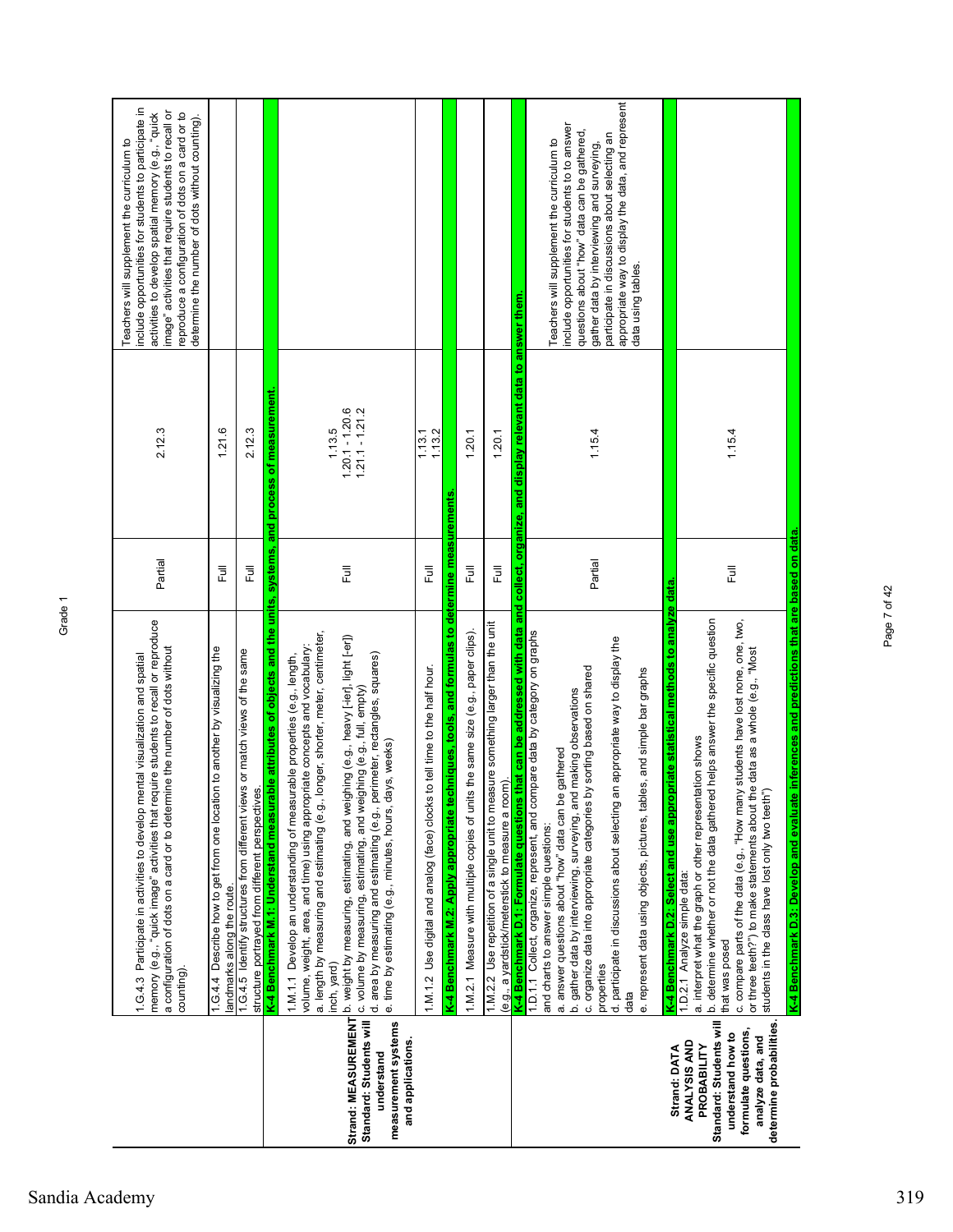Grade 1

| Strand/Standard | Benchmark/Performance Standard | Alignment | Reference | Notes |
|---|---|---|---|---|
| | 1.G.4.3 Participate in activities to develop mental visualization and spatial memory (e.g., "quick image" activities that require students to recall or reproduce a configuration of dots on a card or to determine the number of dots without counting). | Partial | 2.12.3 | Teachers will supplement the curriculum to include opportunities for students to participate in activities to develop spatial memory (e.g., "quick image" activities that require students to recall or reproduce a configuration of dots on a card or to determine the number of dots without counting). |
| | 1.G.4.4 Describe how to get from one location to another by visualizing the landmarks along the route. | Full | 1.21.6 | |
| | 1.G.4.5 Identify structures from different views or match views of the same structure portrayed from different perspectives. | Full | 2.12.3 | |
| | **K-4 Benchmark M.1: Understand measurable attributes of objects and the units, systems, and process of measurement.** | | | |
| **Strand: MEASUREMENT Standard: Students will understand measurement systems and applications.** | 1.M.1.1 Develop an understanding of measurable properties (e.g., length, volume, weight, area, and time) using appropriate concepts and vocabulary:<br>a. length by measuring and estimating (e.g., longer, shorter, meter, centimeter, inch, yard)<br>b. weight by measuring, estimating, and weighing (e.g., heavy [-ier], light [-er])<br>c. volume by measuring, estimating, and weighing (e.g., full, empty)<br>d. area by measuring and estimating (e.g., perimeter, rectangles, squares)<br>e. time by estimating (e.g., minutes, hours, days, weeks) | Full | 1.13.5<br>1.20.1 - 1.20.6<br>1.21.1 - 1.21.2 | |
| | 1.M.1.2 Use digital and analog (face) clocks to tell time to the half hour. | Full | 1.13.1<br>1.13.2 | |
| | **K-4 Benchmark M.2: Apply appropriate techniques, tools, and formulas to determine measurements.** | | | |
| | 1.M.2.1 Measure with multiple copies of units the same size (e.g., paper clips). | Full | 1.20.1 | |
| | 1.M.2.2 Use repetition of a single unit to measure something larger than the unit (e.g., a yardstick/meterstick to measure a room). | Full | 1.20.1 | |
| | **K-4 Benchmark D.1: Formulate questions that can be addressed with data and collect, organize, and display relevant data to answer them.** | | | |
| | 1.D.1.1 Collect, organize, represent, and compare data by category on graphs and charts to answer simple questions:<br>a. answer questions about "how" data can be gathered<br>b. gather data by interviewing, surveying, and making observations<br>c. organize data into appropriate categories by sorting based on shared properties<br>d. participate in discussions about selecting an appropriate way to display the data<br>e. represent data using objects, pictures, tables, and simple bar graphs | Partial | 1.15.4 | Teachers will supplement the curriculum to include opportunities for students to answer questions about "how" data can be gathered, gather data by interviewing and surveying, participate in discussions about selecting an appropriate way to display the data, and represent data using tables. |
| | **K-4 Benchmark D.2: Select and use appropriate statistical methods to analyze data.** | | | |
| **Strand: DATA ANALYSIS AND PROBABILITY Standard: Students will understand how to formulate questions, analyze data, and determine probabilities.** | 1.D.2.1 Analyze simple data:<br>a. interpret what the graph or other representation shows<br>b. determine whether or not the data gathered helps answer the specific question that was posed<br>c. compare parts of the data (e.g., "How many students have lost none, one, two, or three teeth?") to make statements about the data as a whole (e.g., "Most students in the class have lost only two teeth") | Full | 1.15.4 | |
| | **K-4 Benchmark D.3: Develop and evaluate inferences and predictions that are based on data.** | | | |

Sandia Academy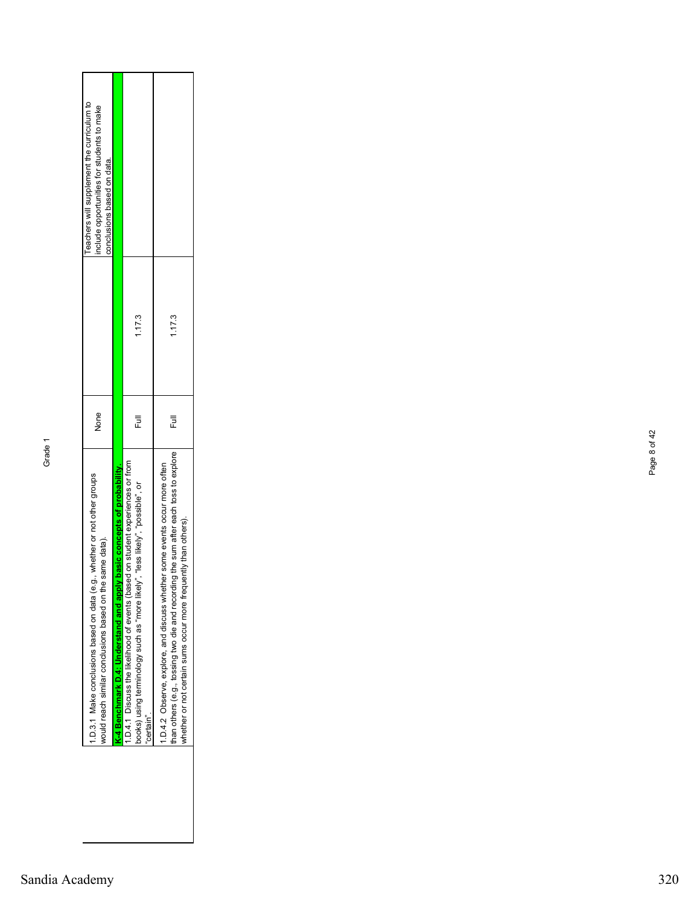Grade 1

| | | | |
|---|---|---|---|
| 1.D.3.1 Make conclusions based on data (e.g., whether or not other groups would reach similar conclusions based on the same data). | None | | Teachers will supplement the curriculum to include opportunities for students to make conclusions based on data. |
| **K-4 Benchmark D.4: Understand and apply basic concepts of probability.** | | | |
| 1.D.4.1 Discuss the likelihood of events (based on student experiences or from books) using terminology such as "more likely", "less likely", "possible", or "certain". | Full | 1.17.3 | |
| 1.D.4.2 Observe, explore, and discuss whether some events occur more often than others (e.g., tossing two die and recording the sum after each toss to explore whether or not certain sums occur more frequently than others). | Full | 1.17.3 | |

Sandia Academy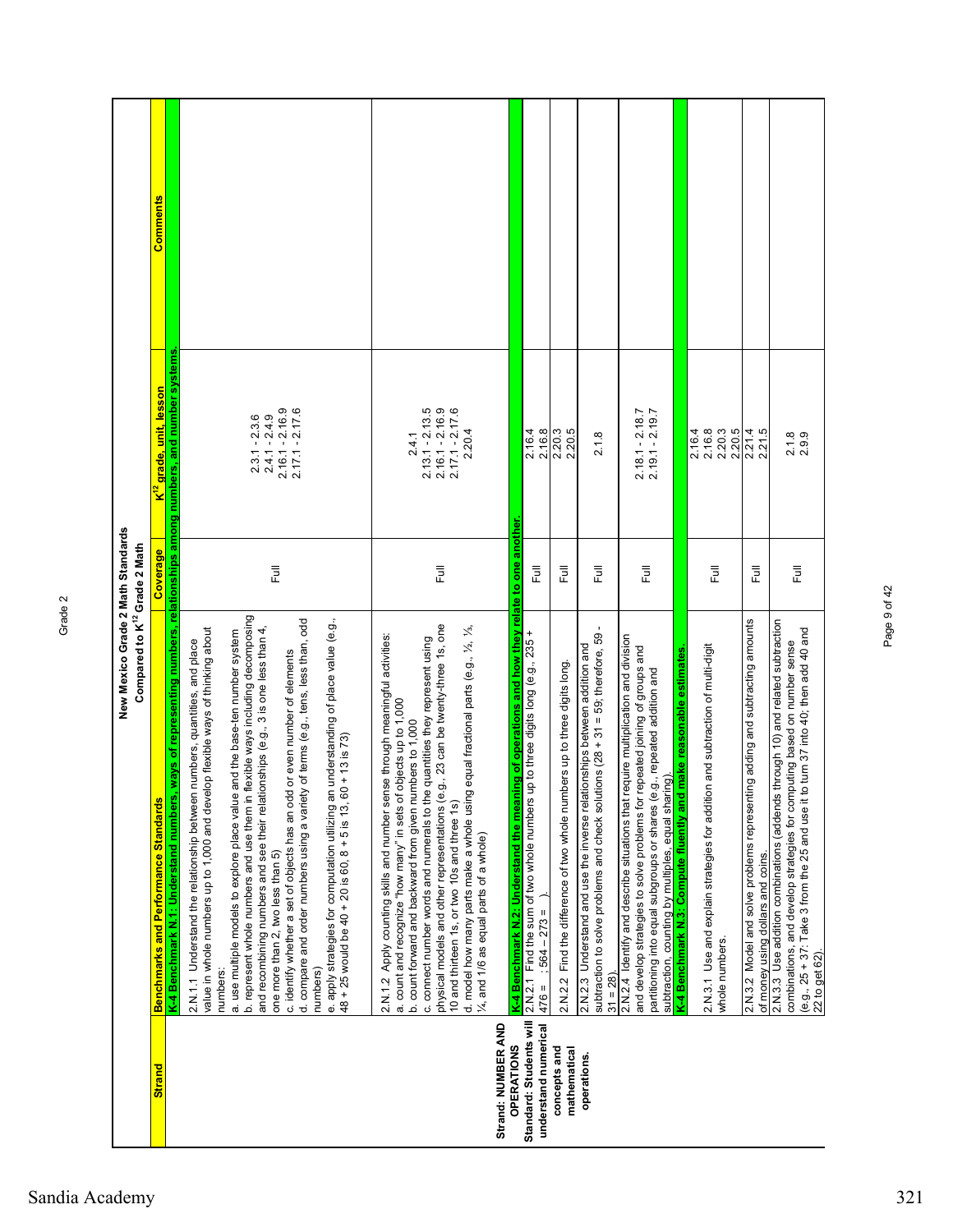Grade 2

**New Mexico Grade 2 Math Standards**
**Compared to K[12] Grade 2 Math**

| Strand | Benchmarks and Performance Standards | Coverage | K[12] grade, unit, lesson | Comments |
|---|---|---|---|---|
| | **K-4 Benchmark N.1: Understand numbers, ways of representing numbers, relationships among numbers, and number systems.** | | | |
| **Strand: NUMBER AND OPERATIONS** **Standard: Students will understand numerical concepts and mathematical operations.** | 2.N.1.1 Understand the relationship between numbers, quantities, and place value in whole numbers up to 1,000 and develop flexible ways of thinking about numbers: a. use multiple models to explore place value and the base-ten number system b. represent whole numbers and use them in flexible ways including decomposing and recombining numbers and see their relationships (e.g., 3 is one less than 4, one more than 2, two less than 5) c. identify whether a set of objects has an odd or even number of elements d. compare and order numbers using a variety of terms (e.g., tens, less than, odd numbers) e. apply strategies for computation utilizing an understanding of place value (e.g., 48 + 25 would be 40 + 20 is 60, 8 + 5 is 13, 60 + 13 is 73) | Full | 2.3.1 - 2.3.6 2.4.1 - 2.4.9 2.16.1 - 2.16.9 2.17.1 - 2.17.6 | |
| | 2.N.1.2 Apply counting skills and number sense through meaningful activities: a. count and recognize "how many" in sets of objects up to 1,000 b. count forward and backward from given numbers to 1,000 c. connect number words and numerals to the quantities they represent using physical models and other representations (e.g., 23 can be twenty-three 1s, one 10 and thirteen 1s, or two 10s and three 1s) d. model how many parts make a whole using equal fractional parts (e.g., ½, ⅓, ¼, and 1/6 as equal parts of a whole) | Full | 2.4.1 2.13.1 - 2.13.5 2.16.1 - 2.16.9 2.17.1 - 2.17.6 2.20.4 | |
| | **K-4 Benchmark N.2: Understand the meaning of operations and how they relate to one another.** | | | |
| | 2.N.2.1 Find the sum of two whole numbers up to three digits long (e.g., 235 + 476 = ; 564 – 273 = ). | Full | 2.16.4 2.16.8 | |
| | 2.N.2.2 Find the difference of two whole numbers up to three digits long. | Full | 2.20.3 2.20.5 | |
| | 2.N.2.3 Understand and use the inverse relationships between addition and subtraction to solve problems and check solutions (28 + 31 = 59; therefore, 59 - 31 = 28). | Full | 2.1.8 | |
| | 2.N.2.4 Identify and describe situations that require multiplication and division and develop strategies to solve problems for repeated joining of groups and partitioning into equal subgroups or shares (e.g., repeated addition and subtraction, counting by multiples, equal sharing). | Full | 2.18.1 - 2.18.7 2.19.1 - 2.19.7 | |
| | **K-4 Benchmark N.3: Compute fluently and make reasonable estimates.** | | | |
| | 2.N.3.1 Use and explain strategies for addition and subtraction of multi-digit whole numbers. | Full | 2.16.4 2.16.8 2.20.3 2.20.5 | |
| | 2.N.3.2 Model and solve problems representing adding and subtracting amounts of money using dollars and coins. | Full | 2.21.4 2.21.5 | |
| | 2.N.3.3 Use addition combinations (addends through 10) and related subtraction combinations, and develop strategies for computing based on number sense (e.g., 25 + 37: Take 3 from the 25 and use it to turn 37 into 40; then add 40 and 22 to get 62). | Full | 2.1.8 2.9.9 | |

Sandia Academy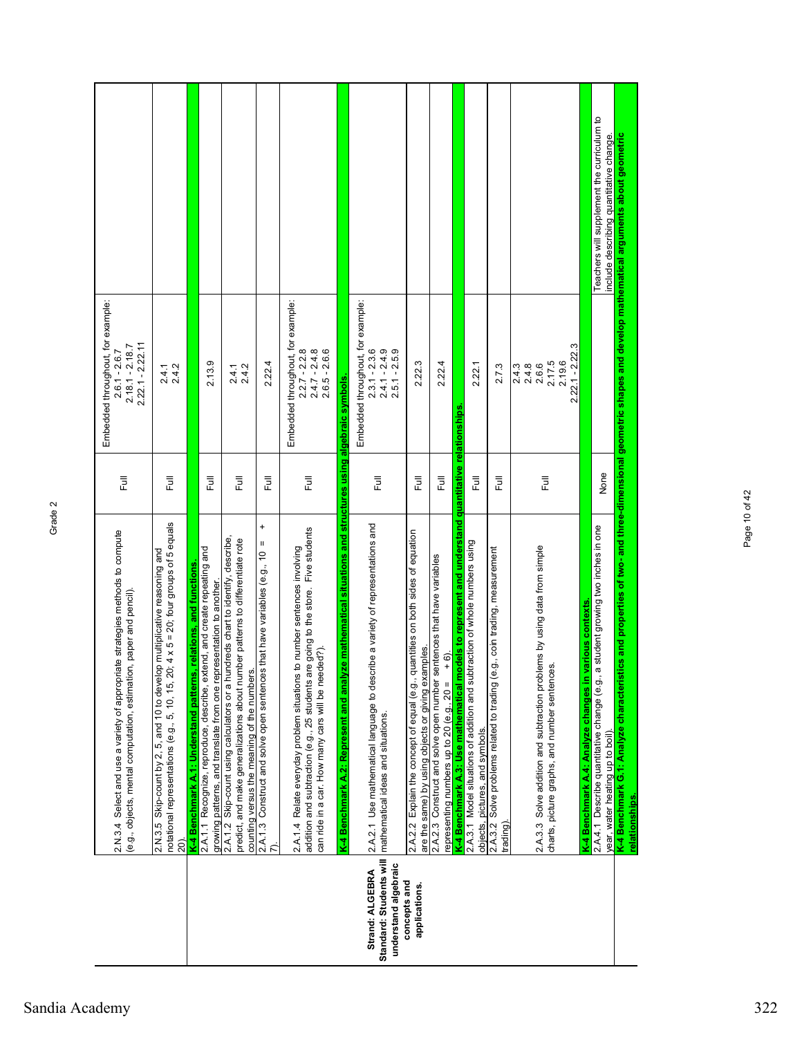Grade 2

| Strand/Standard | Benchmark/Performance Standard | Coverage | Where Taught | Notes |
|---|---|---|---|---|
| | 2.N.3.4 Select and use a variety of appropriate strategies methods to compute (e.g., objects, mental computation, estimation, paper and pencil). | Full | Embedded throughout, for example: 2.6.1 - 2.6.7 2.18.1 - 2.18.7 2.22.1 - 2.22.11 | |
| | 2.N.3.5 Skip-count by 2, 5, and 10 to develop multiplicative reasoning and notational representations (e.g., 5, 10, 15, 20; 4 x 5 = 20; four groups of 5 equals 20). | Full | 2.4.1 2.4.2 | |
| **Strand: ALGEBRA Standard: Students will understand algebraic concepts and applications.** | **K-4 Benchmark A.1: Understand patterns, relations, and functions.** | | | |
| | 2.A.1.1 Recognize, reproduce, describe, extend, and create repeating and growing patterns, and translate from one representation to another. | Full | 2.13.9 | |
| | 2.A.1.2 Skip-count using calculators or a hundreds chart to identify, describe, predict, and make generalizations about number patterns to differentiate rote counting versus the meaning of the numbers. | Full | 2.4.1 2.4.2 | |
| | 2.A.1.3 Construct and solve open sentences that have variables (e.g., 10 = + 7). | Full | 2.22.4 | |
| | 2.A.1.4 Relate everyday problem situations to number sentences involving addition and subtraction (e.g., 25 students are going to the store. Five students can ride in a car. How many cars will be needed?). | Full | Embedded throughout, for example: 2.2.7 - 2.2.8 2.4.7 - 2.4.8 2.6.5 - 2.6.6 | |
| | **K-4 Benchmark A.2: Represent and analyze mathematical situations and structures using algebraic symbols.** | | | |
| | 2.A.2.1 Use mathematical language to describe a variety of representations and mathematical ideas and situations. | Full | Embedded throughout, for example: 2.3.1 - 2.3.6 2.4.1 - 2.4.9 2.5.1 - 2.5.9 | |
| | 2.A.2.2 Explain the concept of equal (e.g., quantities on both sides of equation are the same) by using objects or giving examples. | Full | 2.22.3 | |
| | 2.A.2.3 Construct and solve open number sentences that have variables representing numbers up to 20 (e.g., 20 = + 6). | Full | 2.22.4 | |
| | **K-4 Benchmark A.3: Use mathematical models to represent and understand quantitative relationships.** | | | |
| | 2.A.3.1 Model situations of addition and subtraction of whole numbers using objects, pictures, and symbols. | Full | 2.22.1 | |
| | 2.A.3.2 Solve problems related to trading (e.g., coin trading, measurement trading). | Full | 2.7.3 | |
| | 2.A.3.3 Solve addition and subtraction problems by using data from simple charts, picture graphs, and number sentences. | Full | 2.4.3 2.4.8 2.6.6 2.17.5 2.19.6 2.22.1 - 2.22.3 | |
| | **K-4 Benchmark A.4: Analyze changes in various contexts.** | | | |
| | 2.A.4.1 Describe quantitative change (e.g., a student growing two inches in one year, water heating up to boil). | None | | Teachers will supplement the curriculum to include describing quantitative change. |
| | **K-4 Benchmark G.1: Analyze characteristics and properties of two- and three-dimensional geometric shapes and develop mathematical arguments about geometric relationships.** | | | |

Sandia Academy 322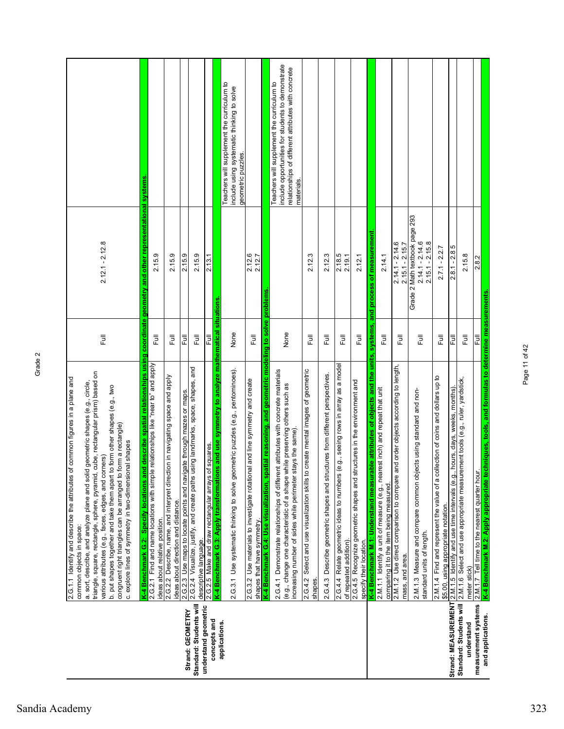Grade 2

| Strand/Standard | Benchmark/Performance Standard | Alignment | Textbook Reference | Notes |
|---|---|---|---|---|
| Strand: GEOMETRY Standard: Students will understand geometric concepts and applications. | 2.G.1.1 Identify and describe the attributes of common figures in a plane and common objects in space: a. sort, describe, and analyze plane and solid geometric shapes (e.g., circle, triangle, square, rectangle, sphere, pyramid, cube, rectangular prism) based on various attributes (e.g., faces, edges, and corners) b. put shapes together and take them apart to form other shapes (e.g., two congruent right triangles can be arranged to form a rectangle) c. explore lines of symmetry in two-dimensional shapes | Full | 2.12.1 - 2.12.8 | |
| | **K-4 Benchmark G.2: Specify locations and describe spatial relationships using coordinate geometry and other representational systems.** | | | |
| | 2.G.2.1 Find and name locations with simple relationships like "near to" and apply ideas about relative position. | Full | 2.15.9 | |
| | 2.G.2.2 Describe, name, and interpret direction in navigating space and apply ideas about direction and distance. | Full | 2.15.9 | |
| | 2.G.2.3 Use maps to locate points and navigate through mazes or maps. | Full | 2.15.9 | |
| | 2.G.2.4 Visualize, justify, and create paths using landmarks, space, shapes, and descriptive language. | Full | 2.15.9 | |
| | 2.G.2.5 Make and draw rectangular arrays of squares. | Full | 2.13.1 | |
| | **K-4 Benchmark G.3: Apply transformations and use symmetry to analyze mathematical situations.** | | | |
| | 2.G.3.1 Use systematic thinking to solve geometric puzzles (e.g., pentominoes). | None | | Teachers will supplement the curriculum to include using systematic thinking to solve geometric puzzles. |
| | 2.G.3.2 Use materials to investigate rotational and line symmetry and create shapes that have symmetry. | Full | 2.12.6<br>2.12.7 | |
| | **K-4 Benchmark G.4: Use visualization, spatial reasoning, and geometric modeling to solve problems.** | | | |
| | 2.G.4.1 Demonstrate relationships of different attributes with concrete materials (e.g., change one characteristic of a shape while preserving others such as increasing number of sides while perimeter stays the same). | None | | Teachers will supplement the curriculum to include opportunities for students to demonstrate relationships of different attributes with concrete materials. |
| | 2.G.4.2 Select and use visualization skills to create mental images of geometric shapes. | Full | 2.12.3 | |
| | 2.G.4.3 Describe geometric shapes and structures from different perspectives. | Full | 2.12.3 | |
| | 2.G.4.4 Relate geometric ideas to numbers (e.g., seeing rows in array as a model of repeated addition). | Full | 2.18.5<br>2.19.1 | |
| | 2.G.4.5 Recognize geometric shapes and structures in the environment and specify their location. | Full | 2.12.1 | |
| | **K-4 Benchmark M.1: Understand measurable attributes of objects and the units, systems, and process of measurement.** | | | |
| Strand: MEASUREMENT Standard: Students will understand measurement systems and applications. | 2.M.1.1 Identify a unit of measure (e.g., nearest inch) and repeat that unit comparing it to the item being measured. | Full | 2.14.1 | |
| | 2.M.1.2 Use direct comparison to compare and order objects according to length, mass, and area. | Full | 2.14.1 - 2.14.6<br>2.15.1 - 2.15.7 | |
| | 2.M.1.3 Measure and compare common objects using standard and non-standard units of length. | Full | Grade 2 Math textbook page 293<br>2.14.1 - 2.14.6<br>2.15.1 - 2.15.8 | |
| | 2.M.1.4 Find and represent the value of a collection of coins and dollars up to $5.00, using appropriate notation. | Full | 2.7.1 - 2.2.7 | |
| | 2.M.1.5 Identify and use time intervals (e.g., hours, days, weeks, months). | Full | 2.8.1 - 2.8 5 | |
| | 2.M.1.6 Select and use appropriate measurement tools (e.g., ruler, yardstick, meter stick) | Full | 2.15.8 | |
| | 2.M.1.7 Tell time to the nearest quarter hour. | Full | 2.8.2 | |
| | **K-4 Benchmark M.2: Apply appropriate techniques, tools, and formulas to determine measurements.** | | | |

Sandia Academy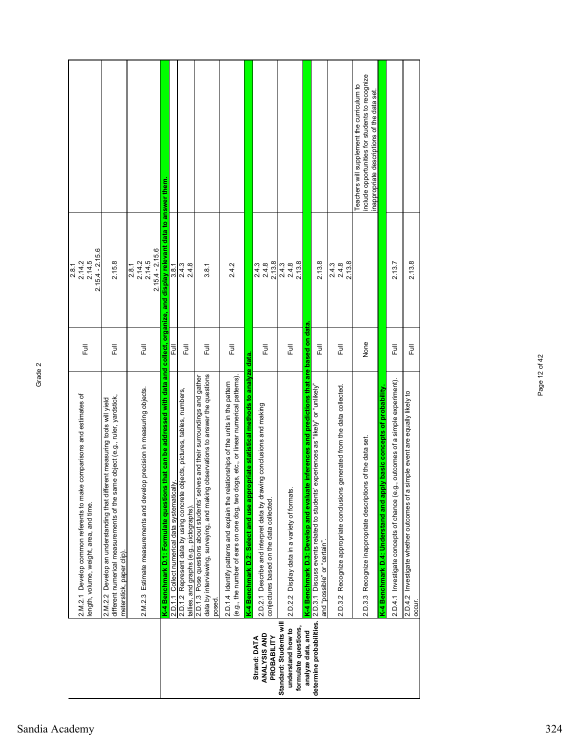Grade 2

| Strand/Standard | Benchmark/Performance Standard | Alignment | Textbook Reference | Notes |
|---|---|---|---|---|
| | 2.M.2.1 Develop common referents to make comparisons and estimates of length, volume, weight, area, and time. | Full | 2.8.1<br>2.14.2<br>2.14.5<br>2.15.4 - 2.15.6 | |
| | 2.M.2.2 Develop an understanding that different measuring tools will yield different numerical measurements of the same object (e.g., ruler, yardstick, meterstick, paper clip). | Full | 2.15.8 | |
| | 2.M.2.3 Estimate measurements and develop precision in measuring objects. | Full | 2.8.1<br>2.14.2<br>2.14.5<br>2.15.4 - 2.15.6 | |
| **Strand: DATA ANALYSIS AND PROBABILITY**<br>**Standard: Students will understand how to formulate questions, analyze data, and determine probabilities.** | **K-4 Benchmark D.1: Formulate questions that can be addressed with data and collect, organize, and display relevant data to answer them.** | | | |
| | 2.D.1.1 Collect numerical data systematically. | Full | 3.8.1 | |
| | 2.D.1.2 Represent data by using concrete objects, pictures, tables, numbers, tallies, and graphs (e.g., pictographs). | Full | 2.4.3<br>2.4.8 | |
| | 2.D.1.3 Pose questions about students' selves and their surroundings and gather data by interviewing, surveying, and making observations to answer the questions posed. | Full | 3.8.1 | |
| | 2.D.1.4 Identify patterns and explain the relationships of the units in the pattern (e.g., the number of ears on one dog, two dogs, etc., or linear numerical patterns). | Full | 2.4.2 | |
| | **K-4 Benchmark D.2: Select and use appropriate statistical methods to analyze data.** | | | |
| | 2.D.2.1 Describe and interpret data by drawing conclusions and making conjectures based on the data collected. | Full | 2.4.3<br>2.4.8<br>2.13.8 | |
| | 2.D.2.2 Display data in a variety of formats. | Full | 2.4.3<br>2.4.8<br>2.13.8 | |
| | **K-4 Benchmark D.3: Develop and evaluate inferences and predictions that are based on data.** | | | |
| | 2.D.3.1 Discuss events related to students' experiences as "likely" or "unlikely" and "possible" or "certain". | Full | 2.13.8 | |
| | 2.D.3.2 Recognize appropriate conclusions generated from the data collected. | Full | 2.4.3<br>2.4.8<br>2.13.8 | |
| | 2.D.3.3 Recognize inappropriate descriptions of the data set. | None | | Teachers will supplement the curriculum to include opportunities for students to recognize inappropriate descriptions of the data set. |
| | **K-4 Benchmark D.4: Understand and apply basic concepts of probability.** | | | |
| | 2.D.4.1 Investigate concepts of chance (e.g., outcomes of a simple experiment). | Full | 2.13.7 | |
| | 2.D.4.2 Investigate whether outcomes of a simple event are equally likely to occur. | Full | 2.13.8 | |

Sandia Academy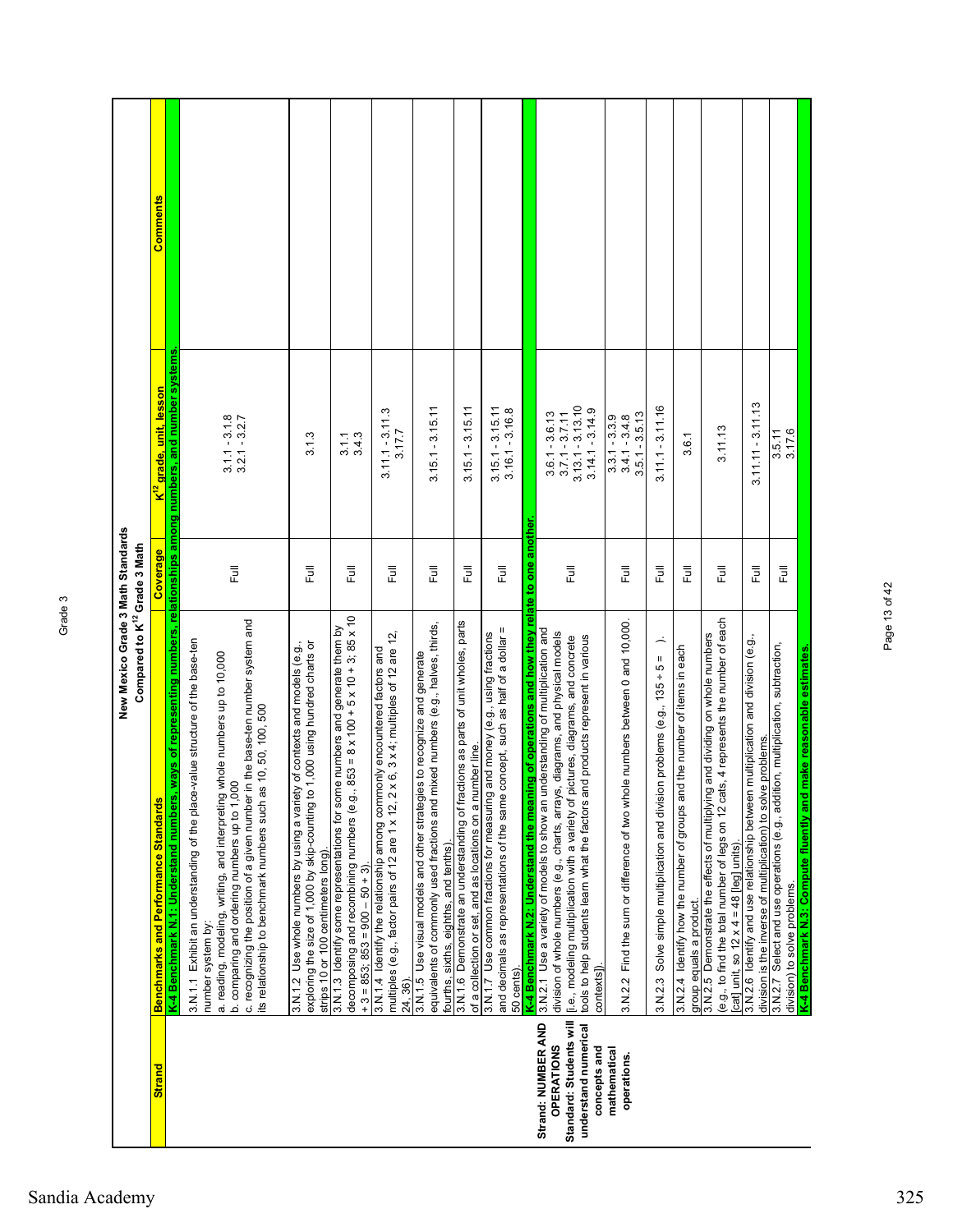## New Mexico Grade 3 Math Standards Compared to K[12] Grade 3 Math

| Strand | Benchmarks and Performance Standards | Coverage | K[12] grade, unit, lesson | Comments |
|---|---|---|---|---|
| | **K-4 Benchmark N.1: Understand numbers, ways of representing numbers, relationships among numbers, and number systems.** | | | |
| | 3.N.1.1 Exhibit an understanding of the place-value structure of the base-ten number system by: a. reading, modeling, writing, and interpreting whole numbers up to 10,000 b. comparing and ordering numbers up to 1,000 c. recognizing the position of a given number in the base-ten number system and its relationship to benchmark numbers such as 10, 50, 100, 500 | Full | 3.1.1 - 3.1.8 3.2.1 - 3.2.7 | |
| | 3.N.1.2 Use whole numbers by using a variety of contexts and models (e.g., exploring the size of 1,000 by skip-counting to 1,000 using hundred charts or strips 10 or 100 centimeters long). | Full | 3.1.3 | |
| | 3.N.1.3 Identify some representations for some numbers and generate them by decomposing and recombining numbers (e.g., 853 = 8 x 100 + 5 x 10 + 3; 85 x 10 + 3 = 853; 853 = 900 – 50 + 3). | Full | 3.1.1 3.4.3 | |
| | 3.N.1.4 Identify the relationship among commonly encountered factors and multiples (e.g., factor pairs of 12 are 1 x 12, 2 x 6, 3 x 4; multiples of 12 are 12, 24, 36). | Full | 3.11.1 - 3.11.3 3.17.7 | |
| | 3.N.1.5 Use visual models and other strategies to recognize and generate equivalents of commonly used fractions and mixed numbers (e.g., halves, thirds, fourths, sixths, eighths, and tenths). | Full | 3.15.1 - 3.15.11 | |
| | 3.N.1.6 Demonstrate an understanding of fractions as parts of unit wholes, parts of a collection or set, and as locations on a number line. | Full | 3.15.1 - 3.15.11 | |
| | 3.N.1.7 Use common fractions for measuring and money (e.g., using fractions and decimals as representations of the same concept, such as half of a dollar = 50 cents). | Full | 3.15.1 - 3.15.11 3.16.1 - 3.16.8 | |
| **Strand: NUMBER AND OPERATIONS Standard: Students will understand numerical concepts and mathematical operations.** | **K-4 Benchmark N.2: Understand the meaning of operations and how they relate to one another.** | | | |
| | 3.N.2.1 Use a variety of models to show an understanding of multiplication and division of whole numbers (e.g., charts, arrays, diagrams, and physical models [i.e., modeling multiplication with a variety of pictures, diagrams, and concrete tools to help students learn what the factors and products represent in various contexts]). | Full | 3.6.1 - 3.6.13 3.7.1 - 3.7.11 3.13.1 - 3.13.10 3.14.1 - 3.14.9 | |
| | 3.N.2.2 Find the sum or difference of two whole numbers between 0 and 10,000. | Full | 3.3.1 - 3.3.9 3.4.1 - 3.4.8 3.5.1 - 3.5.13 | |
| | 3.N.2.3 Solve simple multiplication and division problems (e.g., 135 ÷ 5 = ). | Full | 3.11.1 - 3.11.16 | |
| | 3.N.2.4 Identify how the number of groups and the number of items in each group equals a product. | Full | 3.6.1 | |
| | 3.N.2.5 Demonstrate the effects of multiplying and dividing on whole numbers (e.g., to find the total number of legs on 12 cats, 4 represents the number of each [cat] unit, so 12 x 4 = 48 [leg] units). | Full | 3.11.13 | |
| | 3.N.2.6 Identify and use relationship between multiplication and division (e.g., division is the inverse of multiplication) to solve problems. | Full | 3.11.11 - 3.11.13 | |
| | 3.N.2.7 Select and use operations (e.g., addition, multiplication, subtraction, division) to solve problems. | Full | 3.5.11 3.17.6 | |
| | **K-4 Benchmark N.3: Compute fluently and make reasonable estimates.** | | | |

Sandia Academy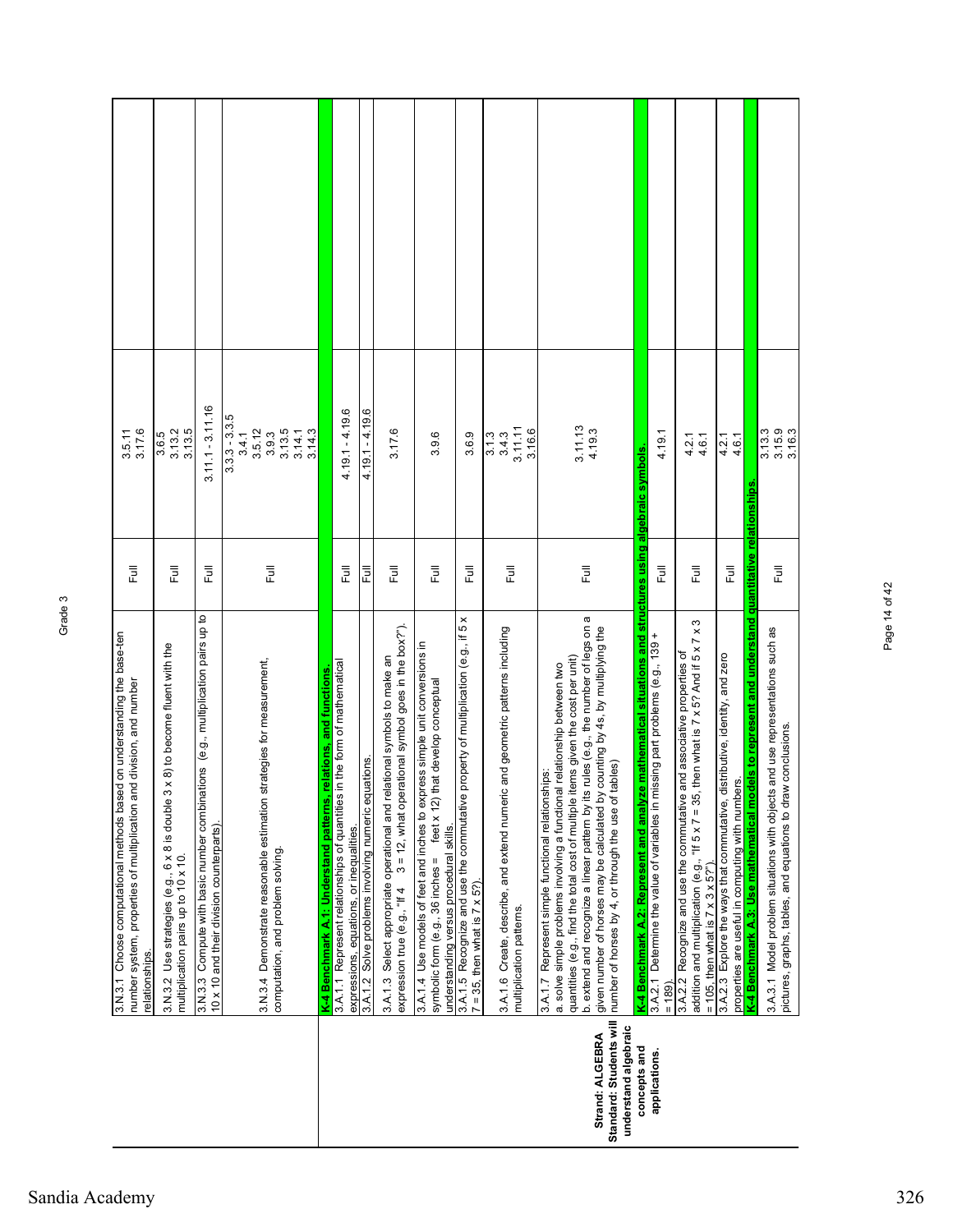Grade 3

| Strand/Standard | Benchmark/Performance Standard | Coverage | Lessons | |
|---|---|---|---|---|
| | 3.N.3.1 Choose computational methods based on understanding the base-ten number system, properties of multiplication and division, and number relationships. | Full | 3.5.11<br>3.17.6 | |
| | 3.N.3.2 Use strategies (e.g., 6 x 8 is double 3 x 8) to become fluent with the multiplication pairs up to 10 x 10. | Full | 3.6.5<br>3.13.2<br>3.13.5 | |
| | 3.N.3.3 Compute with basic number combinations (e.g., multiplication pairs up to 10 x 10 and their division counterparts). | Full | 3.11.1 - 3.11.16 | |
| | 3.N.3.4 Demonstrate reasonable estimation strategies for measurement, computation, and problem solving. | Full | 3.3.3 - 3.3.5<br>3.4.1<br>3.5.12<br>3.9.3<br>3.13.5<br>3.14.1<br>3.14.3 | |
| **Strand: ALGEBRA**<br>**Standard: Students will understand algebraic concepts and applications.** | **K-4 Benchmark A.1: Understand patterns, relations, and functions.** | | | |
| | 3.A.1.1 Represent relationships of quantities in the form of mathematical expressions, equations, or inequalities. | Full | 4.19.1 - 4.19.6 | |
| | 3.A.1.2 Solve problems involving numeric equations. | Full | 4.19.1 - 4.19.6 | |
| | 3.A.1.3 Select appropriate operational and relational symbols to make an expression true (e.g., "If 4 3 = 12, what operational symbol goes in the box?"). | Full | 3.17.6 | |
| | 3.A.1.4 Use models of feet and inches to express simple unit conversions in symbolic form (e.g., 36 inches = feet x 12) that develop conceptual understanding versus procedural skills. | Full | 3.9.6 | |
| | 3.A.1.5 Recognize and use the commutative property of multiplication (e.g., if 5 x 7 = 35, then what is 7 x 5?). | Full | 3.6.9 | |
| | 3.A.1.6 Create, describe, and extend numeric and geometric patterns including multiplication patterns. | Full | 3.1.3<br>3.4.3<br>3.11.11<br>3.16.6 | |
| | 3.A.1.7 Represent simple functional relationships:<br>a. solve simple problems involving a functional relationship between two quantities (e.g., find the total cost of multiple items given the cost per unit)<br>b. extend and recognize a linear pattern by its rules (e.g., the number of legs on a given number of horses may be calculated by counting by 4s, by multiplying the number of horses by 4, or through the use of tables) | Full | 3.11.13<br>4.19.3 | |
| | **K-4 Benchmark A.2: Represent and analyze mathematical situations and structures using algebraic symbols.** | | | |
| | 3.A.2.1 Determine the value of variables in missing part problems (e.g., 139 + = 189). | Full | 4.19.1 | |
| | 3.A.2.2 Recognize and use the commutative and associative properties of addition and multiplication (e.g., "If 5 x 7 = 35, then what is 7 x 5? And if 5 x 7 x 3 = 105, then what is 7 x 3 x 5?"). | Full | 4.2.1<br>4.6.1 | |
| | 3.A.2.3 Explore the ways that commutative, distributive, identity, and zero properties are useful in computing with numbers. | Full | 4.2.1<br>4.6.1 | |
| | **K-4 Benchmark A.3: Use mathematical models to represent and understand quantitative relationships.** | | | |
| | 3.A.3.1 Model problem situations with objects and use representations such as pictures, graphs, tables, and equations to draw conclusions. | Full | 3.13.3<br>3.15.9<br>3.16.3 | |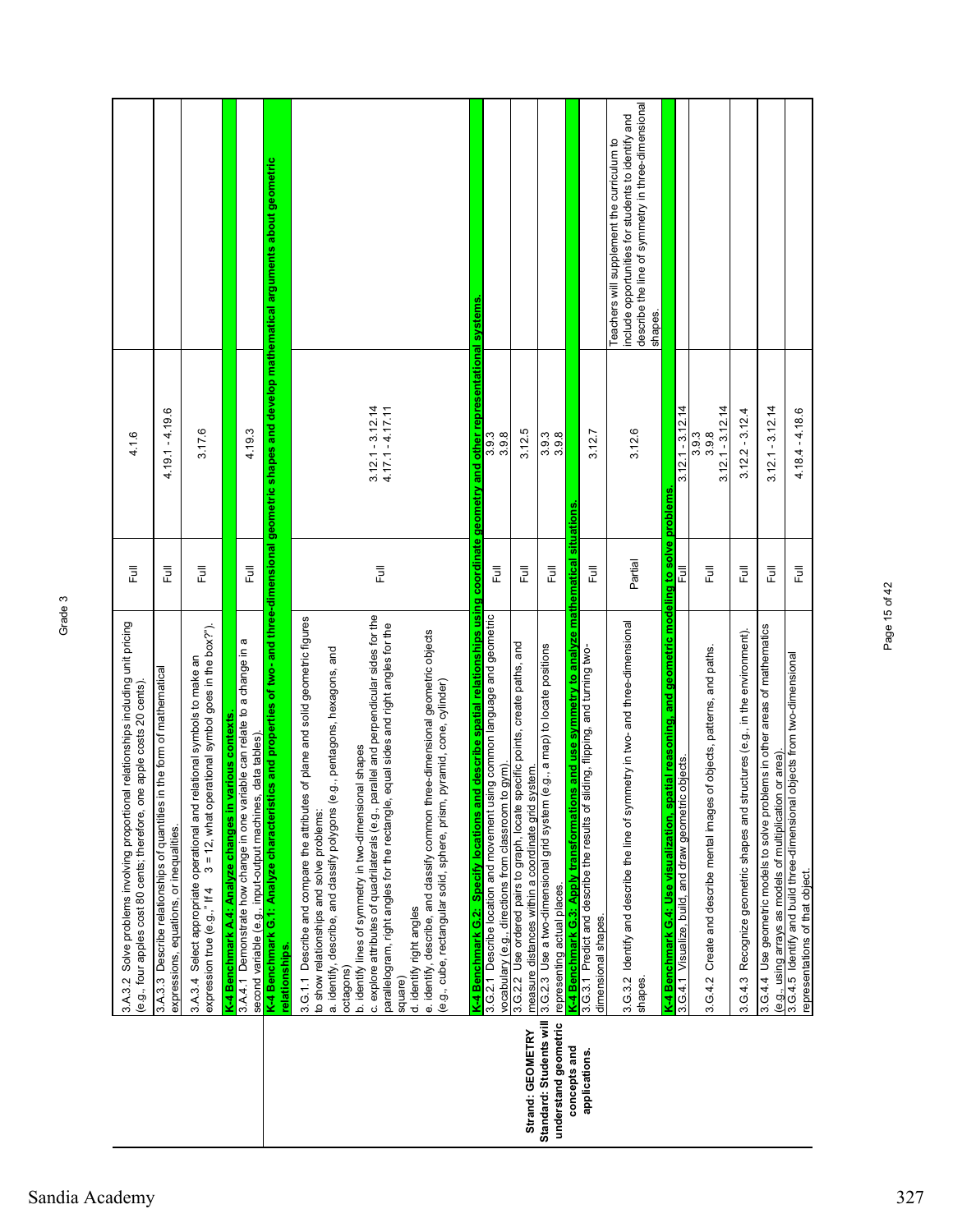Grade 3

| Strand / Standard | Benchmark / Performance Objective | Alignment | Reference | Notes |
|---|---|---|---|---|
| | 3.A.3.2 Solve problems involving proportional relationships including unit pricing (e.g., four apples cost 80 cents; therefore, one apple costs 20 cents). | Full | 4.1.6 | |
| | 3.A.3.3 Describe relationships of quantities in the form of mathematical expressions, equations, or inequalities. | Full | 4.19.1 - 4.19.6 | |
| | 3.A.3.4 Select appropriate operational and relational symbols to make an expression true (e.g., "If 4 3 = 12, what operational symbol goes in the box?"). | Full | 3.17.6 | |
| | **K-4 Benchmark A.4: Analyze changes in various contexts.** | | | |
| | 3.A.4.1 Demonstrate how change in one variable can relate to a change in a second variable (e.g., input-output machines, data tables). | Full | 4.19.3 | |
| **Strand: GEOMETRY** Standard: Students will understand geometric concepts and applications. | **K-4 Benchmark G.1: Analyze characteristics and properties of two- and three-dimensional geometric shapes and develop mathematical arguments about geometric relationships.** | | | |
| | 3.G.1.1 Describe and compare the attributes of plane and solid geometric figures to show relationships and solve problems:<br>a. identify, describe, and classify polygons (e.g., pentagons, hexagons, and octagons)<br>b. identify lines of symmetry in two-dimensional shapes<br>c. explore attributes of quadrilaterals (e.g., parallel and perpendicular sides for the parallelogram, right angles for the rectangle, equal sides and right angles for the square)<br>d. identify right angles<br>e. identify, describe, and classify common three-dimensional geometric objects (e.g., cube, rectangular solid, sphere, prism, pyramid, cone, cylinder) | Full | 3.12.1 - 3.12.14<br>4.17.1 - 4.17.11 | |
| | **K-4 Benchmark G.2: Specify locations and describe spatial relationships using coordinate geometry and other representational systems.** | | | |
| | 3.G.2.1 Describe location and movement using common language and geometric vocabulary (e.g., directions from classroom to gym). | Full | 3.9.3<br>3.9.8 | |
| | 3.G.2.2 Use ordered pairs to graph, locate specific points, create paths, and measure distances within a coordinate grid system. | Full | 3.12.5 | |
| | 3.G.2.3 Use a two-dimensional grid system (e.g., a map) to locate positions representing actual places. | Full | 3.9.3<br>3.9.8 | |
| | **K-4 Benchmark G.3: Apply transformations and use symmetry to analyze mathematical situations.** | | | |
| | 3.G.3.1 Predict and describe the results of sliding, flipping, and turning two-dimensional shapes. | Full | 3.12.7 | |
| | 3.G.3.2 Identify and describe the line of symmetry in two- and three-dimensional shapes. | Partial | 3.12.6 | Teachers will supplement the curriculum to include opportunities for students to identify and describe the line of symmetry in three-dimensional shapes. |
| | **K-4 Benchmark G.4: Use visualization, spatial reasoning, and geometric modeling to solve problems.** | | | |
| | 3.G.4.1 Visualize, build, and draw geometric objects. | Full | 3.12.1 - 3.12.14 | |
| | 3.G.4.2 Create and describe mental images of objects, patterns, and paths. | Full | 3.9.3<br>3.9.8<br>3.12.1 - 3.12.14 | |
| | 3.G.4.3 Recognize geometric shapes and structures (e.g., in the environment). | Full | 3.12.2 - 3.12.4 | |
| | 3.G.4.4 Use geometric models to solve problems in other areas of mathematics (e.g., using arrays as models of multiplication or area). | Full | 3.12.1 - 3.12.14 | |
| | 3.G.4.5 Identify and build three-dimensional objects from two-dimensional representations of that object. | Full | 4.18.4 - 4.18.6 | |

Sandia Academy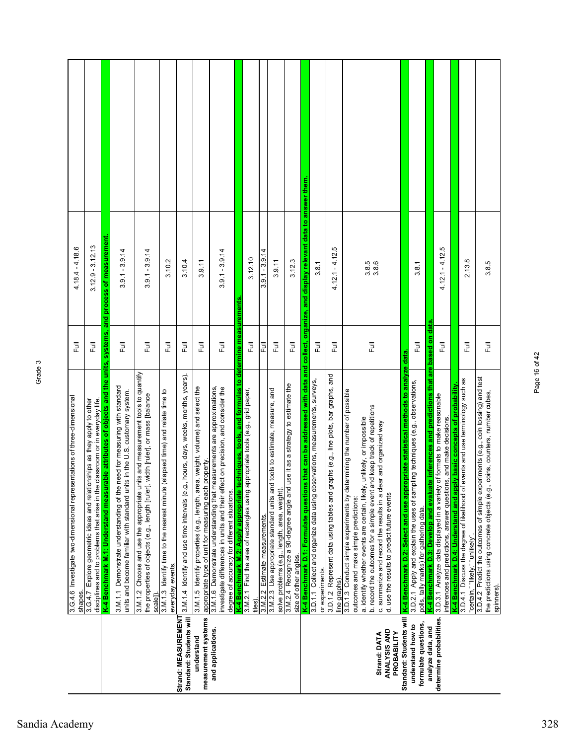Grade 3

| Strand/Standard | Performance Standard | Alignment | Textbook Reference | |
|---|---|---|---|---|
| | 3.G.4.6 Investigate two-dimensional representations of three-dimensional shapes. | Full | 4.18.4 - 4.18.6 | |
| | 3.G.4.7 Explore geometric ideas and relationships as they apply to other disciplines and to problems that arise in the classroom or in everyday life. | Full | 3.12.9 - 3.12.13 | |
| | **K-4 Benchmark M.1: Understand measurable attributes of objects and the units, systems, and process of measurement.** | | | |
| **Strand: MEASUREMENT** **Standard: Students will understand measurement systems and applications.** | 3.M.1.1 Demonstrate understanding of the need for measuring with standard units and become familiar with standard units in the U.S. customary system. | Full | 3.9.1 - 3.9.14 | |
| | 3.M.1.2 Choose and use the appropriate units and measurement tools to quantify the properties of objects (e.g., length [ruler], width [ruler], or mass [balance scale]). | Full | 3.9.1 - 3.9.14 | |
| | 3.M.1.3 Identify time to the nearest minute (elapsed time) and relate time to everyday events. | Full | 3.10.2 | |
| | 3.M.1.4 Identify and use time intervals (e.g., hours, days, weeks, months, years). | Full | 3.10.4 | |
| | 3.M.1.5 Identify properties (e.g., length, area, weight, volume) and select the appropriate type of unit for measuring each property. | Full | 3.9.11 | |
| | 3.M.1.6 Demonstrate understanding that measurements are approximations, investigate differences in units and their effect on precision, and consider the degree of accuracy for different situations. | Full | 3.9.1 - 3.9.14 | |
| | **K-4 Benchmark M.2: Apply appropriate techniques, tools, and formulas to determine measurements.** | | | |
| | 3.M.2.1 Find the area of rectangles using appropriate tools (e.g., grid paper, tiles). | Full | 3.12.10 | |
| | 3.M.2.2 Estimate measurements. | Full | 3.9.1 - 3.9.14 | |
| | 3.M.2.3 Use appropriate standard units and tools to estimate, measure, and solve problems (e.g., length, area, weight). | Full | 3.9.11 | |
| | 3.M.2.4 Recognize a 90-degree angle and use it as a strategy to estimate the size of other angles. | Full | 3.12.3 | |
| | **K-4 Benchmark D.1: Formulate questions that can be addressed with data and collect, organize, and display relevant data to answer them.** | | | |
| **Strand: DATA ANALYSIS AND PROBABILITY** **Standard: Students will understand how to formulate questions, analyze data, and determine probabilities.** | 3.D.1.1 Collect and organize data using observations, measurements, surveys, or experiments. | Full | 3.8.1 | |
| | 3.D.1.2 Represent data using tables and graphs (e.g., line plots, bar graphs, and line graphs). | Full | 4.12.1 - 4.12.5 | |
| | 3.D.1.3 Conduct simple experiments by determining the number of possible outcomes and make simple predictions: a. identify whether events are certain, likely, unlikely, or impossible b. record the outcomes for a simple event and keep track of repetitions c. summarize and record the results in a clear and organized way d. use the results to predict future events | Full | 3.8.5 3.8.6 | |
| | **K-4 Benchmark D.2: Select and use appropriate statistical methods to analyze data.** | | | |
| | 3.D.2.1 Apply and explain the uses of sampling techniques (e.g., observations, polls, tally marks) for gathering data. | Full | 3.8.1 | |
| | **K-4 Benchmark D.3: Develop and evaluate inferences and predictions that are based on data.** | | | |
| | 3.D.3.1 Analyze data displayed in a variety of formats to make reasonable inferences and predictions, answer questions, and make decisions. | Full | 4.12.1 - 4.12.5 | |
| | **K-4 Benchmark D.4: Understand and apply basic concepts of probability.** | | | |
| | 3.D.4.1 Discuss the degree of likelihood of events and use terminology such as "certain," "likely," "unlikely". | Full | 2.13.8 | |
| | 3.D.4.2 Predict the outcomes of simple experiments (e.g., coin tossing) and test the predictions using concrete objects (e.g., coins, counters, number cubes, spinners). | Full | 3.8.5 | |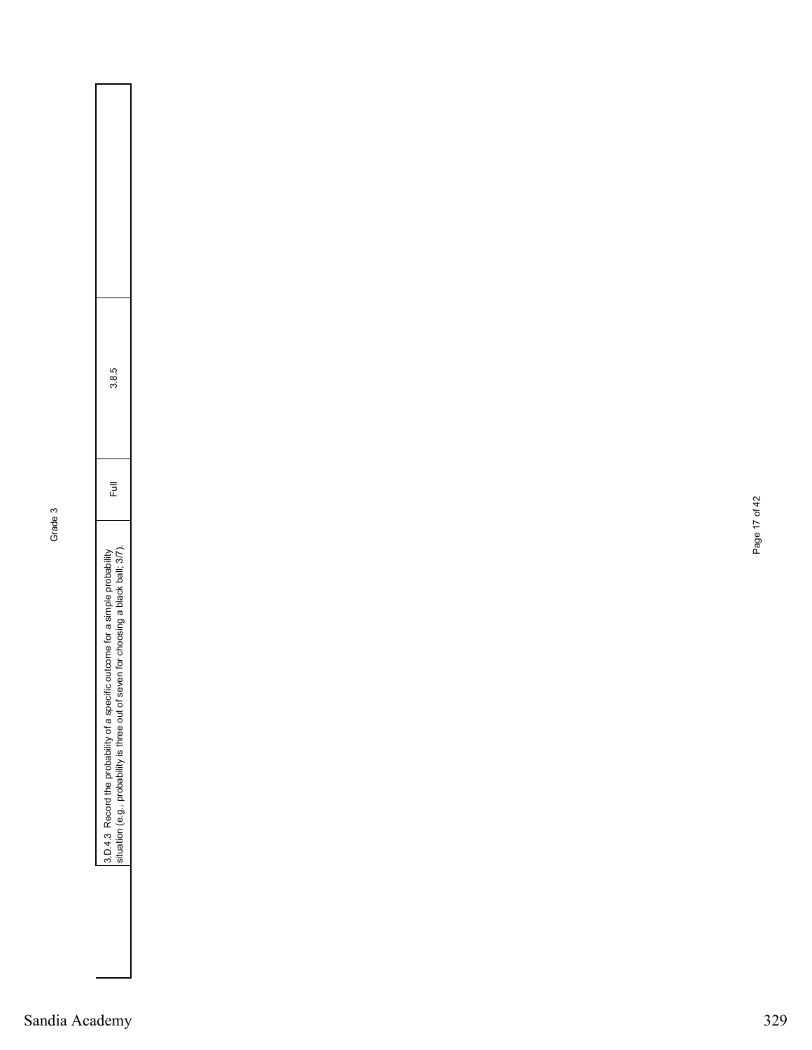| | 3.D.4.3 Record the probability of a specific outcome for a simple probability situation (e.g., probability is three out of seven for choosing a black ball; 3/7). | Full | 3.8.5 | |
|---|---|---|---|---|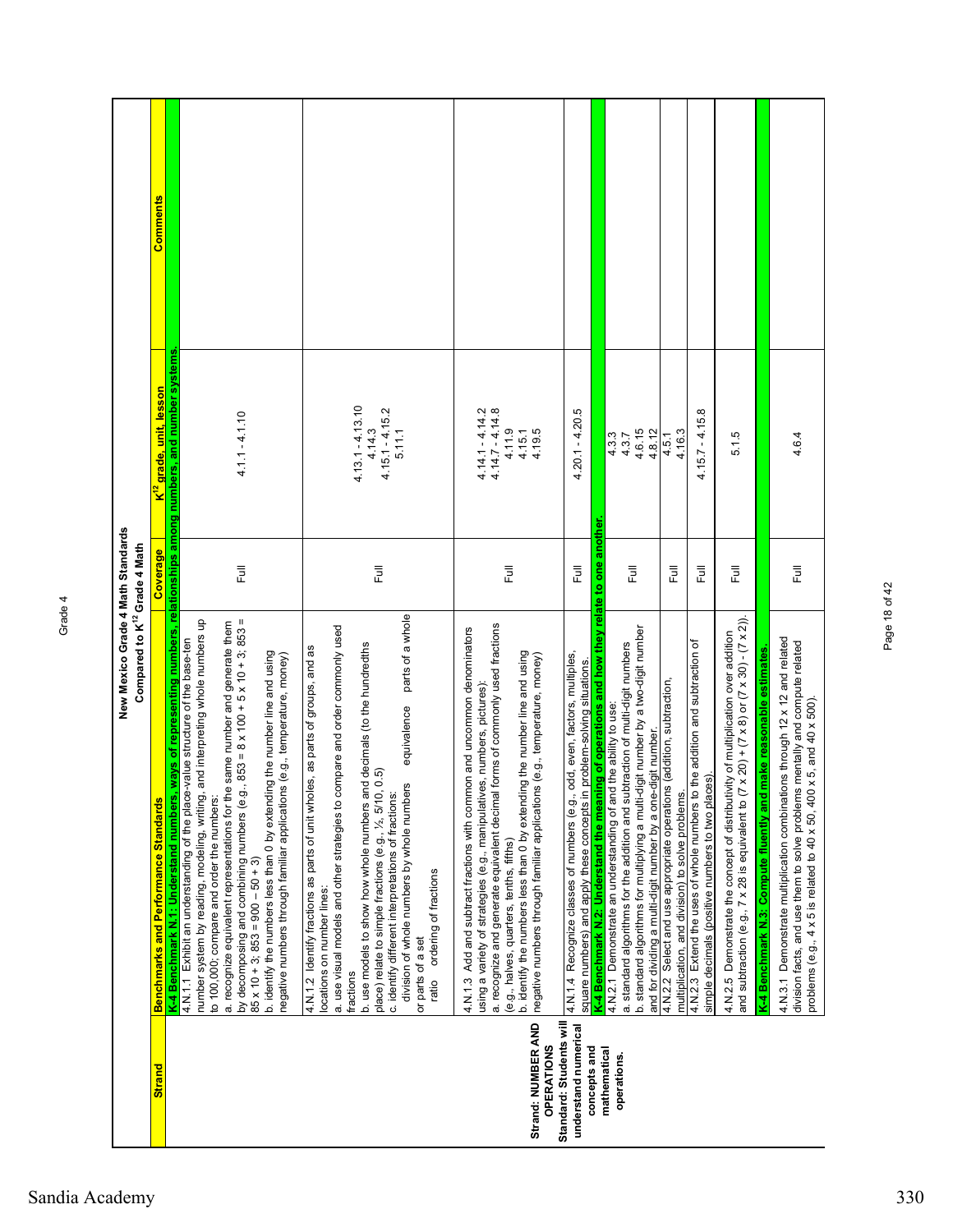# New Mexico Grade 4 Math Standards
## Compared to K[12] Grade 4 Math

| Strand | Benchmarks and Performance Standards | Coverage | K[12] grade, unit, lesson | Comments |
|---|---|---|---|---|
| | **K-4 Benchmark N.1: Understand numbers, ways of representing numbers, relationships among numbers, and number systems.** | | | |
| **Strand: NUMBER AND OPERATIONS** **Standard: Students will understand numerical concepts and mathematical operations.** | 4.N.1.1 Exhibit an understanding of the place-value structure of the base-ten number system by reading, modeling, writing, and interpreting whole numbers up to 100,000; compare and order the numbers: a. recognize equivalent representations for the same number and generate them by decomposing and combining numbers (e.g., 853 = 8 x 100 + 5 x 10 + 3; 853 = 85 x 10 + 3; 853 = 900 – 50 + 3) b. identify the numbers less than 0 by extending the number line and using negative numbers through familiar applications (e.g., temperature, money) | Full | 4.1.1 - 4.1.10 | |
| | 4.N.1.2 Identify fractions as parts of unit wholes, as parts of groups, and as locations on number lines: a. use visual models and other strategies to compare and order commonly used fractions b. use models to show how whole numbers and decimals (to the hundredths place) relate to simple fractions (e.g., ½, 5/10, 0.5) c. identify different interpretations of fractions: division of whole numbers by whole numbers; equivalence; parts of a whole or parts of a set; ratio; ordering of fractions | Full | 4.13.1 - 4.13.10<br>4.14.3<br>4.15.1 - 4.15.2<br>5.11.1 | |
| | 4.N.1.3 Add and subtract fractions with common and uncommon denominators using a variety of strategies (e.g., manipulatives, numbers, pictures): a. recognize and generate equivalent decimal forms of commonly used fractions (e.g., halves, quarters, tenths, fifths) b. identify the numbers less than 0 by extending the number line and using negative numbers through familiar applications (e.g., temperature, money) | Full | 4.14.1 - 4.14.2<br>4.14.7 - 4.14.8<br>4.11.9<br>4.15.1<br>4.19.5 | |
| | 4.N.1.4 Recognize classes of numbers (e.g., odd, even, factors, multiples, square numbers) and apply these concepts in problem-solving situations. | Full | 4.20.1 - 4.20.5 | |
| | **K-4 Benchmark N.2: Understand the meaning of operations and how they relate to one another.** | | | |
| | 4.N.2.1 Demonstrate an understanding of and the ability to use: a. standard algorithms for the addition and subtraction of multi-digit numbers b. standard algorithms for multiplying a multi-digit number by a two-digit number and for dividing a multi-digit number by a one-digit number. | Full | 4.3.3<br>4.3.7<br>4.6.15<br>4.8.12 | |
| | 4.N.2.2 Select and use appropriate operations (addition, subtraction, multiplication, and division) to solve problems. | Full | 4.5.1<br>4.16.3 | |
| | 4.N.2.3 Extend the uses of whole numbers to the addition and subtraction of simple decimals (positive numbers to two places). | Full | 4.15.7 - 4.15.8 | |
| | 4.N.2.5 Demonstrate the concept of distributivity of multiplication over addition and subtraction (e.g., 7 x 28 is equivalent to (7 x 20) + (7 x 8) or (7 x 30) - (7 x 2)). | Full | 5.1.5 | |
| | **K-4 Benchmark N.3: Compute fluently and make reasonable estimates.** | | | |
| | 4.N.3.1 Demonstrate multiplication combinations through 12 x 12 and related division facts, and use them to solve problems mentally and compute related problems (e.g., 4 x 5 is related to 40 x 50, 400 x 5, and 40 x 500). | Full | 4.6.4 | |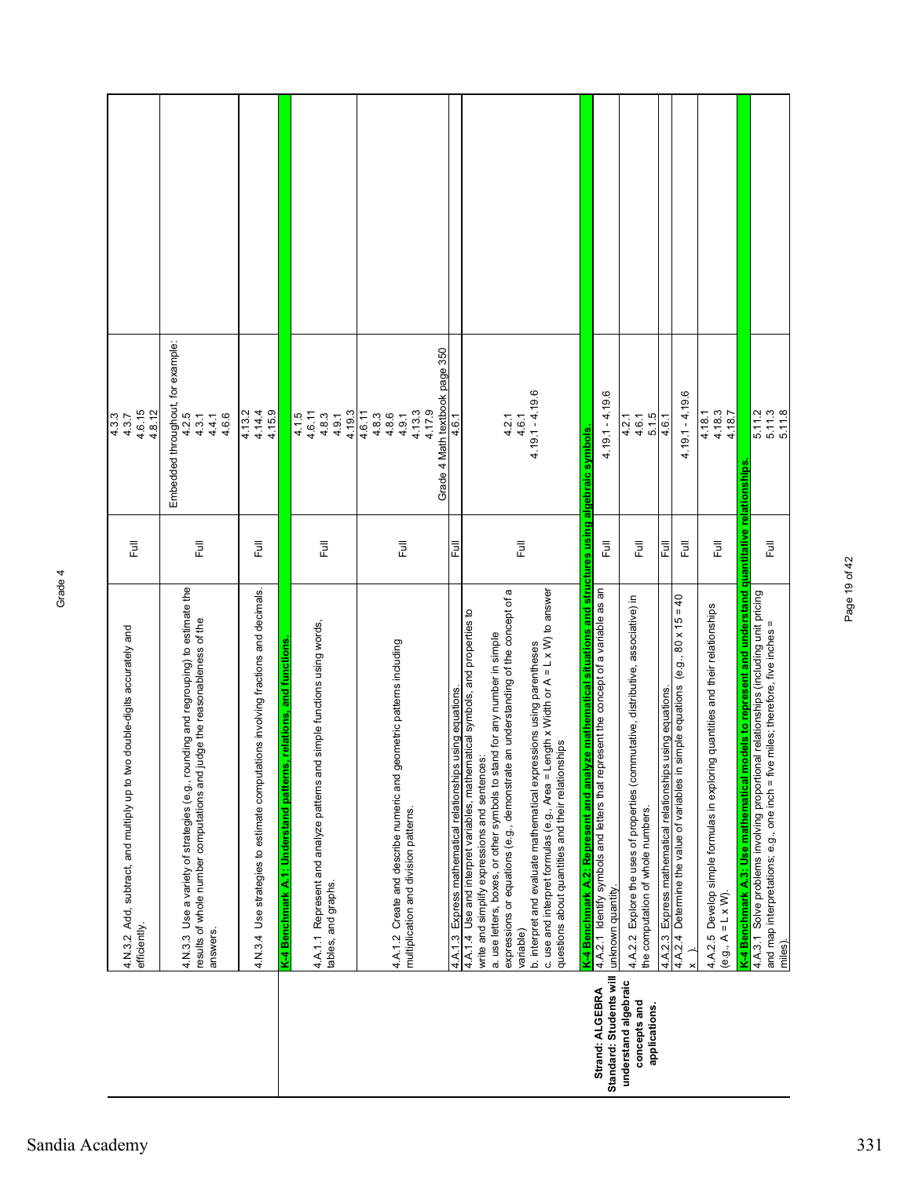Grade 4

| Strand/Standard | Performance Standard | Coverage | Textbook Reference | |
|---|---|---|---|---|
| | 4.N.3.2 Add, subtract, and multiply up to two double-digits accurately and efficiently. | Full | 4.3.3<br>4.3.7<br>4.6.15<br>4.8.12 | |
| | 4.N.3.3 Use a variety of strategies (e.g., rounding and regrouping) to estimate the results of whole number computations and judge the reasonableness of the answers. | Full | Embedded throughout, for example:<br>4.2.5<br>4.3.1<br>4.4.1<br>4.6.6 | |
| | 4.N.3.4 Use strategies to estimate computations involving fractions and decimals. | Full | 4.13.2<br>4.14.4<br>4.15.9 | |
| | **K-4 Benchmark A.1: Understand patterns, relations, and functions.** | | | |
| | 4.A.1.1 Represent and analyze patterns and simple functions using words, tables, and graphs. | Full | 4.1.5<br>4.6.11<br>4.8.3<br>4.9.1<br>4.19.3 | |
| | 4.A.1.2 Create and describe numeric and geometric patterns including multiplication and division patterns. | Full | 4.6.11<br>4.8.3<br>4.8.6<br>4.9.1<br>4.13.3<br>4.17.9<br>Grade 4 Math textbook page 350 | |
| | 4.A.1.3 Express mathematical relationships using equations. | Full | 4.6.1 | |
| | 4.A.1.4 Use and interpret variables, mathematical symbols, and properties to write and simplify expressions and sentences:<br>a. use letters, boxes, or other symbols to stand for any number in simple expressions or equations (e.g., demonstrate an understanding of the concept of a variable)<br>b. interpret and evaluate mathematical expressions using parentheses<br>c. use and interpret formulas (e.g., Area = Length x Width or A = L x W) to answer questions about quantities and their relationships | Full | 4.2.1<br>4.6.1<br>4.19.1 - 4.19.6 | |
| **Strand: ALGEBRA**<br>**Standard: Students will understand algebraic concepts and applications.** | **K-4 Benchmark A.2: Represent and analyze mathematical situations and structures using algebraic symbols.** | | | |
| | 4.A.2.1 Identify symbols and letters that represent the concept of a variable as an unknown quantity. | Full | 4.19.1 - 4.19.6 | |
| | 4.A.2.2 Explore the uses of properties (commutative, distributive, associative) in the computation of whole numbers. | Full | 4.2.1<br>4.6.1<br>5.1.5 | |
| | 4.A.2.3 Express mathematical relationships using equations. | Full | 4.6.1 | |
| | 4.A.2.4 Determine the value of variables in simple equations (e.g., 80 x 15 = 40 x ). | Full | 4.19.1 - 4.19.6 | |
| | 4.A.2.5 Develop simple formulas in exploring quantities and their relationships (e.g., A = L x W). | Full | 4.18.1<br>4.18.3<br>4.18.7 | |
| | **K-4 Benchmark A.3: Use mathematical models to represent and understand quantitative relationships.** | | | |
| | 4.A.3.1 Solve problems involving proportional relationships (including unit pricing and map interpretations; e.g., one inch = five miles; therefore, five inches = miles). | Full | 5.11.2<br>5.11.3<br>5.11.8 | |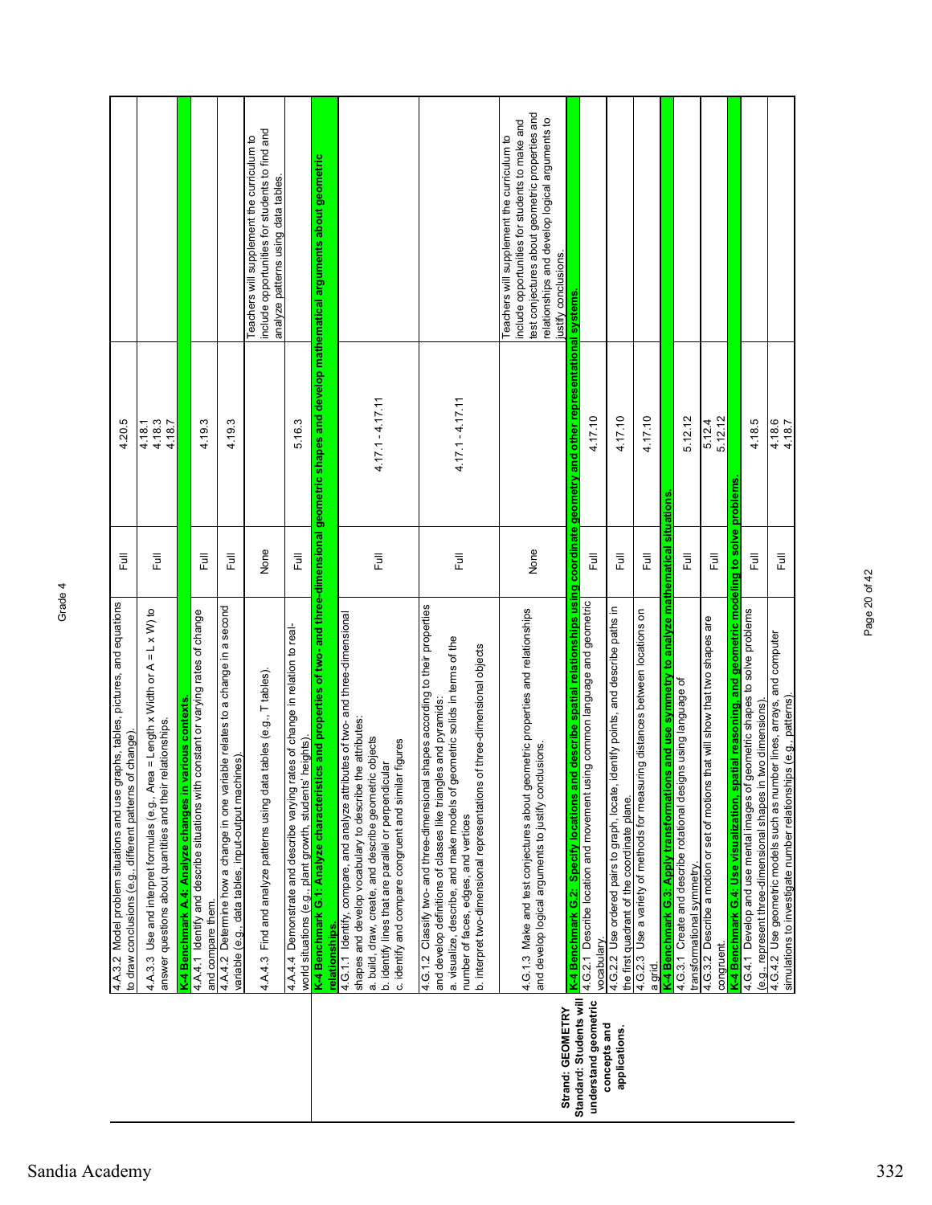Grade 4

| Strand/Standard | Benchmark / Performance Standard | Coverage | Reference | Notes |
|---|---|---|---|---|
| | 4.A.3.2 Model problem situations and use graphs, tables, pictures, and equations to draw conclusions (e.g., different patterns of change). | Full | 4.20.5 | |
| | 4.A.3.3 Use and interpret formulas (e.g., Area = Length x Width or A = L x W) to answer questions about quantities and their relationships. | Full | 4.18.1<br>4.18.3<br>4.18.7 | |
| | **K-4 Benchmark A.4: Analyze changes in various contexts.** | | | |
| | 4.A.4.1 Identify and describe situations with constant or varying rates of change and compare them. | Full | 4.19.3 | |
| | 4.A.4.2 Determine how a change in one variable relates to a change in a second variable (e.g., data tables, input-output machines). | Full | 4.19.3 | |
| | 4.A.4.3 Find and analyze patterns using data tables (e.g., T tables). | None | | Teachers will supplement the curriculum to include opportunities for students to find and analyze patterns using data tables. |
| | 4.A.4.4 Demonstrate and describe varying rates of change in relation to real-world situations (e.g., plant growth, students' heights). | Full | 5.16.3 | |
| | **K-4 Benchmark G.1: Analyze characteristics and properties of two- and three-dimensional geometric shapes and develop mathematical arguments about geometric relationships.** | | | |
| | 4.G.1.1 Identify, compare, and analyze attributes of two- and three-dimensional shapes and develop vocabulary to describe the attributes:<br>a. build, draw, create, and describe geometric objects<br>b. identify lines that are parallel or perpendicular<br>c. identify and compare congruent and similar figures | Full | 4.17.1 - 4.17.11 | |
| | 4.G.1.2 Classify two- and three-dimensional shapes according to their properties and develop definitions of classes like triangles and pyramids:<br>a. visualize, describe, and make models of geometric solids in terms of the number of faces, edges, and vertices<br>b. interpret two-dimensional representations of three-dimensional objects | Full | 4.17.1 - 4.17.11 | |
| | 4.G.1.3 Make and test conjectures about geometric properties and relationships and develop logical arguments to justify conclusions. | None | | Teachers will supplement the curriculum to include opportunities for students to make and test conjectures about geometric properties and relationships and develop logical arguments to justify conclusions. |
| **Strand: GEOMETRY**<br>**Standard: Students will understand geometric concepts and applications.** | **K-4 Benchmark G.2: Specify locations and describe spatial relationships using coordinate geometry and other representational systems.** | | | |
| | 4.G.2.1 Describe location and movement using common language and geometric vocabulary. | Full | 4.17.10 | |
| | 4.G.2.2 Use ordered pairs to graph, locate, identify points, and describe paths in the first quadrant of the coordinate plane. | Full | 4.17.10 | |
| | 4.G.2.3 Use a variety of methods for measuring distances between locations on a grid. | Full | 4.17.10 | |
| | **K-4 Benchmark G.3: Apply transformations and use symmetry to analyze mathematical situations.** | | | |
| | 4.G.3.1 Create and describe rotational designs using language of transformational symmetry. | Full | 5.12.12 | |
| | 4.G.3.2 Describe a motion or set of motions that will show that two shapes are congruent. | Full | 5.12.4<br>5.12.12 | |
| | **K-4 Benchmark G.4: Use visualization, spatial reasoning, and geometric modeling to solve problems.** | | | |
| | 4.G.4.1 Develop and use mental images of geometric shapes to solve problems (e.g., represent three-dimensional shapes in two dimensions). | Full | 4.18.5 | |
| | 4.G.4.2 Use geometric models such as number lines, arrays, and computer simulations to investigate number relationships (e.g., patterns). | Full | 4.18.6<br>4.18.7 | |

Sandia Academy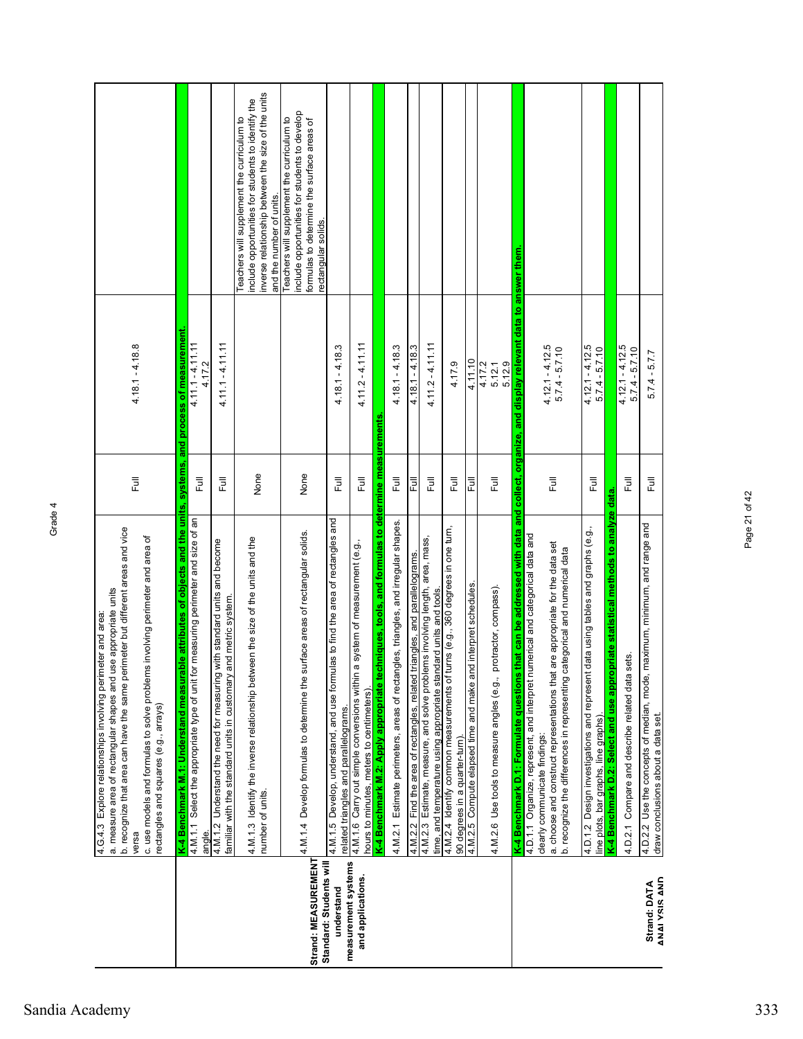| Strand / Standard | Benchmark / Performance Standard | Alignment | Location | Notes |
|---|---|---|---|---|
| | 4.G.4.3 Explore relationships involving perimeter and area:<br>a. measure area of rectangular shapes and use appropriate units<br>b. recognize that area can have the same perimeter but different areas and vice versa<br>c. use models and formulas to solve problems involving perimeter and area of rectangles and squares (e.g., arrays) | Full | 4.18.1 - 4.18.8 | |
| **Strand: MEASUREMENT**<br>**Standard: Students will understand measurement systems and applications.** | **K-4 Benchmark M.1: Understand measurable attributes of objects and the units, systems, and process of measurement.** | | | |
| | 4.M.1.1 Select the appropriate type of unit for measuring perimeter and size of an angle. | Full | 4.11.1 - 4.11.11<br>4.17.2 | |
| | 4.M.1.2 Understand the need for measuring with standard units and become familiar with the standard units in customary and metric system. | Full | 4.11.1 - 4.11.11 | |
| | 4.M.1.3 Identify the inverse relationship between the size of the units and the number of units. | None | | Teachers will supplement the curriculum to include opportunities for students to identify the inverse relationship between the size of the units and the number of units. |
| | 4.M.1.4 Develop formulas to determine the surface areas of rectangular solids. | None | | Teachers will supplement the curriculum to include opportunities for students to develop formulas to determine the surface areas of rectangular solids. |
| | 4.M.1.5 Develop, understand, and use formulas to find the area of rectangles and related triangles and parallelograms. | Full | 4.18.1 - 4.18.3 | |
| | 4.M.1.6 Carry out simple conversions within a system of measurement (e.g., hours to minutes, meters to centimeters). | Full | 4.11.2 - 4.11.11 | |
| | **K-4 Benchmark M.2: Apply appropriate techniques, tools, and formulas to determine measurements.** | | | |
| | 4.M.2.1 Estimate perimeters, areas of rectangles, triangles, and irregular shapes. | Full | 4.18.1 - 4.18.3 | |
| | 4.M.2.2 Find the area of rectangles, related triangles, and parallelograms. | Full | 4.18.1 - 4.18.3 | |
| | 4.M.2.3 Estimate, measure, and solve problems involving length, area, mass, time, and temperature using appropriate standard units and tools. | Full | 4.11.2 - 4.11.11 | |
| | 4.M.2.4 Identify common measurements of turns (e.g., 360 degrees in one turn, 90 degrees in a quarter-turn). | Full | 4.17.9 | |
| | 4.M.2.5 Compute elapsed time and make and interpret schedules. | Full | 4.11.10 | |
| | 4.M.2.6 Use tools to measure angles (e.g., protractor, compass). | Full | 4.17.2<br>5.12.1<br>5.12.9 | |
| **Strand: DATA ANALYSIS AND** | **K-4 Benchmark D.1: Formulate questions that can be addressed with data and collect, organize, and display relevant data to answer them.** | | | |
| | 4.D.1.1 Organize, represent, and interpret numerical and categorical data and clearly communicate findings:<br>a. choose and construct representations that are appropriate for the data set<br>b. recognize the differences in representing categorical and numerical data | Full | 4.12.1 - 4.12.5<br>5.7.4 - 5.7.10 | |
| | 4.D.1.2 Design investigations and represent data using tables and graphs (e.g., line plots, bar graphs, line graphs). | Full | 4.12.1 - 4.12.5<br>5.7.4 - 5.7.10 | |
| | **K-4 Benchmark D.2: Select and use appropriate statistical methods to analyze data.** | | | |
| | 4.D.2.1 Compare and describe related data sets. | Full | 4.12.1 - 4.12.5<br>5.7.4 - 5.7.10 | |
| | 4.D.2.2 Use the concepts of median, mode, maximum, minimum, and range and draw conclusions about a data set. | Full | 5.7.4 - 5.7.7 | |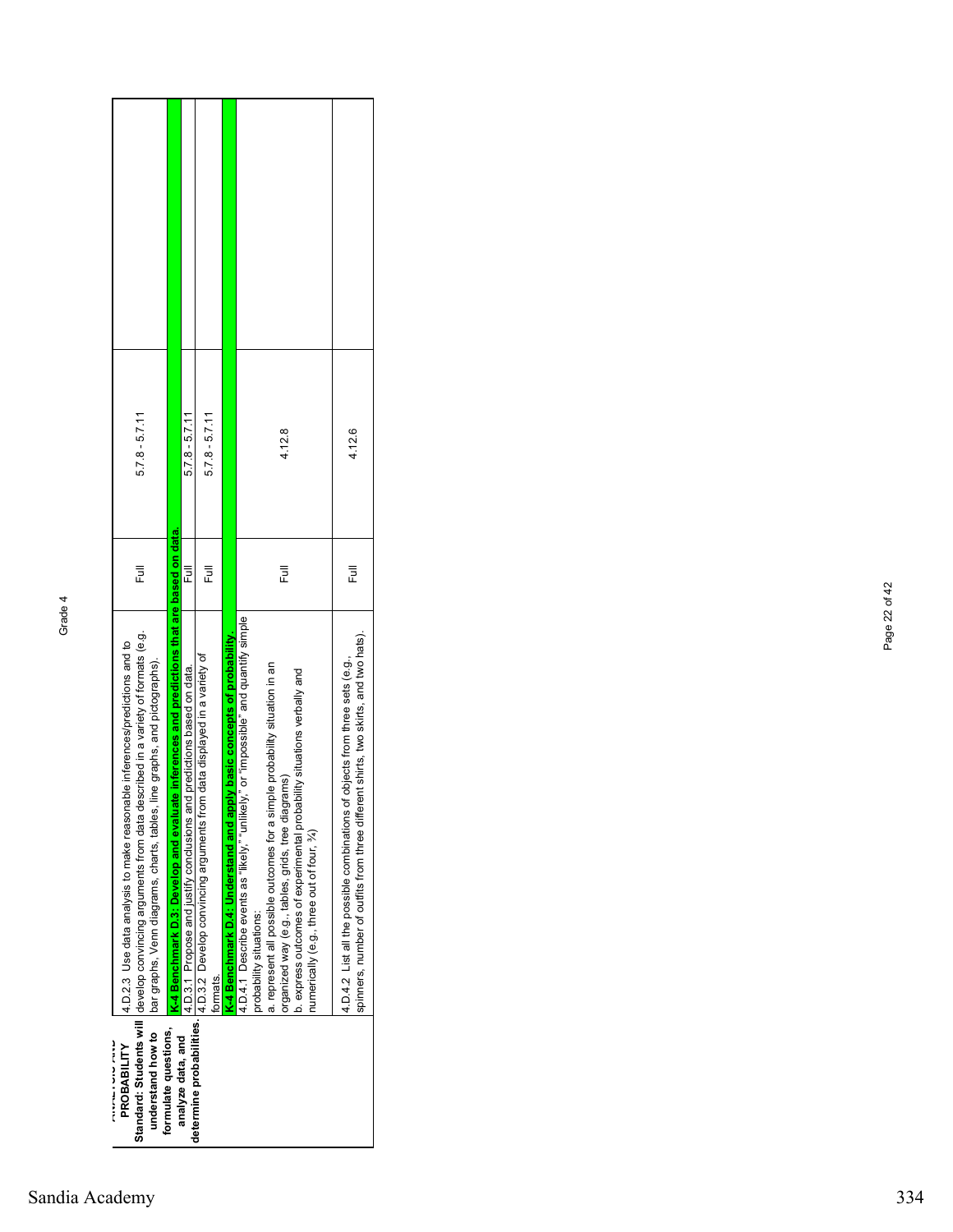| ANALYSIS AND PROBABILITY Standard: Students will understand how to formulate questions, analyze data, and determine probabilities. | 4.D.2.3 Use data analysis to make reasonable inferences/predictions and to develop convincing arguments from data described in a variety of formats (e.g. bar graphs, Venn diagrams, charts, tables, line graphs, and pictographs). | Full | 5.7.8 - 5.7.11 | |
|---|---|---|---|---|
| | **K-4 Benchmark D.3: Develop and evaluate inferences and predictions that are based on data.** | | | |
| | 4.D.3.1 Propose and justify conclusions and predictions based on data. | Full | 5.7.8 - 5.7.11 | |
| | 4.D.3.2 Develop convincing arguments from data displayed in a variety of formats. | Full | 5.7.8 - 5.7.11 | |
| | **K-4 Benchmark D.4: Understand and apply basic concepts of probability.** | | | |
| | 4.D.4.1 Describe events as "likely," "unlikely," or "impossible" and quantify simple probability situations:<br>a. represent all possible outcomes for a simple probability situation in an organized way (e.g., tables, grids, tree diagrams)<br>b. express outcomes of experimental probability situations verbally and numerically (e.g., three out of four, ¾) | Full | 4.12.8 | |
| | 4.D.4.2 List all the possible combinations of objects from three sets (e.g., spinners, number of outfits from three different shirts, two skirts, and two hats). | Full | 4.12.6 | |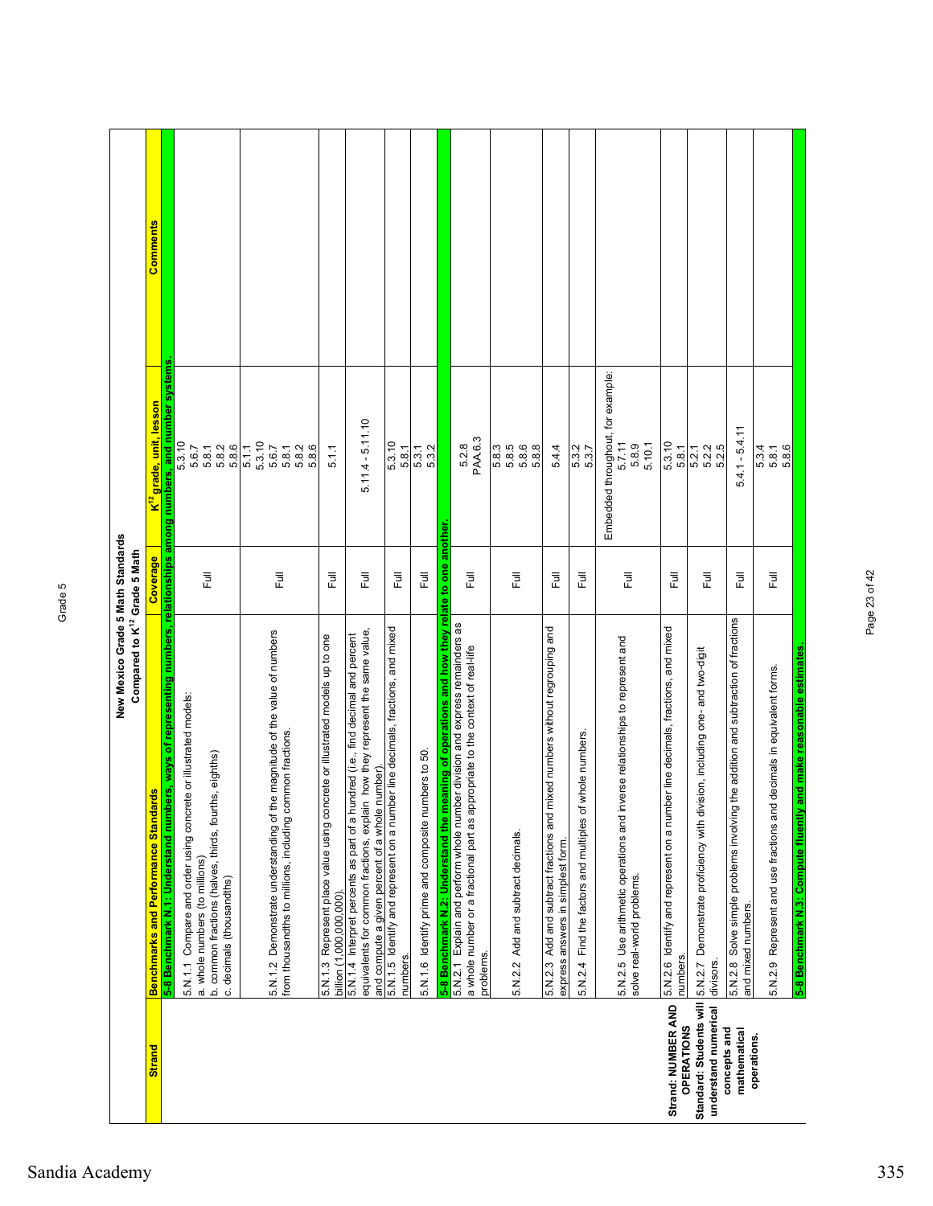Grade 5

# New Mexico Grade 5 Math Standards
## Compared to K[12] Grade 5 Math

| Strand | Benchmarks and Performance Standards | Coverage | K[12] grade, unit, lesson | Comments |
|---|---|---|---|---|
| | **5-8 Benchmark N.1: Understand numbers, ways of representing numbers, relationships among numbers, and number systems.** | | | |
| | 5.N.1.1 Compare and order using concrete or illustrated models: a. whole numbers (to millions) b. common fractions (halves, thirds, fourths, eighths) c. decimals (thousandths) | Full | 5.3.10 5.6.7 5.8.1 5.8.2 5.8.6 | |
| | 5.N.1.2 Demonstrate understanding of the magnitude of the value of numbers from thousandths to millions, including common fractions. | Full | 5.1.1 5.3.10 5.6.7 5.8.1 5.8.2 5.8.6 | |
| | 5.N.1.3 Represent place value using concrete or illustrated models up to one billion (1,000,000,000). | Full | 5.1.1 | |
| | 5.N.1.4 Interpret percents as part of a hundred (i.e., find decimal and percent equivalents for common fractions, explain how they represent the same value, and compute a given percent of a whole number). | Full | 5.11.4 - 5.11.10 | |
| | 5.N.1.5 Identify and represent on a number line decimals, fractions, and mixed numbers. | Full | 5.3.10 5.8.1 | |
| | 5.N.1.6 Identify prime and composite numbers to 50. | Full | 5.3.1 5.3.2 | |
| | **5-8 Benchmark N.2: Understand the meaning of operations and how they relate to one another.** | | | |
| | 5.N.2.1 Explain and perform whole number division and express remainders as a whole number or a fractional part as appropriate to the context of real-life problems. | Full | 5.2.8 PAA.6.3 | |
| | 5.N.2.2 Add and subtract decimals. | Full | 5.8.3 5.8.5 5.8.6 5.8.8 | |
| | 5.N.2.3 Add and subtract fractions and mixed numbers without regrouping and express answers in simplest form. | Full | 5.4.4 | |
| | 5.N.2.4 Find the factors and multiples of whole numbers. | Full | 5.3.2 5.3.7 | |
| **Strand: NUMBER AND OPERATIONS** | 5.N.2.5 Use arithmetic operations and inverse relationships to represent and solve real-world problems. | Full | Embedded throughout, for example: 5.7.11 5.8.9 5.10.1 | |
| **Standard: Students will understand numerical concepts and mathematical operations.** | 5.N.2.6 Identify and represent on a number line decimals, fractions, and mixed numbers. | Full | 5.3.10 5.8.1 | |
| | 5.N.2.7 Demonstrate proficiency with division, including one- and two-digit divisors. | Full | 5.2.1 5.2.2 5.2.5 | |
| | 5.N.2.8 Solve simple problems involving the addition and subtraction of fractions and mixed numbers. | Full | 5.4.1 - 5.4.11 | |
| | 5.N.2.9 Represent and use fractions and decimals in equivalent forms. | Full | 5.3.4 5.8.1 5.8.6 | |
| | **5-8 Benchmark N.3: Compute fluently and make reasonable estimates.** | | | |

Sandia Academy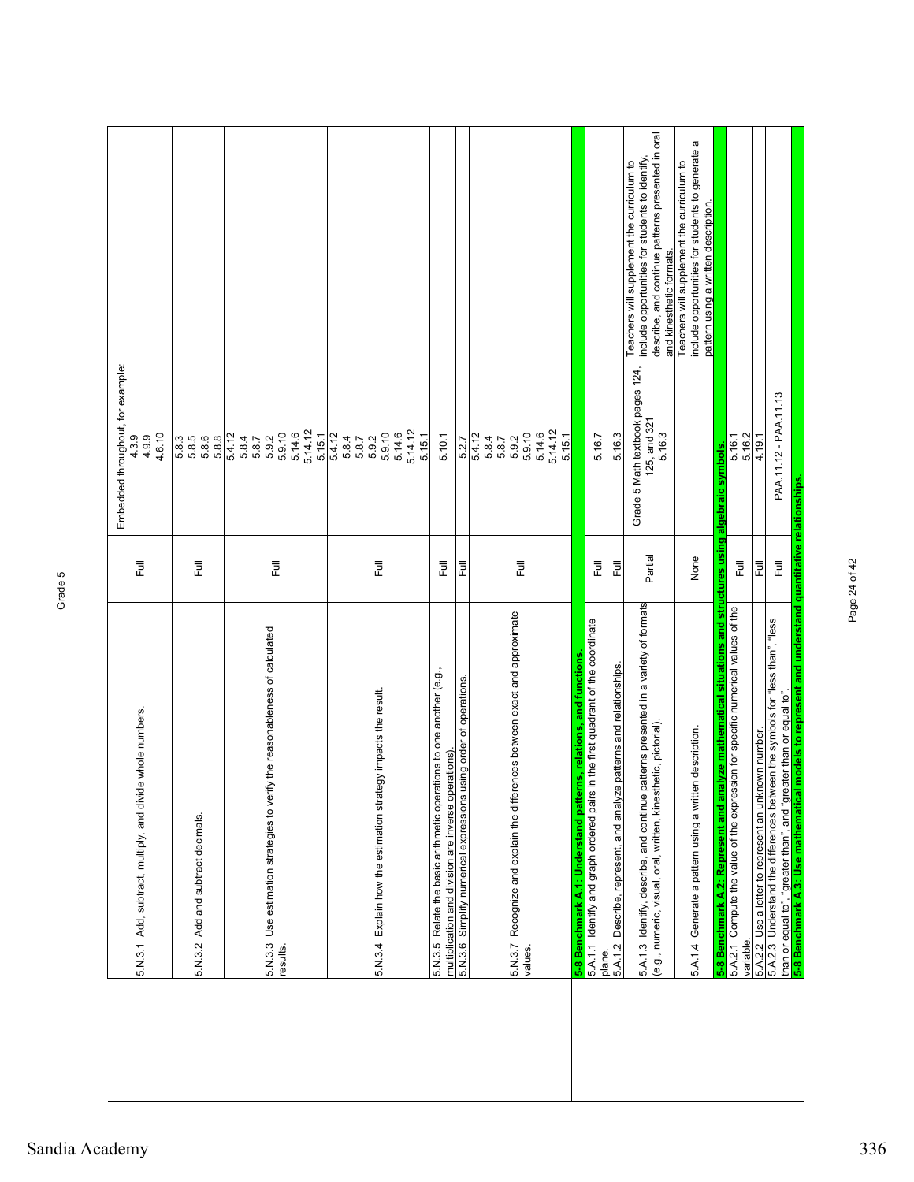| Standard | Alignment | Evidence | Notes |
|---|---|---|---|
| 5.N.3.1 Add, subtract, multiply, and divide whole numbers. | Full | Embedded throughout, for example: 4.3.9 4.9.9 4.6.10 | |
| 5.N.3.2 Add and subtract decimals. | Full | 5.8.3 5.8.5 5.8.6 5.8.8 | |
| 5.N.3.3 Use estimation strategies to verify the reasonableness of calculated results. | Full | 5.4.12 5.8.4 5.8.7 5.9.2 5.9.10 5.14.6 5.14.12 5.15.1 | |
| 5.N.3.4 Explain how the estimation strategy impacts the result. | Full | 5.4.12 5.8.4 5.8.7 5.9.2 5.9.10 5.14.6 5.14.12 5.15.1 | |
| 5.N.3.5 Relate the basic arithmetic operations to one another (e.g., multiplication and division are inverse operations). | Full | 5.10.1 | |
| 5.N.3.6 Simplify numerical expressions using order of operations. | Full | 5.2.7 | |
| 5.N.3.7 Recognize and explain the differences between exact and approximate values. | Full | 5.4.12 5.8.4 5.8.7 5.9.2 5.9.10 5.14.6 5.14.12 5.15.1 | |
| **5-8 Benchmark A.1: Understand patterns, relations, and functions.** | | | |
| 5.A.1.1 Identify and graph ordered pairs in the first quadrant of the coordinate plane. | Full | 5.16.7 | |
| 5.A.1.2 Describe, represent, and analyze patterns and relationships. | Full | 5.16.3 | |
| 5.A.1.3 Identify, describe, and continue patterns presented in a variety of formats (e.g., numeric, visual, oral, written, kinesthetic, pictorial). | Partial | Grade 5 Math textbook pages 124, 125, and 321 5.16.3 | Teachers will supplement the curriculum to include opportunities for students to identify, describe, and continue patterns presented in oral and kinesthetic formats. |
| 5.A.1.4 Generate a pattern using a written description. | None | | Teachers will supplement the curriculum to include opportunities for students to generate a pattern using a written description. |
| **5-8 Benchmark A.2: Represent and analyze mathematical situations and structures using algebraic symbols.** | | | |
| 5.A.2.1 Compute the value of the expression for specific numerical values of the variable. | Full | 5.16.1 5.16.2 | |
| 5.A.2.2 Use a letter to represent an unknown number. | Full | 4.19.1 | |
| 5.A.2.3 Understand the differences between the symbols for "less than", "less than or equal to", "greater than", and "greater than or equal to". | Full | PAA.11.12 - PAA.11.13 | |
| **5-8 Benchmark A.3: Use mathematical models to represent and understand quantitative relationships.** | | | |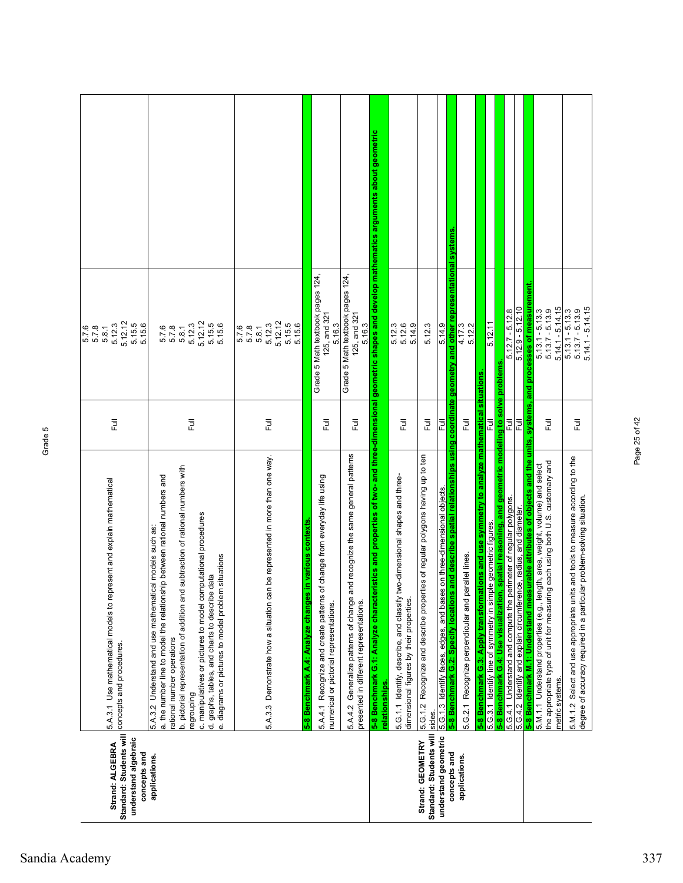Grade 5

| Strand / Standard | Performance Standard | Coverage | Resources | |
|---|---|---|---|---|
| **Strand: ALGEBRA Standard: Students will understand algebraic concepts and applications.** | 5.A.3.1 Use mathematical models to represent and explain mathematical concepts and procedures. | Full | 5.7.6<br>5.7.8<br>5.8.1<br>5.12.3<br>5.12.12<br>5.15.5<br>5.15.6 | |
| | 5.A.3.2 Understand and use mathematical models such as:<br>a. the number line to model the relationship between rational numbers and rational number operations<br>b. pictorial representation of addition and subtraction of rational numbers with regrouping<br>c. manipulatives or pictures to model computational procedures<br>d. graphs, tables, and charts to describe data<br>e. diagrams or pictures to model problem situations | Full | 5.7.6<br>5.7.8<br>5.8.1<br>5.12.3<br>5.12.12<br>5.15.5<br>5.15.6 | |
| | 5.A.3.3 Demonstrate how a situation can be represented in more than one way. | Full | 5.7.6<br>5.7.8<br>5.8.1<br>5.12.3<br>5.12.12<br>5.15.5<br>5.15.6 | |
| | **5-8 Benchmark A.4: Analyze changes in various contexts.** | | | |
| | 5.A.4.1 Recognize and create patterns of change from everyday life using numerical or pictorial representations. | Full | Grade 5 Math textbook pages 124, 125, and 321<br>5.16.3 | |
| | 5.A.4.2 Generalize patterns of change and recognize the same general patterns presented in different representations. | Full | Grade 5 Math textbook pages 124, 125, and 321<br>5.16.3 | |
| **Strand: GEOMETRY Standard: Students will understand geometric concepts and applications.** | **5-8 Benchmark G.1: Analyze characteristics and properties of two- and three-dimensional geometric shapes and develop mathematics arguments about geometric relationships.** | | | |
| | 5.G.1.1 Identify, describe, and classify two-dimensional shapes and three-dimensional figures by their properties. | Full | 5.12.3<br>5.12.6<br>5.14.9 | |
| | 5.G.1.2 Recognize and describe properties of regular polygons having up to ten sides. | Full | 5.12.3 | |
| | 5.G.1.3 Identify faces, edges, and bases on three-dimensional objects. | Full | 5.14.9 | |
| | **5-8 Benchmark G.2: Specify locations and describe spatial relationships using coordinate geometry and other representational systems.** | | | |
| | 5.G.2.1 Recognize perpendicular and parallel lines. | Full | 4.17.3<br>5.12.2 | |
| | **5-8 Benchmark G.3: Apply transformations and use symmetry to analyze mathematical situations.** | | | |
| | 5.G.3.1 Identify line of symmetry in simple geometric figures. | Full | 5.12.11 | |
| | **5-8 Benchmark G.4: Use visualization, spatial reasoning, and geometric modeling to solve problems.** | | | |
| | 5.G.4.1 Understand and compute the perimeter of regular polygons. | Full | 5.12.7 - 5.12.8 | |
| | 5.G.4.2 Identify and explain circumference, radius, and diameter. | Full | 5.12.9 - 5.12.10 | |
| | **5-8 Benchmark M.1: Understand measurable attributes of objects and the units, systems, and processes of measurement.** | | | |
| | 5.M.1.1 Understand properties (e.g., length, area, weight, volume) and select the appropriate type of unit for measuring each using both U.S. customary and metric systems. | Full | 5.13.1 - 5.13.3<br>5.13.7 - 5.13.9<br>5.14.1 - 5.14.15 | |
| | 5.M.1.2 Select and use appropriate units and tools to measure according to the degree of accuracy required in a particular problem-solving situation. | Full | 5.13.1 - 5.13.3<br>5.13.7 - 5.13.9<br>5.14.1 - 5.14.15 | |

Sandia Academy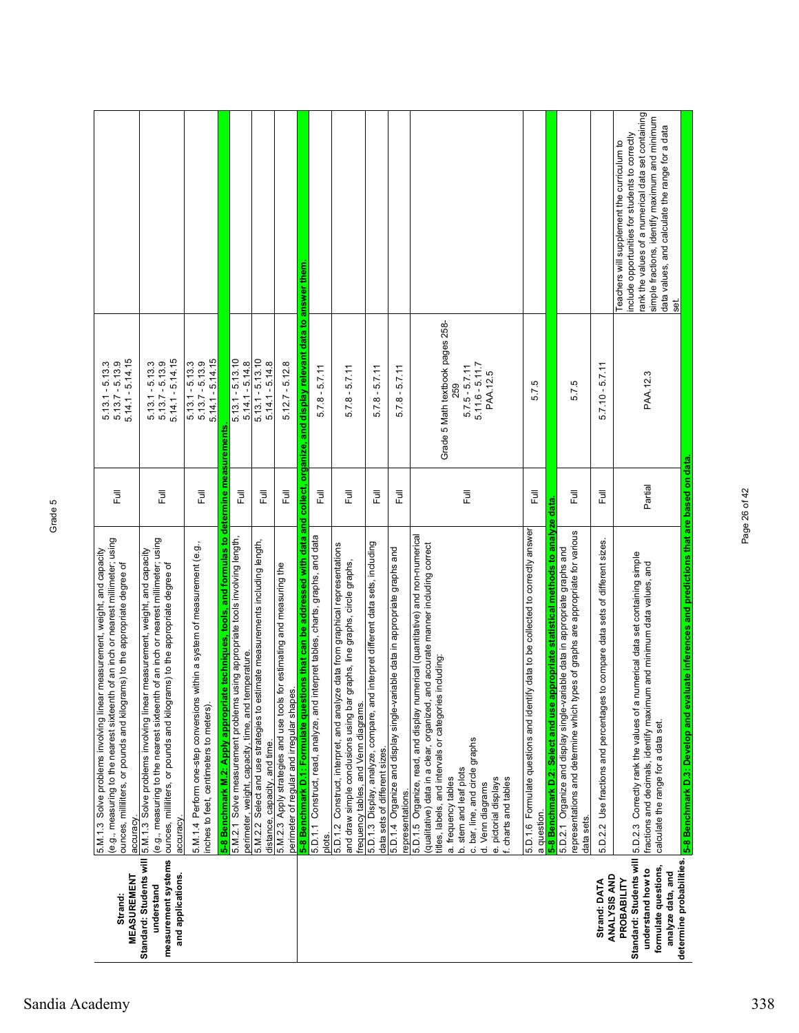| Strand / Standard | Grade Level Expectation | Alignment | Textbook Reference | Notes |
|---|---|---|---|---|
| **Strand: MEASUREMENT** **Standard: Students will understand measurement systems and applications.** | 5.M.1.3 Solve problems involving linear measurement, weight, and capacity (e.g., measuring to the nearest sixteenth of an inch or nearest millimeter; using ounces, milliliters, or pounds and kilograms) to the appropriate degree of accuracy. | Full | 5.13.1 - 5.13.3 5.13.7 - 5.13.9 5.14.1 - 5.14.15 | |
| | 5.M.1.3 Solve problems involving linear measurement, weight, and capacity (e.g., measuring to the nearest sixteenth of an inch or nearest millimeter; using ounces, milliliters, or pounds and kilograms) to the appropriate degree of accuracy. | Full | 5.13.1 - 5.13.3 5.13.7 - 5.13.9 5.14.1 - 5.14.15 | |
| | 5.M.1.4 Perform one-step conversions within a system of measurement (e.g., inches to feet, centimeters to meters). | Full | 5.13.1 - 5.13.3 5.13.7 - 5.13.9 5.14.1 - 5.14.15 | |
| | **5-8 Benchmark M.2: Apply appropriate techniques, tools, and formulas to determine measurements.** | | | |
| | 5.M.2.1 Solve measurement problems using appropriate tools involving length, perimeter, weight, capacity, time, and temperature. | Full | 5.13.1 - 5.13.10 5.14.1 - 5.14.8 | |
| | 5.M.2.2 Select and use strategies to estimate measurements including length, distance, capacity, and time. | Full | 5.13.1 - 5.13.10 5.14.1 - 5.14.8 | |
| | 5.M.2.3 Apply strategies and use tools for estimating and measuring the perimeter of regular and irregular shapes. | Full | 5.12.7 - 5.12.8 | |
| **Strand: DATA ANALYSIS AND PROBABILITY** **Standard: Students will understand how to formulate questions, analyze data, and determine probabilities.** | **5-8 Benchmark D.1: Formulate questions that can be addressed with data and collect, organize, and display relevant data to answer them.** | | | |
| | 5.D.1.1 Construct, read, analyze, and interpret tables, charts, graphs, and data plots. | Full | 5.7.8 - 5.7.11 | |
| | 5.D.1.2 Construct, interpret, and analyze data from graphical representations and draw simple conclusions using bar graphs, line graphs, circle graphs, frequency tables, and Venn diagrams. | Full | 5.7.8 - 5.7.11 | |
| | 5.D.1.3 Display, analyze, compare, and interpret different data sets, including data sets of different sizes. | Full | 5.7.8 - 5.7.11 | |
| | 5.D.1.4 Organize and display single-variable data in appropriate graphs and representations. | Full | 5.7.8 - 5.7.11 | |
| | 5.D.1.5 Organize, read, and display numerical (quantitative) and non-numerical (qualitative) data in a clear, organized, and accurate manner including correct titles, labels, and intervals or categories including: a. frequency tables b. stem and leaf plots c. bar, line, and circle graphs d. Venn diagrams e. pictorial displays f. charts and tables | Full | Grade 5 Math textbook pages 258-259 5.7.5 - 5.7.11 5.11.6 - 5.11.7 PAA.12.5 | |
| | 5.D.1.6 Formulate questions and identify data to be collected to correctly answer a question. | Full | 5.7.5 | |
| | **5-8 Benchmark D.2: Select and use appropriate statistical methods to analyze data.** | | | |
| | 5.D.2.1 Organize and display single-variable data in appropriate graphs and representations and determine which types of graphs are appropriate for various data sets. | Full | 5.7.5 | |
| | 5.D.2.2 Use fractions and percentages to compare data sets of different sizes. | Full | 5.7.10 - 5.7.11 | |
| | 5.D.2.3 Correctly rank the values of a numerical data set containing simple fractions and decimals, identify maximum and minimum data values, and calculate the range for a data set. | Partial | PAA.12.3 | Teachers will supplement the curriculum to include opportunities for students to correctly rank the values of a numerical data set containing simple fractions, identify maximum and minimum data values, and calculate the range for a data set. |
| | **5-8 Benchmark D.3: Develop and evaluate inferences and predictions that are based on data.** | | | |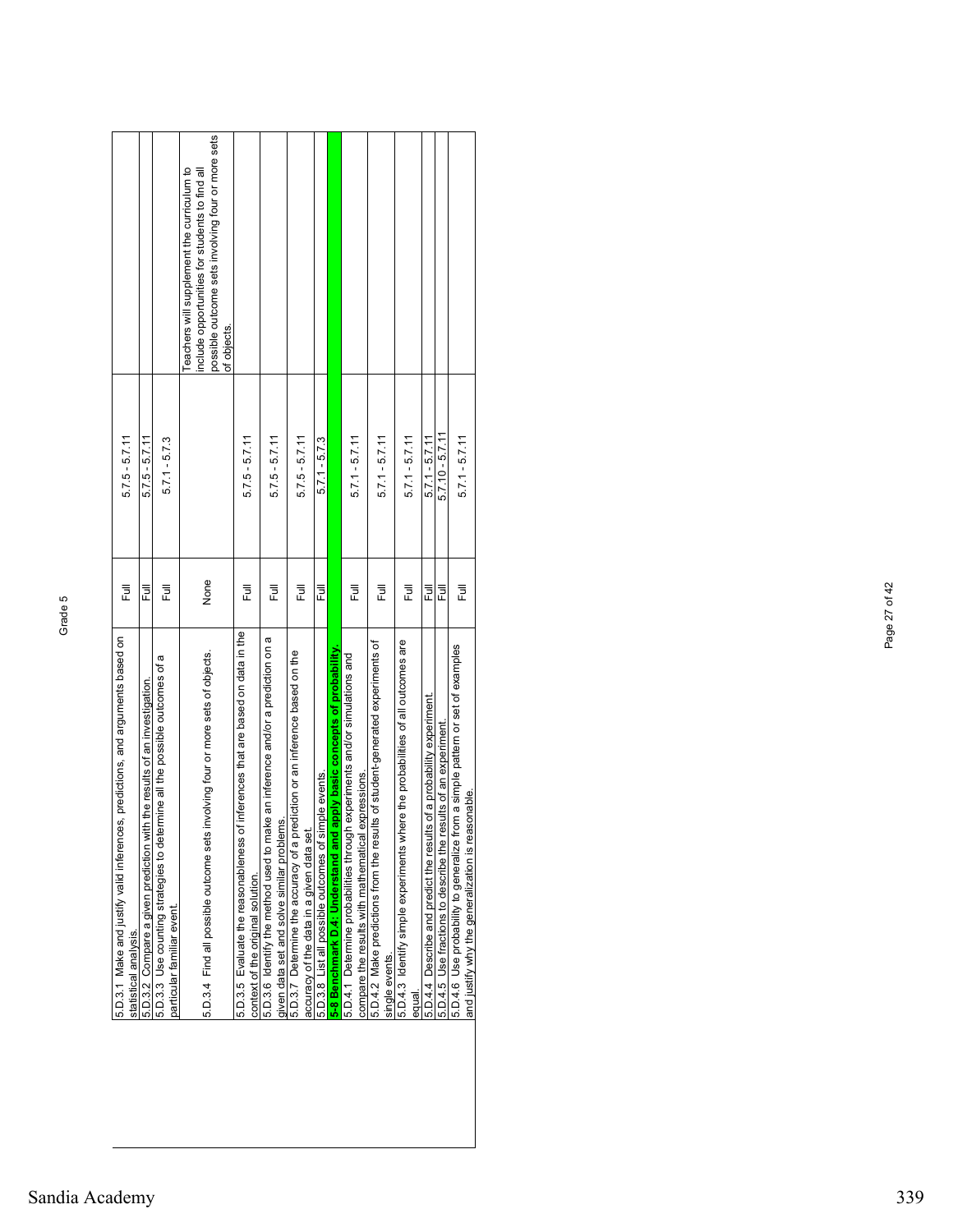Grade 5

| | | | |
|---|---|---|---|
| 5.D.3.1 Make and justify valid inferences, predictions, and arguments based on statistical analysis. | Full | 5.7.5 - 5.7.11 | |
| 5.D.3.2 Compare a given prediction with the results of an investigation. | Full | 5.7.5 - 5.7.11 | |
| 5.D.3.3 Use counting strategies to determine all the possible outcomes of a particular familiar event. | Full | 5.7.1 - 5.7.3 | |
| 5.D.3.4 Find all possible outcome sets involving four or more sets of objects. | None | | Teachers will supplement the curriculum to include opportunities for students to find all possible outcome sets involving four or more sets of objects. |
| 5.D.3.5 Evaluate the reasonableness of inferences that are based on data in the context of the original solution. | Full | 5.7.5 - 5.7.11 | |
| 5.D.3.6 Identify the method used to make an inference and/or a prediction on a given data set and solve similar problems. | Full | 5.7.5 - 5.7.11 | |
| 5.D.3.7 Determine the accuracy of a prediction or an inference based on the accuracy of the data in a given data set. | Full | 5.7.5 - 5.7.11 | |
| 5.D.3.8 List all possible outcomes of simple events. | Full | 5.7.1 - 5.7.3 | |
| **5-8 Benchmark D.4: Understand and apply basic concepts of probability.** | | | |
| 5.D.4.1 Determine probabilities through experiments and/or simulations and compare the results with mathematical expressions. | Full | 5.7.1 - 5.7.11 | |
| 5.D.4.2 Make predictions from the results of student-generated experiments of single events. | Full | 5.7.1 - 5.7.11 | |
| 5.D.4.3 Identify simple experiments where the probabilities of all outcomes are equal. | Full | 5.7.1 - 5.7.11 | |
| 5.D.4.4 Describe and predict the results of a probability experiment. | Full | 5.7.1 - 5.7.11 | |
| 5.D.4.5 Use fractions to describe the results of an experiment. | Full | 5.7.10 - 5.7.11 | |
| 5.D.4.6 Use probability to generalize from a simple pattern or set of examples and justify why the generalization is reasonable. | Full | 5.7.1 - 5.7.11 | |

Sandia Academy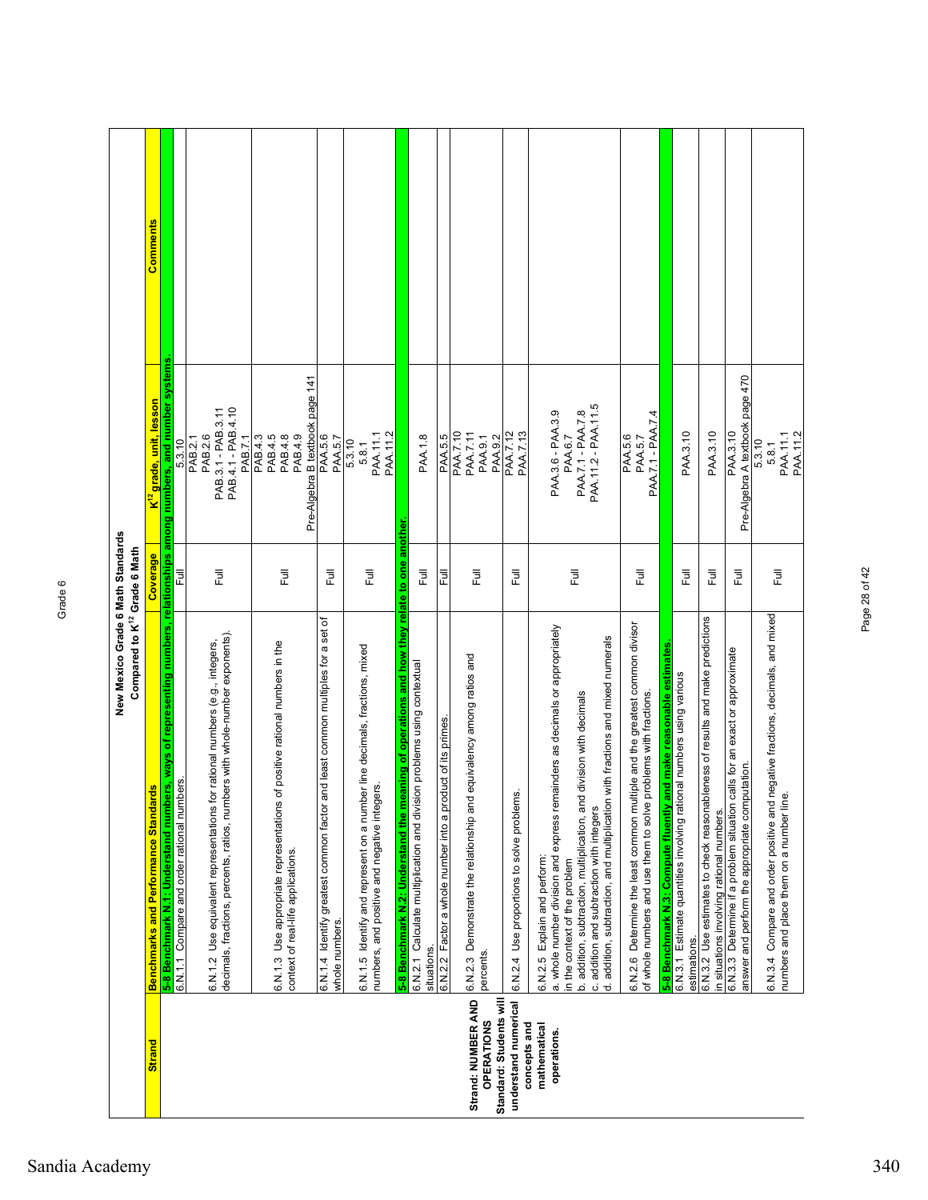# New Mexico Grade 6 Math Standards
## Compared to K[12] Grade 6 Math

| Strand | Benchmarks and Performance Standards | Coverage | K[12] grade, unit, lesson | Comments |
|---|---|---|---|---|
| | **5-8 Benchmark N.1: Understand numbers, ways of representing numbers, relationships among numbers, and number systems.** | | | |
| | 6.N.1.1 Compare and order rational numbers. | Full | 5.3.10 | |
| | 6.N.1.2 Use equivalent representations for rational numbers (e.g., integers, decimals, fractions, percents, ratios, numbers with whole-number exponents). | Full | PAB.2.1<br>PAB.2.6<br>PAB.3.1 - PAB.3.11<br>PAB.4.1 - PAB.4.10 | |
| | 6.N.1.3 Use appropriate representations of positive rational numbers in the context of real-life applications. | Full | PAB.7.1<br>PAB.4.3<br>PAB.4.5<br>PAB.4.8<br>PAB.4.9<br>Pre-Algebra B textbook page 141 | |
| | 6.N.1.4 Identify greatest common factor and least common multiples for a set of whole numbers. | Full | PAA.5.6<br>PAA.5.7 | |
| | 6.N.1.5 Identify and represent on a number line decimals, fractions, mixed numbers, and positive and negative integers. | Full | 5.3.10<br>5.8.1<br>PAA.11.1<br>PAA.11.2 | |
| | **5-8 Benchmark N.2: Understand the meaning of operations and how they relate to one another.** | | | |
| | 6.N.2.1 Calculate multiplication and division problems using contextual situations. | Full | PAA.1.8 | |
| | 6.N.2.2 Factor a whole number into a product of its primes. | Full | PAA.5.5 | |
| **Strand: NUMBER AND OPERATIONS**<br>**Standard: Students will understand numerical concepts and mathematical operations.** | 6.N.2.3 Demonstrate the relationship and equivalency among ratios and percents. | Full | PAA.7.10<br>PAA.7.11<br>PAA.9.1<br>PAA.9.2 | |
| | 6.N.2.4 Use proportions to solve problems. | Full | PAA.7.12<br>PAA.7.13 | |
| | 6.N.2.5 Explain and perform:<br>a. whole number division and express remainders as decimals or appropriately in the context of the problem<br>b. addition, subtraction, multiplication, and division with decimals<br>c. addition and subtraction with integers<br>d. addition, subtraction, and multiplication with fractions and mixed numerals | Full | PAA.3.6 - PAA.3.9<br>PAA.6.7<br>PAA.7.1 - PAA.7.8<br>PAA.11.2 - PAA.11.5 | |
| | 6.N.2.6 Determine the least common multiple and the greatest common divisor of whole numbers and use them to solve problems with fractions. | Full | PAA.5.6<br>PAA.5.7<br>PAA.7.1 - PAA.7.4 | |
| | **5-8 Benchmark N.3: Compute fluently and make reasonable estimates.** | | | |
| | 6.N.3.1 Estimate quantities involving rational numbers using various estimations. | Full | PAA.3.10 | |
| | 6.N.3.2 Use estimates to check reasonableness of results and make predictions in situations involving rational numbers. | Full | PAA.3.10 | |
| | 6.N.3.3 Determine if a problem situation calls for an exact or approximate answer and perform the appropriate computation. | Full | PAA.3.10<br>Pre-Algebra A textbook page 470 | |
| | 6.N.3.4 Compare and order positive and negative fractions, decimals, and mixed numbers and place them on a number line. | Full | 5.3.10<br>5.8.1<br>PAA.11.1<br>PAA.11.2 | |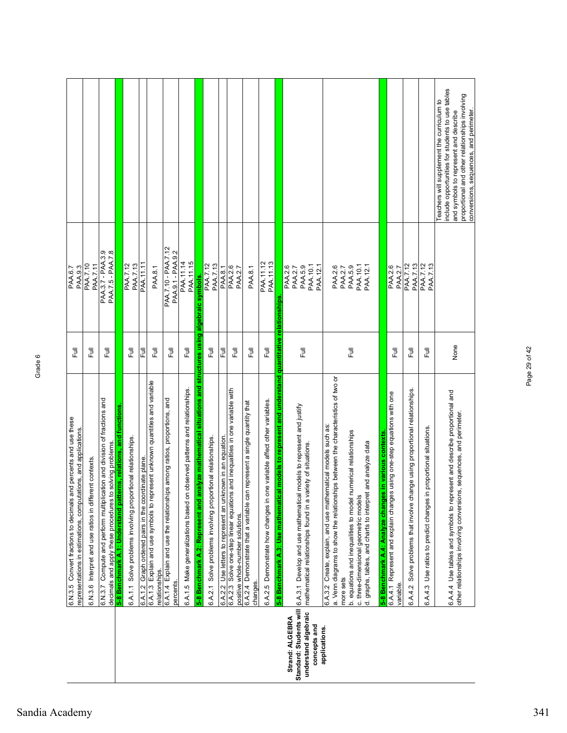Grade 6

| Strand/Standard | Performance Standard | Alignment | Assessment | Notes |
|---|---|---|---|---|
| | 6.N.3.5 Convert fractions to decimals and percents and use these representations in estimations, computations, and applications. | Full | PAA.6.7<br>PAA.9.3 | |
| | 6.N.3.6 Interpret and use ratios in different contexts. | Full | PAA.7.10<br>PAA.7.11 | |
| | 6.N.3.7 Compute and perform multiplication and division of fractions and decimals and apply these procedures to solving problems. | Full | PAA.3.7 - PAA.3.9<br>PAA.7.5 - PAA.7.8 | |
| **Strand: ALGEBRA**<br>**Standard: Students will understand algebraic concepts and applications.** | **5-8 Benchmark A.1: Understand patterns, relations, and functions.** | | | |
| | 6.A.1.1 Solve problems involving proportional relationships. | Full | PAA.7.12<br>PAA.7.13 | |
| | 6.A.1.2 Graph ordered pairs in the coordinate plane. | Full | PAA.11.11 | |
| | 6.A.1.3 Explain and use symbols to represent unknown quantities and variable relationships. | Full | PAA.8.1 | |
| | 6.A.1.4 Explain and use the relationships among ratios, proportions, and percents. | Full | PAA.7.10 - PAA.7.12<br>PAA.9.1 - PAA.9.2 | |
| | 6.A.1.5 Make generalizations based on observed patterns and relationships. | Full | PAA.11.14<br>PAA.11.15 | |
| | **5-8 Benchmark A.2: Represent and analyze mathematical situations and structures using algebraic symbols.** | | | |
| | 6.A.2.1 Solve problems involving proportional relationships. | Full | PAA.7.12<br>PAA.7.13 | |
| | 6.A.2.2 Use letters to represent an unknown in an equation. | Full | PAA.8.1 | |
| | 6.A.2.3 Solve one-step linear equations and inequalities in one variable with positive whole-number solutions. | Full | PAA.2.6<br>PAA.2.7 | |
| | 6.A.2.4 Demonstrate that a variable can represent a single quantity that changes. | Full | PAA.8.1 | |
| | 6.A.2.5 Demonstrate how changes in one variable affect other variables. | Full | PAA.11.12<br>PAA.11.13 | |
| | **5-8 Benchmark A.3: Use mathematical models to represent and understand quantitative relationships.** | | | |
| | 6.A.3.1 Develop and use mathematical models to represent and justify mathematical relationships found in a variety of situations. | Full | PAA.2.6<br>PAA.2.7<br>PAA.5.9<br>PAA.10.1<br>PAA.12.1 | |
| | 6.A.3.2 Create, explain, and use mathematical models such as:<br>a. Venn diagrams to show the relationships between the characteristics of two or more sets<br>b. equations and inequalities to model numerical relationships<br>c. three-dimensional geometric models<br>d. graphs, tables, and charts to interpret and analyze data | Full | PAA.2.6<br>PAA.2.7<br>PAA.5.9<br>PAA.10.1<br>PAA.12.1 | |
| | **5-8 Benchmark A.4: Analyze changes in various contexts.** | | | |
| | 6.A.4.1 Represent and explain changes using one-step equations with one variable. | Full | PAA.2.6<br>PAA.2.7 | |
| | 6.A.4.2 Solve problems that involve change using proportional relationships. | Full | PAA.7.12<br>PAA.7.13 | |
| | 6.A.4.3 Use ratios to predict changes in proportional situations. | Full | PAA.7.12<br>PAA.7.13 | |
| | 6.A.4.4 Use tables and symbols to represent and describe proportional and other relationships involving conversions, sequences, and perimeter. | None | | Teachers will supplement the curriculum to include opportunities for students to use tables and symbols to represent and describe proportional and other relationships involving conversions, sequences, and perimeter. |

Sandia Academy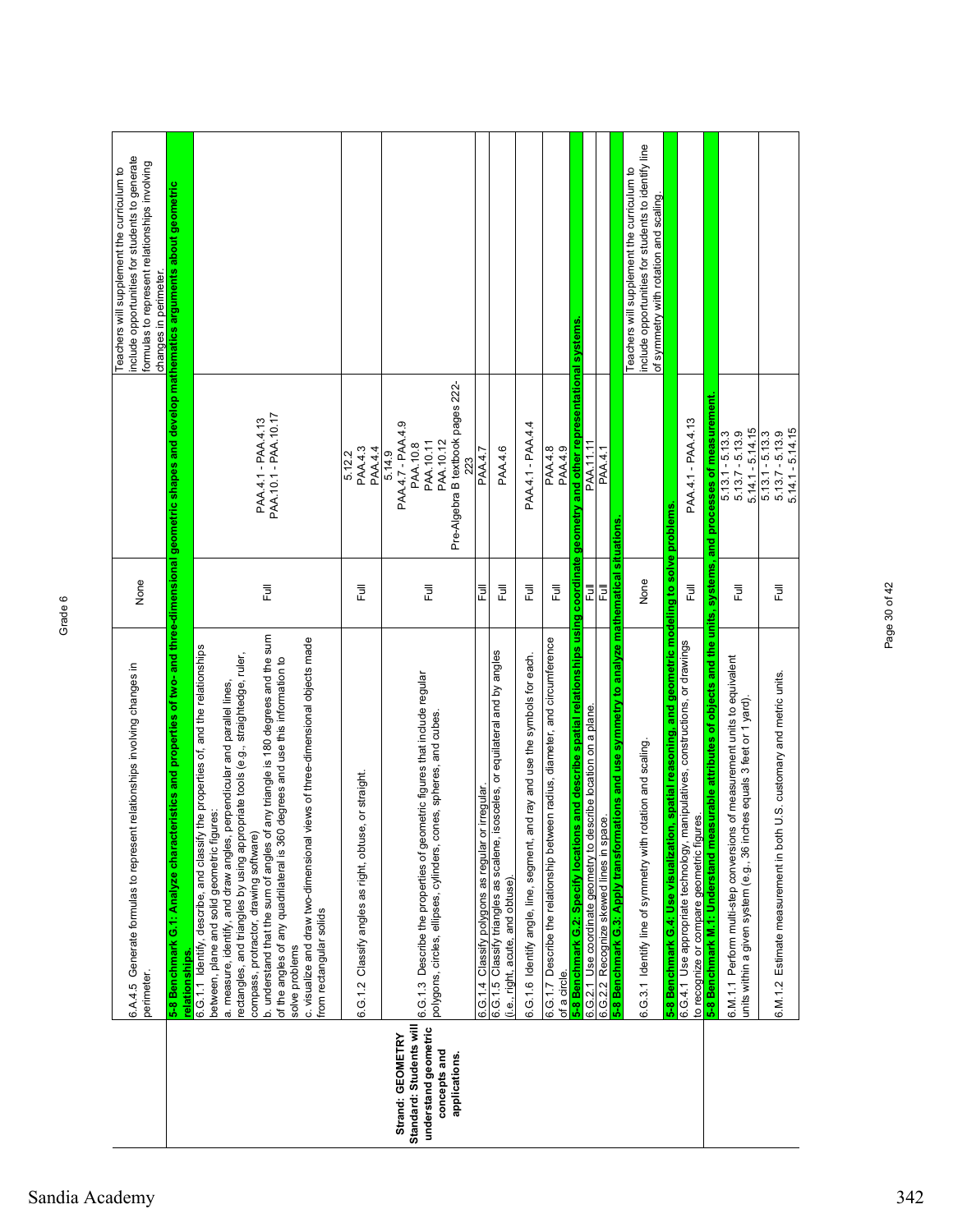| Strand/Standard | Performance Standard | Alignment | Textbook Reference | Notes |
|---|---|---|---|---|
| | 6.A.4.5 Generate formulas to represent relationships involving changes in perimeter. | None | | Teachers will supplement the curriculum to include opportunities for students to generate formulas to represent relationships involving changes in perimeter. |
| | **5-8 Benchmark G.1: Analyze characteristics and properties of two- and three-dimensional geometric shapes and develop mathematics arguments about geometric relationships.** | | | |
| **Strand: GEOMETRY Standard: Students will understand geometric concepts and applications.** | 6.G.1.1 Identify, describe, and classify the properties of, and the relationships between, plane and solid geometric figures:<br>a. measure, identify, and draw angles, perpendicular and parallel lines, rectangles, and triangles by using appropriate tools (e.g., straightedge, ruler, compass, protractor, drawing software)<br>b. understand that the sum of angles of any triangle is 180 degrees and the sum of the angles of any quadrilateral is 360 degrees and use this information to solve problems<br>c. visualize and draw two-dimensional views of three-dimensional objects made from rectangular solids | Full | PAA.4.1 - PAA.4.13<br>PAA.10.1 - PAA.10.17 | |
| | 6.G.1.2 Classify angles as right, obtuse, or straight. | Full | 5.12.2<br>PAA.4.3<br>PAA.4.4 | |
| | 6.G.1.3 Describe the properties of geometric figures that include regular polygons, circles, ellipses, cylinders, cones, spheres, and cubes. | Full | 5.14.9<br>PAA.4.7 - PAA.4.9<br>PAA.10.8<br>PAA.10.11<br>PAA.10.12<br>Pre-Algebra B textbook pages 222-223 | |
| | 6.G.1.4 Classify polygons as regular or irregular. | Full | PAA.4.7 | |
| | 6.G.1.5 Classify triangles as scalene, isosceles, or equilateral and by angles (i.e., right, acute, and obtuse). | Full | PAA.4.6 | |
| | 6.G.1.6 Identify angle, line, segment, and ray and use the symbols for each. | Full | PAA.4.1 - PAA.4.4 | |
| | 6.G.1.7 Describe the relationship between radius, diameter, and circumference of a circle. | Full | PAA.4.8<br>PAA.4.9 | |
| | **5-8 Benchmark G.2: Specify locations and describe spatial relationships using coordinate geometry and other representational systems.** | | | |
| | 6.G.2.1 Use coordinate geometry to describe location on a plane. | Full | PAA.11.11 | |
| | 6.G.2.2 Recognize skewed lines in space. | Full | PAA.4.1 | |
| | **5-8 Benchmark G.3: Apply transformations and use symmetry to analyze mathematical situations.** | | | |
| | 6.G.3.1 Identify line of symmetry with rotation and scaling. | None | | Teachers will supplement the curriculum to include opportunities for students to identify line of symmetry with rotation and scaling. |
| | **5-8 Benchmark G.4: Use visualization, spatial reasoning, and geometric modeling to solve problems.** | | | |
| | 6.G.4.1 Use appropriate technology, manipulatives, constructions, or drawings to recognize or compare geometric figures. | Full | PAA.4.1 - PAA.4.13 | |
| | **5-8 Benchmark M.1: Understand measurable attributes of objects and the units, systems, and processes of measurement.** | | | |
| | 6.M.1.1 Perform multi-step conversions of measurement units to equivalent units within a given system (e.g., 36 inches equals 3 feet or 1 yard). | Full | 5.13.1 - 5.13.3<br>5.13.7 - 5.13.9<br>5.14.1 - 5.14.15 | |
| | 6.M.1.2 Estimate measurement in both U.S. customary and metric units. | Full | 5.13.1 - 5.13.3<br>5.13.7 - 5.13.9<br>5.14.1 - 5.14.15 | |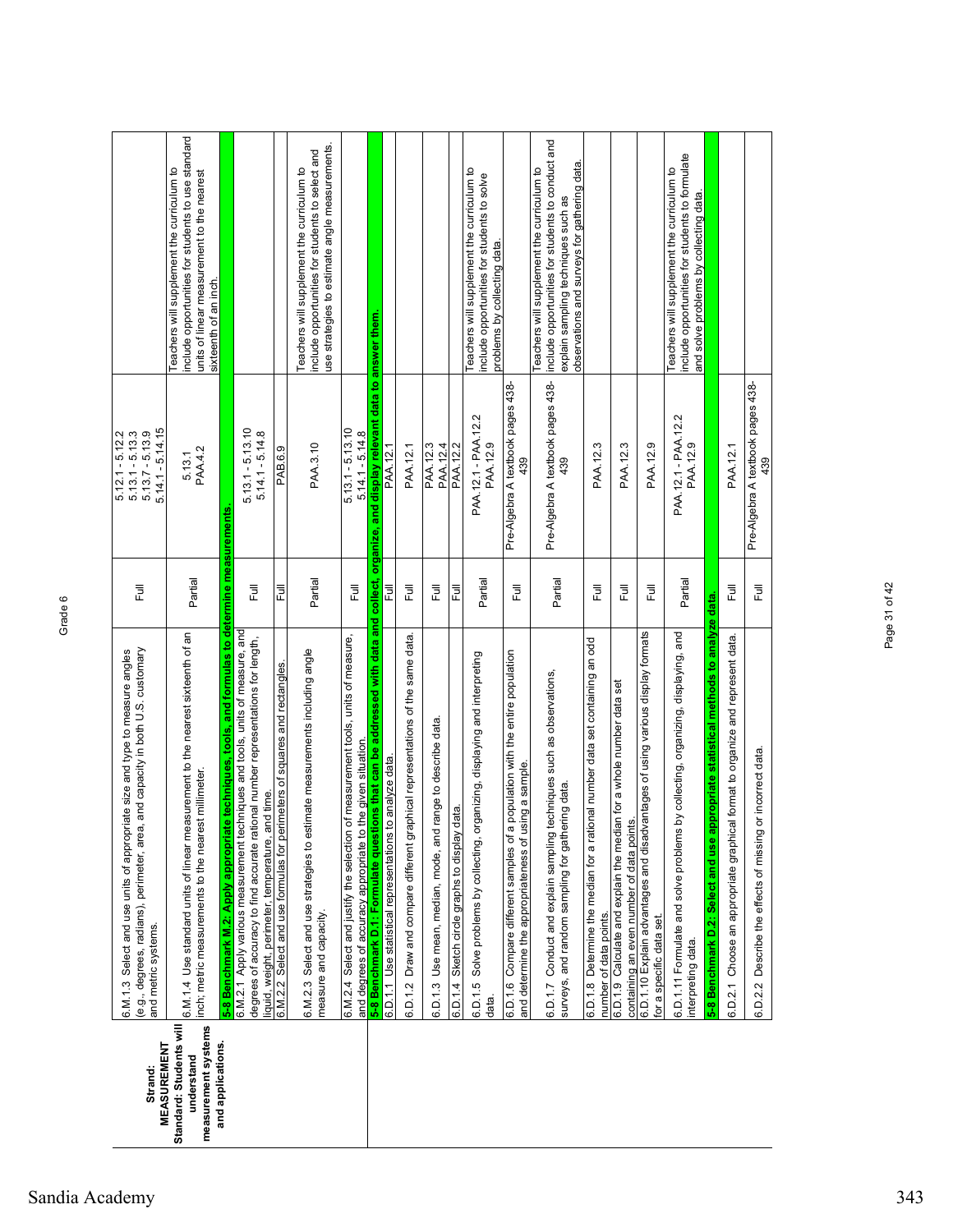Grade 6

| Strand: MEASUREMENT Standard: Students will understand measurement systems and applications. | | | | |
|---|---|---|---|---|
| | 6.M.1.3 Select and use units of appropriate size and type to measure angles (e.g., degrees, radians), perimeter, area, and capacity in both U.S. customary and metric systems. | Full | 5.12.1 - 5.12.2<br>5.13.1 - 5.13.3<br>5.13.7 - 5.13.9<br>5.14.1 - 5.14.15 | |
| | 6.M.1.4 Use standard units of linear measurement to the nearest sixteenth of an inch; metric measurements to the nearest millimeter. | Partial | 5.13.1<br>PAA.4.2 | Teachers will supplement the curriculum to include opportunities for students to use standard units of linear measurement to the nearest sixteenth of an inch. |
| | **5-8 Benchmark M.2: Apply appropriate techniques, tools, and formulas to determine measurements.** | | | |
| | 6.M.2.1 Apply various measurement techniques and tools, units of measure, and degrees of accuracy to find accurate rational number representations for length, liquid, weight, perimeter, temperature, and time. | Full | 5.13.1 - 5.13.10<br>5.14.1 - 5.14.8 | |
| | 6.M.2.2 Select and use formulas for perimeters of squares and rectangles. | Full | PAB.6.9 | |
| | 6.M.2.3 Select and use strategies to estimate measurements including angle measure and capacity. | Partial | PAA.3.10 | Teachers will supplement the curriculum to include opportunities for students to select and use strategies to estimate angle measurements. |
| | 6.M.2.4 Select and justify the selection of measurement tools, units of measure, and degrees of accuracy appropriate to the given situation. | Full | 5.13.1 - 5.13.10<br>5.14.1 - 5.14.8 | |
| | **5-8 Benchmark D.1: Formulate questions that can be addressed with data and collect, organize, and display relevant data to answer them.** | | | |
| | 6.D.1.1 Use statistical representations to analyze data. | Full | PAA.12.1 | |
| | 6.D.1.2 Draw and compare different graphical representations of the same data. | Full | PAA.12.1 | |
| | 6.D.1.3 Use mean, median, mode, and range to describe data. | Full | PAA.12.3<br>PAA.12.4 | |
| | 6.D.1.4 Sketch circle graphs to display data. | Full | PAA.12.2 | |
| | 6.D.1.5 Solve problems by collecting, organizing, displaying and interpreting data. | Partial | PAA.12.1 - PAA.12.2<br>PAA.12.9 | Teachers will supplement the curriculum to include opportunities for students to solve problems by collecting data. |
| | 6.D.1.6 Compare different samples of a population with the entire population and determine the appropriateness of using a sample. | Full | Pre-Algebra A textbook pages 438-439 | |
| | 6.D.1.7 Conduct and explain sampling techniques such as observations, surveys, and random sampling for gathering data. | Partial | Pre-Algebra A textbook pages 438-439 | Teachers will supplement the curriculum to include opportunities for students to conduct and explain sampling techniques such as observations and surveys for gathering data. |
| | 6.D.1.8 Determine the median for a rational number data set containing an odd number of data points. | Full | PAA.12.3 | |
| | 6.D.1.9 Calculate and explain the median for a whole number data set containing an even number of data points. | Full | PAA.12.3 | |
| | 6.D.1.10 Explain advantages and disadvantages of using various display formats for a specific data set. | Full | PAA.12.9 | |
| | 6.D.1.11 Formulate and solve problems by collecting, organizing, displaying, and interpreting data. | Partial | PAA.12.1 - PAA.12.2<br>PAA.12.9 | Teachers will supplement the curriculum to include opportunities for students to formulate and solve problems by collecting data. |
| | **5-8 Benchmark D.2: Select and use appropriate statistical methods to analyze data.** | | | |
| | 6.D.2.1 Choose an appropriate graphical format to organize and represent data. | Full | PAA.12.1 | |
| | 6.D.2.2 Describe the effects of missing or incorrect data. | Full | Pre-Algebra A textbook pages 438-439 | |

Sandia Academy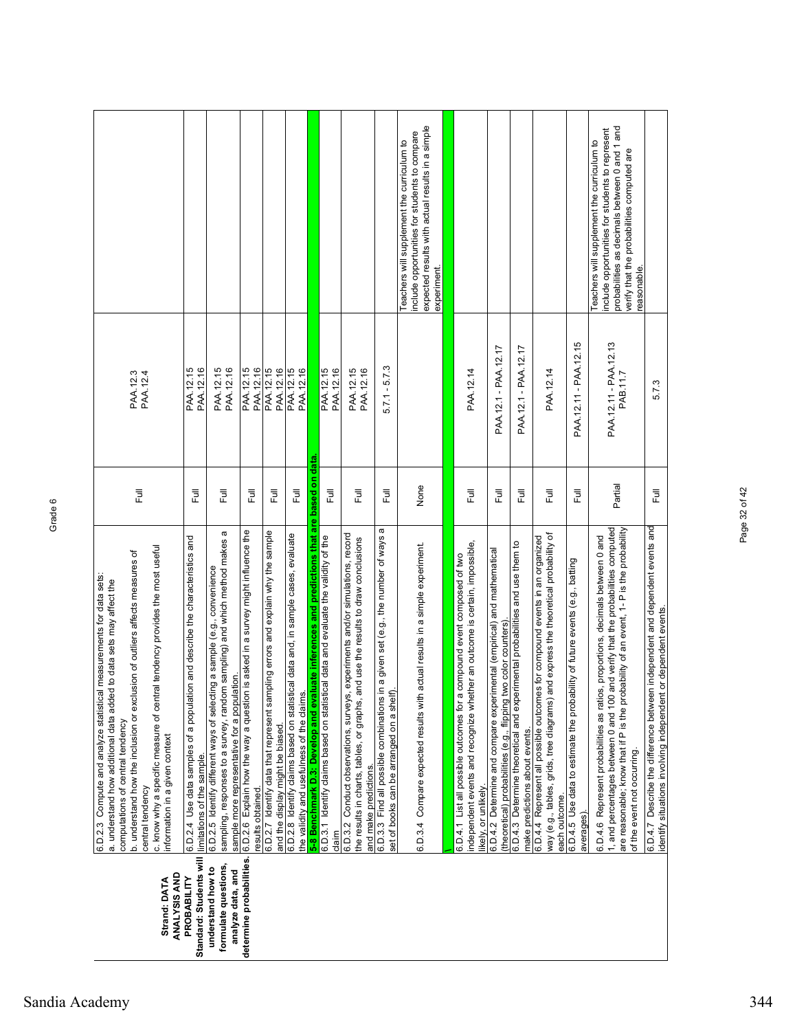Grade 6

| Strand: DATA ANALYSIS AND PROBABILITY Standard: Students will understand how to formulate questions, analyze data, and determine probabilities. | | | | |
|---|---|---|---|---|
| | 6.D.2.3 Compute and analyze statistical measurements for data sets: a. understand how additional data added to data sets may affect the computations of central tendency b. understand how the inclusion or exclusion of outliers affects measures of central tendency c. know why a specific measure of central tendency provides the most useful information in a given context | Full | PAA.12.3 PAA.12.4 | |
| | 6.D.2.4 Use data samples of a population and describe the characteristics and limitations of the sample. | Full | PAA.12.15 PAA.12.16 | |
| | 6.D.2.5 Identify different ways of selecting a sample (e.g., convenience sampling, responses to a survey, random sampling) and which method makes a sample more representative for a population. | Full | PAA.12.15 PAA.12.16 | |
| | 6.D.2.6 Explain how the way a question is asked in a survey might influence the results obtained. | Full | PAA.12.15 PAA.12.16 | |
| | 6.D.2.7 Identify data that represent sampling errors and explain why the sample and the display might be biased. | Full | PAA.12.15 PAA.12.16 | |
| | 6.D.2.8 Identify claims based on statistical data and, in sample cases, evaluate the validity and usefulness of the claims. | Full | PAA.12.15 PAA.12.16 | |
| | **5-8 Benchmark D.3: Develop and evaluate inferences and predictions that are based on data.** | | | |
| | 6.D.3.1 Identify claims based on statistical data and evaluate the validity of the claim | Full | PAA.12.15 PAA.12.16 | |
| | 6.D.3.2 Conduct observations, surveys, experiments and/or simulations, record the results in charts, tables, or graphs, and use the results to draw conclusions and make predictions. | Full | PAA.12.15 PAA.12.16 | |
| | 6.D.3.3 Find all possible combinations in a given set (e.g., the number of ways a set of books can be arranged on a shelf). | Full | 5.7.1 - 5.7.3 | |
| | 6.D.3.4 Compare expected results with actual results in a simple experiment. | None | | Teachers will supplement the curriculum to include opportunities for students to compare expected results with actual results in a simple experiment. |
| | \ | | | |
| | 6.D.4.1 List all possible outcomes for a compound event composed of two independent events and recognize whether an outcome is certain, impossible, likely, or unlikely. | Full | PAA.12.14 | |
| | 6.D.4.2 Determine and compare experimental (empirical) and mathematical (theoretical) probabilities (e.g., flipping two color counters). | Full | PAA.12.1 - PAA.12.17 | |
| | 6.D.4.3 Determine theoretical and experimental probabilities and use them to make predictions about events. | Full | PAA.12.1 - PAA.12.17 | |
| | 6.D.4.4 Represent all possible outcomes for compound events in an organized way (e.g., tables, grids, tree diagrams) and express the theoretical probability of each outcome. | Full | PAA.12.14 | |
| | 6.D.4.5 Use data to estimate the probability of future events (e.g., batting averages). | Full | PAA.12.11 - PAA.12.15 | |
| | 6.D.4.6 Represent probabilities as ratios, proportions, decimals between 0 and 1, and percentages between 0 and 100 and verify that the probabilities computed are reasonable; know that if P is the probability of an event, 1- P is the probability of the event not occurring. | Partial | PAA.12.11 - PAA.12.13 PAB.11.7 | Teachers will supplement the curriculum to include opportunities for students to represent probabilities as decimals between 0 and 1 and verify that the probabilities computed are reasonable. |
| | 6.D.4.7 Describe the difference between independent and dependent events and identify situations involving independent or dependent events. | Full | 5.7.3 | |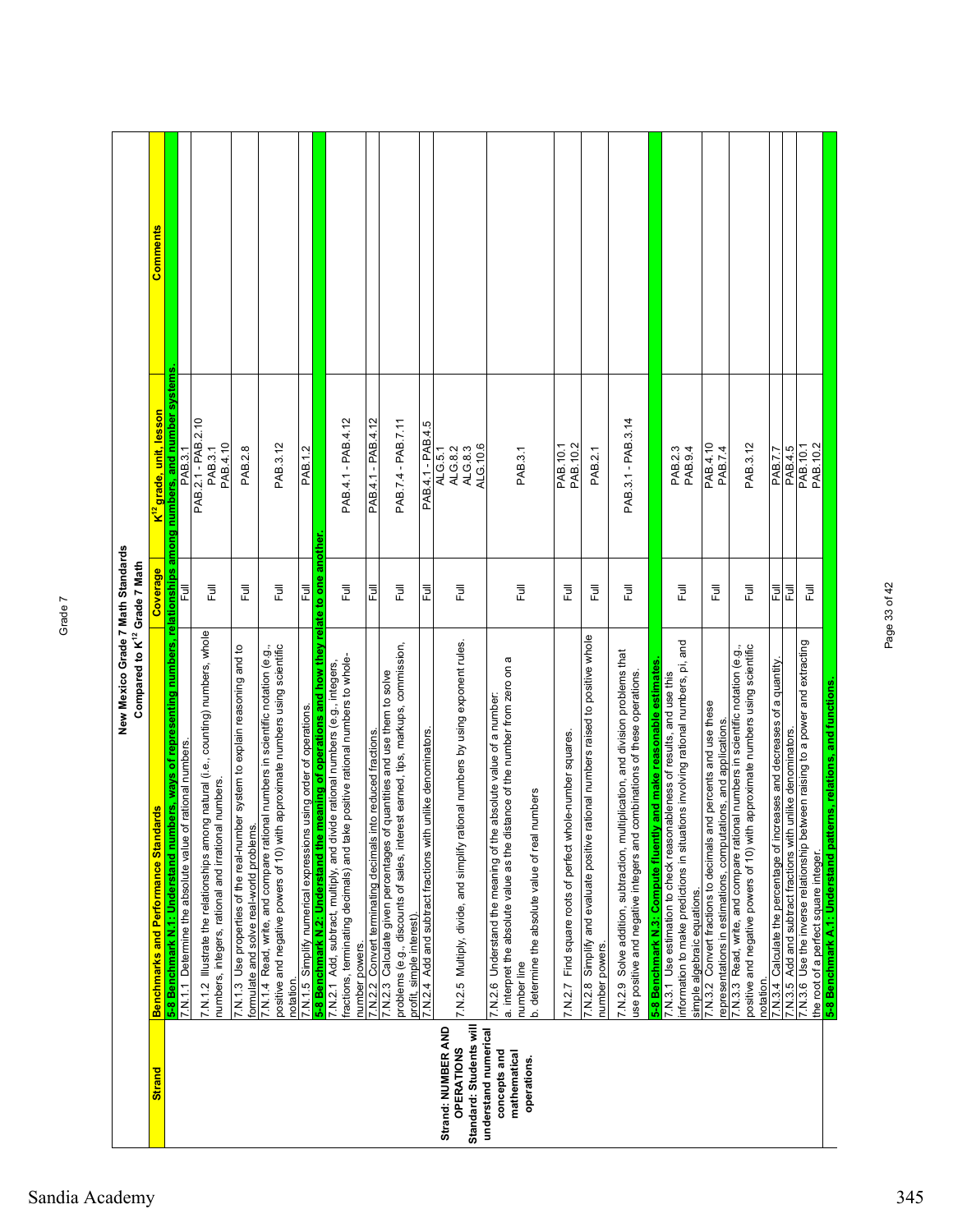# New Mexico Grade 7 Math Standards Compared to K[12] Grade 7 Math

| Strand | Benchmarks and Performance Standards | Coverage | K[12] grade, unit, lesson | Comments |
|---|---|---|---|---|
| Strand: NUMBER AND OPERATIONS Standard: Students will understand numerical concepts and mathematical operations. | **5-8 Benchmark N.1: Understand numbers, ways of representing numbers, relationships among numbers, and number systems.** | | | |
| | 7.N.1.1 Determine the absolute value of rational numbers. | Full | PAB.3.1 | |
| | 7.N.1.2 Illustrate the relationships among natural (i.e., counting) numbers, whole numbers, integers, rational and irrational numbers. | Full | PAB.2.1 - PAB.2.10 PAB.3.1 PAB.4.10 | |
| | 7.N.1.3 Use properties of the real-number system to explain reasoning and to formulate and solve real-world problems. | Full | PAB.2.8 | |
| | 7.N.1.4 Read, write, and compare rational numbers in scientific notation (e.g., positive and negative powers of 10) with approximate numbers using scientific notation. | Full | PAB.3.12 | |
| | 7.N.1.5 Simplify numerical expressions using order of operations. | Full | PAB.1.2 | |
| | **5-8 Benchmark N.2: Understand the meaning of operations and how they relate to one another.** | | | |
| | 7.N.2.1 Add, subtract, multiply, and divide rational numbers (e.g., integers, fractions, terminating decimals) and take positive rational numbers to whole-number powers. | Full | PAB.4.1 - PAB.4.12 | |
| | 7.N.2.2 Convert terminating decimals into reduced fractions. | Full | PAB.4.1 - PAB.4.12 | |
| | 7.N.2.3 Calculate given percentages of quantities and use them to solve problems (e.g., discounts of sales, interest earned, tips, markups, commission, profit, simple interest). | Full | PAB.7.4 - PAB 7.11 | |
| | 7.N.2.4 Add and subtract fractions with unlike denominators. | Full | PAB.4.1 - PAB.4.5 | |
| | 7.N.2.5 Multiply, divide, and simplify rational numbers by using exponent rules. | Full | ALG.5.1 ALG.8.2 ALG.8.3 ALG.10.6 | |
| | 7.N.2.6 Understand the meaning of the absolute value of a number: a. interpret the absolute value as the distance of the number from zero on a number line b. determine the absolute value of real numbers | Full | PAB.3.1 | |
| | 7.N.2.7 Find square roots of perfect whole-number squares. | Full | PAB.10.1 PAB.10.2 | |
| | 7.N.2.8 Simplify and evaluate positive rational numbers raised to positive whole number powers. | Full | PAB.2.1 | |
| | 7.N.2.9 Solve addition, subtraction, multiplication, and division problems that use positive and negative integers and combinations of these operations. | Full | PAB.3.1 - PAB.3.14 | |
| | **5-8 Benchmark N.3: Compute fluently and make reasonable estimates.** | | | |
| | 7.N.3.1 Use estimation to check reasonableness of results, and use this information to make predictions in situations involving rational numbers, pi, and simple algebraic equations. | Full | PAB.2.3 PAB.9.4 | |
| | 7.N.3.2 Convert fractions to decimals and percents and use these representations in estimations, computations, and applications. | Full | PAB.4.10 PAB.7.4 | |
| | 7.N.3.3 Read, write, and compare rational numbers in scientific notation (e.g., positive and negative powers of 10) with approximate numbers using scientific notation. | Full | PAB.3.12 | |
| | 7.N.3.4 Calculate the percentage of increases and decreases of a quantity. | Full | PAB.7.7 | |
| | 7.N.3.5 Add and subtract fractions with unlike denominators. | Full | PAB.4.5 | |
| | 7.N.3.6 Use the inverse relationship between raising to a power and extracting the root of a perfect square integer. | Full | PAB.10.1 PAB.10.2 | |
| | **5-8 Benchmark A.1: Understand patterns, relations, and functions.** | | | |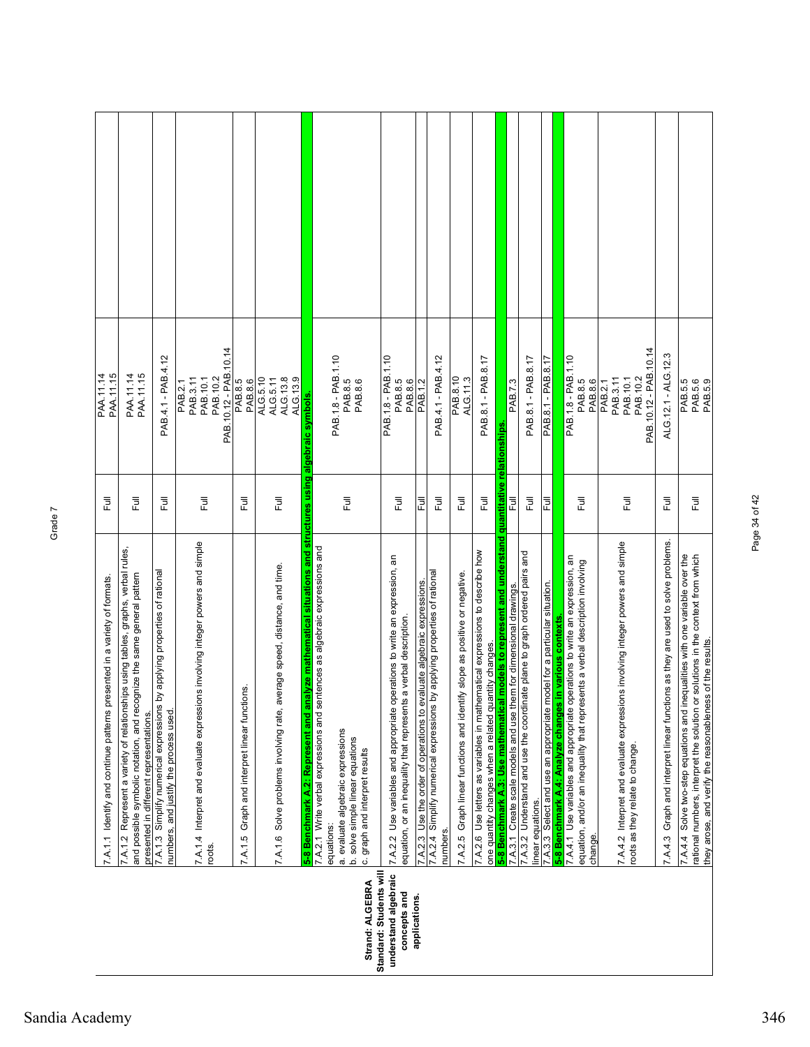Grade 7

| Strand/Standard | Performance Standard | Coverage | Alignment |
|---|---|---|---|
| | 7.A.1.1 Identify and continue patterns presented in a variety of formats. | Full | PAA.11.14<br>PAA.11.15 |
| | 7.A.1.2 Represent a variety of relationships using tables, graphs, verbal rules, and possible symbolic notation, and recognize the same general pattern presented in different representations. | Full | PAA.11.14<br>PAA.11.15 |
| | 7.A.1.3 Simplify numerical expressions by applying properties of rational numbers, and justify the process used. | Full | PAB.4.1 - PAB.4.12 |
| | 7.A.1.4 Interpret and evaluate expressions involving integer powers and simple roots. | Full | PAB.2.1<br>PAB.3.11<br>PAB.10.1<br>PAB.10.2<br>PAB.10.12 - PAB.10.14 |
| | 7.A.1.5 Graph and interpret linear functions. | Full | PAB.8.5<br>PAB.8.6 |
| | 7.A.1.6 Solve problems involving rate, average speed, distance, and time. | Full | ALG.5.10<br>ALG.5.11<br>ALG.13.8<br>ALG.13.9 |
| | **5-8 Benchmark A.2: Represent and analyze mathematical situations and structures using algebraic symbols.** | | |
| **Strand: ALGEBRA**<br>**Standard: Students will understand algebraic concepts and applications.** | 7.A.2.1 Write verbal expressions and sentences as algebraic expressions and equations:<br>a. evaluate algebraic expressions<br>b. solve simple linear equations<br>c. graph and interpret results | Full | PAB.1.8 - PAB.1.10<br>PAB.8.5<br>PAB.8.6 |
| | 7.A.2.2 Use variables and appropriate operations to write an expression, an equation, or an inequality that represents a verbal description. | Full | PAB.1.8 - PAB.1.10<br>PAB.8.5<br>PAB.8.6 |
| | 7.A.2.3 Use the order of operations to evaluate algebraic expressions. | Full | PAB.1.2 |
| | 7.A.2.4 Simplify numerical expressions by applying properties of rational numbers. | Full | PAB.4.1 - PAB.4.12 |
| | 7.A.2.5 Graph linear functions and identify slope as positive or negative. | Full | PAB.8.10<br>ALG.11.3 |
| | 7.A.2.6 Use letters as variables in mathematical expressions to describe how one quantity changes when a related quantity changes. | Full | PAB.8.1 - PAB.8.17 |
| | **5-8 Benchmark A.3: Use mathematical models to represent and understand quantitative relationships.** | | |
| | 7.A.3.1 Create scale models and use them for dimensional drawings. | Full | PAB.7.3 |
| | 7.A.3.2 Understand and use the coordinate plane to graph ordered pairs and linear equations. | Full | PAB.8.1 - PAB.8.17 |
| | 7.A.3.3 Select and use an appropriate model for a particular situation. | Full | PAB.8.1 - PAB.8.17 |
| | **5-8 Benchmark A.4: Analyze changes in various contexts.** | | |
| | 7.A.4.1 Use variables and appropriate operations to write an expression, an equation, and/or an inequality that represents a verbal description involving change. | Full | PAB.1.8 - PAB.1.10<br>PAB.8.5<br>PAB.8.6 |
| | 7.A.4.2 Interpret and evaluate expressions involving integer powers and simple roots as they relate to change. | Full | PAB.2.1<br>PAB.3.11<br>PAB.10.1<br>PAB.10.2<br>PAB.10.12 - PAB.10.14 |
| | 7.A.4.3 Graph and interpret linear functions as they are used to solve problems. | Full | ALG.12.1 - ALG.12.3 |
| | 7.A.4.4 Solve two-step equations and inequalities with one variable over the rational numbers, interpret the solution or solutions in the context from which they arose, and verify the reasonableness of the results. | Full | PAB.5.5<br>PAB.5.6<br>PAB.5.9 |

Sandia Academy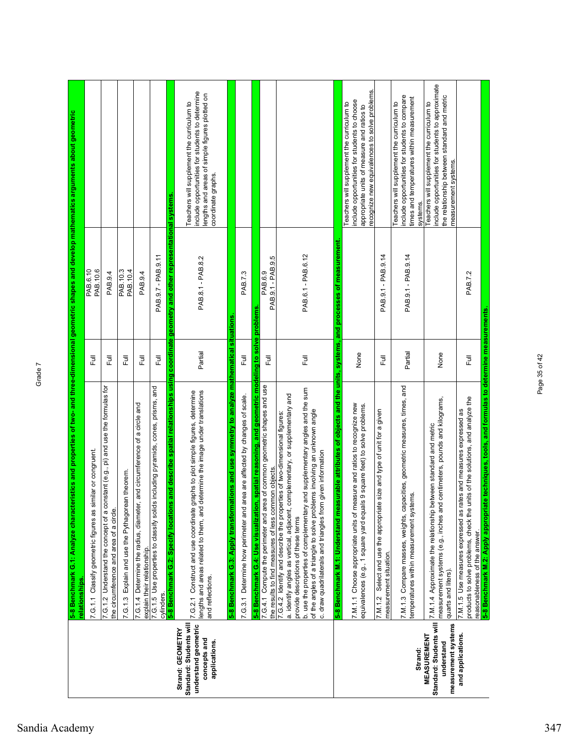Grade 7

| Strand / Standard | Benchmark / Performance Standard | Alignment | Program Reference | Notes |
|---|---|---|---|---|
| | **5-8 Benchmark G.1: Analyze characteristics and properties of two- and three-dimensional geometric shapes and develop mathematics arguments about geometric relationships.** | | | |
| | 7.G.1.1 Classify geometric figures as similar or congruent. | Full | PAB.6.10<br>PAB.10.6 | |
| | 7.G.1.2 Understand the concept of a constant (e.g., pi) and use the formulas for the circumference and area of a circle. | Full | PAB.9.4 | |
| | 7.G.1.3 Explain and use the Pythagorean theorem. | Full | PAB.10.3<br>PAB.10.4 | |
| | 7.G.1.4 Determine the radius, diameter, and circumference of a circle and explain their relationship. | Full | PAB.9.4 | |
| | 7.G.1.5 Use properties to classify solids including pyramids, cones, prisms, and cylinders. | Full | PAB.9.7 - PAB.9.11 | |
| **Strand: GEOMETRY**<br>**Standard: Students will understand geometric concepts and applications.** | **5-8 Benchmark G.2: Specify locations and describe spatial relationships using coordinate geometry and other representational systems.** | | | |
| | 7.G.2.1 Construct and use coordinate graphs to plot simple figures, determine lengths and areas related to them, and determine the image under translations and reflections. | Partial | PAB.8.1 - PAB.8.2 | Teachers will supplement the curriculum to include opportunities for students to determine lengths and areas of simple figures plotted on coordinate graphs. |
| | **5-8 Benchmark G.3: Apply transformations and use symmetry to analyze mathematical situations.** | | | |
| | 7.G.3.1 Determine how perimeter and area are affected by changes of scale. | Full | PAB.7.3 | |
| | **5-8 Benchmark G.4: Use visualization, spatial reasoning, and geometric modeling to solve problems.** | | | |
| | 7.G.4.1 Compute the perimeter and area of common geometric shapes and use the results to find measures of less common objects. | Full | PAB.6.9<br>PAB.9.1 - PAB.9.5 | |
| | 7.G.4.2 Identify and describe the properties of two-dimensional figures:<br>a. identify angles as vertical, adjacent, complementary, or supplementary and provide descriptions of these terms<br>b. use the properties of complementary and supplementary angles and the sum of the angles of a triangle to solve problems involving an unknown angle<br>c. draw quadrilaterals and triangles from given information | Full | PAB.6.1 - PAB.6.12 | |
| | **5-8 Benchmark M.1: Understand measurable attributes of objects and the units, systems, and processes of measurement.** | | | |
| | 7.M.1.1 Choose appropriate units of measure and ratios to recognize new equivalences (e.g., 1 square yard equals 9 square feet) to solve problems. | None | | Teachers will supplement the curriculum to include opportunities for students to choose appropriate units of measure and ratios to recognize new equivalences to solve problems. |
| | 7.M.1.2 Select and use the appropriate size and type of unit for a given measurement situation. | Full | PAB.9.1 - PAB.9.14 | |
| **Strand: MEASUREMENT**<br>**Standard: Students will understand measurement systems and applications.** | 7.M.1.3 Compare masses, weights, capacities, geometric measures, times, and temperatures within measurement systems. | Partial | PAB.9.1 - PAB.9.14 | Teachers will supplement the curriculum to include opportunities for students to compare times and temperatures within measurement systems. |
| | 7.M.1.4 Approximate the relationship between standard and metric measurement systems (e.g., inches and centimeters, pounds and kilograms, quarts and liters). | None | | Teachers will supplement the curriculum to include opportunities for students to approximate the relationship between standard and metric measurement systems. |
| | 7.M.1.5 Use measures expressed as rates and measures expressed as products to solve problems, check the units of the solutions, and analyze the reasonableness of the answer. | Full | PAB.7.2 | |
| | **5-8 Benchmark M.2: Apply appropriate techniques, tools, and formulas to determine measurements.** | | | |

Sandia Academy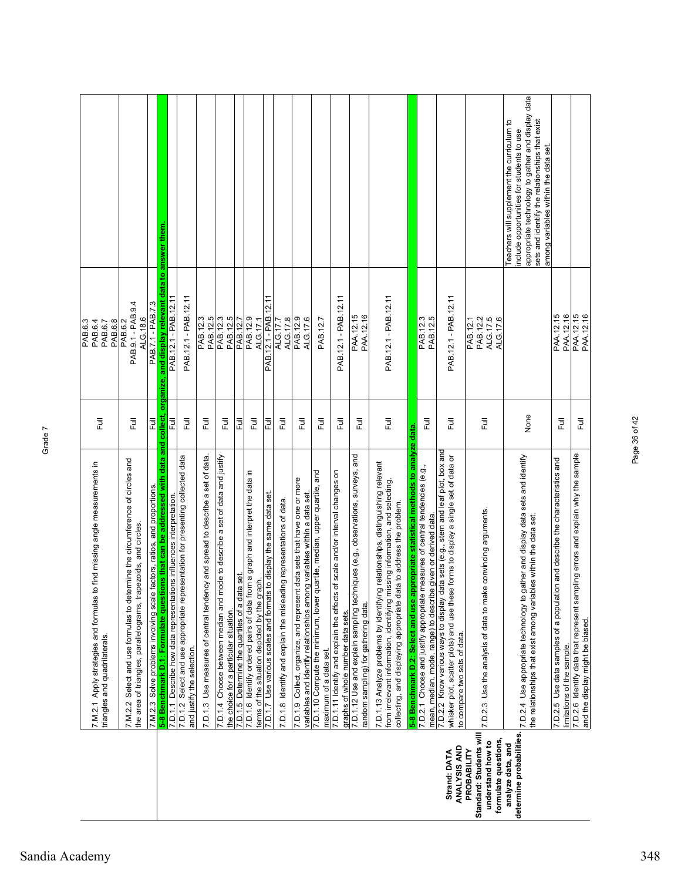Grade 7

| | | | | |
|---|---|---|---|---|
| | 7.M.2.1 Apply strategies and formulas to find missing angle measurements in triangles and quadrilaterals. | Full | PAB.6.3<br>PAB.6.4<br>PAB.6.7<br>PAB.6.8 | |
| | 7.M.2.2 Select and use formulas to determine the circumference of circles and the area of triangles, parallelograms, trapezoids, and circles. | Full | PAB.6.2<br>PAB.9.1 - PAB.9.4<br>ALG.18.6 | |
| | 7.M.2.3 Solve problems involving scale factors, ratios, and proportions. | Full | PAB.7.1 - PAB.7.3 | |
| **Strand: DATA ANALYSIS AND PROBABILITY**<br>**Standard: Students will understand how to formulate questions, analyze data, and determine probabilities.** | **5-8 Benchmark D.1: Formulate questions that can be addressed with data and collect, organize, and display relevant data to answer them.** | | | |
| | 7.D.1.1 Describe how data representations influences interpretation. | Full | PAB.12.1 - PAB.12.11 | |
| | 7.D.1.2 Select and use appropriate representation for presenting collected data and justify the selection. | Full | PAB.12.1 - PAB.12.11 | |
| | 7.D.1.3 Use measures of central tendency and spread to describe a set of data. | Full | PAB.12.3<br>PAB.12.5 | |
| | 7.D.1.4 Choose between median and mode to describe a set of data and justify the choice for a particular situation. | Full | PAB.12.3<br>PAB.12.5 | |
| | 7.D.1.5 Determine the quartiles of a data set. | Full | PAB.12.7 | |
| | 7.D.1.6 Identify ordered pairs of data from a graph and interpret the data in terms of the situation depicted by the graph. | Full | PAB.12.9<br>ALG.17.1 | |
| | 7.D.1.7 Use various scales and formats to display the same data set. | Full | PAB.12.1 - PAB.12.11 | |
| | 7.D.1.8 Identify and explain the misleading representations of data. | Full | ALG.17.7<br>ALG.17.8 | |
| | 7.D.1.9 Collect, organize, and represent data sets that have one or more variables and identify relationships among variables within a data set. | Full | PAB.12.9<br>ALG.17.6 | |
| | 7.D.1.10 Compute the minimum, lower quartile, median, upper quartile, and maximum of a data set. | Full | PAB.12.7 | |
| | 7.D.1.11 Identify and explain the effects of scale and/or interval changes on graphs of whole number data sets. | Full | PAB.12.1 - PAB.12.11 | |
| | 7.D.1.12 Use and explain sampling techniques (e.g., observations, surveys, and random sampling) for gathering data. | Full | PAA.12.15<br>PAA.12.16 | |
| | 7.D.1.13 Analyze problems by identifying relationships, distinguishing relevant from irrelevant information, identifying missing information, and selecting, collecting, and displaying appropriate data to address the problem. | Full | PAB.12.1 - PAB.12.11 | |
| | **5-8 Benchmark D.2: Select and use appropriate statistical methods to analyze data.** | | | |
| | 7.D.2.1 Choose and justify appropriate measures of central tendencies (e.g., mean, median, mode, range) to describe given or derived data. | Full | PAB.12.3<br>PAB.12.5 | |
| | 7.D.2.2 Know various ways to display data sets (e.g., stem and leaf plot, box and whisker plot, scatter plots) and use these forms to display a single set of data or to compare two sets of data. | Full | PAB.12.1 - PAB.12.11 | |
| | 7.D.2.3 Use the analysis of data to make convincing arguments. | Full | PAB.12.1<br>PAB.12.2<br>ALG.17.5<br>ALG.17.6 | |
| | 7.D.2.4 Use appropriate technology to gather and display data sets and identify the relationships that exist among variables within the data set. | None | | Teachers will supplement the curriculum to include opportunities for students to use appropriate technology to gather and display data sets and identify the relationships that exist among variables within the data set. |
| | 7.D.2.5 Use data samples of a population and describe the characteristics and limitations of the sample. | Full | PAA.12.15<br>PAA.12.16 | |
| | 7.D.2.6 Identify data that represent sampling errors and explain why the sample and the display might be biased. | Full | PAA.12.15<br>PAA.12.16 | |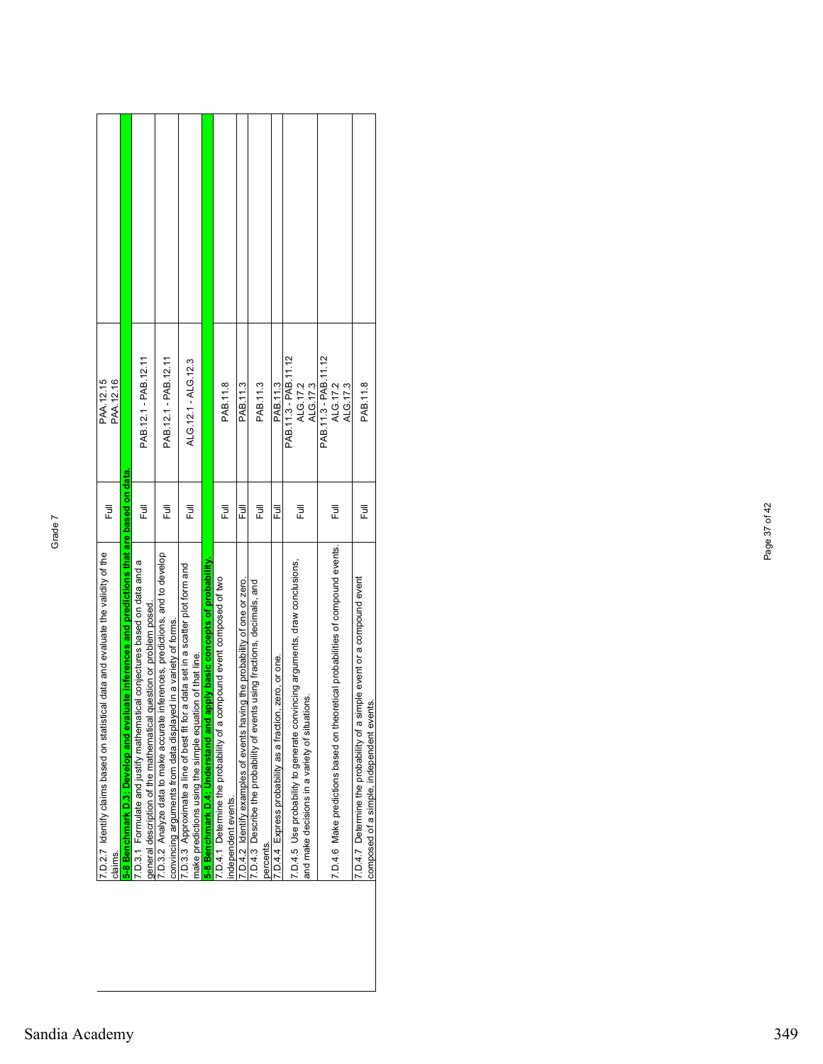Grade 7

| | | | |
|---|---|---|---|
| 7.D.2.7 Identify claims based on statistical data and evaluate the validity of the claims. | Full | PAA.12.15<br>PAA.12.16 | |
| **5-8 Benchmark D.3: Develop and evaluate inferences and predictions that are based on data.** | | | |
| 7.D.3.1 Formulate and justify mathematical conjectures based on data and a general description of the mathematical question or problem posed. | Full | PAB.12.1 - PAB.12.11 | |
| 7.D.3.2 Analyze data to make accurate inferences, predictions, and to develop convincing arguments from data displayed in a variety of forms. | Full | PAB.12.1 - PAB.12.11 | |
| 7.D.3.3 Approximate a line of best fit for a data set in a scatter plot form and make predictions using the simple equation of that line. | Full | ALG.12.1 - ALG.12.3 | |
| **5-8 Benchmark D.4: Understand and apply basic concepts of probability.** | | | |
| 7.D.4.1 Determine the probability of a compound event composed of two independent events. | Full | PAB.11.8 | |
| 7.D.4.2 Identify examples of events having the probability of one or zero. | Full | PAB.11.3 | |
| 7.D.4.3 Describe the probability of events using fractions, decimals, and percents. | Full | PAB.11.3 | |
| 7.D.4.4 Express probability as a fraction, zero, or one. | Full | PAB.11.3 | |
| 7.D.4.5 Use probability to generate convincing arguments, draw conclusions, and make decisions in a variety of situations. | Full | PAB.11.3 - PAB.11.12<br>ALG.17.2<br>ALG.17.3 | |
| 7.D.4.6 Make predictions based on theoretical probabilities of compound events. | Full | PAB.11.3 - PAB.11.12<br>ALG.17.2<br>ALG.17.3 | |
| 7.D.4.7 Determine the probability of a simple event or a compound event composed of a simple, independent events. | Full | PAB.11.8 | |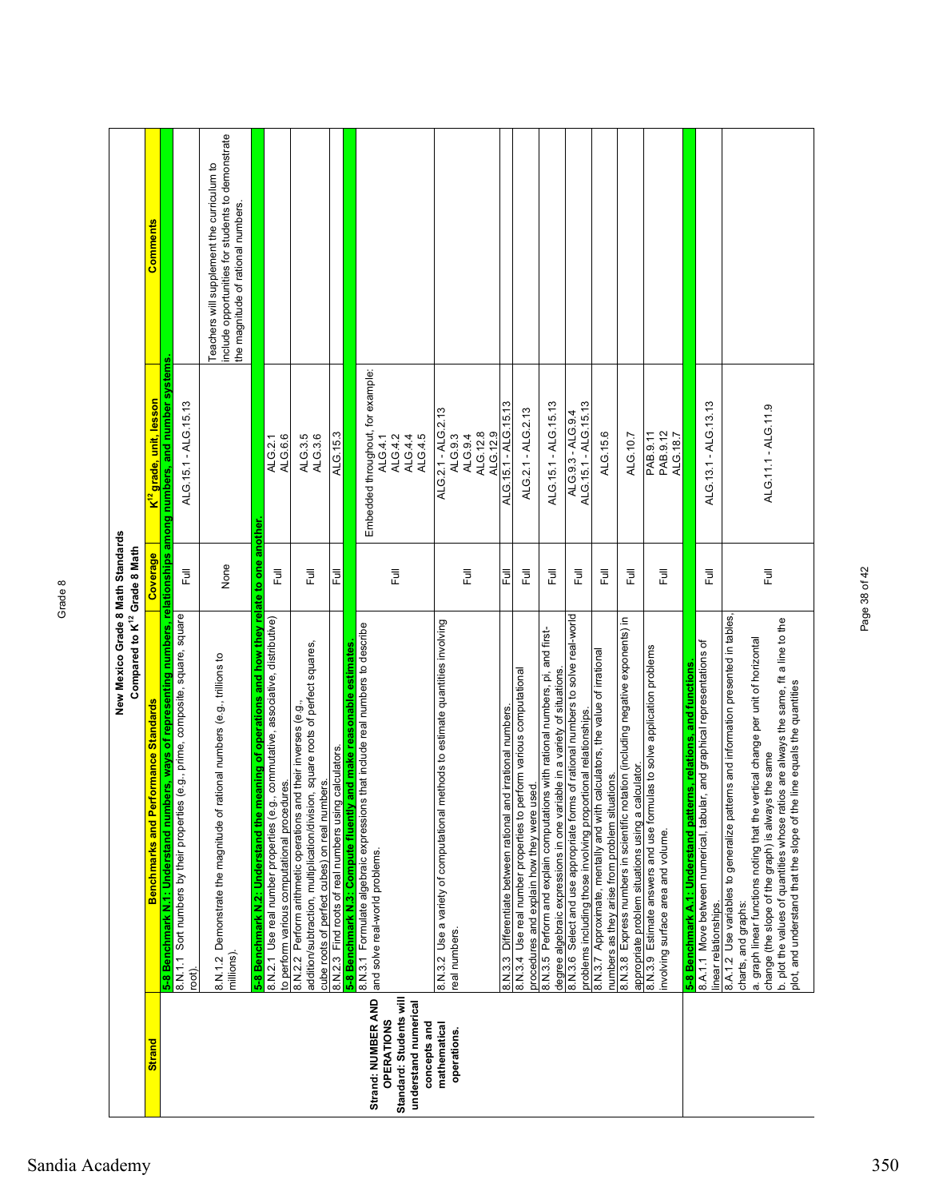## New Mexico Grade 8 Math Standards
### Compared to K[12] Grade 8 Math

| Strand | Benchmarks and Performance Standards | Coverage | K[12] grade, unit, lesson | Comments |
|---|---|---|---|---|
| | **5-8 Benchmark N.1: Understand numbers, ways of representing numbers, relationships among numbers, and number systems.** | | | |
| | 8.N.1.1 Sort numbers by their properties (e.g., prime, composite, square, square root). | Full | ALG.15.1 - ALG.15.13 | |
| | 8.N.1.2 Demonstrate the magnitude of rational numbers (e.g., trillions to millions). | None | | Teachers will supplement the curriculum to include opportunities for students to demonstrate the magnitude of rational numbers. |
| | **5-8 Benchmark N.2: Understand the meaning of operations and how they relate to one another.** | | | |
| | 8.N.2.1 Use real number properties (e.g., commutative, associative, distributive) to perform various computational procedures. | Full | ALG.2.1<br>ALG.6.6 | |
| | 8.N.2.2 Perform arithmetic operations and their inverses (e.g., addition/subtraction, multiplication/division, square roots of perfect squares, cube roots of perfect cubes) on real numbers. | Full | ALG.3.5<br>ALG.3.6 | |
| | 8.N.2.3 Find roots of real numbers using calculators. | Full | ALG.15.3 | |
| | **5-8 Benchmark N.3: Compute fluently and make reasonable estimates.** | | | |
| **Strand: NUMBER AND OPERATIONS**<br>**Standard: Students will understand numerical concepts and mathematical operations.** | 8.N.3.1 Formulate algebraic expressions that include real numbers to describe and solve real-world problems. | Full | Embedded throughout, for example:<br>ALG.4.1<br>ALG.4.2<br>ALG.4.4<br>ALG.4.5 | |
| | 8.N.3.2 Use a variety of computational methods to estimate quantities involving real numbers. | Full | ALG.2.1 - ALG.2.13<br>ALG.9.3<br>ALG.9.4<br>ALG.12.8<br>ALG.12.9 | |
| | 8.N.3.3 Differentiate between rational and irrational numbers. | Full | ALG.15.1 - ALG.15.13 | |
| | 8.N.3.4 Use real number properties to perform various computational procedures and explain how they were used. | Full | ALG.2.1 - ALG.2.13 | |
| | 8.N.3.5 Perform and explain computations with rational numbers, pi, and first-degree algebraic expressions in one variable in a variety of situations. | Full | ALG.15.1 - ALG.15.13 | |
| | 8.N.3.6 Select and use appropriate forms of rational numbers to solve real-world problems including those involving proportional relationships. | Full | ALG.9.3 - ALG.9.4<br>ALG.15.1 - ALG.15.13 | |
| | 8.N.3.7 Approximate, mentally and with calculators, the value of irrational numbers as they arise from problem situations. | Full | ALG.15.6 | |
| | 8.N.3.8 Express numbers in scientific notation (including negative exponents) in appropriate problem situations using a calculator. | Full | ALG.10.7 | |
| | 8.N.3.9 Estimate answers and use formulas to solve application problems involving surface area and volume. | Full | PAB.9.11<br>PAB.9.12<br>ALG.18.7 | |
| | **5-8 Benchmark A.1: Understand patterns, relations, and functions.** | | | |
| | 8.A.1.1 Move between numerical, tabular, and graphical representations of linear relationships. | Full | ALG.13.1 - ALG.13.13 | |
| | 8.A.1.2 Use variables to generalize patterns and information presented in tables, charts, and graphs:<br>a. graph linear functions noting that the vertical change per unit of horizontal change (the slope of the graph) is always the same<br>b. plot the values of quantities whose ratios are always the same, fit a line to the plot, and understand that the slope of the line equals the quantities | Full | ALG.11.1 - ALG.11.9 | |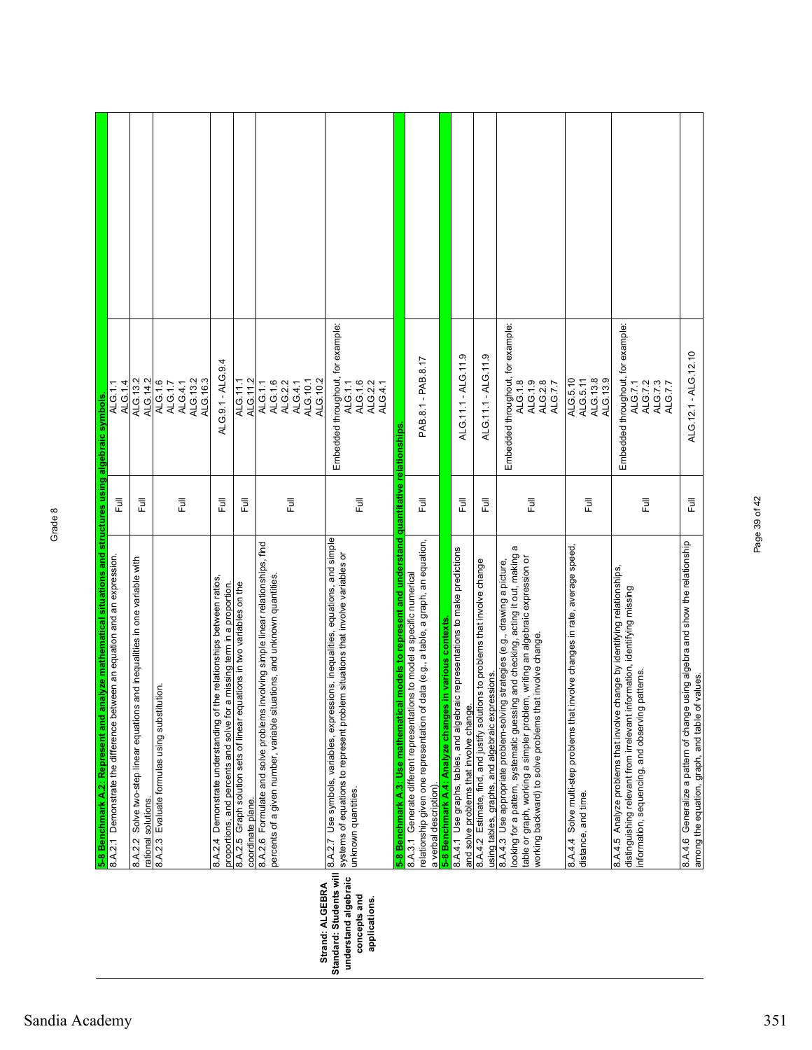Grade 8

| Strand / Standard | Performance Standard | Coverage | Alignment | |
|---|---|---|---|---|
| **Strand: ALGEBRA Standard: Students will understand algebraic concepts and applications.** | **5-8 Benchmark A.2: Represent and analyze mathematical situations and structures using algebraic symbols.** | | | |
| | 8.A.2.1 Demonstrate the difference between an equation and an expression. | Full | ALG.1.1 ALG.1.4 | |
| | 8.A.2.2 Solve two-step linear equations and inequalities in one variable with rational solutions. | Full | ALG.13.2 ALG.14.2 | |
| | 8.A.2.3 Evaluate formulas using substitution. | Full | ALG.1.6 ALG.1.7 ALG.4.1 ALG.13.2 ALG.16.3 | |
| | 8.A.2.4 Demonstrate understanding of the relationships between ratios, proportions, and percents and solve for a missing term in a proportion. | Full | ALG.9.1 - ALG.9.4 | |
| | 8.A.2.5 Graph solution sets of linear equations in two variables on the coordinate plane. | Full | ALG.11.1 ALG.11.2 | |
| | 8.A.2.6 Formulate and solve problems involving simple linear relationships, find percents of a given number, variable situations, and unknown quantities. | Full | ALG.1.1 ALG.1.6 ALG.2.2 ALG.4.1 ALG.10.1 ALG.10.2 | |
| | 8.A.2.7 Use symbols, variables, expressions, inequalities, equations, and simple systems of equations to represent problem situations that involve variables or unknown quantities. | Full | Embedded throughout, for example: ALG.1.1 ALG.1.6 ALG.2.2 ALG.4.1 | |
| | **5-8 Benchmark A.3: Use mathematical models to represent and understand quantitative relationships.** | | | |
| | 8.A.3.1 Generate different representations to model a specific numerical relationship given one representation of data (e.g., a table, a graph, an equation, a verbal description). | Full | PAB.8.1 - PAB.8.17 | |
| | **5-8 Benchmark A.4: Analyze changes in various contexts.** | | | |
| | 8.A.4.1 Use graphs, tables, and algebraic representations to make predictions and solve problems that involve change. | Full | ALG.11.1 - ALG.11.9 | |
| | 8.A.4.2 Estimate, find, and justify solutions to problems that involve change using tables, graphs, and algebraic expressions. | Full | ALG.11.1 - ALG.11.9 | |
| | 8.A.4.3 Use appropriate problem-solving strategies (e.g., drawing a picture, looking for a pattern, systematic guessing and checking, acting it out, making a table or graph, working a simpler problem, writing an algebraic expression or working backward) to solve problems that involve change. | Full | Embedded throughout, for example: ALG.1.8 ALG.1.9 ALG.2.8 ALG.7.7 | |
| | 8.A.4.4 Solve multi-step problems that involve changes in rate, average speed, distance, and time. | Full | ALG.5.10 ALG.5.11 ALG.13.8 ALG.13.9 | |
| | 8.A.4.5 Analyze problems that involve change by identifying relationships, distinguishing relevant from irrelevant information, identifying missing information, sequencing, and observing patterns. | Full | Embedded throughout, for example: ALG.7.1 ALG.7.2 ALG.7.3 ALG.7.7 | |
| | 8.A.4.6 Generalize a pattern of change using algebra and show the relationship among the equation, graph, and table of values. | Full | ALG.12.1 - ALG.12.10 | |

Sandia Academy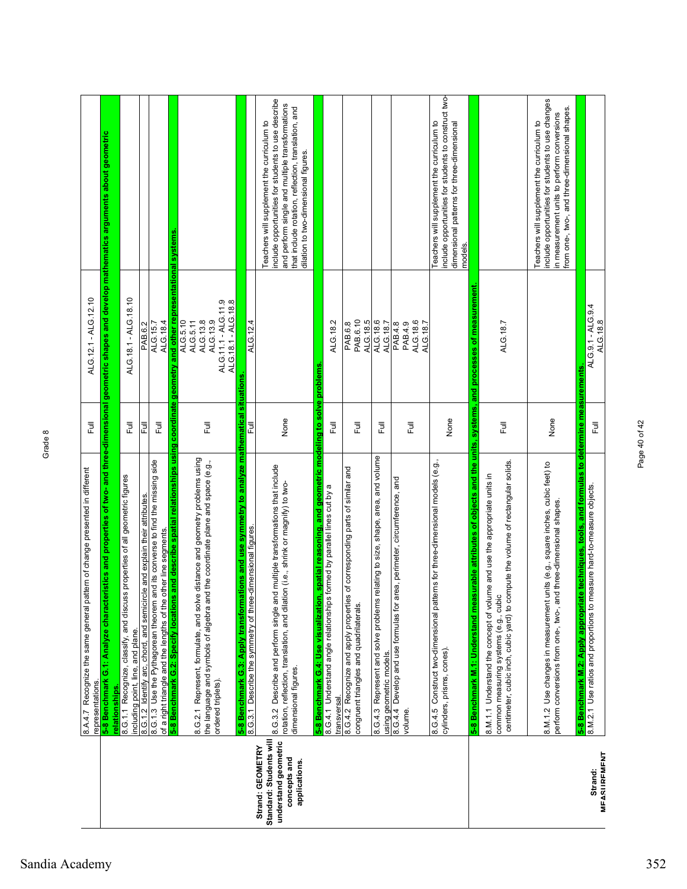Grade 8

| Strand / Standard | Benchmark / Performance Standard | Coverage | Location | Notes |
|---|---|---|---|---|
| | 8.A.4.7 Recognize the same general pattern of change presented in different representations. | Full | ALG.12.1 - ALG.12.10 | |
| | **5-8 Benchmark G.1: Analyze characteristics and properties of two- and three-dimensional geometric shapes and develop mathematics arguments about geometric relationships.** | | | |
| | 8.G.1.1 Recognize, classify, and discuss properties of all geometric figures including point, line, and plane. | Full | ALG.18.1 - ALG.18.10 | |
| | 8.G.1.2 Identify arc, chord, and semicircle and explain their attributes. | Full | PAB.6.2 | |
| | 8.G.1.3 Use the Pythagorean theorem and its converse to find the missing side of a right triangle and the lengths of the other line segments. | Full | ALG.15.7<br>ALG.18.4 | |
| | **5-8 Benchmark G.2: Specify locations and describe spatial relationships using coordinate geometry and other representational systems.** | | | |
| | 8.G.2.1 Represent, formulate, and solve distance and geometry problems using the language and symbols of algebra and the coordinate plane and space (e.g., ordered triplets). | Full | ALG.5.10<br>ALG.5.11<br>ALG.13.8<br>ALG.13.9<br>ALG.11.1 - ALG.11.9<br>ALG.18.1 - ALG.18.8 | |
| **Strand: GEOMETRY**<br>**Standard: Students will understand geometric concepts and applications.** | **5-8 Benchmark G.3: Apply transformations and use symmetry to analyze mathematical situations.** | | | |
| | 8.G.3.1 Describe the symmetry of three-dimensional figures. | Full | ALG.12.4 | |
| | 8.G.3.2 Describe and perform single and multiple transformations that include rotation, reflection, translation, and dilation (i.e., shrink or magnify) to two-dimensional figures. | None | | Teachers will supplement the curriculum to include opportunities for students to use describe and perform single and multiple transformations that include rotation, reflection, translation, and dilation to two-dimensional figures. |
| | **5-8 Benchmark G.4: Use visualization, spatial reasoning, and geometric modeling to solve problems.** | | | |
| | 8.G.4.1 Understand angle relationships formed by parallel lines cut by a transversal. | Full | ALG.18.2 | |
| | 8.G.4.2 Recognize and apply properties of corresponding parts of similar and congruent triangles and quadrilaterals. | Full | PAB.6.8<br>PAB.6.10<br>ALG.18.5 | |
| | 8.G.4.3 Represent and solve problems relating to size, shape, area, and volume using geometric models. | Full | ALG.18.6<br>ALG.18.7 | |
| | 8.G.4.4 Develop and use formulas for area, perimeter, circumference, and volume. | Full | PAB.4.8<br>PAB.4.9<br>ALG.18.6<br>ALG.18.7 | |
| | 8.G.4.5 Construct two-dimensional patterns for three-dimensional models (e.g., cylinders, prisms, cones). | None | | Teachers will supplement the curriculum to include opportunities for students to construct two-dimensional patterns for three-dimensional models. |
| | **5-8 Benchmark M.1: Understand measurable attributes of objects and the units, systems, and processes of measurement.** | | | |
| | 8.M.1.1 Understand the concept of volume and use the appropriate units in common measuring systems (e.g., cubic centimeter, cubic inch, cubic yard) to compute the volume of rectangular solids. | Full | ALG.18.7 | |
| | 8.M.1.2 Use changes in measurement units (e.g., square inches, cubic feet) to perform conversions from one-, two-, and three-dimensional shapes. | None | | Teachers will supplement the curriculum to include opportunities for students to use changes in measurement units to perform conversions from one-, two-, and three-dimensional shapes. |
| **Strand: MEASUREMENT** | **5-8 Benchmark M.2: Apply appropriate techniques, tools, and formulas to determine measurements.** | | | |
| | 8.M.2.1 Use ratios and proportions to measure hard-to-measure objects. | Full | ALG.9.1 - ALG.9.4<br>ALG.18.8 | |

Sandia Academy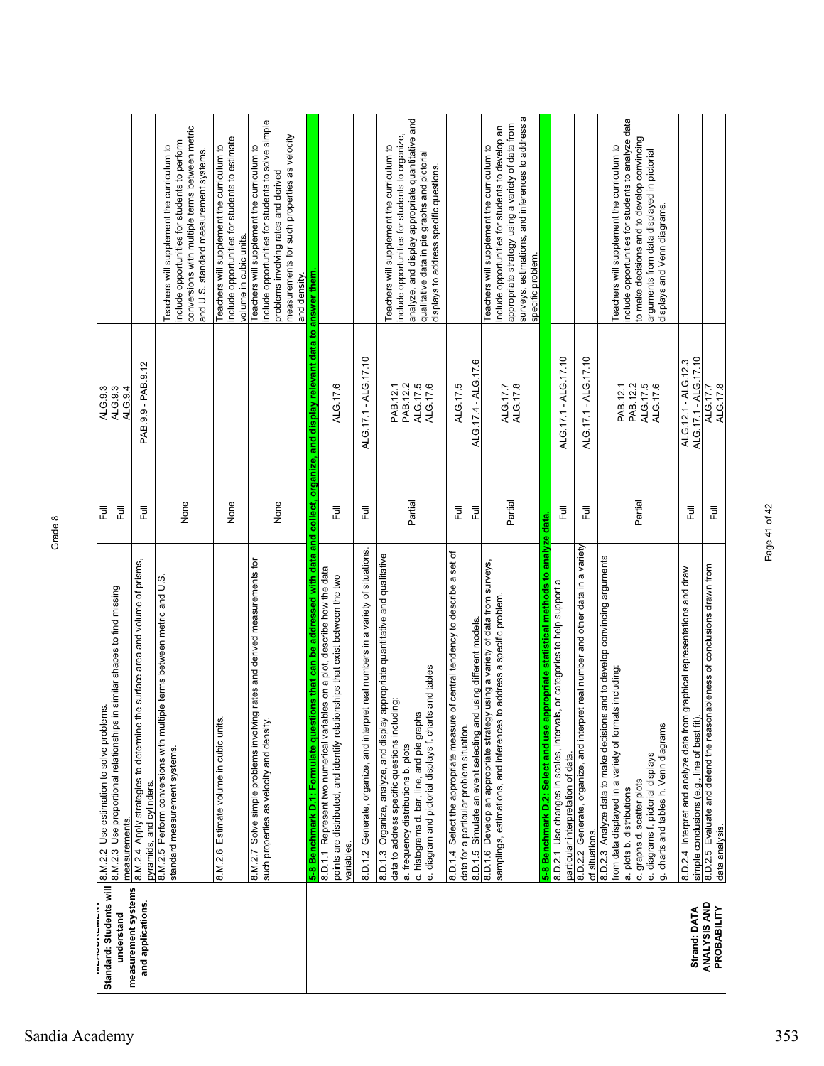Grade 8

| | | | | |
|---|---|---|---|---|
| **MEASUREMENT: Standard: Students will understand measurement systems and applications.** | 8.M.2.2 Use estimation to solve problems. | Full | ALG.9.3 | |
| | 8.M.2.3 Use proportional relationships in similar shapes to find missing measurements. | Full | ALG.9.3 ALG.9.4 | |
| | 8.M.2.4 Apply strategies to determine the surface area and volume of prisms, pyramids, and cylinders. | Full | PAB.9.9 - PAB.9.12 | |
| | 8.M.2.5 Perform conversions with multiple terms between metric and U.S. standard measurement systems. | None | | Teachers will supplement the curriculum to include opportunities for students to perform conversions with multiple terms between metric and U.S. standard measurement systems. |
| | 8.M.2.6 Estimate volume in cubic units. | None | | Teachers will supplement the curriculum to include opportunities for students to estimate volume in cubic units. |
| | 8.M.2.7 Solve simple problems involving rates and derived measurements for such properties as velocity and density. | None | | Teachers will supplement the curriculum to include opportunities for students to solve simple problems involving rates and derived measurements for such properties as velocity and density. |
| **Strand: DATA ANALYSIS AND PROBABILITY** | **5-8 Benchmark D.1: Formulate questions that can be addressed with data and collect, organize, and display relevant data to answer them.** | | | |
| | 8.D.1.1 Represent two numerical variables on a plot, describe how the data points are distributed, and identify relationships that exist between the two variables. | Full | ALG.17.6 | |
| | 8.D.1.2 Generate, organize, and interpret real numbers in a variety of situations. | Full | ALG.17.1 - ALG.17.10 | |
| | 8.D.1.3 Organize, analyze, and display appropriate quantitative and qualitative data to address specific questions including: a. frequency distributions b. plots c. histograms d. bar, line, and pie graphs e. diagram and pictorial displays f. charts and tables | Partial | PAB.12.1 PAB.12.2 ALG.17.5 ALG.17.6 | Teachers will supplement the curriculum to include opportunities for students to organize, analyze, and display appropriate quantitative and qualitative data in pie graphs and pictorial displays to address specific questions. |
| | 8.D.1.4 Select the appropriate measure of central tendency to describe a set of data for a particular problem situation. | Full | ALG.17.5 | |
| | 8.D.1.5 Simulate an event selecting and using different models. | Full | ALG.17.4 - ALG.17.6 | |
| | 8.D.1.6 Develop an appropriate strategy using a variety of data from surveys, samplings, estimations, and inferences to address a specific problem. | Partial | ALG.17.7 ALG.17.8 | Teachers will supplement the curriculum to include opportunities for students to develop an appropriate strategy using a variety of data from surveys, estimations, and inferences to address a specific problem. |
| | **5-8 Benchmark D.2: Select and use appropriate statistical methods to analyze data.** | | | |
| | 8.D.2.1 Use changes in scales, intervals, or categories to help support a particular interpretation of data. | Full | ALG.17.1 - ALG.17.10 | |
| | 8.D.2.2 Generate, organize, and interpret real number and other data in a variety of situations. | Full | ALG.17.1 - ALG.17.10 | |
| | 8.D.2.3 Analyze data to make decisions and to develop convincing arguments from data displayed in a variety of formats including: a. plots b. distributions c. graphs d. scatter plots e. diagrams f. pictorial displays g. charts and tables h. Venn diagrams | Partial | PAB.12.1 PAB.12.2 ALG.17.5 ALG.17.6 | Teachers will supplement the curriculum to include opportunities for students to analyze data to make decisions and to develop convincing arguments from data displayed in pictorial displays and Venn diagrams. |
| | 8.D.2.4 Interpret and analyze data from graphical representations and draw simple conclusions (e.g., line of best fit). | Full | ALG.12.1 - ALG.12.3 ALG.17.1 - ALG.17.10 | |
| | 8.D.2.5 Evaluate and defend the reasonableness of conclusions drawn from data analysis. | Full | ALG.17.7 ALG.17.8 | |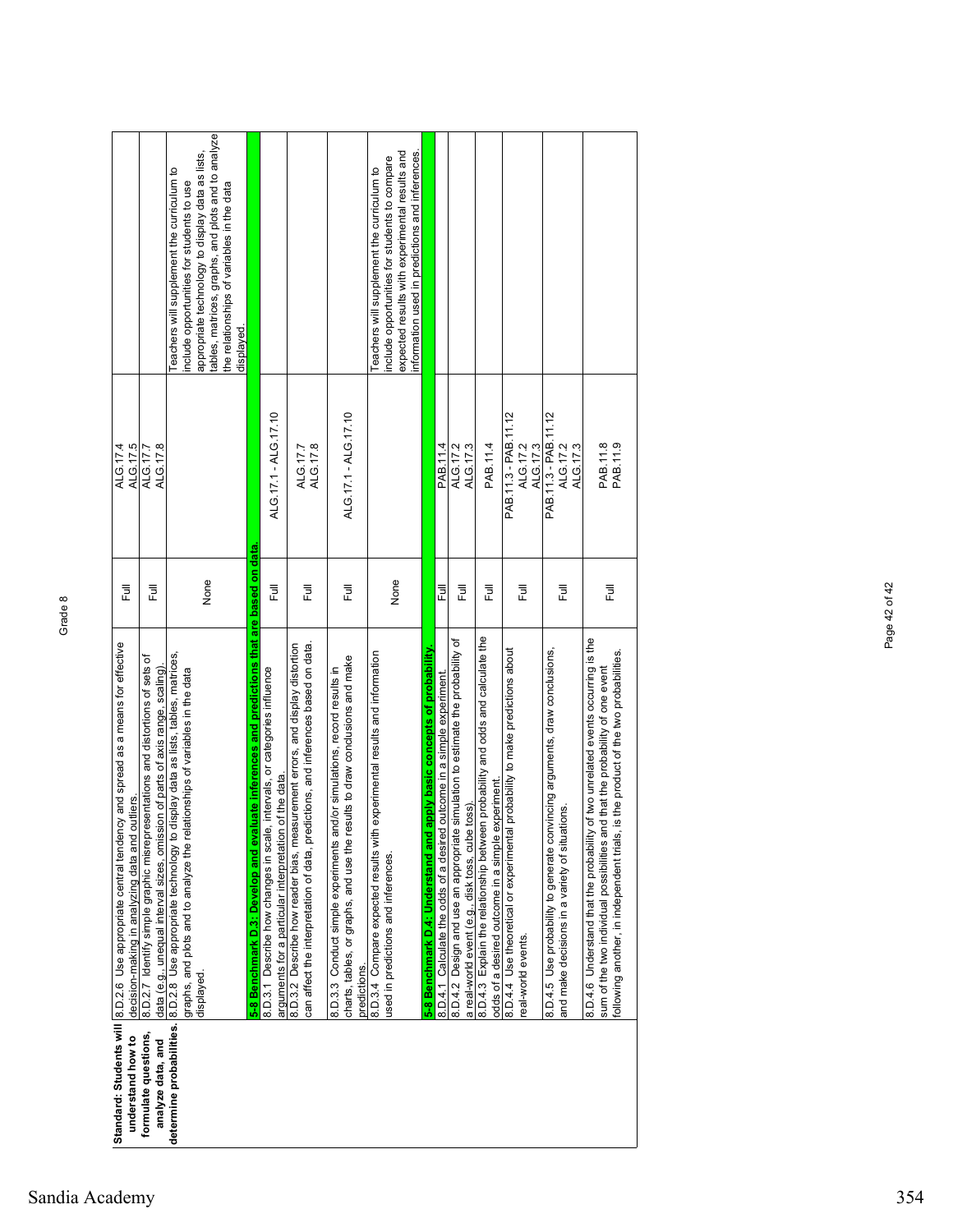# Grade 8

| Standard | Performance Standard | Coverage | Curriculum Reference | Notes |
|---|---|---|---|---|
| **Standard: Students will understand how to formulate questions, analyze data, and determine probabilities.** | 8.D.2.6 Use appropriate central tendency and spread as a means for effective decision-making in analyzing data and outliers. | Full | ALG.17.4 ALG.17.5 | |
| | 8.D.2.7 Identify simple graphic misrepresentations and distortions of sets of data (e.g., unequal interval sizes, omission of parts of axis range, scaling). | Full | ALG.17.7 ALG.17.8 | |
| | 8.D.2.8 Use appropriate technology to display data as lists, tables, matrices, graphs, and plots and to analyze the relationships of variables in the data displayed. | None | | Teachers will supplement the curriculum to include opportunities for students to use appropriate technology to display data as lists, tables, matrices, graphs, and plots and to analyze the relationships of variables in the data displayed. |
| | **5-8 Benchmark D.3: Develop and evaluate inferences and predictions that are based on data.** | | | |
| | 8.D.3.1 Describe how changes in scale, intervals, or categories influence arguments for a particular interpretation of the data. | Full | ALG.17.1 - ALG.17.10 | |
| | 8.D.3.2 Describe how reader bias, measurement errors, and display distortion can affect the interpretation of data, predictions, and inferences based on data. | Full | ALG.17.7 ALG.17.8 | |
| | 8.D.3.3 Conduct simple experiments and/or simulations, record results in charts, tables, or graphs, and use the results to draw conclusions and make predictions. | Full | ALG.17.1 - ALG.17.10 | |
| | 8.D.3.4 Compare expected results with experimental results and information used in predictions and inferences. | None | | Teachers will supplement the curriculum to include opportunities for students to compare expected results with experimental results and information used in predictions and inferences. |
| | **5-8 Benchmark D.4: Understand and apply basic concepts of probability.** | | | |
| | 8.D.4.1 Calculate the odds of a desired outcome in a simple experiment. | Full | PAB.11.4 | |
| | 8.D.4.2 Design and use an appropriate simulation to estimate the probability of a real-world event (e.g., disk toss, cube toss). | Full | ALG.17.2 ALG.17.3 | |
| | 8.D.4.3 Explain the relationship between probability and odds and calculate the odds of a desired outcome in a simple experiment. | Full | PAB.11.4 | |
| | 8.D.4.4 Use theoretical or experimental probability to make predictions about real-world events. | Full | PAB.11.3 - PAB.11.12 ALG.17.2 ALG.17.3 | |
| | 8.D.4.5 Use probability to generate convincing arguments, draw conclusions, and make decisions in a variety of situations. | Full | PAB.11.3 - PAB.11.12 ALG.17.2 ALG.17.3 | |
| | 8.D.4.6 Understand that the probability of two unrelated events occurring is the sum of the two individual possibilities and that the probability of one event following another, in independent trials, is the product of the two probabilities. | Full | PAB.11.8 PAB.11.9 | |

Sandia Academy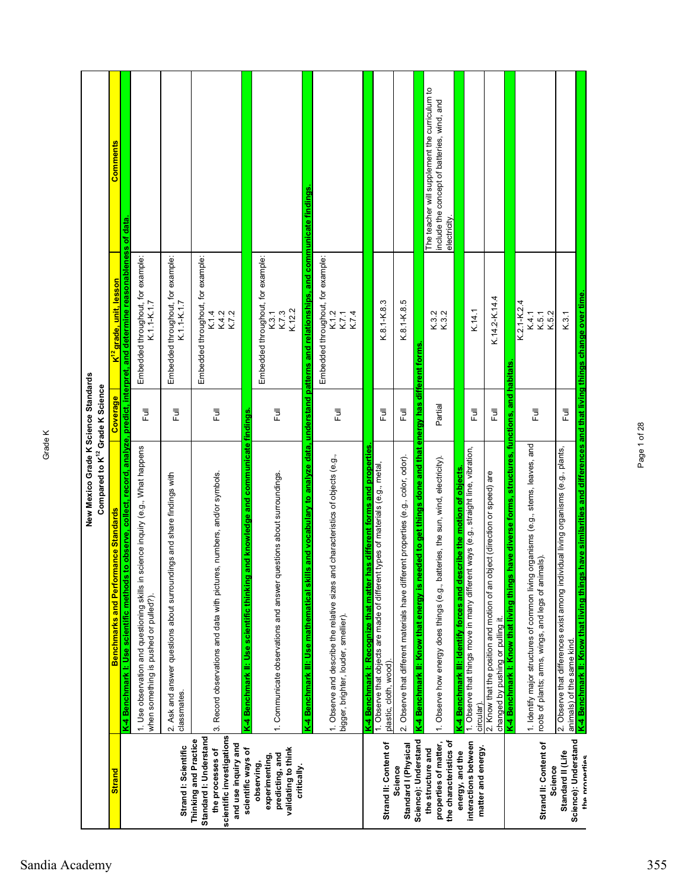## New Mexico Grade K Science Standards
### Compared to K[12] Grade K Science

| Strand | Benchmarks and Performance Standards | Coverage | K[12] grade, unit, lesson | Comments |
|---|---|---|---|---|
| Strand I: Scientific Thinking and Practice Standard I: Understand the processes of scientific investigations and use inquiry and scientific ways of observing, experimenting, predicting, and validating to think critically. | **K-4 Benchmark I: Use scientific methods to observe, collect, record, analyze, predict, interpret, and determine reasonableness of data.** | | | |
| | 1. Use observation and questioning skills in science inquiry (e.g., What happens when something is pushed or pulled?). | Full | Embedded throughout, for example: K.1.1-K.1.7 | |
| | 2. Ask and answer questions about surroundings and share findings with classmates. | Full | Embedded throughout, for example: K.1.1-K.1.7 | |
| | 3. Record observations and data with pictures, numbers, and/or symbols. | Full | Embedded throughout, for example: K.1.4 K.4.2 K.7.2 | |
| | **K-4 Benchmark II: Use scientific thinking and knowledge and communicate findings.** | | | |
| | 1. Communicate observations and answer questions about surroundings. | Full | Embedded throughout, for example: K.3.1 K.7.3 K.12.2 | |
| | **K-4 Benchmark III: Use mathematical skills and vocabulary to analyze data, understand patterns and relationships, and communicate findings.** | | | |
| | 1. Observe and describe the relative sizes and characteristics of objects (e.g., bigger, brighter, louder, smellier). | Full | Embedded throughout, for example: K.1.2 K.7.1 K.7.4 | |
| Strand II: Content of Science Standard I (Physical Science): Understand the structure and properties of matter, the characteristics of energy, and the interactions between matter and energy. | **K-4 Benchmark I: Recognize that matter has different forms and properties.** | | | |
| | 1. Observe that objects are made of different types of materials (e.g., metal, plastic, cloth, wood). | Full | K.8.1-K.8.3 | |
| | 2. Observe that different materials have different properties (e.g., color, odor). | Full | K.8.1-K.8.5 | |
| | **K-4 Benchmark II: Know that energy is needed to get things done and that energy has different forms.** | | | |
| | 1. Observe how energy does things (e.g., batteries, the sun, wind, electricity). | Partial | K.3.2 K.3.2 | The teacher will supplement the curriculum to include the concept of batteries, wind, and electricity. |
| | **K-4 Benchmark III: Identify forces and describe the motion of objects.** | | | |
| | 1. Observe that things move in many different ways (e.g., straight line, vibration, circular). | Full | K.14.1 | |
| | 2. Know that the position and motion of an object (direction or speed) are changed by pushing or pulling it. | Full | K.14.2-K.14.4 | |
| Strand II: Content of Science Standard II (Life Science): Understand the properties | **K-4 Benchmark I: Know that living things have diverse forms, structures, functions, and habitats.** | | | |
| | 1. Identify major structures of common living organisms (e.g., stems, leaves, and roots of plants; arms, wings, and legs of animals). | Full | K.2.1-K.2.4 K.4.1 K.5.1 K.5.2 | |
| | 2. Observe that differences exist among individual living organisms (e.g., plants, animals) of the same kind. | Full | K.3.1 | |
| | **K-4 Benchmark II: Know that living things have similarities and differences and that living things change over time.** | | | |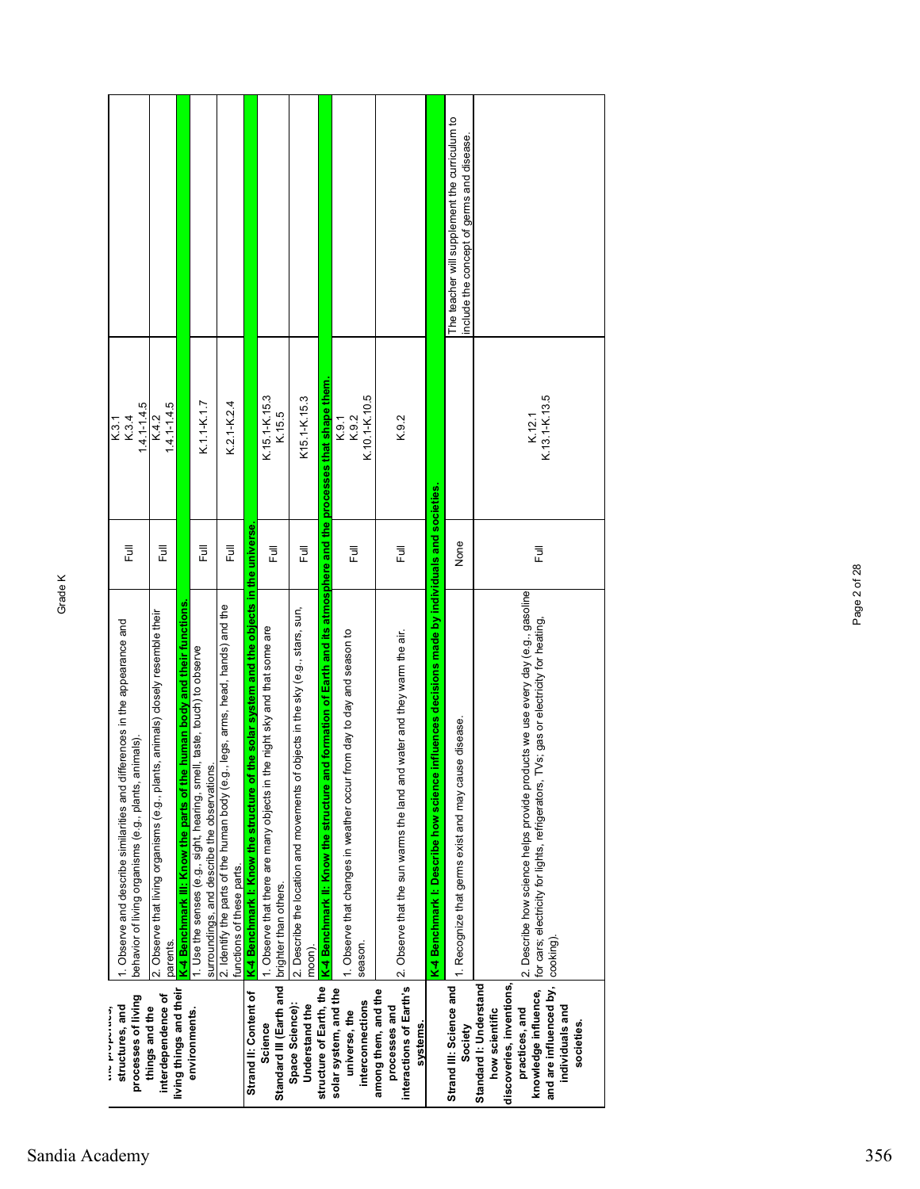Grade K

| | | | | |
|---|---|---|---|---|
| the properties, structures, and processes of living things and the interdependence of living things and their environments. | 1. Observe and describe similarities and differences in the appearance and behavior of living organisms (e.g., plants, animals). | Full | K.3.1 K.3.4 1.4.1-1.4.5 | |
| | 2. Observe that living organisms (e.g., plants, animals) closely resemble their parents. | Full | K.4.2 1.4.1-1.4.5 | |
| | **K-4 Benchmark III: Know the parts of the human body and their functions.** | | | |
| | 1. Use the senses (e.g., sight, hearing, smell, taste, touch) to observe surroundings, and describe the observations. | Full | K.1.1-K.1.7 | |
| | 2. Identify the parts of the human body (e.g., legs, arms, head, hands) and the functions of these parts. | Full | K.2.1-K.2.4 | |
| **Strand II: Content of Science** | **K-4 Benchmark I: Know the structure of the solar system and the objects in the universe.** | | | |
| **Standard III (Earth and Space Science): Understand the structure of Earth, the solar system, and the universe, the interconnections among them, and the processes and interactions of Earth's systems.** | 1. Observe that there are many objects in the night sky and that some are brighter than others. | Full | K.15.1-K.15.3 K.15.5 | |
| | 2. Describe the location and movements of objects in the sky (e.g., stars, sun, moon). | Full | K15.1-K.15.3 | |
| | **K-4 Benchmark II: Know the structure and formation of Earth and its atmosphere and the processes that shape them.** | | | |
| | 1. Observe that changes in weather occur from day to day and season to season. | Full | K.9.1 K.9.2 K.10.1-K.10.5 | |
| | 2. Observe that the sun warms the land and water and they warm the air. | Full | K.9.2 | |
| | **K-4 Benchmark I: Describe how science influences decisions made by individuals and societies.** | | | |
| **Strand III: Science and Society** | 1. Recognize that germs exist and may cause disease. | None | | The teacher will supplement the curriculum to include the concept of germs and disease. |
| **Standard I: Understand how scientific discoveries, inventions, practices, and knowledge influence, and are influenced by, individuals and societies.** | 2. Describe how science helps provide products we use every day (e.g., gasoline for cars; electricity for lights, refrigerators, TVs; gas or electricity for heating, cooking). | Full | K.12.1 K.13.1-K.13.5 | |

Sandia Academy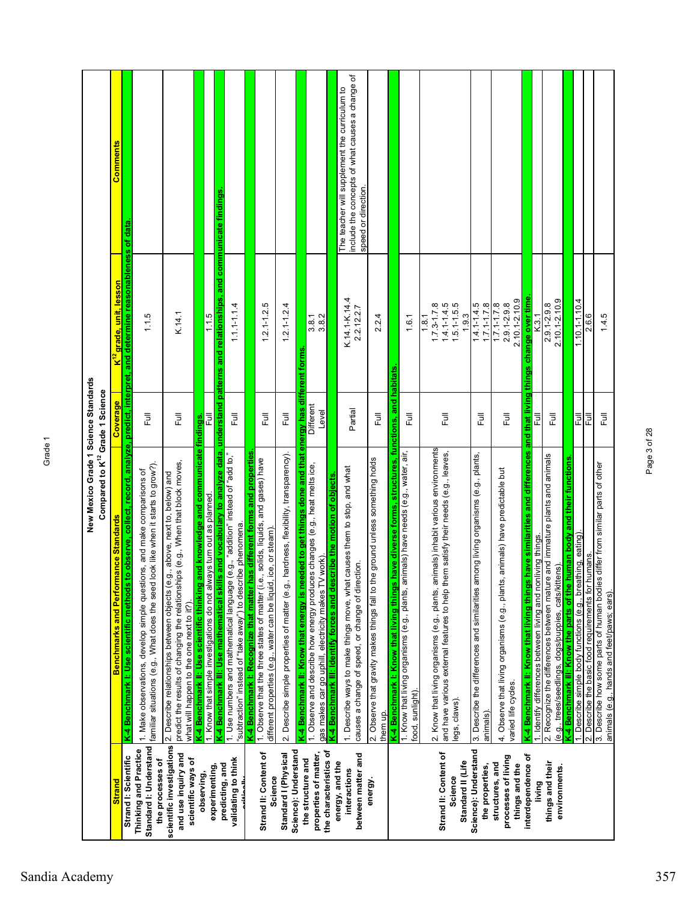**New Mexico Grade 1 Science Standards**
**Compared to K[12] Grade 1 Science**

| Strand | Benchmarks and Performance Standards | Coverage | K[12] grade, unit, lesson | Comments |
|---|---|---|---|---|
| Strand I: Scientific Thinking and Practice Standard I: Understand the processes of scientific investigations and use inquiry and scientific ways of observing, experimenting, predicting, and validating to think critically. | **K-4 Benchmark I: Use scientific methods to observe, collect, record, analyze, predict, interpret, and determine reasonableness of data.** | | | |
| | 1. Make observations, develop simple questions, and make comparisons of familiar situations (e.g., What does the seed look like when it starts to grow?). | Full | 1.1.5 | |
| | 2. Describe relationships between objects (e.g., above, next to, below) and predict the results of changing the relationships (e.g., When that block moves, what will happen to the one next to it?). | Full | K.14.1 | |
| | **K-4 Benchmark II: Use scientific thinking and knowledge and communicate findings.** | | | |
| | 1. Know that simple investigations do not always turn out as planned. | Full | 1.1.5 | |
| | **K-4 Benchmark III: Use mathematical skills and vocabulary to analyze data, understand patterns and relationships, and communicate findings.** | | | |
| | 1. Use numbers and mathematical language (e.g., "addition" instead of "add to," "subtraction" instead of "take away") to describe phenomena. | Full | 1.1.1-1.1.4 | |
| Strand II: Content of Science Standard I (Physical Science): Understand the structure and properties of matter, the characteristics of energy, and the interactions between matter and energy. | **K-4 Benchmark I: Recognize that matter has different forms and properties.** | | | |
| | 1. Observe that the three states of matter (i.e., solids, liquids, and gases) have different properties (e.g., water can be liquid, ice, or steam). | Full | 1.2.1-1.2.5 | |
| | 2. Describe simple properties of matter (e.g., hardness, flexibility, transparency). | Full | 1.2.1-1.2.4 | |
| | **K-4 Benchmark II: Know that energy is needed to get things done and that energy has different forms.** | | | |
| | 1. Observe and describe how energy produces changes (e.g., heat melts ice, gas makes car go uphill, electricity makes TV work). | Different Level | 3.8.1<br>3.8.2 | |
| | **K-4 Benchmark III: Identify forces and describe the motion of objects.** | | | |
| | 1. Describe ways to make things move, what causes them to stop, and what causes a change of speed, or change of direction. | Partial | K.14.1-K.14.4<br>2.2.12.2.7 | The teacher will supplement the curriculum to include the concepts of what causes a change of speed or direction. |
| | 2. Observe that gravity makes things fall to the ground unless something holds them up. | Full | 2.2.4 | |
| Strand II: Content of Science Standard II (Life Science): Understand the properties, structures, and processes of living things and the interdependence of living things and their environments. | **K-4 Benchmark I: Know that living things have diverse forms, structures, functions, and habitats.** | | | |
| | 1. Know that living organisms (e.g., plants, animals) have needs (e.g., water, air, food, sunlight). | Full | 1.6.1 | |
| | 2. Know that living organisms (e.g., plants, animals) inhabit various environments and have various external features to help them satisfy their needs (e.g., leaves, legs, claws). | Full | 1.8.1<br>1.7.3-1.7.8<br>1.4.1-1.4.5<br>1.5.1-1.5.5<br>1.9.3 | |
| | 3. Describe the differences and similarities among living organisms (e.g., plants, animals). | Full | 1.4.1-1.4.5<br>1.7.1-1.7.8 | |
| | 4. Observe that living organisms (e.g., plants, animals) have predictable but varied life cycles. | Full | 1.7.1-1.7.8<br>2.9.1-2.9.8<br>2.10.1-2.10.9 | |
| | **K-4 Benchmark II: Know that living things have similarities and differences and that living things change over time.** | | | |
| | 1. Identify differences between living and nonliving things. | Full | K.3.1 | |
| | 2. Recognize the differences between mature and immature plants and animals (e.g., trees/seedlings, dogs/puppies, cats/kittens). | Full | 2.9.1-2.9.8<br>2.10.1-2.10.9 | |
| | **K-4 Benchmark III: Know the parts of the human body and their functions.** | | | |
| | 1. Describe simple body functions (e.g., breathing, eating). | Full | 1.10.1-1.10.4 | |
| | 2. Describe the basic food requirements for humans. | Full | 2.6.6 | |
| | 3. Describe how some parts of human bodies differ from similar parts of other animals (e.g., hands and feet/paws; ears). | Full | 1.4.5 | |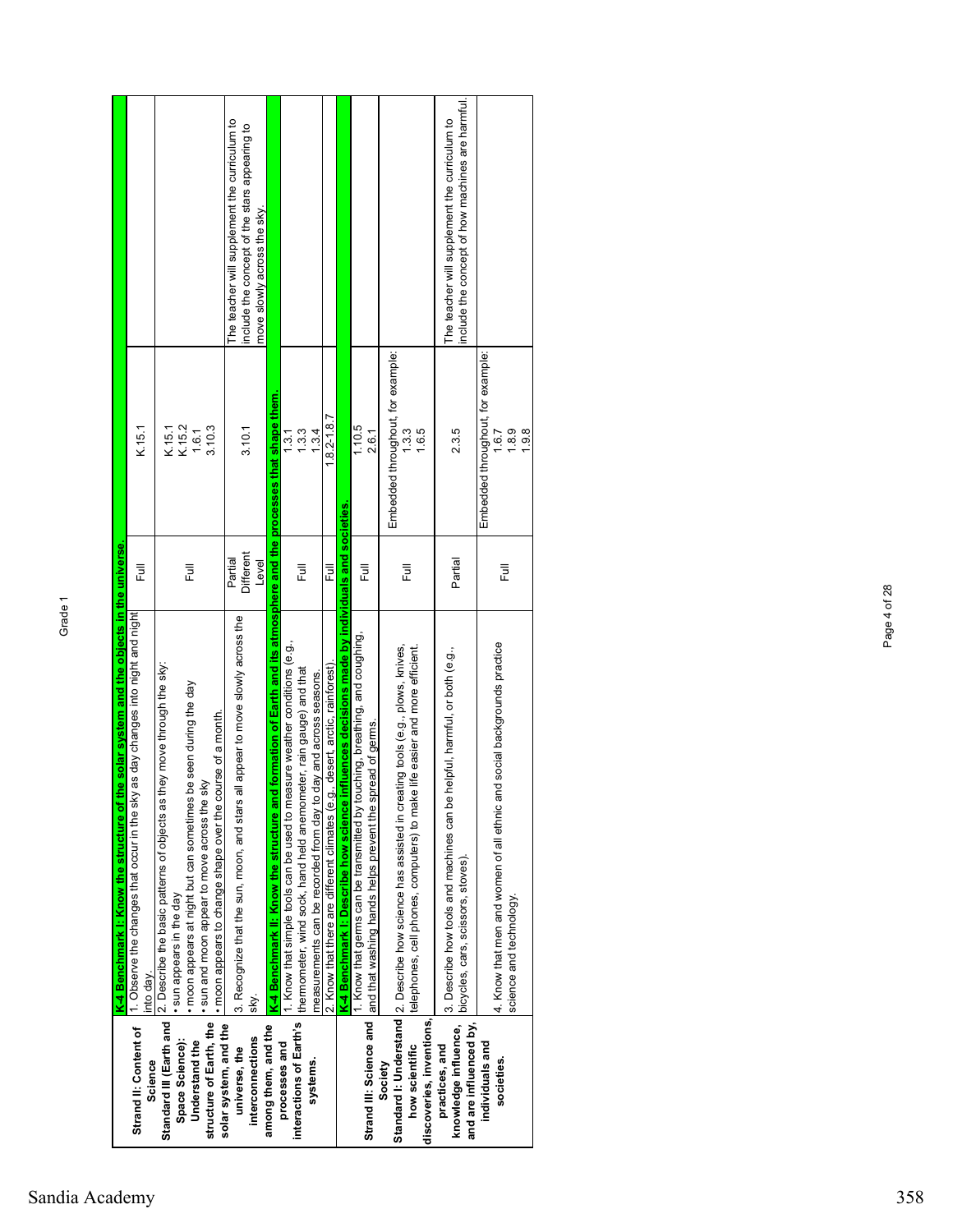Grade 1

| Strand II: Content of Science<br>Standard III (Earth and Space Science): Understand the structure of Earth, the solar system, and the universe, the interconnections among them, and the processes and interactions of Earth's systems. | | | | |
|---|---|---|---|---|
| | **K-4 Benchmark I: Know the structure of the solar system and the objects in the universe.** | | | |
| | 1. Observe the changes that occur in the sky as day changes into night and night into day. | Full | K.15.1 | |
| | 2. Describe the basic patterns of objects as they move through the sky:<br>• sun appears in the day<br>• moon appears at night but can sometimes be seen during the day<br>• sun and moon appear to move across the sky<br>• moon appears to change shape over the course of a month. | Full | K.15.1<br>K.15.2<br>1.6.1<br>3.10.3 | |
| | 3. Recognize that the sun, moon, and stars all appear to move slowly across the sky. | Partial Different Level | 3.10.1 | The teacher will supplement the curriculum to include the concept of the stars appearing to move slowly across the sky. |
| | **K-4 Benchmark II: Know the structure and formation of Earth and its atmosphere and the processes that shape them.** | | | |
| | 1. Know that simple tools can be used to measure weather conditions (e.g., thermometer, wind sock, hand held anemometer, rain gauge) and that measurements can be recorded from day to day and across seasons. | Full | 1.3.1<br>1.3.3<br>1.3.4 | |
| | 2. Know that there are different climates (e.g., desert, arctic, rainforest). | Full | 1.8.2-1.8.7 | |
| **Strand III: Science and Society**<br>**Standard I: Understand how scientific discoveries, inventions, practices, and knowledge influence, and are influenced by, individuals and societies.** | **K-4 Benchmark I: Describe how science influences decisions made by individuals and societies.** | | | |
| | 1. Know that germs can be transmitted by touching, breathing, and coughing, and that washing hands helps prevent the spread of germs. | Full | 1.10.5<br>2.6.1 | |
| | 2. Describe how science has assisted in creating tools (e.g., plows, knives, telephones, cell phones, computers) to make life easier and more efficient. | Full | Embedded throughout, for example:<br>1.3.3<br>1.6.5 | |
| | 3. Describe how tools and machines can be helpful, harmful, or both (e.g., bicycles, cars, scissors, stoves). | Partial | 2.3.5 | The teacher will supplement the curriculum to include the concept of how machines are harmful. |
| | 4. Know that men and women of all ethnic and social backgrounds practice science and technology. | Full | Embedded throughout, for example:<br>1.6.7<br>1.8.9<br>1.9.8 | |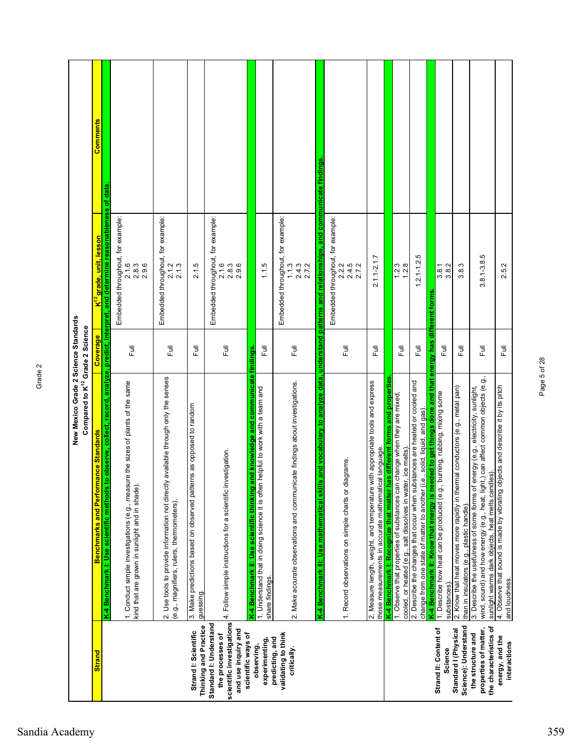# New Mexico Grade 2 Science Standards
## Compared to K[12] Grade 2 Science

| Strand | Benchmarks and Performance Standards | Coverage | K[12] grade, unit, lesson | Comments |
|---|---|---|---|---|
| **Strand I: Scientific Thinking and Practice** **Standard I: Understand the processes of scientific investigations and use inquiry and scientific ways of observing, experimenting, predicting, and validating to think critically.** | **K-4 Benchmark I: Use scientific methods to observe, collect, record, analyze, predict, interpret, and determine reasonableness of data.** | | | |
| | 1. Conduct simple investigations (e.g., measure the sizes of plants of the same kind that are grown in sunlight and in shade). | Full | Embedded throughout, for example: 2.1.6 2.8.3 2.9.6 | |
| | 2. Use tools to provide information not directly available through only the senses (e.g., magnifiers, rulers, thermometers). | Full | Embedded throughout, for example: 2.1.2 2.1.3 | |
| | 3. Make predictions based on observed patterns as opposed to random guessing. | Full | 2.1.5 | |
| | 4. Follow simple instructions for a scientific investigation. | Full | Embedded throughout, for example: 2.1.6 2.8.3 2.9.6 | |
| | **K-4 Benchmark II: Use scientific thinking and knowledge and communicate findings.** | | | |
| | 1. Understand that in doing science it is often helpful to work with a team and share findings. | Full | 1.1.5 | |
| | 2. Make accurate observations and communicate findings about investigations. | Full | Embedded throughout, for example: 1.1.3 2.4.3 2.7.2 | |
| | **K-4 Benchmark III: Use mathematical skills and vocabulary to analyze data, understand patterns and relationships, and communicate findings.** | | | |
| | 1. Record observations on simple charts or diagrams. | Full | Embedded throughout, for example: 2.2.2 2.4.5 2.7.2 | |
| | 2. Measure length, weight, and temperature with appropriate tools and express those measurements in accurate mathematical language. | Full | 2.1.1-2.1.7 | |
| **Strand II: Content of Science** **Standard I (Physical Science): Understand the structure and properties of matter, the characteristics of energy, and the interactions** | **K-4 Benchmark I: Recognize that matter has different forms and properties.** | | | |
| | 1. Observe that properties of substances can change when they are mixed, cooled, or heated (e.g., salt dissolves in water, ice melts). | Full | 1.2.3 1.2.8 | |
| | 2. Describe the changes that occur when substances are heated or cooled and change from one state of matter to another (i.e., solid, liquid, and gas). | Full | 1.2.1-1.2.5 | |
| | **K-4 Benchmark II: Know that energy is needed to get things done and that energy has different forms.** | | | |
| | 1. Describe how heat can be produced (e.g., burning, rubbing, mixing some substances). | Full | 3.8.1 3.8.2 | |
| | 2. Know that heat moves more rapidly in thermal conductors (e.g., metal pan) than in insulators (e.g., plastic handle). | Full | 3.8.3 | |
| | 3. Describe the usefulness of some forms of energy (e.g., electricity, sunlight, wind, sound) and how energy (e.g., heat, light,) can affect common objects (e.g., sunlight warms dark objects, heat melts candles). | Full | 3.8.1-3.8.5 | |
| | 4. Observe that sound is made by vibrating objects and describe it by its pitch and loudness. | Full | 2.5.2 | |

Sandia Academy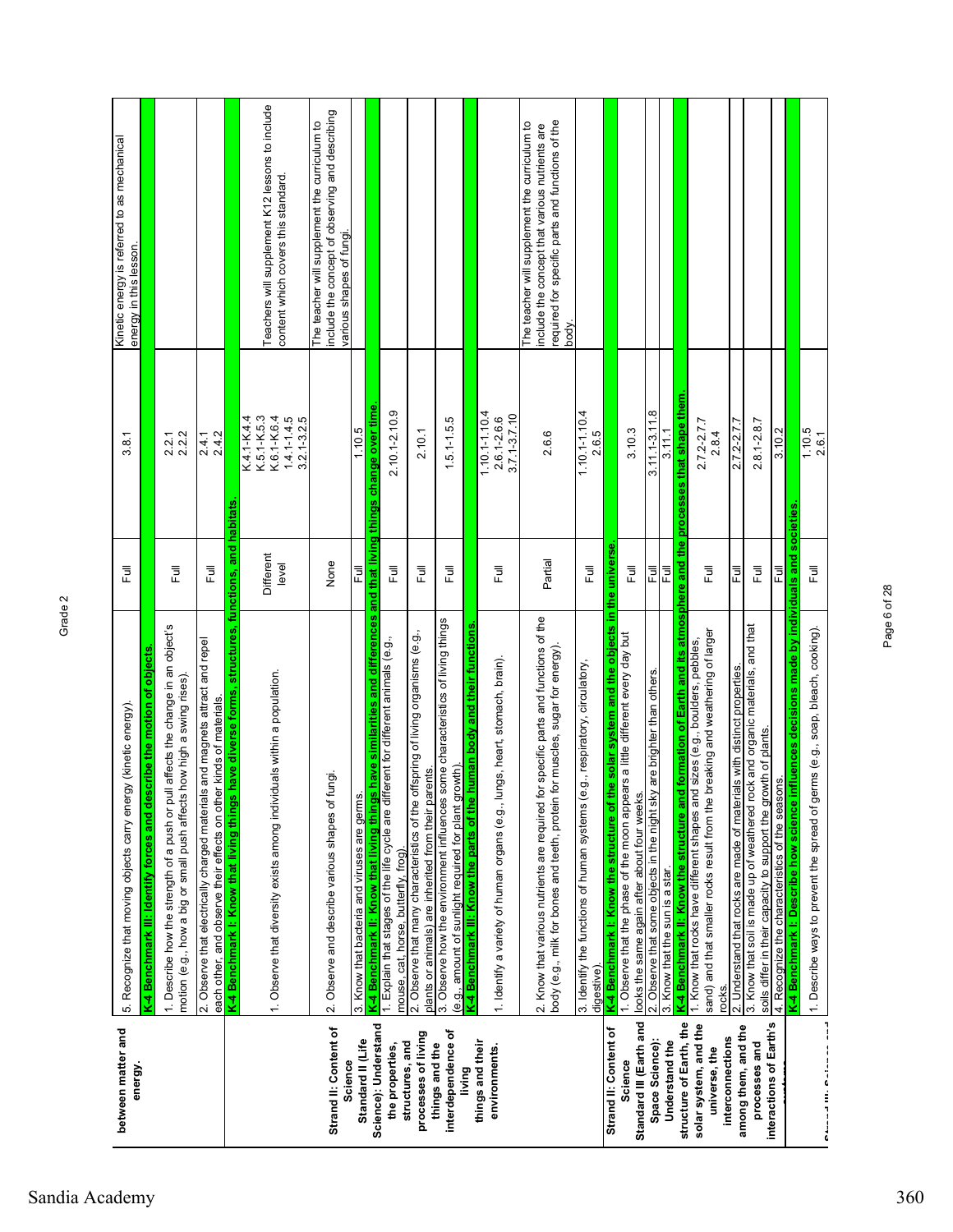Grade 2

| | | | | |
|---|---|---|---|---|
| between matter and energy. | 5. Recognize that moving objects carry energy (kinetic energy). | Full | 3.8.1 | Kinetic energy is referred to as mechanical energy in this lesson. |
| | **K-4 Benchmark III: Identify forces and describe the motion of objects.** | | | |
| | 1. Describe how the strength of a push or pull affects the change in an object's motion (e.g., how a big or small push affects how high a swing rises). | Full | 2.2.1<br>2.2.2 | |
| | 2. Observe that electrically charged materials and magnets attract and repel each other, and observe their effects on other kinds of materials. | Full | 2.4.1<br>2.4.2 | |
| | **K-4 Benchmark I: Know that living things have diverse forms, structures, functions, and habitats.** | | | |
| Strand II: Content of Science<br>Standard II (Life Science): Understand the properties, structures, and processes of living things and the interdependence of living things and their environments. | 1. Observe that diversity exists among individuals within a population. | Different level | K.4.1-K.4.4<br>K.5.1-K.5.3<br>K.6.1-K.6.4<br>1.4.1-1.4.5<br>3.2.1-3.2.5 | Teachers will supplement K12 lessons to include content which covers this standard. |
| | 2. Observe and describe various shapes of fungi. | None | | The teacher will supplement the curriculum to include the concept of observing and describing various shapes of fungi. |
| | 3. Know that bacteria and viruses are germs. | Full | 1.10.5 | |
| | **K-4 Benchmark II: Know that living things have similarities and differences and that living things change over time.** | | | |
| | 1. Explain that stages of the life cycle are different for different animals (e.g., mouse, cat, horse, butterfly, frog). | Full | 2.10.1-2.10.9 | |
| | 2. Observe that many characteristics of the offspring of living organisms (e.g., plants or animals) are inherited from their parents. | Full | 2.10.1 | |
| | 3. Observe how the environment influences some characteristics of living things (e.g., amount of sunlight required for plant growth). | Full | 1.5.1-1.5.5 | |
| | **K-4 Benchmark III: Know the parts of the human body and their functions.** | | | |
| | 1. Identify a variety of human organs (e.g., lungs, heart, stomach, brain). | Full | 1.10.1-1.10.4<br>2.6.1-2.6.6<br>3.7.1-3.7.10 | |
| | 2. Know that various nutrients are required for specific parts and functions of the body (e.g., milk for bones and teeth, protein for muscles, sugar for energy). | Partial | 2.6.6 | The teacher will supplement the curriculum to include the concept that various nutrients are required for specific parts and functions of the body. |
| | 3. Identify the functions of human systems (e.g., respiratory, circulatory, digestive). | Full | 1.10.1-1.10.4<br>2.6.5 | |
| Strand II: Content of Science<br>Standard III (Earth and Space Science): Understand the structure of Earth, the solar system, and the universe, the interconnections among them, and the processes and interactions of Earth's systems. | **K-4 Benchmark I: Know the structure of the solar system and the objects in the universe.** | | | |
| | 1. Observe that the phase of the moon appears a little different every day but looks the same again after about four weeks. | Full | 3.10.3 | |
| | 2. Observe that some objects in the night sky are brighter than others. | Full | 3.11.1-3.11.8 | |
| | 3. Know that the sun is a star. | Full | 3.11.1 | |
| | **K-4 Benchmark II: Know the structure and formation of Earth and its atmosphere and the processes that shape them.** | | | |
| | 1. Know that rocks have different shapes and sizes (e.g., boulders, pebbles, sand) and that smaller rocks result from the breaking and weathering of larger rocks. | Full | 2.7.2-2.7.7<br>2.8.4 | |
| | 2. Understand that rocks are made of materials with distinct properties. | Full | 2.7.2-2.7.7 | |
| | 3. Know that soil is made up of weathered rock and organic materials, and that soils differ in their capacity to support the growth of plants. | Full | 2.8.1-2.8.7 | |
| | 4. Recognize the characteristics of the seasons. | Full | 3.10.2 | |
| | **K-4 Benchmark I: Describe how science influences decisions made by individuals and societies.** | | | |
| Strand III: Science and | 1. Describe ways to prevent the spread of germs (e.g., soap, bleach, cooking). | Full | 1.10.5<br>2.6.1 | |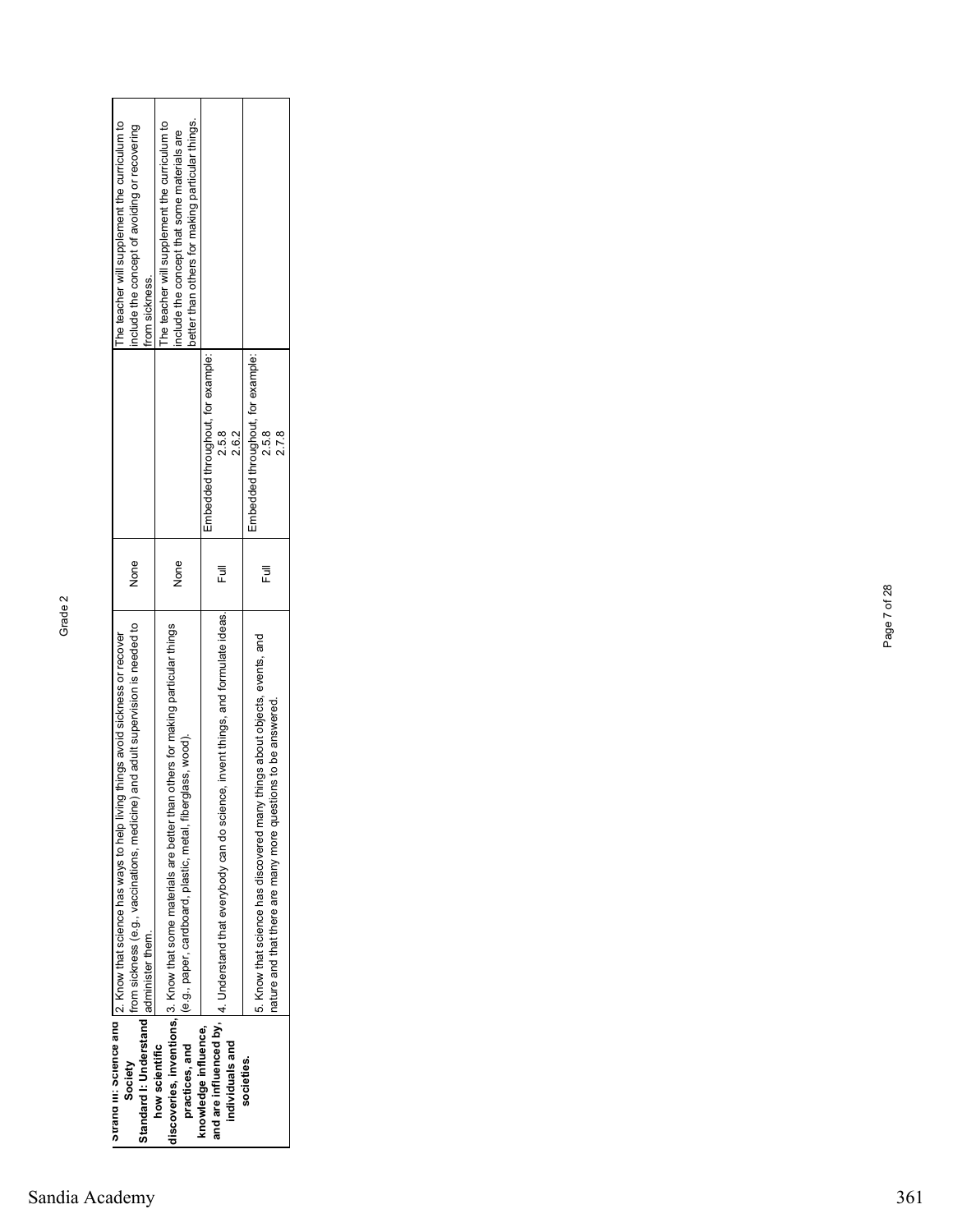| Strand III: Science and Society Standard I: Understand how scientific discoveries, inventions, practices, and knowledge influence, and are influenced by, individuals and societies. | 2. Know that science has ways to help living things avoid sickness or recover from sickness (e.g., vaccinations, medicine) and adult supervision is needed to administer them. | None | | The teacher will supplement the curriculum to include the concept of avoiding or recovering from sickness. |
|---|---|---|---|---|
| | 3. Know that some materials are better than others for making particular things (e.g., paper, cardboard, plastic, metal, fiberglass, wood). | None | | The teacher will supplement the curriculum to include the concept that some materials are better than others for making particular things. |
| | 4. Understand that everybody can do science, invent things, and formulate ideas. | Full | Embedded throughout, for example: 2.5.8 2.6.2 | |
| | 5. Know that science has discovered many things about objects, events, and nature and that there are many more questions to be answered. | Full | Embedded throughout, for example: 2.5.8 2.7.8 | |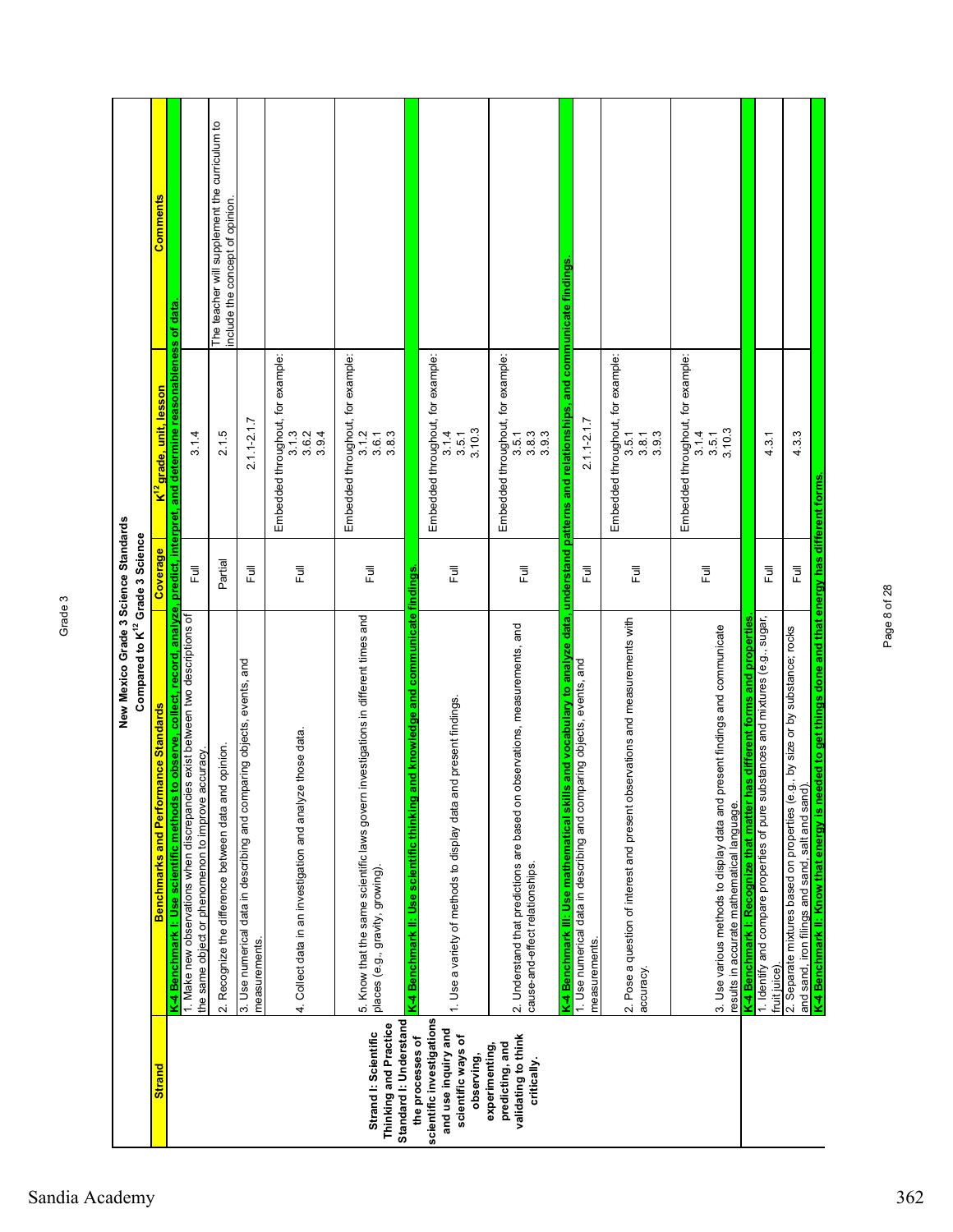# New Mexico Grade 3 Science Standards
## Compared to K[12] Grade 3 Science

| Strand | Benchmarks and Performance Standards | Coverage | K[12] grade, unit, lesson | Comments |
|---|---|---|---|---|
| Strand I: Scientific Thinking and Practice<br>Standard I: Understand the processes of scientific investigations and use inquiry and scientific ways of observing, experimenting, predicting, and validating to think critically. | **K-4 Benchmark I: Use scientific methods to observe, collect, record, analyze, predict, interpret, and determine reasonableness of data.** | | | |
| | 1. Make new observations when discrepancies exist between two descriptions of the same object or phenomenon to improve accuracy. | Full | 3.1.4 | |
| | 2. Recognize the difference between data and opinion. | Partial | 2.1.5 | The teacher will supplement the curriculum to include the concept of opinion. |
| | 3. Use numerical data in describing and comparing objects, events, and measurements. | Full | 2.1.1-2.1.7 | |
| | 4. Collect data in an investigation and analyze those data. | Full | Embedded throughout, for example: 3.1.3 3.6.2 3.9.4 | |
| | 5. Know that the same scientific laws govern investigations in different times and places (e.g., gravity, growing). | Full | Embedded throughout, for example: 3.1.2 3.6.1 3.8.3 | |
| | **K-4 Benchmark II: Use scientific thinking and knowledge and communicate findings.** | | | |
| | 1. Use a variety of methods to display data and present findings. | Full | Embedded throughout, for example: 3.1.4 3.5.1 3.10.3 | |
| | 2. Understand that predictions are based on observations, measurements, and cause-and-effect relationships. | Full | Embedded throughout, for example: 3.5.1 3.8.3 3.9.3 | |
| | **K-4 Benchmark III: Use mathematical skills and vocabulary to analyze data, understand patterns and relationships, and communicate findings.** | | | |
| | 1. Use numerical data in describing and comparing objects, events, and measurements. | Full | 2.1.1-2.1.7 | |
| | 2. Pose a question of interest and present observations and measurements with accuracy. | Full | Embedded throughout, for example: 3.5.1 3.8.1 3.9.3 | |
| | 3. Use various methods to display data and present findings and communicate results in accurate mathematical language. | Full | Embedded throughout, for example: 3.1.4 3.5.1 3.10.3 | |
| | **K-4 Benchmark I: Recognize that matter has different forms and properties.** | | | |
| | 1. Identify and compare properties of pure substances and mixtures (e.g., sugar, fruit juice). | Full | 4.3.1 | |
| | 2. Separate mixtures based on properties (e.g., by size or by substance; rocks and sand, iron filings and sand, salt and sand). | Full | 4.3.3 | |
| | **K-4 Benchmark II: Know that energy is needed to get things done and that energy has different forms.** | | | |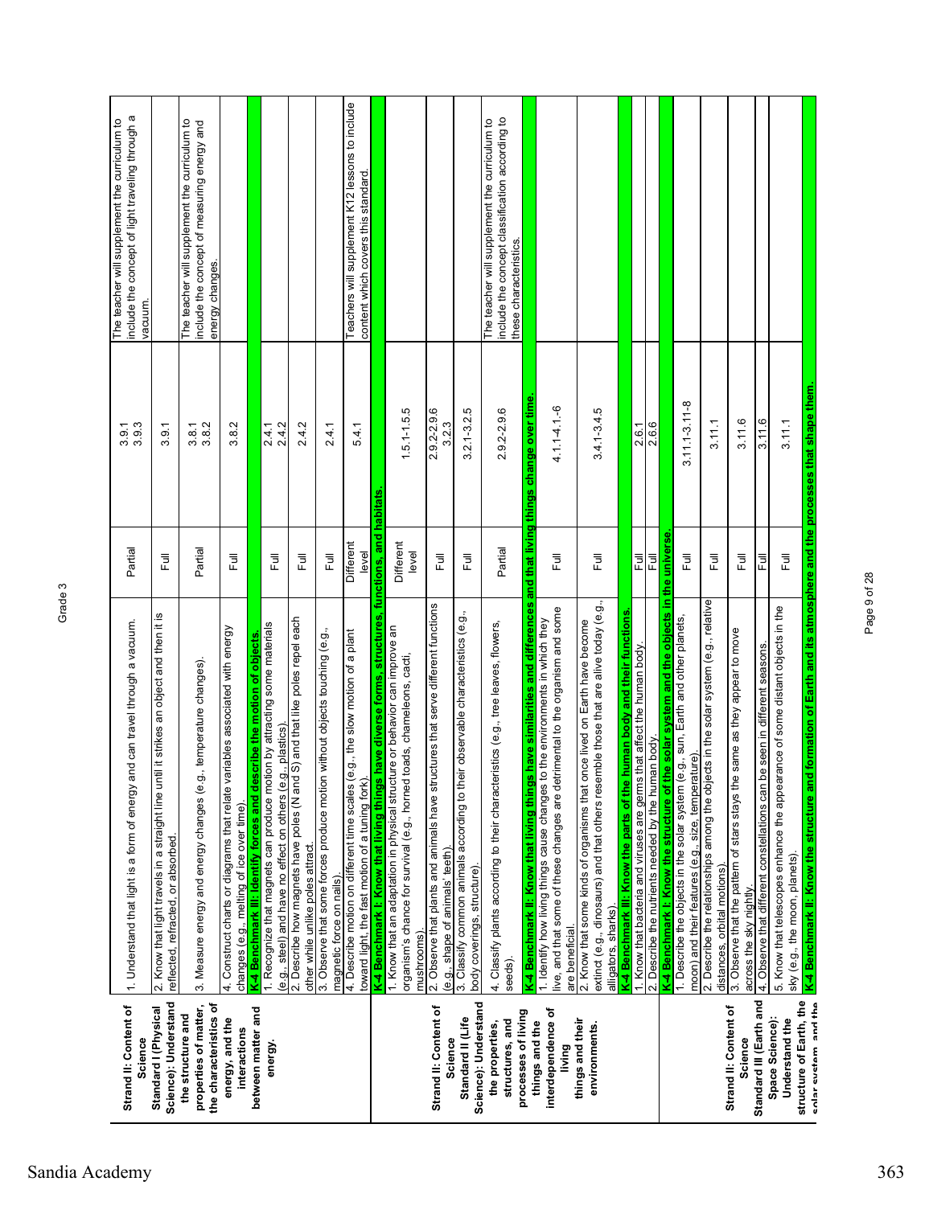Grade 3

| Strand II: Content of Science Standard I (Physical Science): Understand the structure and properties of matter, the characteristics of energy, and the interactions between matter and energy. | 1. Understand that light is a form of energy and can travel through a vacuum. | Partial | 3.9.1 3.9.3 | The teacher will supplement the curriculum to include the concept of light traveling through a vacuum. |
|---|---|---|---|---|
| | 2. Know that light travels in a straight line until it strikes an object and then it is reflected, refracted, or absorbed. | Full | 3.9.1 | |
| | 3. Measure energy and energy changes (e.g., temperature changes). | Partial | 3.8.1 3.8.2 | The teacher will supplement the curriculum to include the concept of measuring energy and energy changes. |
| | 4. Construct charts or diagrams that relate variables associated with energy changes (e.g., melting of ice over time). | Full | 3.8.2 | |
| | **K-4 Benchmark III: Identify forces and describe the motion of objects.** | | | |
| | 1. Recognize that magnets can produce motion by attracting some materials (e.g., steel) and have no effect on others (e.g., plastics). | Full | 2.4.1 2.4.2 | |
| | 2. Describe how magnets have poles (N and S) and that like poles repel each other while unlike poles attract. | Full | 2.4.2 | |
| | 3. Observe that some forces produce motion without objects touching (e.g., magnetic force on nails). | Full | 2.4.1 | |
| | 4. Describe motion on different time scales (e.g., the slow motion of a plant toward light, the fast motion of a tuning fork). | Different level | 5.4.1 | Teachers will supplement K12 lessons to include content which covers this standard. |
| Strand II: Content of Science Standard II (Life Science): Understand the properties, structures, and processes of living things and the interdependence of living things and their environments. | **K-4 Benchmark I: Know that living things have diverse forms, structures, functions, and habitats.** | | | |
| | 1. Know that an adaptation in physical structure or behavior can improve an organism's chance for survival (e.g., horned toads, chameleons, cacti, mushrooms). | Different level | 1.5.1-1.5.5 | |
| | 2. Observe that plants and animals have structures that serve different functions (e.g., shape of animals' teeth). | Full | 2.9.2-2.9.6 3.2.3 | |
| | 3. Classify common animals according to their observable characteristics (e.g., body coverings, structure). | Full | 3.2.1-3.2.5 | |
| | 4. Classify plants according to their characteristics (e.g., tree leaves, flowers, seeds). | Partial | 2.9.2-2.9.6 | The teacher will supplement the curriculum to include the concept classification according to these characteristics. |
| | **K-4 Benchmark II: Know that living things have similarities and differences and that living things change over time.** | | | |
| | 1. Identify how living things cause changes to the environments in which they live, and that some of these changes are detrimental to the organism and some are beneficial. | Full | 4.1.1-4.1.6 | |
| | 2. Know that some kinds of organisms that once lived on Earth have become extinct (e.g., dinosaurs) and that others resemble those that are alive today (e.g., alligators, sharks). | Full | 3.4.1-3.4.5 | |
| | **K-4 Benchmark III: Know the parts of the human body and their functions.** | | | |
| | 1. Know that bacteria and viruses are germs that affect the human body. | Full | 2.6.1 | |
| | 2. Describe the nutrients needed by the human body. | Full | 2.6.6 | |
| Strand II: Content of Science Standard III (Earth and Space Science): Understand the structure of Earth, the solar system, and the | **K-4 Benchmark I: Know the structure of the solar system and the objects in the universe.** | | | |
| | 1. Describe the objects in the solar system (e.g., sun, Earth and other planets, moon) and their features (e.g., size, temperature). | Full | 3.11.1-3.11-8 | |
| | 2. Describe the relationships among the objects in the solar system (e.g., relative distances, orbital motions). | Full | 3.11.1 | |
| | 3. Observe that the pattern of stars stays the same as they appear to move across the sky nightly. | Full | 3.11.6 | |
| | 4. Observe that different constellations can be seen in different seasons. | Full | 3.11.6 | |
| | 5. Know that telescopes enhance the appearance of some distant objects in the sky (e.g., the moon, planets). | Full | 3.11.1 | |
| | **K-4 Benchmark II: Know the structure and formation of Earth and its atmosphere and the processes that shape them.** | | | |

Sandia Academy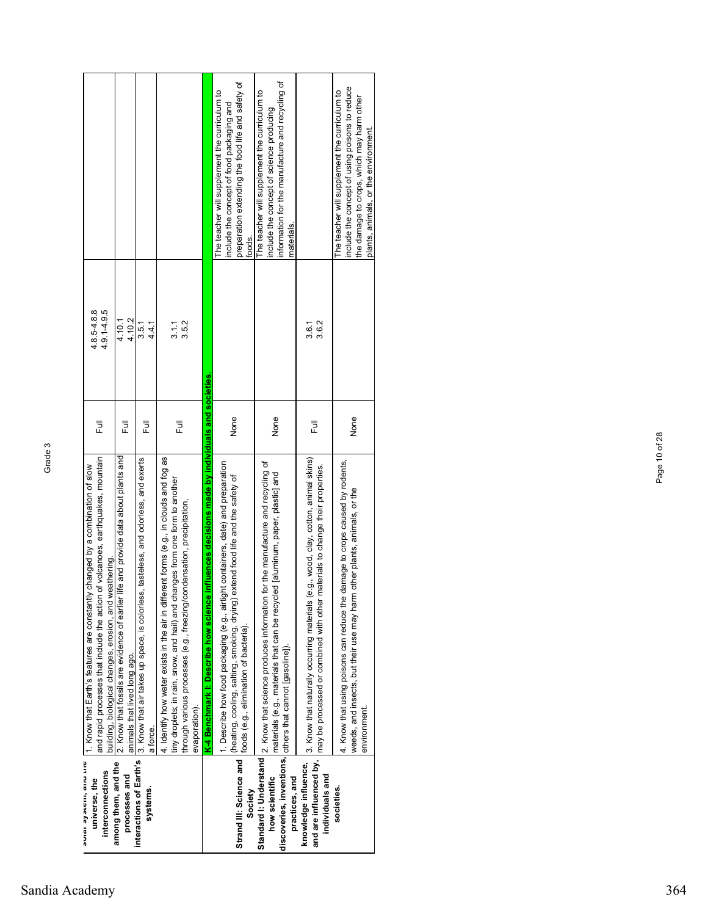| | | | | |
|---|---|---|---|---|
| solar system, and the universe, the interconnections among them, and the processes and interactions of Earth's systems. | 1. Know that Earth's features are constantly changed by a combination of slow and rapid processes that include the action of volcanoes, earthquakes, mountain building, biological changes, erosion, and weathering. | Full | 4.8.5-4.8.8<br>4.9.1-4.9.5 | |
| | 2. Know that fossils are evidence of earlier life and provide data about plants and animals that lived long ago. | Full | 4.10.1<br>4.10.2 | |
| | 3. Know that air takes up space, is colorless, tasteless, and odorless, and exerts a force. | Full | 3.5.1<br>4.4.1 | |
| | 4. Identify how water exists in the air in different forms (e.g., in clouds and fog as tiny droplets; in rain, snow, and hail) and changes from one form to another through various processes (e.g., freezing/condensation, precipitation, evaporation). | Full | 3.1.1<br>3.5.2 | |
| | **K-4 Benchmark I: Describe how science influences decisions made by individuals and societies.** | | | |
| **Strand III: Science and Society**<br>**Standard I: Understand how scientific discoveries, inventions, practices, and knowledge influence, and are influenced by, individuals and societies.** | 1. Describe how food packaging (e.g., airtight containers, date) and preparation (heating, cooling, salting, smoking, drying) extend food life and the safety of foods (e.g., elimination of bacteria). | None | | The teacher will supplement the curriculum to include the concept of food packaging and preparation extending the food life and safety of foods. |
| | 2. Know that science produces information for the manufacture and recycling of materials (e.g., materials that can be recycled [aluminum, paper, plastic] and others that cannot [gasoline]). | None | | The teacher will supplement the curriculum to include the concept of science producing information for the manufacture and recycling of materials. |
| | 3. Know that naturally occurring materials (e.g., wood, clay, cotton, animal skins) may be processed or combined with other materials to change their properties. | Full | 3.6.1<br>3.6.2 | |
| | 4. Know that using poisons can reduce the damage to crops caused by rodents, weeds, and insects, but their use may harm other plants, animals, or the environment. | None | | The teacher will supplement the curriculum to include the concept of using poisons to reduce the damage to crops, which may harm other plants, animals, or the environment. |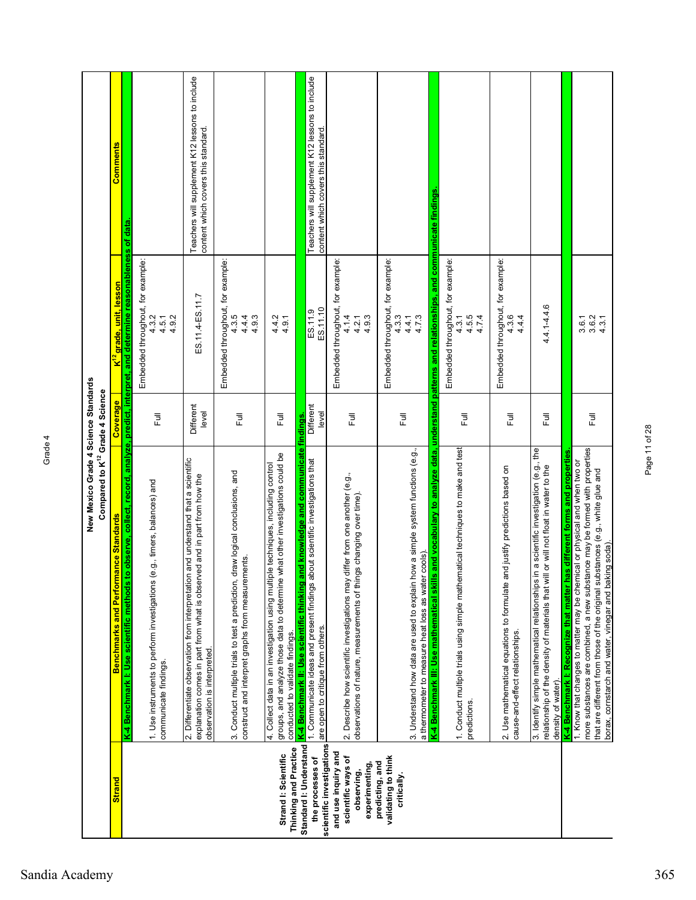New Mexico Grade 4 Science Standards
Compared to K[12] Grade 4 Science

| Strand | Benchmarks and Performance Standards | Coverage | K[12] grade, unit, lesson | Comments |
|---|---|---|---|---|
| | **K-4 Benchmark I: Use scientific methods to observe, collect, record, analyze, predict, interpret, and determine reasonableness of data.** | | | |
| | 1. Use instruments to perform investigations (e.g., timers, balances) and communicate findings. | Full | Embedded throughout, for example: 4.3.2 4.5.1 4.9.2 | |
| | 2. Differentiate observation from interpretation and understand that a scientific explanation comes in part from what is observed and in part from how the observation is interpreted. | Different level | ES.11.4-ES.11.7 | Teachers will supplement K12 lessons to include content which covers this standard. |
| **Strand I: Scientific Thinking and Practice** **Standard I: Understand the processes of scientific investigations and use inquiry and scientific ways of observing, experimenting, predicting, and validating to think critically.** | 3. Conduct multiple trials to test a prediction, draw logical conclusions, and construct and interpret graphs from measurements. | Full | Embedded throughout, for example: 4.3.5 4.4.4 4.9.3 | |
| | 4. Collect data in an investigation using multiple techniques, including control groups, and analyze those data to determine what other investigations could be conducted to validate findings. | Full | 4.4.2 4.9.1 | |
| | **K-4 Benchmark II: Use scientific thinking and knowledge and communicate findings.** | | | |
| | 1. Communicate ideas and present findings about scientific investigations that are open to critique from others. | Different level | ES.11.9 ES.11.10 | Teachers will supplement K12 lessons to include content which covers this standard. |
| | 2. Describe how scientific investigations may differ from one another (e.g., observations of nature, measurements of things changing over time). | Full | Embedded throughout, for example: 4.1.4 4.2.1 4.9.3 | |
| | 3. Understand how data are used to explain how a simple system functions (e.g., a thermometer to measure heat loss as water cools). | Full | Embedded throughout, for example: 4.3.3 4.4.1 4.7.3 | |
| | **K-4 Benchmark III: Use mathematical skills and vocabulary to analyze data, understand patterns and relationships, and communicate findings.** | | | |
| | 1. Conduct multiple trials using simple mathematical techniques to make and test predictions. | Full | Embedded throughout, for example: 4.3.1 4.5.5 4.7.4 | |
| | 2. Use mathematical equations to formulate and justify predictions based on cause-and-effect relationships. | Full | Embedded throughout, for example: 4.3.6 4.4.4 | |
| | 3. Identify simple mathematical relationships in a scientific investigation (e.g., the relationship of the density of materials that will or will not float in water to the density of water). | Full | 4.4.1-4.4.6 | |
| | **K-4 Benchmark I: Recognize that matter has different forms and properties.** | | | |
| | 1. Know that changes to matter may be chemical or physical and when two or more substances are combined, a new substance may be formed with properties that are different from those of the original substances (e.g., white glue and borax, cornstarch and water, vinegar and baking soda). | Full | 3.6.1 3.6.2 4.3.1 | |

Sandia Academy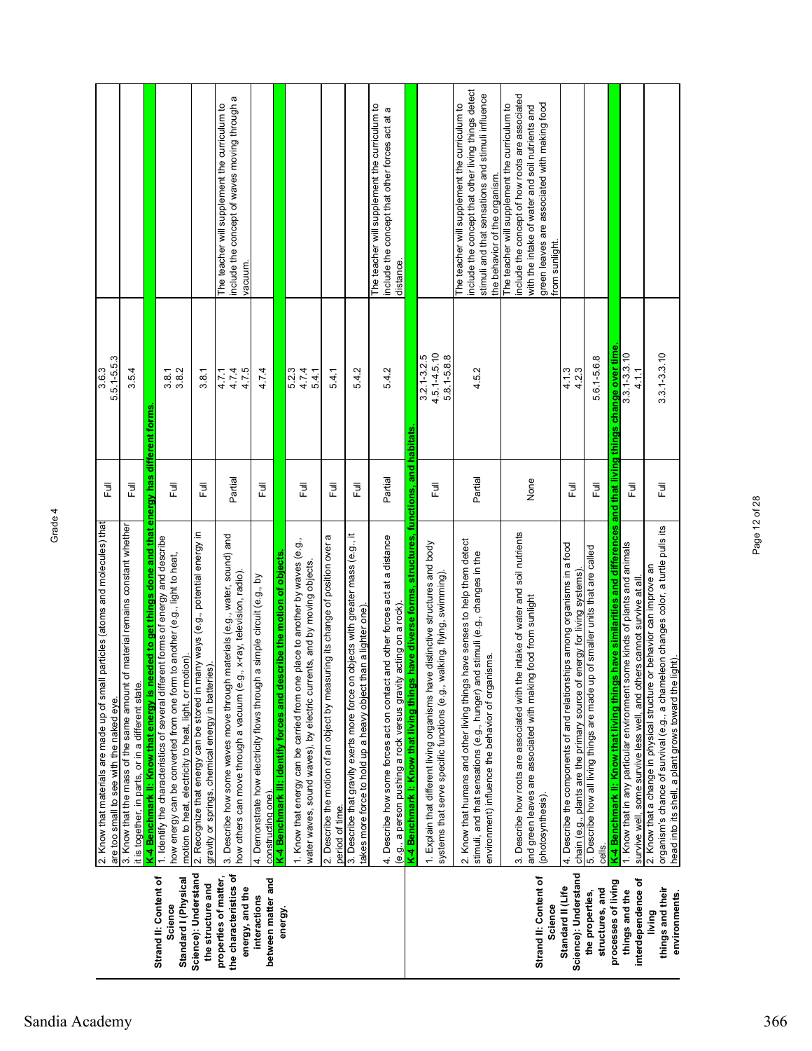Grade 4

| Strand | Benchmark/Performance Standard | Coverage | Reference | Notes |
|---|---|---|---|---|
| | 2. Know that materials are made up of small particles (atoms and molecules) that are too small to see with the naked eye. | Full | 3.6.3<br>5.5.1-5.5.3 | |
| | 3. Know that the mass of the same amount of material remains constant whether it is together, in parts, or in a different state. | Full | 3.5.4 | |
| **Strand II: Content of Science Standard I (Physical Science): Understand the structure and properties of matter, the characteristics of energy, and the interactions between matter and energy.** | **K-4 Benchmark II: Know that energy is needed to get things done and that energy has different forms.** | | | |
| | 1. Identify the characteristics of several different forms of energy and describe how energy can be converted from one form to another (e.g., light to heat, motion to heat, electricity to heat, light, or motion). | Full | 3.8.1<br>3.8.2 | |
| | 2. Recognize that energy can be stored in many ways (e.g., potential energy in gravity or springs, chemical energy in batteries). | Full | 3.8.1 | |
| | 3. Describe how some waves move through materials (e.g., water, sound) and how others can move through a vacuum (e.g., x-ray, television, radio). | Partial | 4.7.1<br>4.7.4<br>4.7.5 | The teacher will supplement the curriculum to include the concept of waves moving through a vacuum. |
| | 4. Demonstrate how electricity flows through a simple circuit (e.g., by constructing one). | Full | 4.7.4 | |
| | **K-4 Benchmark III: Identify forces and describe the motion of objects.** | | | |
| | 1. Know that energy can be carried from one place to another by waves (e.g., water waves, sound waves), by electric currents, and by moving objects. | Full | 5.2.3<br>4.7.4<br>5.4.1 | |
| | 2. Describe the motion of an object by measuring its change of position over a period of time. | Full | 5.4.1 | |
| | 3. Describe that gravity exerts more force on objects with greater mass (e.g., it takes more force to hold up a heavy object than a lighter one). | Full | 5.4.2 | |
| | 4. Describe how some forces act on contact and other forces act at a distance (e.g., a person pushing a rock versus gravity acting on a rock). | Partial | 5.4.2 | The teacher will supplement the curriculum to include the concept that other forces act at a distance. |
| **Strand II: Content of Science Standard II (Life Science): Understand the properties, structures, and processes of living things and the interdependence of living things and their environments.** | **K-4 Benchmark I: Know that living things have diverse forms, structures, functions, and habitats.** | | | |
| | 1. Explain that different living organisms have distinctive structures and body systems that serve specific functions (e.g., walking, flying, swimming). | Full | 3.2.1-3.2.5<br>4.5.1-4.5.10<br>5.8.1-5.8.8 | |
| | 2. Know that humans and other living things have senses to help them detect stimuli, and that sensations (e.g., hunger) and stimuli (e.g., changes in the environment) influence the behavior of organisms. | Partial | 4.5.2 | The teacher will supplement the curriculum to include the concept that other living things detect stimuli and that sensations and stimuli influence the behavior of the organism. |
| | 3. Describe how roots are associated with the intake of water and soil nutrients and green leaves are associated with making food from sunlight (photosynthesis). | None | | The teacher will supplement the curriculum to include the concept of how roots are associated with the intake of water and soil nutrients and green leaves are associated with making food from sunlight. |
| | 4. Describe the components of and relationships among organisms in a food chain (e.g., plants are the primary source of energy for living systems). | Full | 4.1.3<br>4.2.3 | |
| | 5. Describe how all living things are made up of smaller units that are called cells. | Full | 5.6.1-5.6.8 | |
| | **K-4 Benchmark II: Know that living things have similarities and differences and that living things change over time.** | | | |
| | 1. Know that in any particular environment some kinds of plants and animals survive well, some survive less well, and others cannot survive at all. | Full | 3.3.1-3.3.10<br>4.1.1 | |
| | 2. Know that a change in physical structure or behavior can improve an organism's chance of survival (e.g., a chameleon changes color, a turtle pulls its head into its shell, a plant grows toward the light). | Full | 3.3.1-3.3.10 | |

Sandia Academy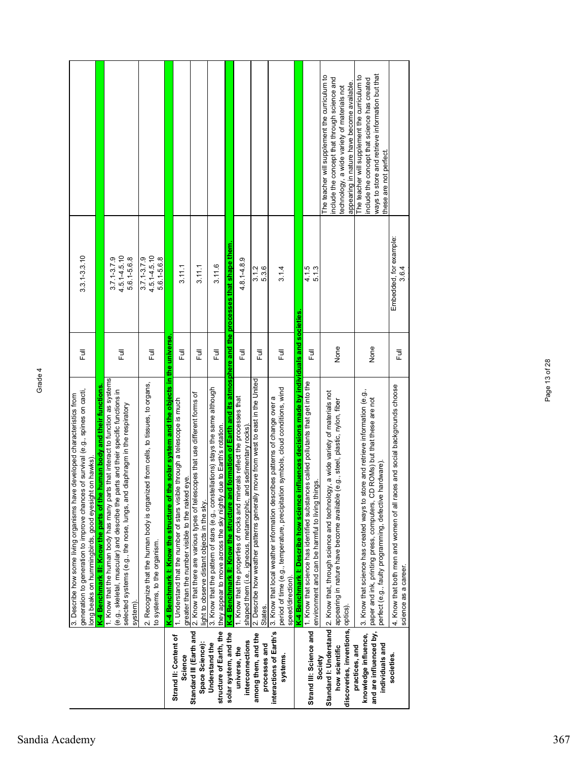Grade 4

| | | | | |
|---|---|---|---|---|
| | 3. Describe how some living organisms have developed characteristics from generation to generation to improve chances of survival (e.g., spines on cacti, long beaks on hummingbirds, good eyesight on hawks). | Full | 3.3.1-3.3.10 | |
| | **K-4 Benchmark III: Know the parts of the human body and their functions.** | | | |
| | 1. Know that the human body has many parts that interact to function as systems (e.g., skeletal, muscular) and describe the parts and their specific functions in selected systems (e.g., the nose, lungs, and diaphragm in the respiratory system). | Full | 3.7.1-3.7.9<br>4.5.1-4.5.10<br>5.6.1-5.6.8 | |
| | 2. Recognize that the human body is organized from cells, to tissues, to organs, to systems, to the organism. | Full | 3.7.1-3.7.9<br>4.5.1-4.5.10<br>5.6.1-5.6.8 | |
| **Strand II: Content of Science**<br>**Standard III (Earth and Space Science): Understand the structure of Earth, the solar system, and the universe, the interconnections among them, and the processes and interactions of Earth's systems.** | **K-4 Benchmark I: Know the structure of the solar system and the objects in the universe.** | | | |
| | 1. Understand that the number of stars visible through a telescope is much greater than the number visible to the naked eye. | Full | 3.11.1 | |
| | 2. Know that there are various types of telescopes that use different forms of light to observe distant objects in the sky. | Full | 3.11.1 | |
| | 3. Know that the pattern of stars (e.g., constellations) stays the same although they appear to move across the sky nightly due to Earth's rotation. | Full | 3.11.6 | |
| | **K-4 Benchmark II: Know the structure and formation of Earth and its atmosphere and the processes that shape them.** | | | |
| | 1. Know that the properties of rocks and minerals reflect the processes that shaped them (i.e., igneous, metamorphic, and sedimentary rocks). | Full | 4.8.1-4.8.9 | |
| | 2. Describe how weather patterns generally move from west to east in the United States. | Full | 3.1.2<br>5.3.6 | |
| | 3. Know that local weather information describes patterns of change over a period of time (e.g., temperature, precipitation symbols, cloud conditions, wind speed/direction). | Full | 3.1.4 | |
| **Strand III: Science and Society**<br>**Standard I: Understand how scientific discoveries, inventions, practices, and knowledge influence, and are influenced by, individuals and societies.** | **K-4 Benchmark I: Describe how science influences decisions made by individuals and societies.** | | | |
| | 1. Know that science has identified substances called pollutants that get into the environment and can be harmful to living things. | Full | 4.1.5<br>5.1.3 | |
| | 2. Know that, through science and technology, a wide variety of materials not appearing in nature have become available (e.g., steel, plastic, nylon, fiber optics). | None | | The teacher will supplement the curriculum to include the concept that through science and technology, a wide variety of materials not appearing in nature have become available. |
| | 3. Know that science has created ways to store and retrieve information (e.g., paper and ink, printing press, computers, CD ROMs) but that these are not perfect (e.g., faulty programming, defective hardware). | None | | The teacher will supplement the curriculum to include the concept that science has created ways to store and retrieve information but that these are not perfect. |
| | 4. Know that both men and women of all races and social backgrounds choose science as a career. | Full | Embedded, for example:<br>3.6.4 | |

Sandia Academy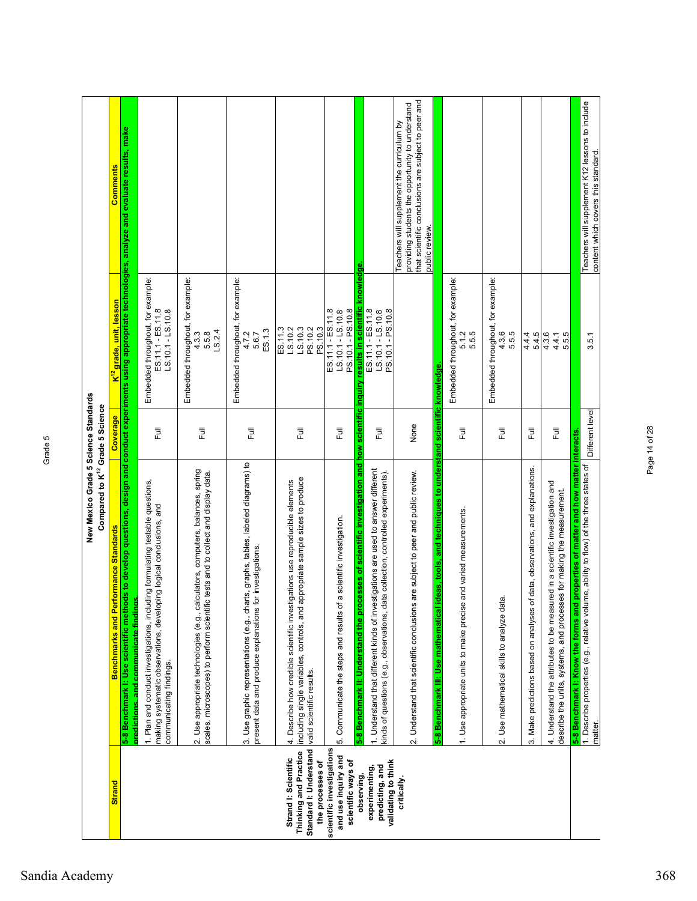Grade 5

**New Mexico Grade 5 Science Standards**
**Compared to K[12] Grade 5 Science**

| Strand | Benchmarks and Performance Standards | Coverage | K[12] grade, unit, lesson | Comments |
|---|---|---|---|---|
| | **5-8 Benchmark I: Use scientific methods to develop questions, design and conduct experiments using appropriate technologies, analyze and evaluate results, make predictions, and communicate findings.** | | | |
| **Strand I: Scientific Thinking and Practice Standard I: Understand the processes of scientific investigations and use inquiry and scientific ways of observing, experimenting, predicting, and validating to think critically.** | 1. Plan and conduct investigations, including formulating testable questions, making systematic observations, developing logical conclusions, and communicating findings. | Full | Embedded throughout, for example: ES.11.1 - ES.11.8 LS.10.1 - LS.10.8 | |
| | 2. Use appropriate technologies (e.g., calculators, computers, balances, spring scales, microscopes) to perform scientific tests and to collect and display data. | Full | Embedded throughout, for example: 4.3.3 5.5.8 LS.2.4 | |
| | 3. Use graphic representations (e.g., charts, graphs, tables, labeled diagrams) to present data and produce explanations for investigations. | Full | Embedded throughout, for example: 4.7.2 5.6.7 ES.1.3 | |
| | 4. Describe how credible scientific investigations use reproducible elements including single variables, controls, and appropriate sample sizes to produce valid scientific results. | Full | ES.11.3 LS.10.2 LS.10.3 PS.10.2 PS.10.3 | |
| | 5. Communicate the steps and results of a scientific investigation. | Full | ES.11.1 - ES.11.8 LS.10.1 - LS.10.8 PS.10.1 - PS.10.8 | |
| | **5-8 Benchmark II: Understand the processes of scientific investigation and how scientific inquiry results in scientific knowledge.** | | | |
| | 1. Understand that different kinds of investigations are used to answer different kinds of questions (e.g., observations, data collection, controlled experiments). | Full | ES.11.1 - ES.11.8 LS.10.1 - LS.10.8 PS.10.1 - PS.10.8 | |
| | 2. Understand that scientific conclusions are subject to peer and public review. | None | | Teachers will supplement the curriculum by providing students the opportunity to understand that scientific conclusions are subject to peer and public review. |
| | **5-8 Benchmark III: Use mathematical ideas, tools, and techniques to understand scientific knowledge.** | | | |
| | 1. Use appropriate units to make precise and varied measurements. | Full | Embedded throughout, for example: 5.1.2 5.5.5 | |
| | 2. Use mathematical skills to analyze data. | Full | Embedded throughout, for example: 4.3.6 5.5.5 | |
| | 3. Make predictions based on analyses of data, observations, and explanations. | Full | 4.4.4 5.4.5 | |
| | 4. Understand the attributes to be measured in a scientific investigation and describe the units, systems, and processes for making the measurement. | Full | 4.3.6 4.4.1 5.5.5 | |
| | **5-8 Benchmark I: Know the forms and properties of matter and how matter interacts.** | | | |
| | 1. Describe properties (e.g., relative volume, ability to flow) of the three states of matter. | Different level | 3.5.1 | Teachers will supplement K12 lessons to include content which covers this standard. |

Sandia Academy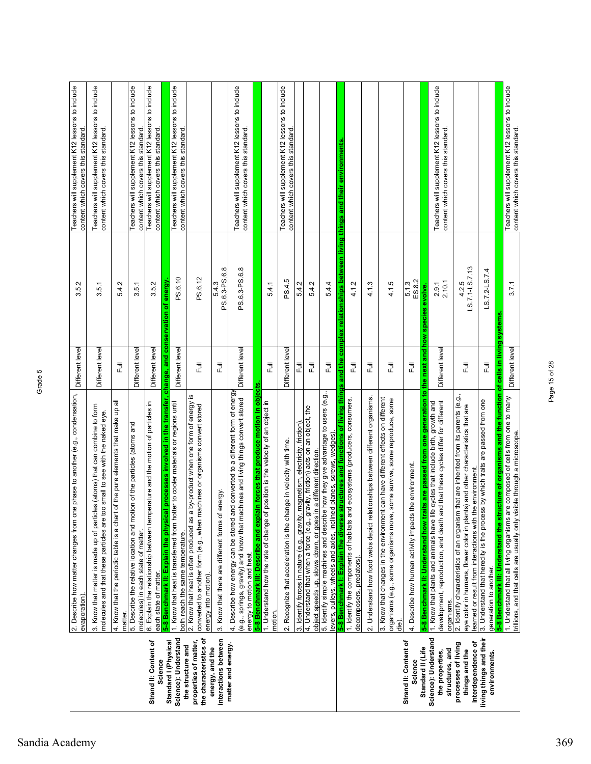Grade 5

| Strand/Standard | Benchmark / Performance Standard | Coverage | K12 Lesson | Notes |
|---|---|---|---|---|
| | 2. Describe how matter changes from one phase to another (e.g., condensation, evaporation). | Different level | 3.5.2 | Teachers will supplement K12 lessons to include content which covers this standard. |
| | 3. Know that matter is made up of particles (atoms) that can combine to form molecules and that these particles are too small to see with the naked eye. | Different level | 3.5.1 | Teachers will supplement K12 lessons to include content which covers this standard. |
| | 4. Know that the periodic table is a chart of the pure elements that make up all matter. | Full | 5.4.2 | |
| | 5. Describe the relative location and motion of the particles (atoms and molecules) in each state of matter. | Different level | 3.5.1 | Teachers will supplement K12 lessons to include content which covers this standard. |
| | 6. Explain the relationship between temperature and the motion of particles in each state of matter. | Different level | 3.5.2 | Teachers will supplement K12 lessons to include content which covers this standard. |
| **Strand II: Content of Science Standard I (Physical Science): Understand the structure and properties of matter, the characteristics of energy, and the interactions between matter and energy.** | **5-8 Benchmark II: Explain the physical processes involved in the transfer, change, and conservation of energy.** | | | |
| | 1. Know that heat is transferred from hotter to cooler materials or regions until both reach the same temperature. | Different level | PS.6.10 | Teachers will supplement K12 lessons to include content which covers this standard. |
| | 2. Know that heat is often produced as a by-product when one form of energy is converted to another form (e.g., when machines or organisms convert stored energy into motion). | Full | PS.6.12 | |
| | 3. Know that there are different forms of energy. | Full | 5.4.3 PS.6.3-PS.6.8 | |
| | 4. Describe how energy can be stored and converted to a different form of energy (e.g., springs, gravity) and know that machines and living things convert stored energy to motion and heat. | Different level | PS.6.3-PS.6.8 | Teachers will supplement K12 lessons to include content which covers this standard. |
| | **5-8 Benchmark III: Describe and explain forces that produce motion in objects.** | | | |
| | 1. Understand how the rate of change of position is the velocity of an object in motion. | Full | 5.4.1 | |
| | 2. Recognize that acceleration is the change in velocity with time. | Different level | PS.4.5 | Teachers will supplement K12 lessons to include content which covers this standard. |
| | 3. Identify forces in nature (e.g., gravity, magnetism, electricity, friction). | Full | 5.4.2 | |
| | 4. Understand that when a force (e.g., gravity, friction) acts on an object, the object speeds up, slows down, or goes in a different direction. | Full | 5.4.2 | |
| | 5. Identify simple machines and describe how they give advantage to users (e.g., levers, pulleys, wheels and axles, inclined planes, screws, wedges). | Full | 5.4.4 | |
| | **5-8 Benchmark I: Explain the diverse structures and functions of living things and the complex relationships between living things and their environments.** | | | |
| | 1. Identify the components of habitats and ecosystems (producers, consumers, decomposers, predators). | Full | 4.1.2 | |
| | 2. Understand how food webs depict relationships between different organisms. | Full | 4.1.3 | |
| | 3. Know that changes in the environment can have different effects on different organisms (e.g., some organisms move, some survive, some reproduce, some die). | Full | 4.1.5 | |
| **Strand II: Content of Science Standard II (Life Science): Understand the properties, structures, and processes of living things and the interdependence of living things and their environments.** | 4. Describe how human activity impacts the environment. | Full | 5.1.3 ES.8.2 | |
| | **5-8 Benchmark II: Understand how traits are passed from one generation to the next and how species evolve.** | | | |
| | 1. Know that plants and animals have life cycles that include birth, growth and development, reproduction, and death and that these cycles differ for different organisms. | Different level | 2.9.1 2.10.1 | Teachers will supplement K12 lessons to include content which covers this standard. |
| | 2. Identify characteristics of an organism that are inherited from its parents (e.g., eye color in humans, flower color in plants) and other characteristics that are learned or result from interactions with the environment. | Full | 4.2.5 LS.7.1-LS.7.13 | |
| | 3. Understand that heredity is the process by which traits are passed from one generation to another. | Full | LS.7.2-LS.7.4 | |
| | **5-8 Benchmark III: Understand the structure of organisms and the function of cells in living systems.** | | | |
| | 1. Understand that all living organisms are composed of cells from one to many trillions, and that cells are usually only visible through a microscope. | Different level | 3.7.1 | Teachers will supplement K12 lessons to include content which covers this standard. |

Sandia Academy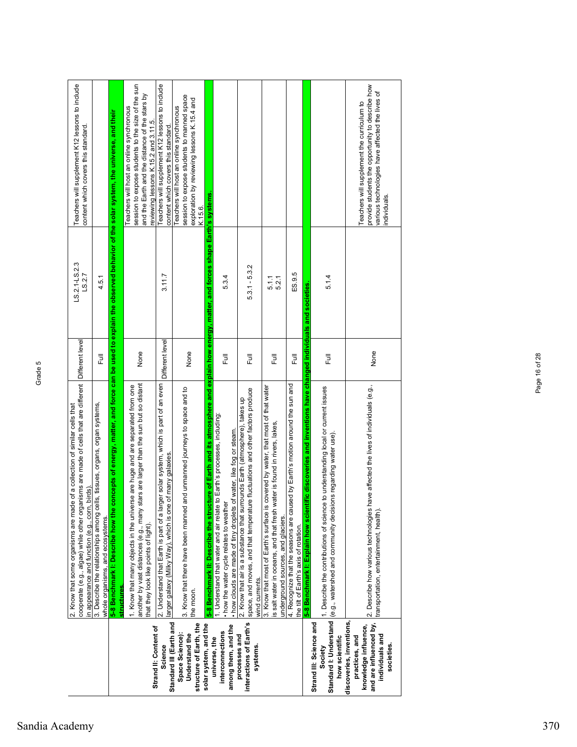Grade 5

| | | | | |
|---|---|---|---|---|
| | 2. Know that some organisms are made of a collection of similar cells that cooperate (e.g., algae) while other organisms are made of cells that are different in appearance and function (e.g., corn, birds). | Different level | LS.2.1-LS.2.3 LS.2.7 | Teachers will supplement K12 lessons to include content which covers this standard. |
| | 3. Describe the relationships among cells, tissues, organs, organ systems, whole organisms, and ecosystems. | Full | 4.5.1 | |
| **Strand II: Content of Science Standard III (Earth and Space Science): Understand the structure of Earth, the solar system, and the universe, the interconnections among them, and the processes and interactions of Earth's systems.** | **5-8 Benchmark I: Describe how the concepts of energy, matter, and force can be used to explain the observed behavior of the solar system, the universe, and their structures.** | | | |
| | 1. Know that many objects in the universe are huge and are separated from one another by vast distances (e.g., many stars are larger than the sun but so distant that they look like points of light). | None | | Teachers will host an online synchronous session to expose students to the size of the sun and the Earth and the distance of the stars by reviewing lessons K.15.2 and 3.11.5. |
| | 2. Understand that Earth is part of a larger solar system, which is part of an even larger galaxy (Milky Way), which is one of many galaxies. | Different level | 3.11.7 | Teachers will supplement K12 lessons to include content which covers this standard. |
| | 3. Know that there have been manned and unmanned journeys to space and to the moon. | None | | Teachers will host an online synchronous session to expose students to manned space exploration by reviewing lessons K.15.4 and K.15.6. |
| | **5-8 Benchmark II: Describe the structure of Earth and its atmosphere and explain how energy, matter, and forces shape Earth's systems.** | | | |
| | 1. Understand that water and air relate to Earth's processes, including:<br>• how the water cycle relates to weather<br>• how clouds are made of tiny droplets of water, like fog or steam. | Full | 5.3.4 | |
| | 2. Know that air is a substance that surrounds Earth (atmosphere), takes up space, and moves, and that temperature fluctuations and other factors produce wind currents. | Full | 5.3.1 - 5.3.2 | |
| | 3. Know that most of Earth's surface is covered by water, that most of that water is salt water in oceans, and that fresh water is found in rivers, lakes, underground sources, and glaciers. | Full | 5.1.1 5.2.1 | |
| | 4. Recognize that the seasons are caused by Earth's motion around the sun and the tilt of Earth's axis of rotation. | Full | ES.9.5 | |
| **Strand III: Science and Society Standard I: Understand how scientific discoveries, inventions, practices, and knowledge influence, and are influenced by, individuals and societies.** | **5-8 Benchmark I: Explain how scientific discoveries and inventions have changed individuals and societies.** | | | |
| | 1. Describe the contributions of science to understanding local or current issues (e.g., watershed and community decisions regarding water use). | Full | 5.1.4 | |
| | 2. Describe how various technologies have affected the lives of individuals (e.g., transportation, entertainment, health). | None | | Teachers will supplement the curriculum to provide students the opportunity to describe how various technologies have affected the lives of individuals. |

Sandia Academy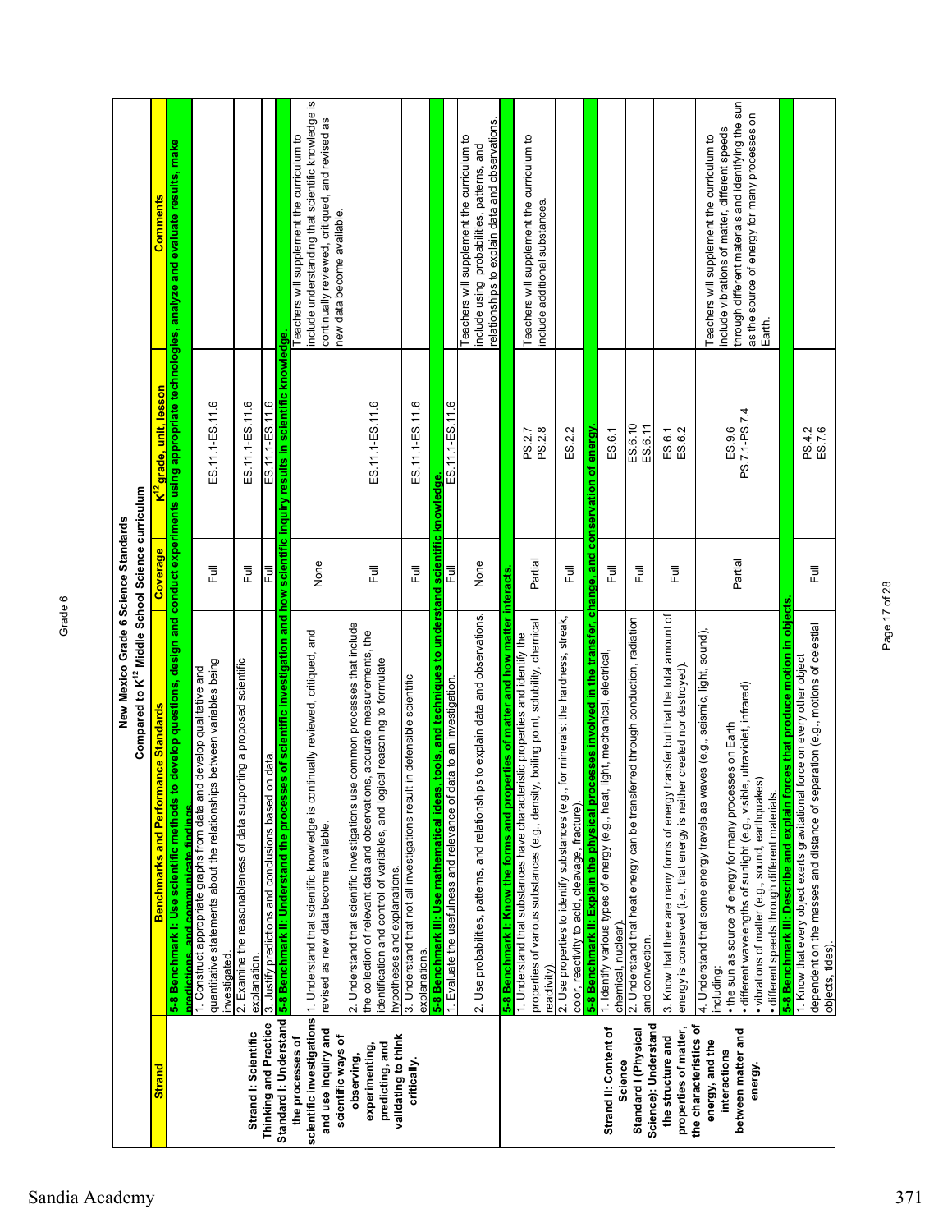## New Mexico Grade 6 Science Standards
### Compared to K[12] Middle School Science curriculum

| Strand | Benchmarks and Performance Standards | Coverage | K[12] grade, unit, lesson | Comments |
|---|---|---|---|---|
| | **5-8 Benchmark I: Use scientific methods to develop questions, design and conduct experiments using appropriate technologies, analyze and evaluate results, make predictions, and communicate findings.** | | | |
| **Strand I: Scientific Thinking and Practice** **Standard I: Understand the processes of scientific investigations and use inquiry and scientific ways of observing, experimenting, predicting, and validating to think critically.** | 1. Construct appropriate graphs from data and develop qualitative and quantitative statements about the relationships between variables being investigated. | Full | ES.11.1-ES.11.6 | |
| | 2. Examine the reasonableness of data supporting a proposed scientific explanation. | Full | ES.11.1-ES.11.6 | |
| | 3. Justify predictions and conclusions based on data. | Full | ES.11.1-ES.11.6 | |
| | **5-8 Benchmark II: Understand the processes of scientific investigation and how scientific inquiry results in scientific knowledge.** | | | |
| | 1. Understand that scientific knowledge is continually reviewed, critiqued, and revised as new data become available. | None | | Teachers will supplement the curriculum to include understanding that scientific knowledge is continually reviewed, critiqued, and revised as new data become available. |
| | 2. Understand that scientific investigations use common processes that include the collection of relevant data and observations, accurate measurements, the identification and control of variables, and logical reasoning to formulate hypotheses and explanations. | Full | ES.11.1-ES.11.6 | |
| | 3. Understand that not all investigations result in defensible scientific explanations. | Full | ES.11.1-ES.11.6 | |
| | **5-8 Benchmark III: Use mathematical ideas, tools, and techniques to understand scientific knowledge.** | | | |
| | 1. Evaluate the usefulness and relevance of data to an investigation. | Full | ES.11.1-ES.11.6 | |
| | 2. Use probabilities, patterns, and relationships to explain data and observations. | None | | Teachers will supplement the curriculum to include using probabilities, patterns, and relationships to explain data and observations. |
| | **5-8 Benchmark I: Know the forms and properties of matter and how matter interacts.** | | | |
| **Strand II: Content of Science** **Standard I (Physical Science): Understand the structure and properties of matter, the characteristics of energy, and the interactions between matter and energy.** | 1. Understand that substances have characteristic properties and identify the properties of various substances (e.g., density, boiling point, solubility, chemical reactivity). | Partial | PS.2.7<br>PS.2.8 | Teachers will supplement the curriculum to include additional substances. |
| | 2. Use properties to identify substances (e.g., for minerals: the hardness, streak, color, reactivity to acid, cleavage, fracture). | Full | ES.2.2 | |
| | **5-8 Benchmark II: Explain the physical processes involved in the transfer, change, and conservation of energy.** | | | |
| | 1. Identify various types of energy (e.g., heat, light, mechanical, electrical, chemical, nuclear). | Full | ES.6.1 | |
| | 2. Understand that heat energy can be transferred through conduction, radiation and convection. | Full | ES.6.10<br>ES.6.11 | |
| | 3. Know that there are many forms of energy transfer but that the total amount of energy is conserved (i.e., that energy is neither created nor destroyed). | Full | ES.6.1<br>ES.6.2 | |
| | 4. Understand that some energy travels as waves (e.g., seismic, light, sound), including:<br>• the sun as source of energy for many processes on Earth<br>• different wavelengths of sunlight (e.g., visible, ultraviolet, infrared)<br>• vibrations of matter (e.g., sound, earthquakes)<br>• different speeds through different materials. | Partial | ES.9.6<br>PS.7.1-PS.7.4 | Teachers will supplement the curriculum to include vibrations of matter, different speeds through different materials and identifying the sun as the source of energy for many processes on Earth. |
| | **5-8 Benchmark III: Describe and explain forces that produce motion in objects.** | | | |
| | 1. Know that every object exerts gravitational force on every other object dependent on the masses and distance of separation (e.g., motions of celestial objects, tides). | Full | PS.4.2<br>ES.7.6 | |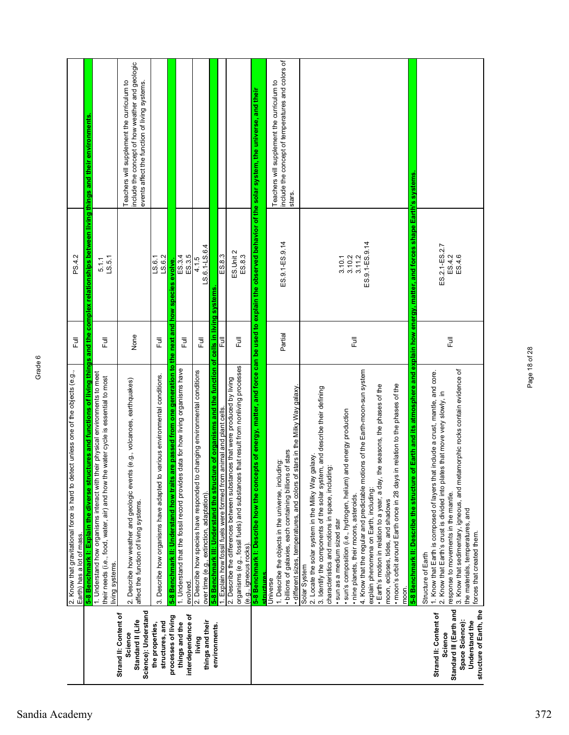Grade 6

| Strand/Standard | Benchmark/Performance Standard | Alignment | Reference | Notes |
|---|---|---|---|---|
| | 2. Know that gravitational force is hard to detect unless one of the objects (e.g., Earth) has a lot of mass. | Full | PS.4.2 | |
| **Strand II: Content of Science Standard II (Life Science): Understand the properties, structures, and processes of living things and the interdependence of living things and their environments.** | **5-8 Benchmark I: Explain the diverse structures and functions of living things and the complex relationships between living things and their environments.** | | | |
| | 1. Understand how organisms interact with their physical environments to meet their needs (i.e., food, water, air) and how the water cycle is essential to most living systems. | Full | 5.1.1 LS.5.1 | |
| | 2. Describe how weather and geologic events (e.g., volcanoes, earthquakes) affect the function of living systems. | None | | Teachers will supplement the curriculum to include the concept of how weather and geologic events affect the function of living systems. |
| | 3. Describe how organisms have adapted to various environmental conditions. | Full | LS.6.1 LS.6.2 | |
| | **5-8 Benchmark II: Understand how traits are passed from one generation to the next and how species evolve.** | | | |
| | 1. Understand that the fossil record provides data for how living organisms have evolved. | Full | ES.3.4 ES.3.5 | |
| | 2. Describe how species have responded to changing environmental conditions over time (e.g., extinction, adaptation). | Full | 4.1.5 LS.6.1-LS.6.4 | |
| | **5-8 Benchmark III: Understand the structure of organisms and the function of cells in living systems.** | | | |
| | 1. Explain how fossil fuels were formed from animal and plant cells. | Full | ES.8.3 | |
| | 2. Describe the differences between substances that were produced by living organisms (e.g., fossil fuels) and substances that result from nonliving processes (e.g., igneous rocks). | Full | ES.Unit 2 ES.8.3 | |
| **Strand II: Content of Science Standard III (Earth and Space Science): Understand the structure of Earth, the** | **5-8 Benchmark I: Describe how the concepts of energy, matter, and force can be used to explain the observed behavior of the solar system, the universe, and their structures.** | | | |
| | Universe<br>1. Describe the objects in the universe, including:<br>• billions of galaxies, each containing billions of stars<br>• different sizes, temperatures, and colors of stars in the Milky Way galaxy. | Partial | ES.9.1-ES.9.14 | Teachers will supplement the curriculum to include the concept of temperatures and colors of stars. |
| | Solar System<br>2. Locate the solar system in the Milky Way galaxy.<br>3. Identify the components of the solar system, and describe their defining characteristics and motions in space, including:<br>• sun as a medium sized star<br>• sun's composition (i.e., hydrogen, helium) and energy production<br>• nine planets, their moons, asteroids.<br>4. Know that the regular and predictable motions of the Earth-moon-sun system explain phenomena on Earth, including:<br>• Earth's motion in relation to a year, a day, the seasons, the phases of the moon, eclipses, tides, and shadows<br>• moon's orbit around Earth once in 28 days in relation to the phases of the moon. | Full | 3.10.1 3.10.2 3.11.2 ES.9.1-ES.9.14 | |
| | **5-8 Benchmark II: Describe the structure of Earth and its atmosphere and explain how energy, matter, and forces shape Earth's systems.** | | | |
| | Structure of Earth<br>1. Know that Earth is composed of layers that include a crust, mantle, and core.<br>2. Know that Earth's crust is divided into plates that move very slowly, in response to movements in the mantle.<br>3. Know that sedimentary, igneous, and metamorphic rocks contain evidence of the materials, temperatures, and forces that created them. | Full | ES.2.1-ES.2.7 ES.4.2 ES.4.6 | |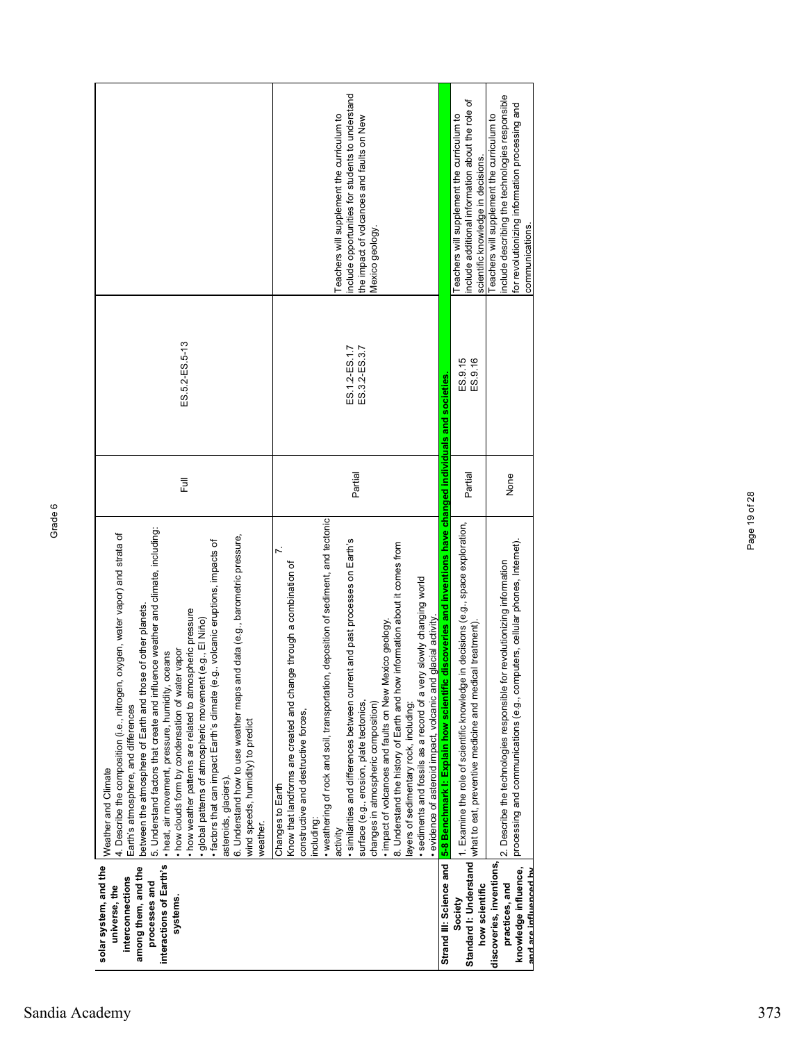Grade 6

| | | | | |
|---|---|---|---|---|
| **solar system, and the universe, the interconnections among them, and the processes and interactions of Earth's systems.** | Weather and Climate<br>4. Describe the composition (i.e., nitrogen, oxygen, water vapor) and strata of Earth's atmosphere, and differences between the atmosphere of Earth and those of other planets.<br>5. Understand factors that create and influence weather and climate, including:<br>• heat, air movement, pressure, humidity, oceans<br>• how clouds form by condensation of water vapor<br>• how weather patterns are related to atmospheric pressure<br>• global patterns of atmospheric movement (e.g., El Niño)<br>• factors that can impact Earth's climate (e.g., volcanic eruptions, impacts of asteroids, glaciers).<br>6. Understand how to use weather maps and data (e.g., barometric pressure, wind speeds, humidity) to predict weather. | Full | ES.5.2-ES.5-13 | |
| | Changes to Earth<br>7. Know that landforms are created and change through a combination of constructive and destructive forces, including:<br>• weathering of rock and soil, transportation, deposition of sediment, and tectonic activity<br>• similarities and differences between current and past processes on Earth's surface (e.g., erosion, plate tectonics, changes in atmospheric composition)<br>• impact of volcanoes and faults on New Mexico geology.<br>8. Understand the history of Earth and how information about it comes from layers of sedimentary rock, including:<br>• sediments and fossils as a record of a very slowly changing world<br>• evidence of asteroid impact, volcanic and glacial activity. | Partial | ES.1.2-ES.1.7<br>ES.3.2-ES.3.7 | Teachers will supplement the curriculum to include opportunities for students to understand the impact of volcanoes and faults on New Mexico geology. |
| **Strand III: Science and Society** | **5-8 Benchmark I: Explain how scientific discoveries and inventions have changed individuals and societies.** | | | |
| **Standard I: Understand how scientific discoveries, inventions, practices, and knowledge influence, and are influenced by** | 1. Examine the role of scientific knowledge in decisions (e.g., space exploration, what to eat, preventive medicine and medical treatment). | Partial | ES.9.15<br>ES.9.16 | Teachers will supplement the curriculum to include additional information about the role of scientific knowledge in decisions. |
| | 2. Describe the technologies responsible for revolutionizing information processing and communications (e.g., computers, cellular phones, Internet). | None | | Teachers will supplement the curriculum to include describing the technologies responsible for revolutionizing information processing and communications. |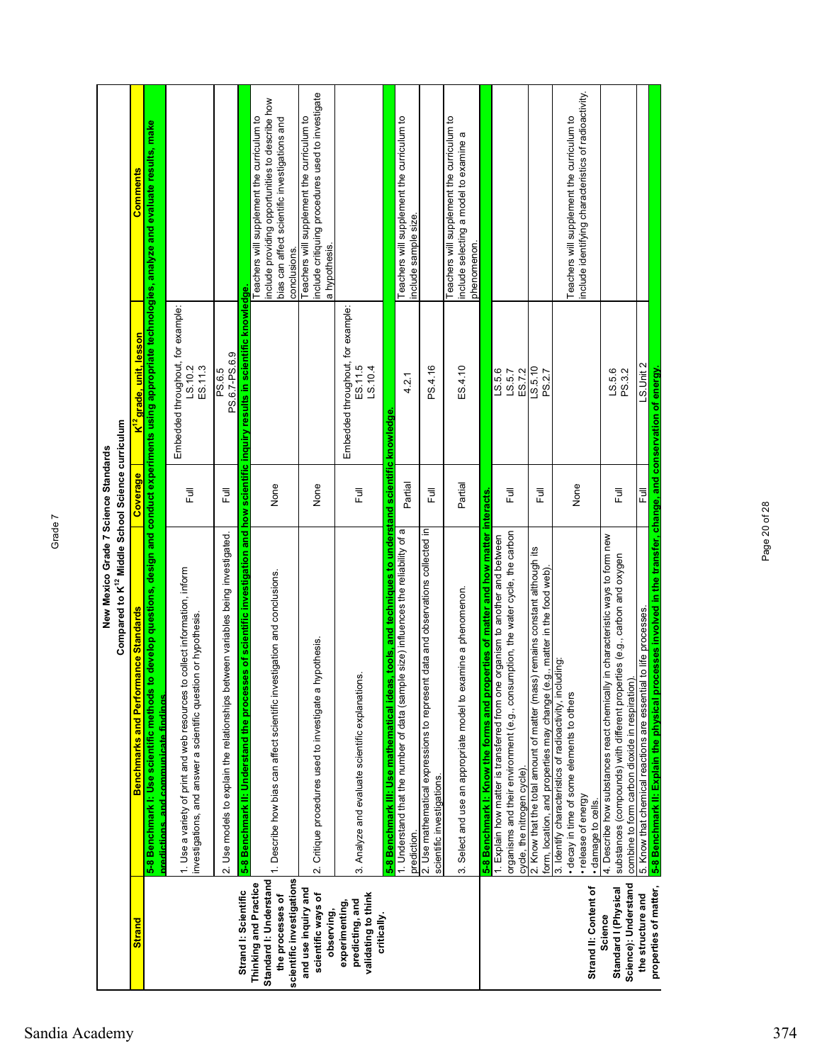Grade 7

**New Mexico Grade 7 Science Standards**
**Compared to K[12] Middle School Science curriculum**

| Strand | Benchmarks and Performance Standards | Coverage | K[12] grade, unit, lesson | Comments |
|---|---|---|---|---|
| | **5-8 Benchmark I: Use scientific methods to develop questions, design and conduct experiments using appropriate technologies, analyze and evaluate results, make predictions, and communicate findings.** | | | |
| Strand I: Scientific Thinking and Practice Standard I: Understand the processes of scientific investigations and use inquiry and scientific ways of observing, experimenting, predicting, and validating to think critically. | 1. Use a variety of print and web resources to collect information, inform investigations, and answer a scientific question or hypothesis. | Full | Embedded throughout, for example: LS.10.2 ES.11.3 | |
| | 2. Use models to explain the relationships between variables being investigated. | Full | PS.6.5 PS.6.7-PS.6.9 | |
| | **5-8 Benchmark II: Understand the processes of scientific investigation and how scientific inquiry results in scientific knowledge.** | | | |
| | 1. Describe how bias can affect scientific investigation and conclusions. | None | | Teachers will supplement the curriculum to include providing opportunities to describe how bias can affect scientific investigations and conclusions. |
| | 2. Critique procedures used to investigate a hypothesis. | None | | Teachers will supplement the curriculum to include critiquing procedures used to investigate a hypothesis. |
| | 3. Analyze and evaluate scientific explanations. | Full | Embedded throughout, for example: ES.11.5 LS.10.4 | |
| | **5-8 Benchmark III: Use mathematical ideas, tools, and techniques to understand scientific knowledge.** | | | |
| | 1. Understand that the number of data (sample size) influences the reliability of a prediction. | Partial | 4.2.1 | Teachers will supplement the curriculum to include sample size. |
| | 2. Use mathematical expressions to represent data and observations collected in scientific investigations. | Full | PS.4.16 | |
| | 3. Select and use an appropriate model to examine a phenomenon. | Partial | ES.4.10 | Teachers will supplement the curriculum to include selecting a model to examine a phenomenon. |
| | **5-8 Benchmark I: Know the forms and properties of matter and how matter interacts.** | | | |
| Strand II: Content of Science Standard I (Physical Science): Understand the structure and properties of matter, | 1. Explain how matter is transferred from one organism to another and between organisms and their environment (e.g., consumption, the water cycle, the carbon cycle, the nitrogen cycle). | Full | LS.5.6 LS.5.7 ES.7.2 | |
| | 2. Know that the total amount of matter (mass) remains constant although its form, location, and properties may change (e.g., matter in the food web). | Full | LS.5.10 PS.2.7 | |
| | 3. Identify characteristics of radioactivity, including: • decay in time of some elements to others • release of energy • damage to cells. | None | | Teachers will supplement the curriculum to include identifying characteristics of radioactivity. |
| | 4. Describe how substances react chemically in characteristic ways to form new substances (compounds) with different properties (e.g., carbon and oxygen combine to form carbon dioxide in respiration). | Full | LS.5.6 PS.3.2 | |
| | 5. Know that chemical reactions are essential to life processes. | Full | LS.Unit 2 | |
| | **5-8 Benchmark II: Explain the physical processes involved in the transfer, change, and conservation of energy.** | | | |

Sandia Academy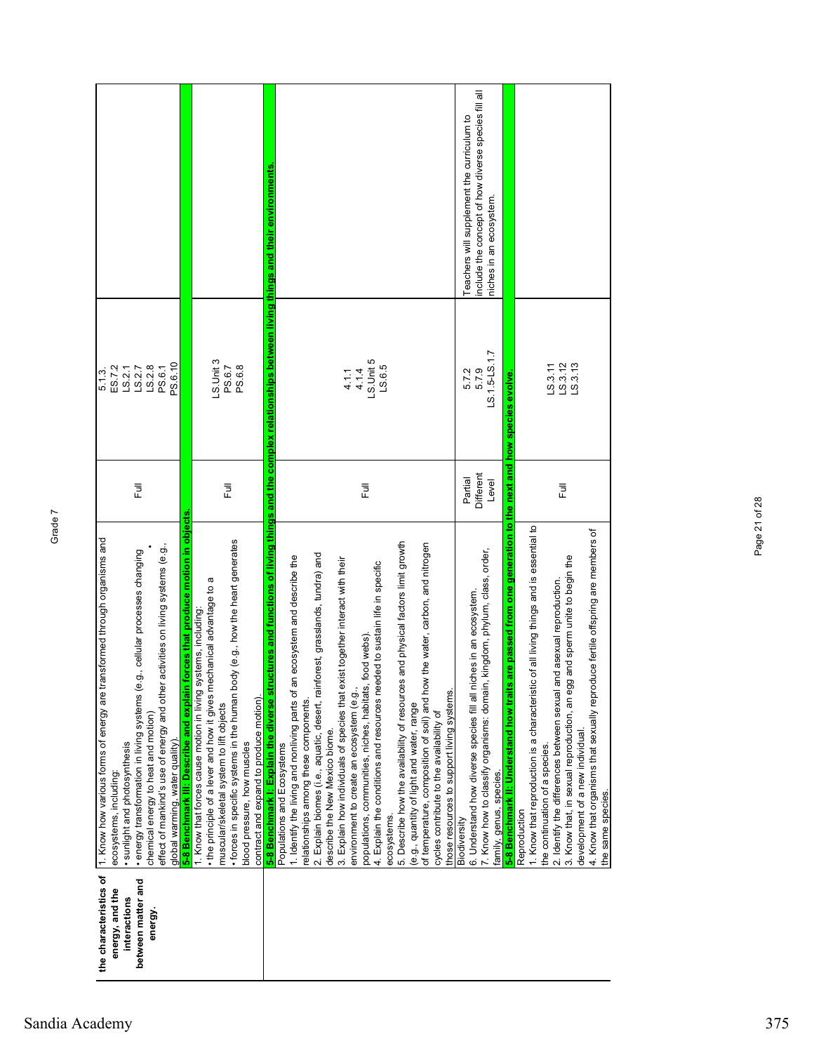Grade 7

| | | | | |
|---|---|---|---|---|
| the characteristics of energy, and the interactions between matter and energy. | 1. Know how various forms of energy are transformed through organisms and ecosystems, including: • sunlight and photosynthesis • energy transformation in living systems (e.g., cellular processes changing chemical energy to heat and motion) • effect of mankind's use of energy and other activities on living systems (e.g., global warming, water quality). | Full | 5.1.3. ES.7.2 LS.2.1 LS.2.7 LS.2.8 PS.6.1 PS.6.10 | |
| | **5-8 Benchmark III: Describe and explain forces that produce motion in objects.** | | | |
| | 1. Know that forces cause motion in living systems, including: • the principle of a lever and how it gives mechanical advantage to a muscular/skeletal system to lift objects • forces in specific systems in the human body (e.g., how the heart generates blood pressure, how muscles contract and expand to produce motion). | Full | LS.Unit 3 PS.6.7 PS.6.8 | |
| | **5-8 Benchmark I: Explain the diverse structures and functions of living things and the complex relationships between living things and their environments.** | | | |
| | Populations and Ecosystems 1. Identify the living and nonliving parts of an ecosystem and describe the relationships among these components. 2. Explain biomes (i.e., aquatic, desert, rainforest, grasslands, tundra) and describe the New Mexico biome. 3. Explain how individuals of species that exist together interact with their environment to create an ecosystem (e.g., populations, communities, niches, habitats, food webs). 4. Explain the conditions and resources needed to sustain life in specific ecosystems. 5. Describe how the availability of resources and physical factors limit growth (e.g., quantity of light and water, range of temperature, composition of soil) and how the water, carbon, and nitrogen cycles contribute to the availability of those resources to support living systems. | Full | 4.1.1 4.1.4 LS.Unit 5 LS.6.5 | |
| | Biodiversity 6. Understand how diverse species fill all niches in an ecosystem. 7. Know how to classify organisms: domain, kingdom, phylum, class, order, family, genus, species. | Partial Different Level | 5.7.2 5.7.9 LS.1.5-LS.1.7 | Teachers will supplement the curriculum to include the concept of how diverse species fill all niches in an ecosystem. |
| | **5-8 Benchmark II: Understand how traits are passed from one generation to the next and how species evolve.** | | | |
| | Reproduction 1. Know that reproduction is a characteristic of all living things and is essential to the continuation of a species. 2. Identify the differences between sexual and asexual reproduction. 3. Know that, in sexual reproduction, an egg and sperm unite to begin the development of a new individual. 4. Know that organisms that sexually reproduce fertile offspring are members of the same species. | Full | LS.3.11 LS.3.12 LS.3.13 | |

Sandia Academy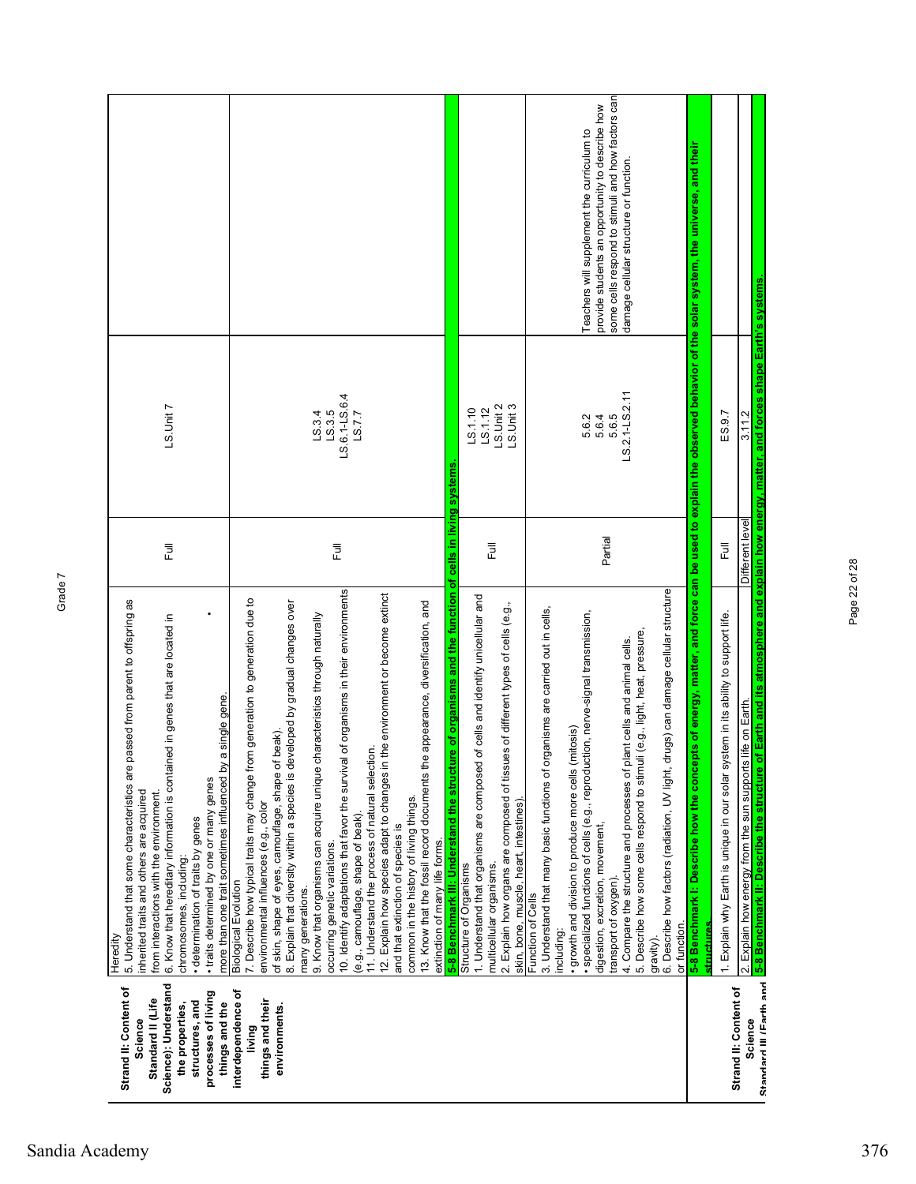Grade 7

| Strand II: Content of Science Standard II (Life Science): Understand the properties, structures, and processes of living things and the interdependence of living things and their environments. | | | | |
|---|---|---|---|---|
| | Heredity<br>5. Understand that some characteristics are passed from parent to offspring as inherited traits and others are acquired from interactions with the environment.<br>6. Know that hereditary information is contained in genes that are located in chromosomes, including:<br>• determination of traits by genes<br>• traits determined by one or many genes<br>more than one trait sometimes influenced by a single gene. | Full | LS.Unit 7 | |
| | Biological Evolution<br>7. Describe how typical traits may change from generation to generation due to environmental influences (e.g., color of skin, shape of eyes, camouflage, shape of beak).<br>8. Explain that diversity within a species is developed by gradual changes over many generations.<br>9. Know that organisms can acquire unique characteristics through naturally occurring genetic variations.<br>10. Identify adaptations that favor the survival of organisms in their environments (e.g., camouflage, shape of beak).<br>11. Understand the process of natural selection.<br>12. Explain how species adapt to changes in the environment or become extinct and that extinction of species is common in the history of living things.<br>13. Know that the fossil record documents the appearance, diversification, and extinction of many life forms. | Full | LS.3.4<br>LS.3.5<br>LS.6.1-LS.6.4<br>LS.7.7 | |
| | **5-8 Benchmark III: Understand the structure of organisms and the function of cells in living systems.** | | | |
| | Structure of Organisms<br>1. Understand that organisms are composed of cells and identify unicellular and multicellular organisms.<br>2. Explain how organs are composed of tissues of different types of cells (e.g., skin, bone, muscle, heart, intestines). | Full | LS.1.10<br>LS.1.12<br>LS.Unit 2<br>LS.Unit 3 | |
| | Function of Cells<br>3. Understand that many basic functions of organisms are carried out in cells, including:<br>• growth and division to produce more cells (mitosis)<br>• specialized functions of cells (e.g., reproduction, nerve-signal transmission, digestion, excretion, movement, transport of oxygen).<br>4. Compare the structure and processes of plant cells and animal cells.<br>5. Describe how some cells respond to stimuli (e.g., light, heat, pressure, gravity).<br>6. Describe how factors (radiation, UV light, drugs) can damage cellular structure or function. | Partial | 5.6.2<br>5.6.4<br>5.6.5<br>LS.2.1-LS.2.11 | Teachers will supplement the curriculum to provide students an opportunity to describe how some cells respond to stimuli and how factors can damage cellular structure or function. |
| | **5-8 Benchmark I: Describe how the concepts of energy, matter, and force can be used to explain the observed behavior of the solar system, the universe, and their structures.** | | | |
| Strand II: Content of Science | 1. Explain why Earth is unique in our solar system in its ability to support life. | Full | ES.9.7 | |
| | 2. Explain how energy from the sun supports life on Earth. | Different level | 3.11.2 | |
| Standard III (Earth and | **5-8 Benchmark II: Describe the structure of Earth and its atmosphere and explain how energy, matter, and forces shape Earth's systems.** | | | |

Sandia Academy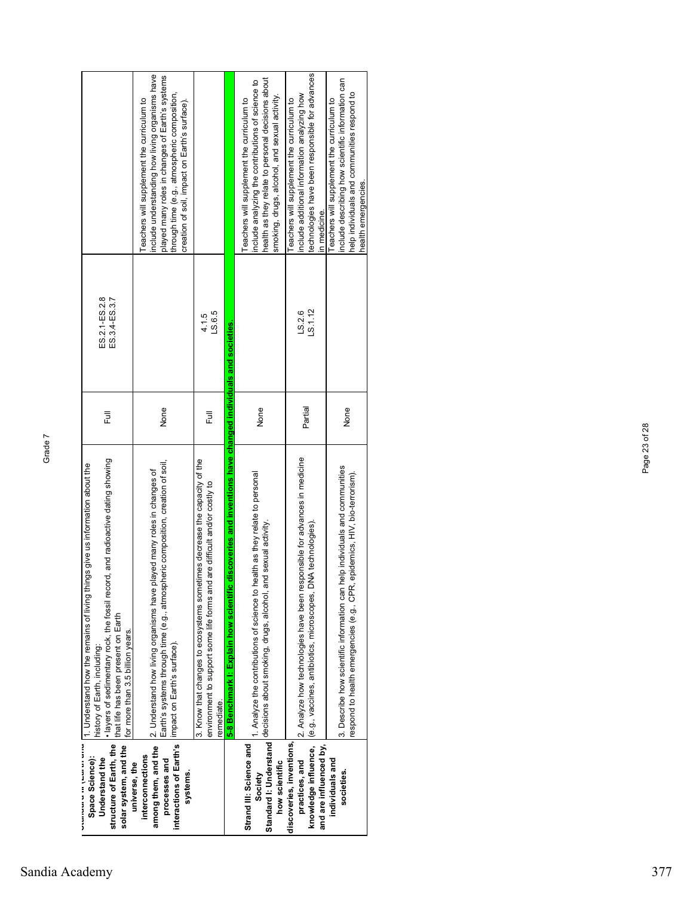Grade 7

| Standard II (Earth and Space Science): Understand the structure of Earth, the solar system, and the universe, the interconnections among them, and the processes and interactions of Earth's systems. | 1. Understand how the remains of living things give us information about the history of Earth, including:<br>• layers of sedimentary rock, the fossil record, and radioactive dating showing that life has been present on Earth for more than 3.5 billion years. | Full | ES.2.1-ES.2.8<br>ES.3.4-ES.3.7 | |
|---|---|---|---|---|
| | 2. Understand how living organisms have played many roles in changes of Earth's systems through time (e.g., atmospheric composition, creation of soil, impact on Earth's surface). | None | | Teachers will supplement the curriculum to include understanding how living organisms have played many roles in changes of Earth's systems through time (e.g., atmospheric composition, creation of soil, impact on Earth's surface). |
| | 3. Know that changes to ecosystems sometimes decrease the capacity of the environment to support some life forms and are difficult and/or costly to remediate. | Full | 4.1.5<br>LS.6.5 | |
| | **5-8 Benchmark I: Explain how scientific discoveries and inventions have changed individuals and societies.** | | | |
| Strand III: Science and Society<br>Standard I: Understand how scientific discoveries, inventions, practices, and knowledge influence, and are influenced by, individuals and societies. | 1. Analyze the contributions of science to health as they relate to personal decisions about smoking, drugs, alcohol, and sexual activity. | None | | Teachers will supplement the curriculum to include analyzing the contributions of science to health as they relate to personal decisions about smoking, drugs, alcohol, and sexual activity. |
| | 2. Analyze how technologies have been responsible for advances in medicine (e.g., vaccines, antibiotics, microscopes, DNA technologies). | Partial | LS.2.6<br>LS.1.12 | Teachers will supplement the curriculum to include additional information analyzing how technologies have been responsible for advances in medicine. |
| | 3. Describe how scientific information can help individuals and communities respond to health emergencies (e.g., CPR, epidemics, HIV, bio-terrorism). | None | | Teachers will supplement the curriculum to include describing how scientific information can help individuals and communities respond to health emergencies. |

Sandia Academy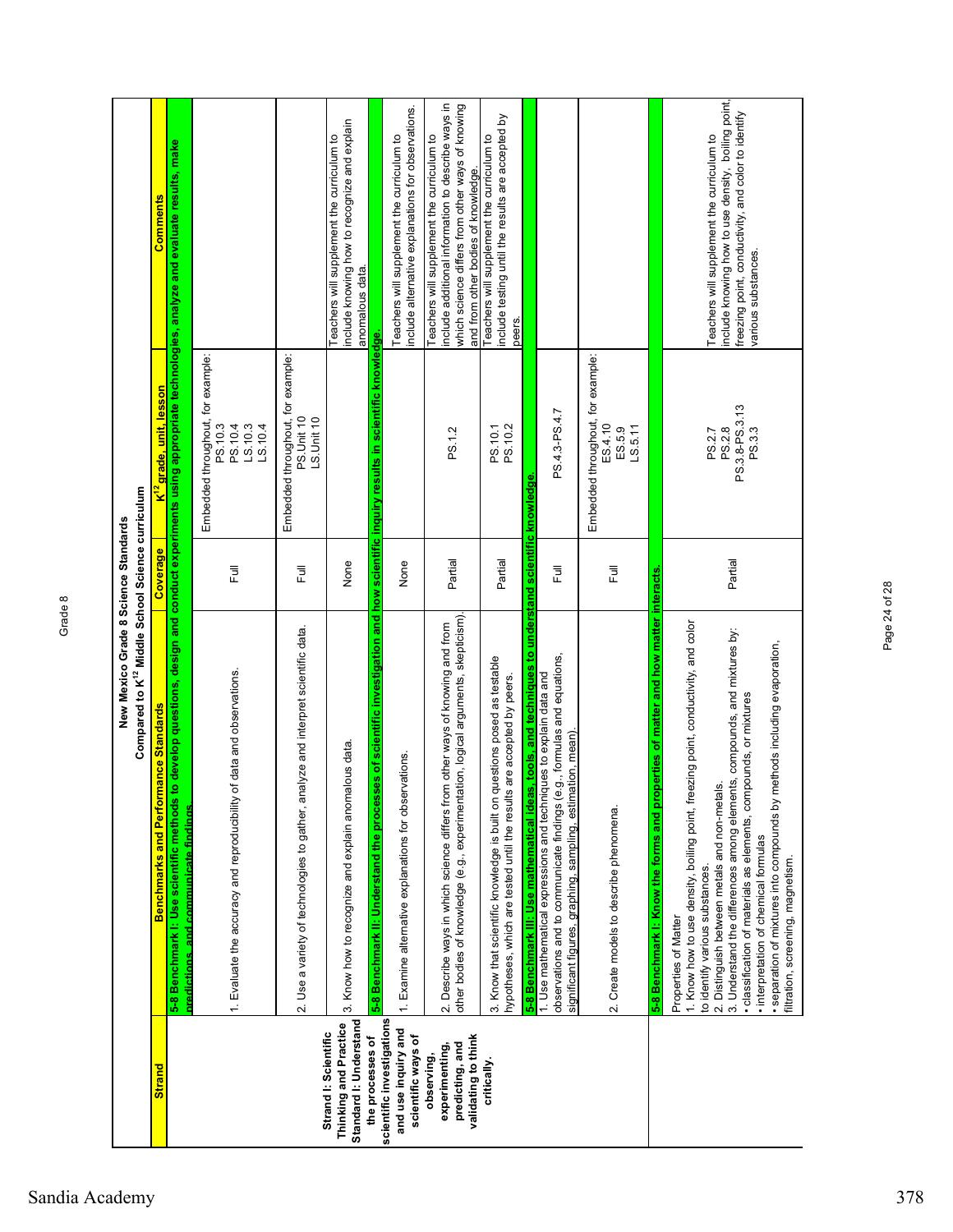New Mexico Grade 8 Science Standards
Compared to K[12] Middle School Science curriculum

| Strand | Benchmarks and Performance Standards | Coverage | K[12] grade, unit, lesson | Comments |
|---|---|---|---|---|
| | **5-8 Benchmark I: Use scientific methods to develop questions, design and conduct experiments using appropriate technologies, analyze and evaluate results, make predictions, and communicate findings.** | | | |
| **Strand I: Scientific Thinking and Practice Standard I: Understand the processes of scientific investigations and use inquiry and scientific ways of observing, experimenting, predicting, and validating to think critically.** | 1. Evaluate the accuracy and reproducibility of data and observations. | Full | Embedded throughout, for example: PS.10.3 PS.10.4 LS.10.3 LS.10.4 | |
| | 2. Use a variety of technologies to gather, analyze and interpret scientific data. | Full | Embedded throughout, for example: PS.Unit 10 LS.Unit 10 | |
| | 3. Know how to recognize and explain anomalous data. | None | | Teachers will supplement the curriculum to include knowing how to recognize and explain anomalous data. |
| | **5-8 Benchmark II: Understand the processes of scientific investigation and how scientific inquiry results in scientific knowledge.** | | | |
| | 1. Examine alternative explanations for observations. | None | | Teachers will supplement the curriculum to include alternative explanations for observations. |
| | 2. Describe ways in which science differs from other ways of knowing and from other bodies of knowledge (e.g., experimentation, logical arguments, skepticism). | Partial | PS.1.2 | Teachers will supplement the curriculum to include additional information to describe ways in which science differs from other ways of knowing and from other bodies of knowledge. |
| | 3. Know that scientific knowledge is built on questions posed as testable hypotheses, which are tested until the results are accepted by peers. | Partial | PS.10.1 PS.10.2 | Teachers will supplement the curriculum to include testing until the results are accepted by peers. |
| | **5-8 Benchmark III: Use mathematical ideas, tools, and techniques to understand scientific knowledge.** | | | |
| | 1. Use mathematical expressions and techniques to explain data and observations and to communicate findings (e.g., formulas and equations, significant figures, graphing, sampling, estimation, mean). | Full | PS.4.3-PS.4.7 | |
| | 2. Create models to describe phenomena. | Full | Embedded throughout, for example: ES.4.10 ES.5.9 LS.5.11 | |
| | **5-8 Benchmark I: Know the forms and properties of matter and how matter interacts.** | | | |
| | Properties of Matter<br>1. Know how to use density, boiling point, freezing point, conductivity, and color to identify various substances.<br>2. Distinguish between metals and non-metals.<br>3. Understand the differences among elements, compounds, and mixtures by:<br>• classification of materials as elements, compounds, or mixtures<br>• interpretation of chemical formulas<br>• separation of mixtures into compounds by methods including evaporation, filtration, screening, magnetism. | Partial | PS.2.7 PS.2.8 PS.3.8-PS.3.13 PS.3.3 | Teachers will supplement the curriculum to include knowing how to use density, boiling point, freezing point, conductivity, and color to identify various substances. |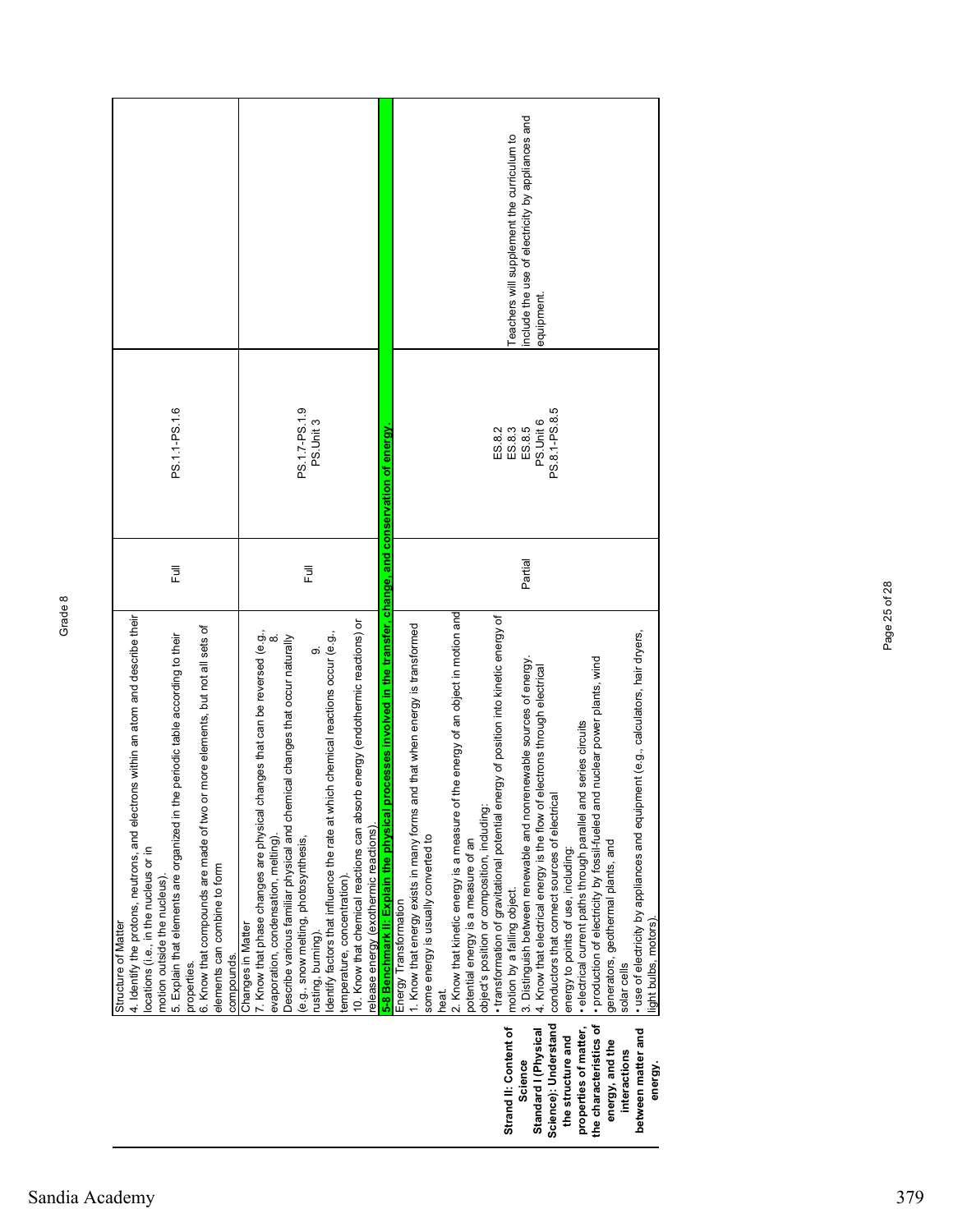Grade 8

| | | | | |
|---|---|---|---|---|
| | Structure of Matter<br>4. Identify the protons, neutrons, and electrons within an atom and describe their locations (i.e., in the nucleus or in motion outside the nucleus).<br>5. Explain that elements are organized in the periodic table according to their properties.<br>6. Know that compounds are made of two or more elements, but not all sets of elements can combine to form compounds. | Full | PS.1.1-PS.1.6 | |
| | Changes in Matter<br>7. Know that phase changes are physical changes that can be reversed (e.g., evaporation, condensation, melting).<br>8. Describe various familiar physical and chemical changes that occur naturally (e.g., snow melting, photosynthesis, rusting, burning).<br>9. Identify factors that influence the rate at which chemical reactions occur (e.g., temperature, concentration).<br>10. Know that chemical reactions can absorb energy (endothermic reactions) or release energy (exothermic reactions). | Full | PS.1.7-PS.1.9<br>PS.Unit 3 | |
| | **5-8 Benchmark II: Explain the physical processes involved in the transfer, change, and conservation of energy.** | | | |
| **Strand II: Content of Science<br>Standard I (Physical Science): Understand the structure and properties of matter, the characteristics of energy, and the interactions between matter and energy.** | Energy Transformation<br>1. Know that energy exists in many forms and that when energy is transformed some energy is usually converted to heat.<br>2. Know that kinetic energy is a measure of the energy of an object in motion and potential energy is a measure of an object's position or composition, including:<br>• transformation of gravitational potential energy of position into kinetic energy of motion by a falling object.<br>3. Distinguish between renewable and nonrenewable sources of energy.<br>4. Know that electrical energy is the flow of electrons through electrical conductors that connect sources of electrical energy to points of use, including:<br>• electrical current paths through parallel and series circuits<br>• production of electricity by fossil-fueled and nuclear power plants, wind generators, geothermal plants, and solar cells<br>• use of electricity by appliances and equipment (e.g., calculators, hair dryers, light bulbs, motors). | Partial | ES.8.2<br>ES.8.3<br>ES.8.5<br>PS.Unit 6<br>PS.8.1-PS.8.5 | Teachers will supplement the curriculum to include the use of electricity by appliances and equipment. |

Sandia Academy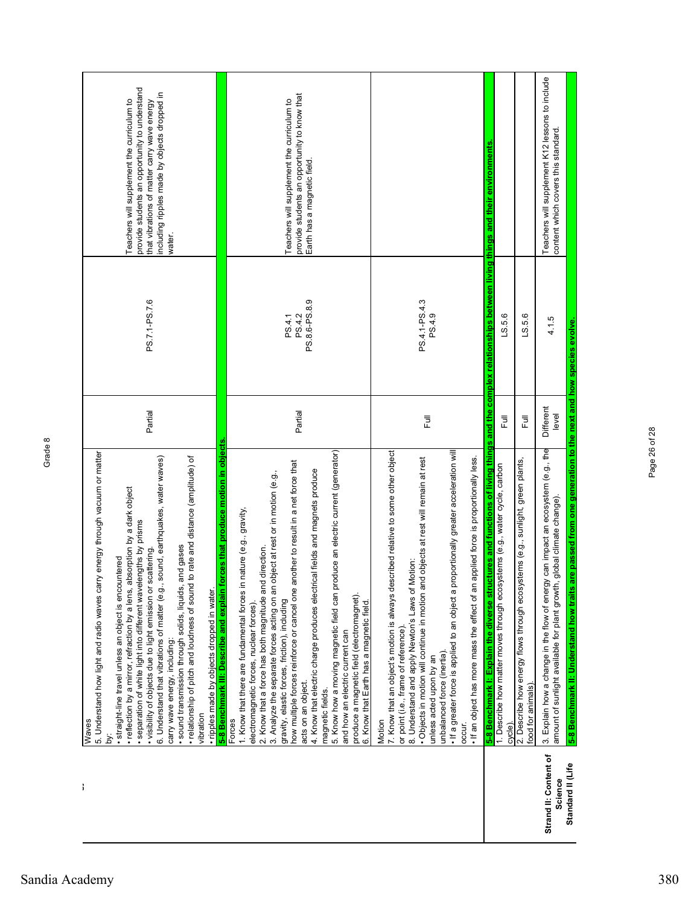Grade 8

| | | | | |
|---|---|---|---|---|
| | Waves<br>5. Understand how light and radio waves carry energy through vacuum or matter by:<br>• straight-line travel unless an object is encountered<br>• reflection by a mirror, refraction by a lens, absorption by a dark object<br>• separation of white light into different wavelengths by prisms<br>• visibility of objects due to light emission or scattering.<br>6. Understand that vibrations of matter (e.g., sound, earthquakes, water waves) carry wave energy, including:<br>• sound transmission through solids, liquids, and gases<br>• relationship of pitch and loudness of sound to rate and distance (amplitude) of vibration<br>• ripples made by objects dropped in water. | Partial | PS.7.1-PS.7.6 | Teachers will supplement the curriculum to provide students an opportunity to understand that vibrations of matter carry wave energy including ripples made by objects dropped in water. |
| | **5-8 Benchmark III: Describe and explain forces that produce motion in objects.** | | | |
| | Forces<br>1. Know that there are fundamental forces in nature (e.g., gravity, electromagnetic forces, nuclear forces).<br>2. Know that a force has both magnitude and direction.<br>3. Analyze the separate forces acting on an object at rest or in motion (e.g., gravity, elastic forces, friction), including how multiple forces reinforce or cancel one another to result in a net force that acts on an object.<br>4. Know that electric charge produces electrical fields and magnets produce magnetic fields.<br>5. Know how a moving magnetic field can produce an electric current (generator) and how an electric current can produce a magnetic field (electromagnet).<br>6. Know that Earth has a magnetic field. | Partial | PS.4.1<br>PS.4.2<br>PS.8.6-PS.8.9 | Teachers will supplement the curriculum to provide students an opportunity to know that Earth has a magnetic field. |
| | Motion<br>7. Know that an object's motion is always described relative to some other object or point (i.e., frame of reference).<br>8. Understand and apply Newton's Laws of Motion:<br>• Objects in motion will continue in motion and objects at rest will remain at rest unless acted upon by an unbalanced force (inertia).<br>• If a greater force is applied to an object a proportionally greater acceleration will occur.<br>• If an object has more mass the effect of an applied force is proportionally less. | Full | PS.4.1-PS.4.3<br>PS.4.9 | |
| **Strand II: Content of Science**<br>**Standard II (Life** | **5-8 Benchmark I: Explain the diverse structures and functions of living things and the complex relationships between living things and their environments.** | | | |
| | 1. Describe how matter moves through ecosystems (e.g., water cycle, carbon cycle). | Full | LS.5.6 | |
| | 2. Describe how energy flows through ecosystems (e.g., sunlight, green plants, food for animals). | Full | LS.5.6 | |
| | 3. Explain how a change in the flow of energy can impact an ecosystem (e.g., the amount of sunlight available for plant growth, global climate change). | Different level | 4.1.5 | Teachers will supplement K12 lessons to include content which covers this standard. |
| | **5-8 Benchmark II: Understand how traits are passed from one generation to the next and how species evolve.** | | | |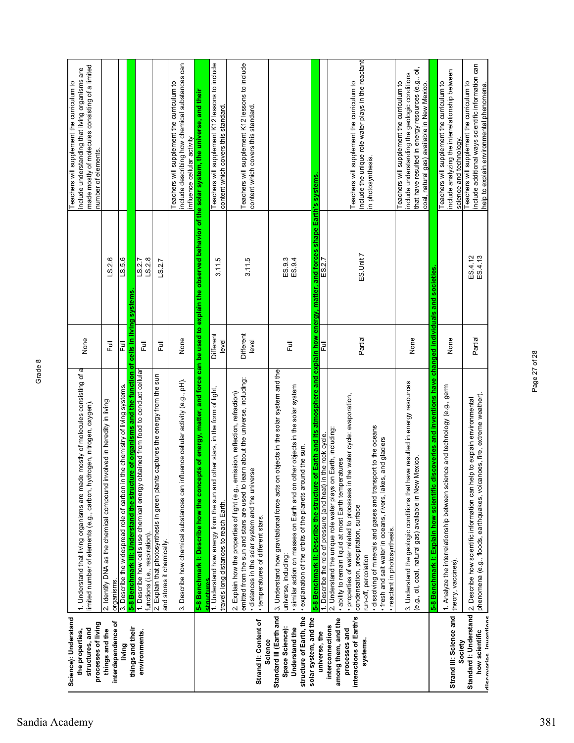| | | | | |
|---|---|---|---|---|
| Science): Understand the properties, structures, and processes of living things and the interdependence of living things and their environments. | 1. Understand that living organisms are made mostly of molecules consisting of a limited number of elements (e.g., carbon, hydrogen, nitrogen, oxygen). | None | | Teachers will supplement the curriculum to include understanding that living organisms are made mostly of molecules consisting of a limited number of elements. |
| | 2. Identify DNA as the chemical compound involved in heredity in living organisms. | Full | LS.2.6 | |
| | 3. Describe the widespread role of carbon in the chemistry of living systems. | Full | LS.5.6 | |
| | **5-8 Benchmark III: Understand the structure of organisms and the function of cells in living systems.** | | | |
| | 1. Describe how cells use chemical energy obtained from food to conduct cellular functions (i.e., respiration). | Full | LS.2.7<br>LS.2.8 | |
| | 2. Explain that photosynthesis in green plants captures the energy from the sun and stores it chemically. | Full | LS.2.7 | |
| | 3. Describe how chemical substances can influence cellular activity (e.g., pH). | None | | Teachers will supplement the curriculum to include describing how chemical substances can influence cellular activity |
| Strand II: Content of Science<br>Standard III (Earth and Space Science): Understand the structure of Earth, the solar system, and the universe, the interconnections among them, and the processes and interactions of Earth's systems. | **5-8 Benchmark I: Describe how the concepts of energy, matter, and force can be used to explain the observed behavior of the solar system, the universe, and their structures.** | | | |
| | 1. Understand how energy from the sun and other stars, in the form of light, travels long distances to reach Earth. | Different level | 3.11.5 | Teachers will supplement K12 lessons to include content which covers this standard. |
| | 2. Explain how the properties of light (e.g., emission, reflection, refraction) emitted from the sun and stars are used to learn about the universe, including:<br>• distances in the solar system and the universe<br>• temperatures of different stars. | Different level | 3.11.5 | Teachers will supplement K12 lessons to include content which covers this standard. |
| | 3. Understand how gravitational force acts on objects in the solar system and the universe, including:<br>• similar action on masses on Earth and on other objects in the solar system<br>• explanation of the orbits of the planets around the sun. | Full | ES.9.3<br>ES.9.4 | |
| | **5-8 Benchmark II: Describe the structure of Earth and its atmosphere and explain how energy, matter, and forces shape Earth's systems.** | | | |
| | 1. Describe the role of pressure (and heat) in the rock cycle. | Full | ES.2.7 | |
| | 2. Understand the unique role water plays on Earth, including:<br>• ability to remain liquid at most Earth temperatures<br>• properties of water related to processes in the water cycle: evaporation, condensation, precipitation, surface run-off, percolation<br>• dissolving of minerals and gases and transport to the oceans<br>• fresh and salt water in oceans, rivers, lakes, and glaciers<br>• reactant in photosynthesis. | Partial | ES.Unit 7 | Teachers will supplement the curriculum to include the unique role water plays in the reactant in photosynthesis. |
| | 3. Understand the geologic conditions that have resulted in energy resources (e.g., oil, coal, natural gas) available in New Mexico. | None | | Teachers will supplement the curriculum to include understanding the geologic conditions that have resulted in energy resources (e.g., oil, coal, natural gas) available in New Mexico. |
| Strand III: Science and Society<br>Standard I: Understand how scientific discoveries, inventions | **5-8 Benchmark I: Explain how scientific discoveries and inventions have changed individuals and societies.** | | | |
| | 1. Analyze the interrelationship between science and technology (e.g., germ theory, vaccines). | None | | Teachers will supplement the curriculum to include analyzing the interrelationship between science and technology. |
| | 2. Describe how scientific information can help to explain environmental phenomena (e.g., floods, earthquakes, volcanoes, fire, extreme weather). | Partial | ES.4.12<br>ES.4.13 | Teachers will supplement the curriculum to include additional ways scientific information can help to explain environmental phenomena. |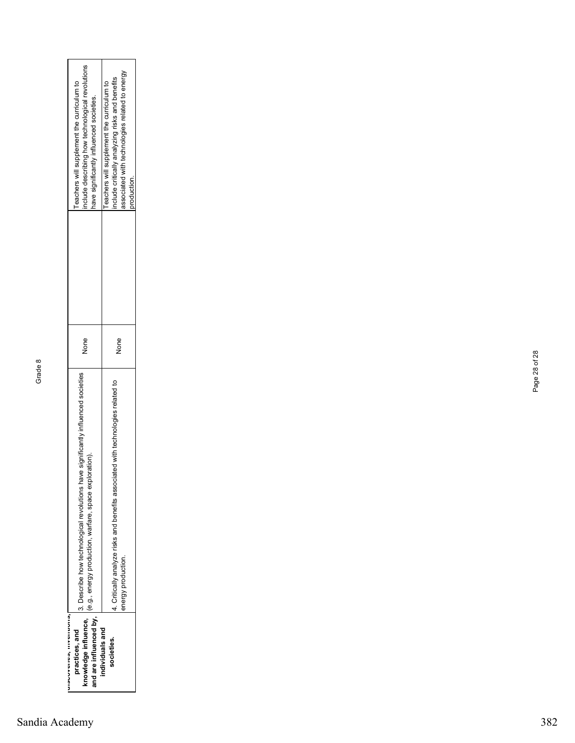| | | | | |
|---|---|---|---|---|
| discoveries, inventions, practices, and knowledge influence, and are influenced by, individuals and societies. | 3. Describe how technological revolutions have significantly influenced societies (e.g., energy production, warfare, space exploration). | None | | Teachers will supplement the curriculum to include describing how technological revolutions have significantly influenced societies. |
| | 4. Critically analyze risks and benefits associated with technologies related to energy production. | None | | Teachers will supplement the curriculum to include critically analyzing risks and benefits associated with technologies related to energy production. |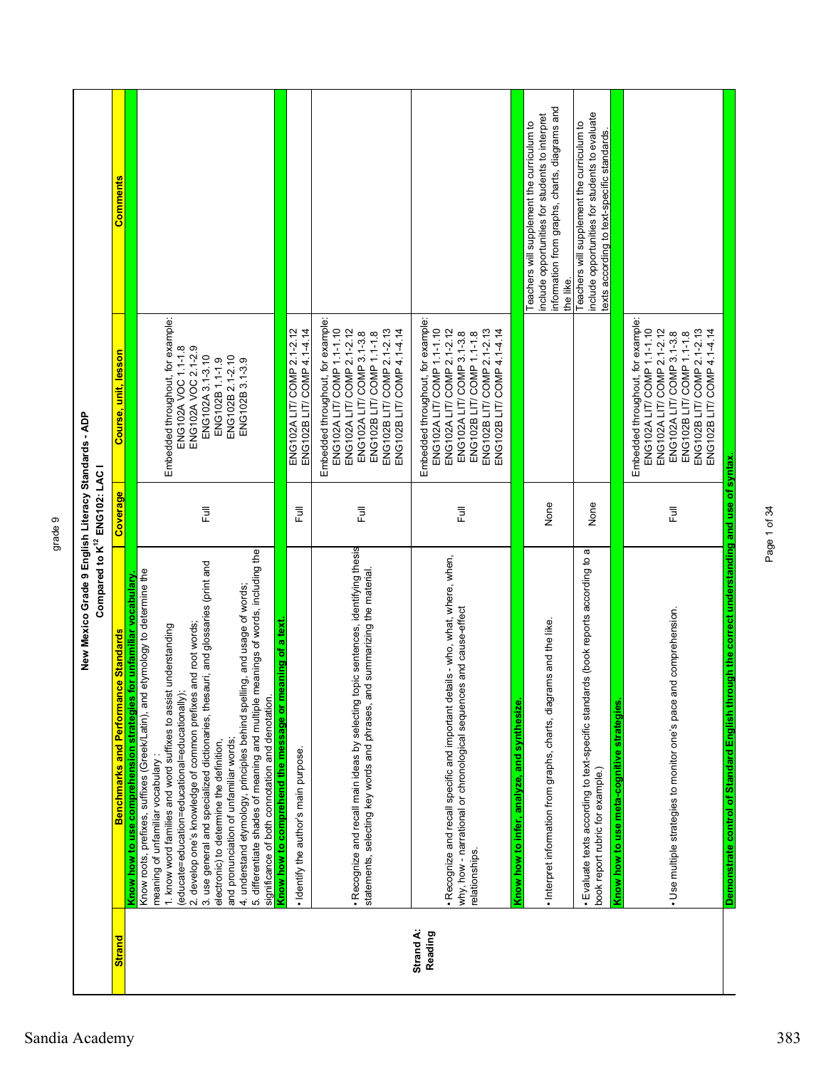grade 9

# New Mexico Grade 9 English Literacy Standards - ADP

## Compared to K[12] ENG102: LAC I

| Strand | Benchmarks and Performance Standards | Coverage | Course, unit, lesson | Comments |
|---|---|---|---|---|
| Strand A: Reading | **Know how to use comprehension strategies for unfamiliar vocabulary.** | | | |
| | Know roots, prefixes, suffixes (Greek/Latin), and etymology to determine the meaning of unfamiliar vocabulary :<br>1. know word families and word suffixes to assist understanding (educate=education=educational=educationally);<br>2. develop one's knowledge of common prefixes and root words;<br>3. use general and specialized dictionaries, thesauri, and glossaries (print and electronic) to determine the definition, and pronunciation of unfamiliar words;<br>4. understand etymology, principles behind spelling, and usage of words;<br>5. differentiate shades of meaning and multiple meanings of words, including the significance of both connotation and denotation. | Full | Embedded throughout, for example:<br>ENG102A VOC 1.1-1.8<br>ENG102A VOC 2.1-2.9<br>ENG102A 3.1-3.10<br>ENG102B 1.1-1.9<br>ENG102B 2.1-2.10<br>ENG102B 3.1-3.9 | |
| | **Know how to comprehend the message or meaning of a text.** | | | |
| | • Identify the author's main purpose. | Full | ENG102A LIT/ COMP 2.1-2.12<br>ENG102B LIT/ COMP 4.1-4.14 | |
| | • Recognize and recall main ideas by selecting topic sentences, identifying thesis statements, selecting key words and phrases, and summarizing the material. | Full | Embedded throughout, for example:<br>ENG102A LIT/ COMP 1.1-1.10<br>ENG102A LIT/ COMP 2.1-2.12<br>ENG102A LIT/ COMP 3.1-3.8<br>ENG102B LIT/ COMP 1.1-1.8<br>ENG102B LIT/ COMP 2.1-2.13<br>ENG102B LIT/ COMP 4.1-4.14 | |
| | • Recognize and recall specific and important details - who, what, where, when, why, how - narrational or chronological sequences and cause-effect relationships. | Full | Embedded throughout, for example:<br>ENG102A LIT/ COMP 1.1-1.10<br>ENG102A LIT/ COMP 2.1-2.12<br>ENG102A LIT/ COMP 3.1-3.8<br>ENG102B LIT/ COMP 1.1-1.8<br>ENG102B LIT/ COMP 2.1-2.13<br>ENG102B LIT/ COMP 4.1-4.14 | |
| | **Know how to infer, analyze, and synthesize.** | | | |
| | • Interpret information from graphs, charts, diagrams and the like. | None | | Teachers will supplement the curriculum to include opportunities for students to interpret information from graphs, charts, diagrams and the like. |
| | • Evaluate texts according to text-specific standards (book reports according to a book report rubric for example.) | None | | Teachers will supplement the curriculum to include opportunities for students to evaluate texts according to text-specific standards. |
| | **Know how to use meta-cognitive strategies.** | | | |
| | • Use multiple strategies to monitor one's pace and comprehension. | Full | Embedded throughout, for example:<br>ENG102A LIT/ COMP 1.1-1.10<br>ENG102A LIT/ COMP 2.1-2.12<br>ENG102A LIT/ COMP 3.1-3.8<br>ENG102B LIT/ COMP 1.1-1.8<br>ENG102B LIT/ COMP 2.1-2.13<br>ENG102B LIT/ COMP 4.1-4.14 | |
| | **Demonstrate control of Standard English through the correct understanding and use of syntax.** | | | |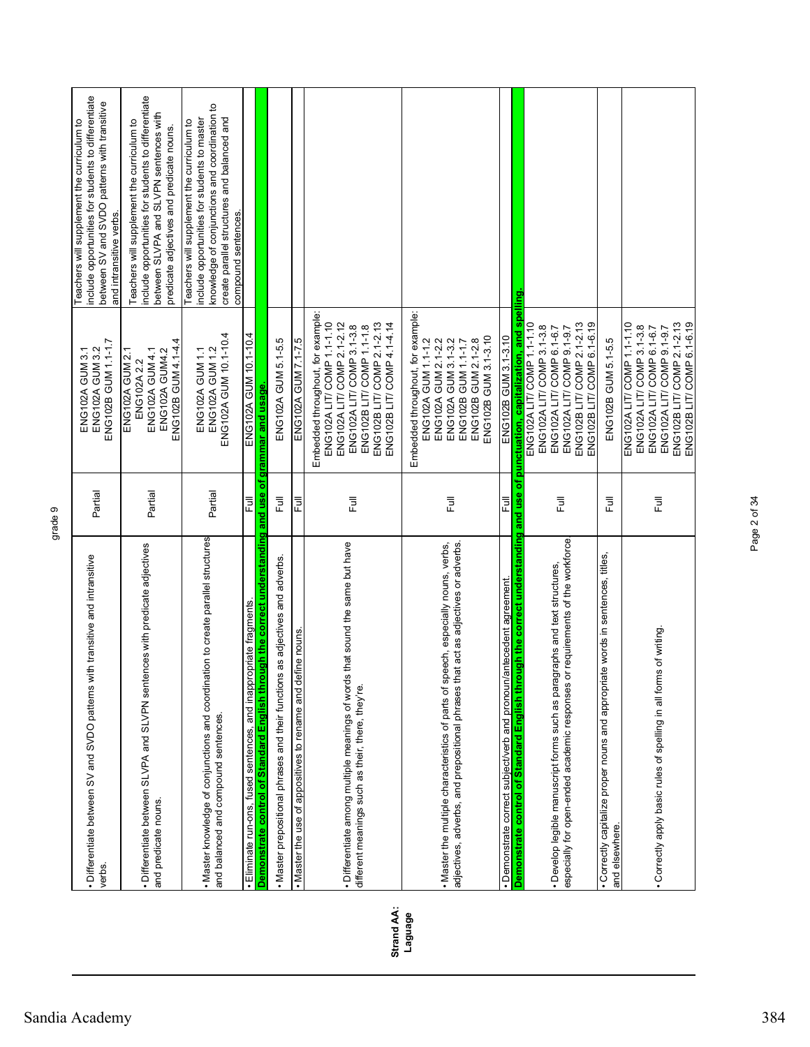grade 9

**Strand AA: Laguage**

| Standard | Coverage | Course Alignment | Notes |
|---|---|---|---|
| • Differentiate between SV and SVDO patterns with transitive and intransitive verbs. | Partial | ENG102A GUM 3.1<br>ENG102A GUM 3.2<br>ENG102B GUM 1.1-1.7 | Teachers will supplement the curriculum to include opportunities for students to differentiate between SV and SVDO patterns with transitive and intransitive verbs. |
| • Differentiate between SLVPA and SLVPN sentences with predicate adjectives and predicate nouns. | Partial | ENG102A GUM 2.1<br>ENG102A 2.2<br>ENG102A GUM 4.1<br>ENG102A GUM4.2<br>ENG102B GUM 4.1-4.4 | Teachers will supplement the curriculum to include opportunities for students to differentiate between SLVPA and SLVPN sentences with predicate adjectives and predicate nouns. |
| • Master knowledge of conjunctions and coordination to create parallel structures and balanced and compound sentences. | Partial | ENG102A GUM 1.1<br>ENG102A GUM 1.2<br>ENG102A GUM 10.1-10.4 | Teachers will supplement the curriculum to include opportunities for students to master knowledge of conjunctions and coordination to create parallel structures and balanced and compound sentences. |
| • Eliminate run-ons, fused sentences, and inappropriate fragments. | Full | ENG102A GUM 10.1-10.4 | |
| **Demonstrate control of Standard English through the correct understanding and use of grammar and usage.** | | | |
| • Master prepositional phrases and their functions as adjectives and adverbs. | Full | ENG102A GUM 5.1-5.5 | |
| • Master the use of appositives to rename and define nouns. | Full | ENG102A GUM 7.1-7.5 | |
| • Differentiate among multiple meanings of words that sound the same but have different meanings such as their, there, they're. | Full | Embedded throughout, for example:<br>ENG102A LIT/ COMP 1.1-1.10<br>ENG102A LIT/ COMP 2.1-2.12<br>ENG102A LIT/ COMP 3.1-3.8<br>ENG102B LIT/ COMP 1.1-1.8<br>ENG102B LIT/ COMP 2.1-2.13<br>ENG102B LIT/ COMP 4.1-4.14 | |
| • Master the multiple characteristics of parts of speech, especially nouns, verbs, adjectives, adverbs, and prepositional phrases that act as adjectives or adverbs. | Full | Embedded throughout, for example:<br>ENG102A GUM 1.1-1.2<br>ENG102A GUM 2.1-2.2<br>ENG102A GUM 3.1-3.2<br>ENG102B GUM 1.1-1.7<br>ENG102B GUM 2.1-2.8<br>ENG102B GUM 3.1-3.10 | |
| • Demonstrate correct subject/verb and pronoun/antecedent agreement. | Full | ENG102B GUM 3.1-3.10 | |
| **Demonstrate control of Standard English through the correct understanding and use of punctuation, capitalization, and spelling.** | | | |
| • Develop legible manuscript forms such as paragraphs and text structures, especially for open-ended academic responses or requirements of the workforce. | Full | ENG102A LIT/ COMP 1.1-1.10<br>ENG102A LIT/ COMP 3.1-3.8<br>ENG102A LIT/ COMP 6.1-6.7<br>ENG102A LIT/ COMP 9.1-9.7<br>ENG102B LIT/ COMP 2.1-2.13<br>ENG102B LIT/ COMP 6.1-6.19 | |
| • Correctly capitalize proper nouns and appropriate words in sentences, titles, and elsewhere. | Full | ENG102B GUM 5.1-5.5 | |
| • Correctly apply basic rules of spelling in all forms of writing. | Full | ENG102A LIT/ COMP 1.1-1.10<br>ENG102A LIT/ COMP 3.1-3.8<br>ENG102A LIT/ COMP 6.1-6.7<br>ENG102A LIT/ COMP 9.1-9.7<br>ENG102B LIT/ COMP 2.1-2.13<br>ENG102B LIT/ COMP 6.1-6.19 | |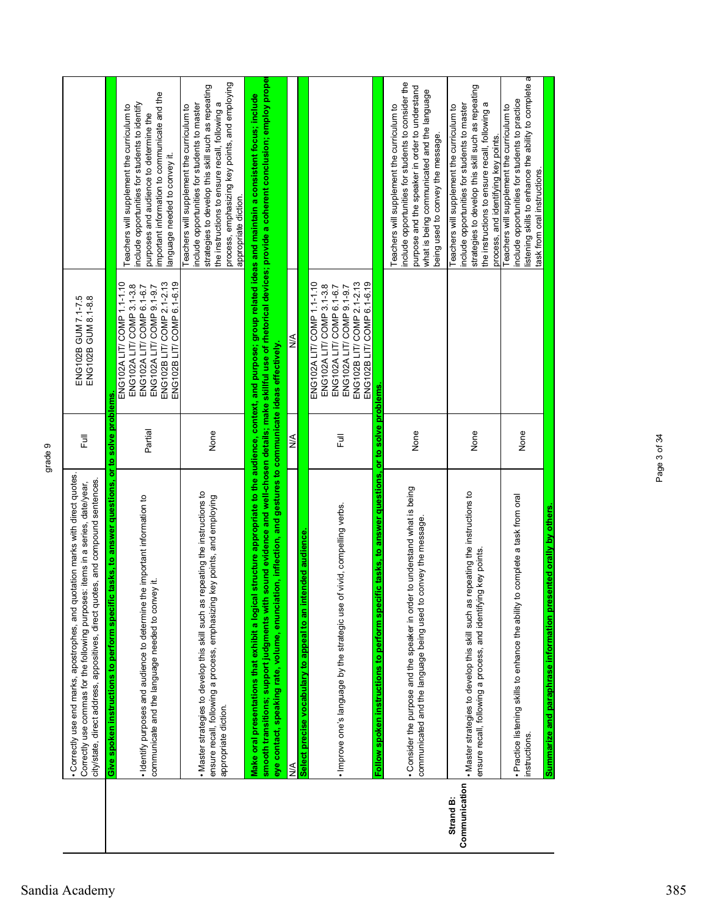| | | | | |
|---|---|---|---|---|
| | • Correctly use end marks, apostrophes, and quotation marks with direct quotes. Correctly use commas for the following purposes: items in a series, date/year, city/state, direct address, appositives, direct quotes, and compound sentences. | Full | ENG102B GUM 7.1-7.5<br>ENG102B GUM 8.1-8.8 | |
| | **Give spoken instructions to perform specific tasks, to answer questions, or to solve problems.** | | | |
| | • Identify purposes and audience to determine the important information to communicate and the language needed to convey it. | Partial | ENG102A LIT/ COMP 1.1-1.10<br>ENG102A LIT/ COMP 3.1-3.8<br>ENG102A LIT/ COMP 6.1-6.7<br>ENG102A LIT/ COMP 9.1-9.7<br>ENG102B LIT/ COMP 2.1-2.13<br>ENG102B LIT/ COMP 6.1-6.19 | Teachers will supplement the curriculum to include opportunities for students to identify purposes and audience to determine the important information to communicate and the language needed to convey it. |
| | • Master strategies to develop this skill such as repeating the instructions to ensure recall, following a process, emphasizing key points, and employing appropriate diction. | None | | Teachers will supplement the curriculum to include opportunities for students to master strategies to develop this skill such as repeating the instructions to ensure recall, following a process, emphasizing key points, and employing appropriate diction. |
| | **Make oral presentations that exhibit a logical structure appropriate to the audience, context, and purpose; group related ideas and maintain a consistent focus; include smooth transitions; support judgments with sound evidence and well-chosen details; make skillful use of rhetorical devices; provide a coherent conclusion; employ proper eye contact, speaking rate, volume, enunciation, inflection, and gestures to communicate ideas effectively.** | | | |
| | N/A | N/A | N/A | |
| | **Select precise vocabulary to appeal to an intended audience.** | | | |
| | • Improve one's language by the strategic use of vivid, compelling verbs. | Full | ENG102A LIT/ COMP 1.1-1.10<br>ENG102A LIT/ COMP 3.1-3.8<br>ENG102A LIT/ COMP 6.1-6.7<br>ENG102A LIT/ COMP 9.1-9.7<br>ENG102B LIT/ COMP 2.1-2.13<br>ENG102B LIT/ COMP 6.1-6.19 | |
| Strand B: Communication | **Follow spoken instructions to perform specific tasks, to answer questions, or to solve problems.** | | | |
| | • Consider the purpose and the speaker in order to understand what is being communicated and the language being used to convey the message. | None | | Teachers will supplement the curriculum to include opportunities for students to consider the purpose and the speaker in order to understand what is being communicated and the language being used to convey the message. |
| | • Master strategies to develop this skill such as repeating the instructions to ensure recall, following a process, and identifying key points. | None | | Teachers will supplement the curriculum to include opportunities for students to master strategies to develop this skill such as repeating the instructions to ensure recall, following a process, and identifying key points. |
| | • Practice listening skills to enhance the ability to complete a task from oral instructions. | None | | Teachers will supplement the curriculum to include opportunities for students to practice listening skills to enhance the ability to complete a task from oral instructions. |
| | **Summarize and paraphrase information presented orally by others.** | | | |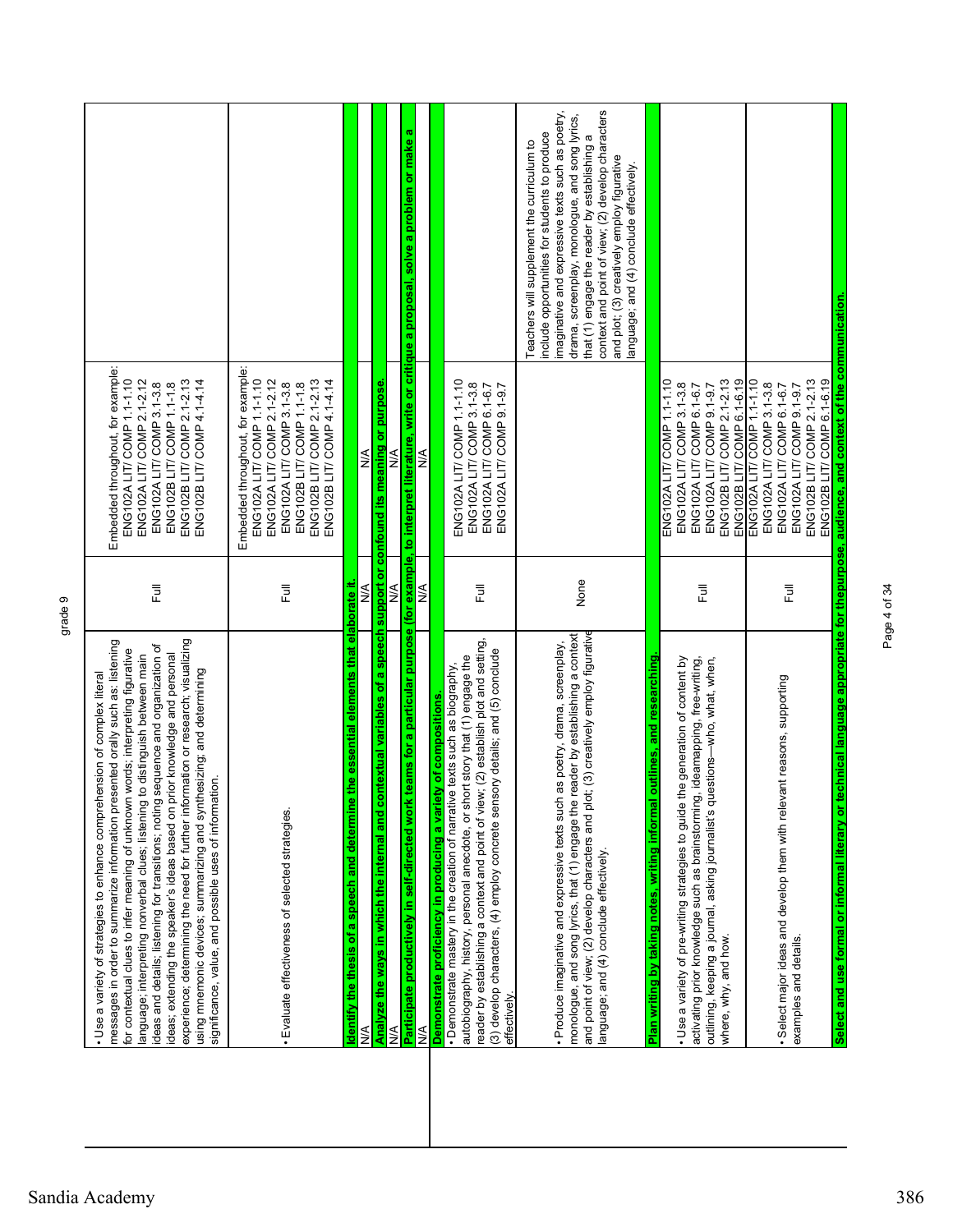| | | | |
|---|---|---|---|
| • Use a variety of strategies to enhance comprehension of complex literal messages in order to summarize information presented orally such as: listening for contextual clues to infer meaning of unknown words; interpreting figurative language; interpreting nonverbal clues; listening to distinguish between main ideas and details; listening for transitions; noting sequence and organization of ideas; extending the speaker's ideas based on prior knowledge and personal experience; determining the need for further information or research; visualizing using mnemonic devices; summarizing and synthesizing; and determining significance, value, and possible uses of information. | Full | Embedded throughout, for example: ENG102A LIT/ COMP 1.1-1.10 ENG102A LIT/ COMP 2.1-2.12 ENG102A LIT/ COMP 3.1-3.8 ENG102B LIT/ COMP 1.1-1.8 ENG102B LIT/ COMP 2.1-2.13 ENG102B LIT/ COMP 4.1-4.14 | |
| • Evaluate effectiveness of selected strategies. | Full | Embedded throughout, for example: ENG102A LIT/ COMP 1.1-1.10 ENG102A LIT/ COMP 2.1-2.12 ENG102A LIT/ COMP 3.1-3.8 ENG102B LIT/ COMP 1.1-1.8 ENG102B LIT/ COMP 2.1-2.13 ENG102B LIT/ COMP 4.1-4.14 | |
| **Identify the thesis of a speech and determine the essential elements that elaborate it.** | | | |
| N/A | N/A | N/A | |
| **Analyze the ways in which the internal and contextual variables of a speech support or confound its meaning or purpose.** | | | |
| N/A | N/A | N/A | |
| **Participate productively in self-directed work teams for a particular purpose (for example, to interpret literature, write or critique a proposal, solve a problem or make a** | | | |
| N/A | N/A | N/A | |
| **Demonstrate proficiency in producing a variety of compositions.** | | | |
| • Demonstrate mastery in the creation of narrative texts such as biography, autobiography, history, personal anecdote, or short story that (1) engage the reader by establishing a context and point of view; (2) establish plot and setting, (3) develop characters, (4) employ concrete sensory details; and (5) conclude effectively. | Full | ENG102A LIT/ COMP 1.1-1.10 ENG102A LIT/ COMP 3.1-3.8 ENG102A LIT/ COMP 6.1-6.7 ENG102A LIT/ COMP 9.1-9.7 | |
| • Produce imaginative and expressive texts such as poetry, drama, screenplay, monologue, and song lyrics, that (1) engage the reader by establishing a context and point of view; (2) develop characters and plot; (3) creatively employ figurative language; and (4) conclude effectively. | None | | Teachers will supplement the curriculum to include opportunities for students to produce imaginative and expressive texts such as poetry, drama, screenplay, monologue, and song lyrics, that (1) engage the reader by establishing a context and point of view; (2) develop characters and plot; (3) creatively employ figurative language; and (4) conclude effectively. |
| **Plan writing by taking notes, writing informal outlines, and researching.** | | | |
| • Use a variety of pre-writing strategies to guide the generation of content by activating prior knowledge such as brainstorming, ideamapping, free-writing, outlining, keeping a journal, asking journalist's questions—who, what, when, where, why, and how. | Full | ENG102A LIT/ COMP 1.1-1.10 ENG102A LIT/ COMP 3.1-3.8 ENG102A LIT/ COMP 6.1-6.7 ENG102A LIT/ COMP 9.1-9.7 ENG102B LIT/ COMP 2.1-2.13 ENG102B LIT/ COMP 6.1-6.19 | |
| • Select major ideas and develop them with relevant reasons, supporting examples and details. | Full | ENG102A LIT/ COMP 1.1-1.10 ENG102A LIT/ COMP 3.1-3.8 ENG102A LIT/ COMP 6.1-6.7 ENG102A LIT/ COMP 9.1-9.7 ENG102B LIT/ COMP 2.1-2.13 ENG102B LIT/ COMP 6.1-6.19 | |
| **Select and use formal or informal literary or technical language appropriate for thepurpose, audience, and context of the communication.** | | | |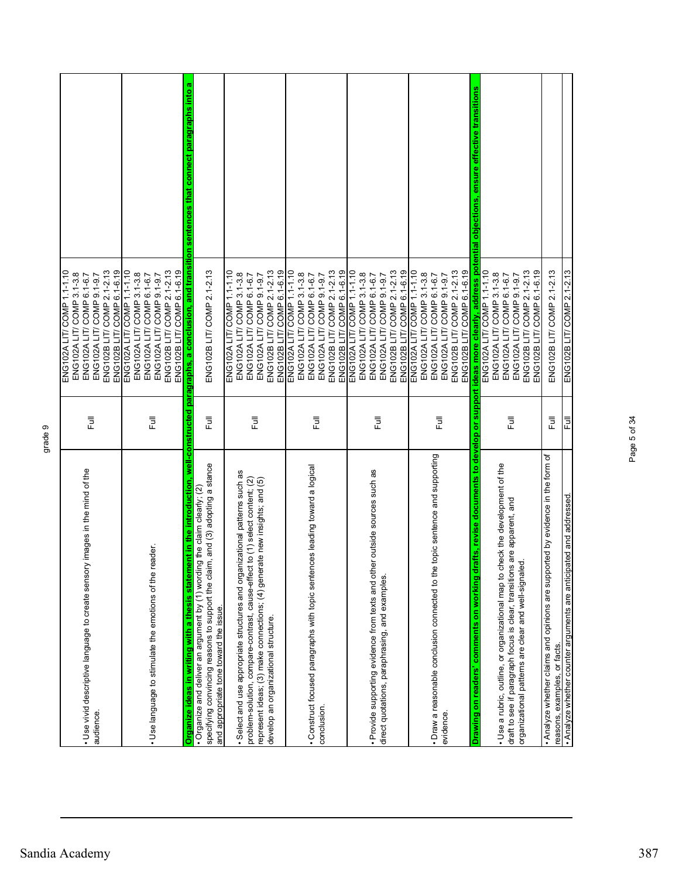grade 9

| | | | |
|---|---|---|---|
| • Use vivid descriptive language to create sensory images in the mind of the audience. | Full | ENG102A LIT/ COMP 1.1-1.10<br>ENG102A LIT/ COMP 3.1-3.8<br>ENG102A LIT/ COMP 6.1-6.7<br>ENG102A LIT/ COMP 9.1-9.7<br>ENG102B LIT/ COMP 2.1-2.13<br>ENG102B LIT/ COMP 6.1-6.19 | |
| • Use language to stimulate the emotions of the reader. | Full | ENG102A LIT/ COMP 1.1-1.10<br>ENG102A LIT/ COMP 3.1-3.8<br>ENG102A LIT/ COMP 6.1-6.7<br>ENG102A LIT/ COMP 9.1-9.7<br>ENG102B LIT/ COMP 2.1-2.13<br>ENG102B LIT/ COMP 6.1-6.19 | |
| **Organize ideas in writing with a thesis statement in the introduction, well-constructed paragraphs, a conclusion, and transition sentences that connect paragraphs into a** | | | |
| • Organize and deliver an argument by (1) wording the claim clearly; (2) specifying convincing reasons to support the claim, and (3) adopting a stance and appropriate tone toward the issue. | Full | ENG102B LIT/ COMP 2.1-2.13 | |
| • Select and use appropriate structures and organizational patterns such as problem-solution, compare-contrast, cause-effect to (1) select content; (2) represent ideas; (3) make connections; (4) generate new insights; and (5) develop an organizational structure. | Full | ENG102A LIT/ COMP 1.1-1.10<br>ENG102A LIT/ COMP 3.1-3.8<br>ENG102A LIT/ COMP 6.1-6.7<br>ENG102A LIT/ COMP 9.1-9.7<br>ENG102B LIT/ COMP 2.1-2.13<br>ENG102B LIT/ COMP 6.1-6.19 | |
| • Construct focused paragraphs with topic sentences leading toward a logical conclusion. | Full | ENG102A LIT/ COMP 1.1-1.10<br>ENG102A LIT/ COMP 3.1-3.8<br>ENG102A LIT/ COMP 6.1-6.7<br>ENG102A LIT/ COMP 9.1-9.7<br>ENG102B LIT/ COMP 2.1-2.13<br>ENG102B LIT/ COMP 6.1-6.19 | |
| • Provide supporting evidence from texts and other outside sources such as direct quotations, paraphrasing, and examples. | Full | ENG102A LIT/ COMP 1.1-1.10<br>ENG102A LIT/ COMP 3.1-3.8<br>ENG102A LIT/ COMP 6.1-6.7<br>ENG102A LIT/ COMP 9.1-9.7<br>ENG102B LIT/ COMP 2.1-2.13<br>ENG102B LIT/ COMP 6.1-6.19 | |
| • Draw a reasonable conclusion connected to the topic sentence and supporting evidence. | Full | ENG102A LIT/ COMP 1.1-1.10<br>ENG102A LIT/ COMP 3.1-3.8<br>ENG102A LIT/ COMP 6.1-6.7<br>ENG102A LIT/ COMP 9.1-9.7<br>ENG102B LIT/ COMP 2.1-2.13<br>ENG102B LIT/ COMP 6.1-6.19 | |
| **Drawing on readers' comments on working drafts, revise documents to develop or support ideas more clearly, address potential objections, ensure effective transitions** | | | |
| • Use a rubric, outline, or organizational map to check the development of the draft to see if paragraph focus is clear, transitions are apparent, and organizational patterns are clear and well-signaled. | Full | ENG102A LIT/ COMP 1.1-1.10<br>ENG102A LIT/ COMP 3.1-3.8<br>ENG102A LIT/ COMP 6.1-6.7<br>ENG102A LIT/ COMP 9.1-9.7<br>ENG102B LIT/ COMP 2.1-2.13<br>ENG102B LIT/ COMP 6.1-6.19 | |
| • Analyze whether claims and opinions are supported by evidence in the form of reasons, examples, or facts. | Full | ENG102B LIT/ COMP 2.1-2.13 | |
| • Analyze whether counter arguments are anticipated and addressed. | Full | ENG102B LIT/ COMP 2.1-2.13 | |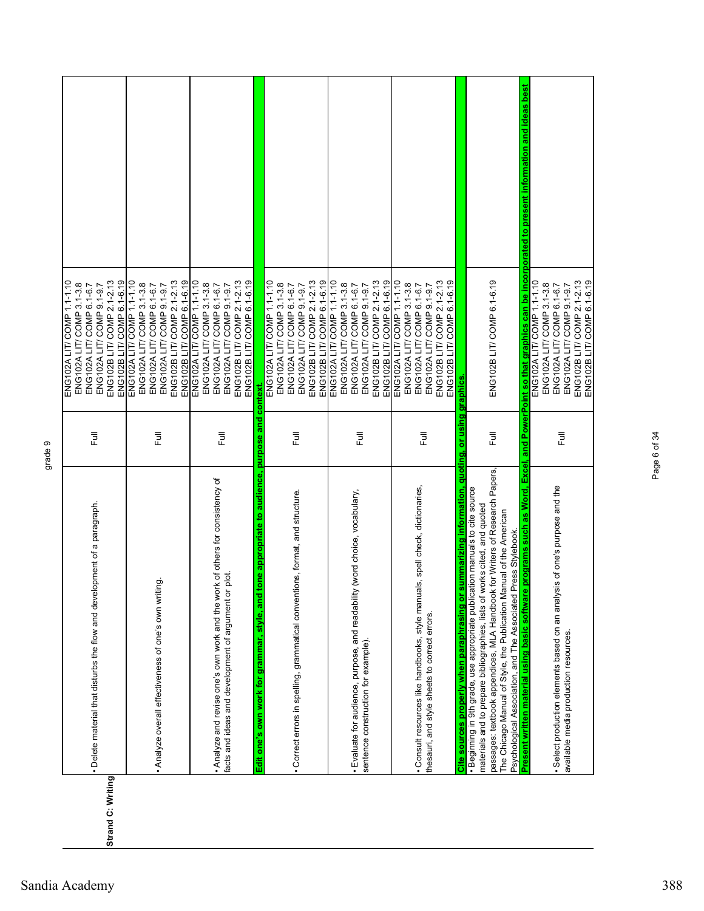grade 9

| Strand C: Writing | | | |
|---|---|---|---|
| | • Delete material that disturbs the flow and development of a paragraph. | Full | ENG102A LIT/ COMP 1.1-1.10<br>ENG102A LIT/ COMP 3.1-3.8<br>ENG102A LIT/ COMP 6.1-6.7<br>ENG102A LIT/ COMP 9.1-9.7<br>ENG102B LIT/ COMP 2.1-2.13<br>ENG102B LIT/ COMP 6.1-6.19 |
| | • Analyze overall effectiveness of one's own writing. | Full | ENG102A LIT/ COMP 1.1-1.10<br>ENG102A LIT/ COMP 3.1-3.8<br>ENG102A LIT/ COMP 6.1-6.7<br>ENG102A LIT/ COMP 9.1-9.7<br>ENG102B LIT/ COMP 2.1-2.13<br>ENG102B LIT/ COMP 6.1-6.19 |
| | • Analyze and revise one's own work and the work of others for consistency of facts and ideas and development of argument or plot. | Full | ENG102A LIT/ COMP 1.1-1.10<br>ENG102A LIT/ COMP 3.1-3.8<br>ENG102A LIT/ COMP 6.1-6.7<br>ENG102A LIT/ COMP 9.1-9.7<br>ENG102B LIT/ COMP 2.1-2.13<br>ENG102B LIT/ COMP 6.1-6.19 |
| | **Edit one's own work for grammar, style, and tone appropriate to audience, purpose and context.** | | |
| | • Correct errors in spelling, grammatical conventions, format, and structure. | Full | ENG102A LIT/ COMP 1.1-1.10<br>ENG102A LIT/ COMP 3.1-3.8<br>ENG102A LIT/ COMP 6.1-6.7<br>ENG102A LIT/ COMP 9.1-9.7<br>ENG102B LIT/ COMP 2.1-2.13<br>ENG102B LIT/ COMP 6.1-6.19 |
| | • Evaluate for audience, purpose, and readability (word choice, vocabulary, sentence construction for example). | Full | ENG102A LIT/ COMP 1.1-1.10<br>ENG102A LIT/ COMP 3.1-3.8<br>ENG102A LIT/ COMP 6.1-6.7<br>ENG102A LIT/ COMP 9.1-9.7<br>ENG102B LIT/ COMP 2.1-2.13<br>ENG102B LIT/ COMP 6.1-6.19 |
| | • Consult resources like handbooks, style manuals, spell check, dictionaries, thesauri, and style sheets to correct errors. | Full | ENG102A LIT/ COMP 1.1-1.10<br>ENG102A LIT/ COMP 3.1-3.8<br>ENG102A LIT/ COMP 6.1-6.7<br>ENG102A LIT/ COMP 9.1-9.7<br>ENG102B LIT/ COMP 2.1-2.13<br>ENG102B LIT/ COMP 6.1-6.19 |
| | **Cite sources properly when paraphrasing or summarizing information, quoting, or using graphics.** | | |
| | • Beginning in 9th grade, use appropriate publication manuals to cite source materials and to prepare bibliographies, lists of works cited, and quoted passages: textbook appendices, MLA Handbook for Writers of Research Papers, The Chicago Manual of Style, the Publication Manual of the American Psychological Association, and The Associated Press Stylebook. | Full | ENG102B LIT/ COMP 6.1-6.19 |
| | **Present written material using basic software programs such as Word, Excel, and PowerPoint so that graphics can be incorporated to present information and ideas best** | | |
| | • Select production elements based on an analysis of one's purpose and the available media production resources. | Full | ENG102A LIT/ COMP 1.1-1.10<br>ENG102A LIT/ COMP 3.1-3.8<br>ENG102A LIT/ COMP 6.1-6.7<br>ENG102A LIT/ COMP 9.1-9.7<br>ENG102B LIT/ COMP 2.1-2.13<br>ENG102B LIT/ COMP 6.1-6.19 |

Sandia Academy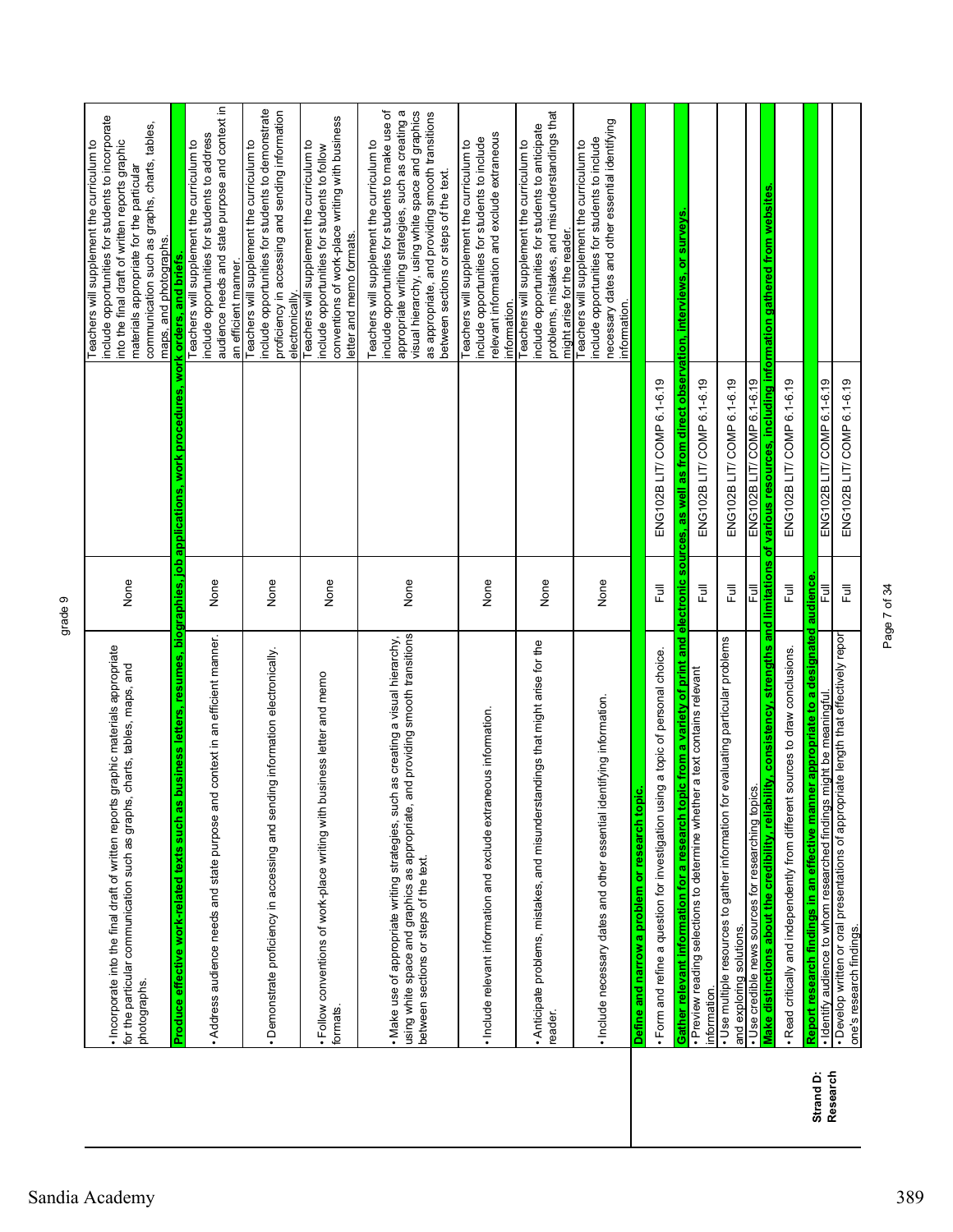grade 9

| Strand | Standard / Benchmark | Gap | Alignment | Notes |
|---|---|---|---|---|
| | • Incorporate into the final draft of written reports graphic materials appropriate for the particular communication such as graphs, charts, tables, maps, and photographs. | None | | Teachers will supplement the curriculum to include opportunities for students to incorporate into the final draft of written reports graphic materials appropriate for the particular communication such as graphs, charts, tables, maps, and photographs. |
| | **Produce effective work-related texts such as business letters, resumes, biographies, job applications, work procedures, work orders, and briefs.** | | | |
| | • Address audience needs and state purpose and context in an efficient manner. | None | | Teachers will supplement the curriculum to include opportunities for students to address audience needs and state purpose and context in an efficient manner. |
| | • Demonstrate proficiency in accessing and sending information electronically. | None | | Teachers will supplement the curriculum to include opportunities for students to demonstrate proficiency in accessing and sending information electronically. |
| | • Follow conventions of work-place writing with business letter and memo formats. | None | | Teachers will supplement the curriculum to include opportunities for students to follow conventions of work-place writing with business letter and memo formats. |
| | • Make use of appropriate writing strategies, such as creating a visual hierarchy, using white space and graphics as appropriate, and providing smooth transitions between sections or steps of the text. | None | | Teachers will supplement the curriculum to include opportunities for students to make use of appropriate writing strategies, such as creating a visual hierarchy, using white space and graphics as appropriate, and providing smooth transitions between sections or steps of the text. |
| | • Include relevant information and exclude extraneous information. | None | | Teachers will supplement the curriculum to include opportunities for students to include relevant information and exclude extraneous information. |
| | • Anticipate problems, mistakes, and misunderstandings that might arise for the reader. | None | | Teachers will supplement the curriculum to include opportunities for students to anticipate problems, mistakes, and misunderstandings that might arise for the reader. |
| | • Include necessary dates and other essential identifying information. | None | | Teachers will supplement the curriculum to include opportunities for students to include necessary dates and other essential identifying information. |
| **Strand D: Research** | **Define and narrow a problem or research topic.** | | | |
| | • Form and refine a question for investigation using a topic of personal choice. | Full | ENG102B LIT/ COMP 6.1-6.19 | |
| | **Gather relevant information for a research topic from a variety of print and electronic sources, as well as from direct observation, interviews, or surveys.** | | | |
| | • Preview reading selections to determine whether a text contains relevant information. | Full | ENG102B LIT/ COMP 6.1-6.19 | |
| | • Use multiple resources to gather information for evaluating particular problems and exploring solutions. | Full | ENG102B LIT/ COMP 6.1-6.19 | |
| | • Use credible news sources for researching topics. | Full | ENG102B LIT/ COMP 6.1-6.19 | |
| | **Make distinctions about the credibility, reliability, consistency, strengths and limitations of various resources, including information gathered from websites.** | | | |
| | • Read critically and independently from different sources to draw conclusions. | Full | ENG102B LIT/ COMP 6.1-6.19 | |
| | **Report research findings in an effective manner appropriate to a designated audience.** | | | |
| | • Identify audience to whom researched findings might be meaningful. | Full | ENG102B LIT/ COMP 6.1-6.19 | |
| | • Develop written or oral presentations of appropriate length that effectively report one's research findings. | Full | ENG102B LIT/ COMP 6.1-6.19 | |

Sandia Academy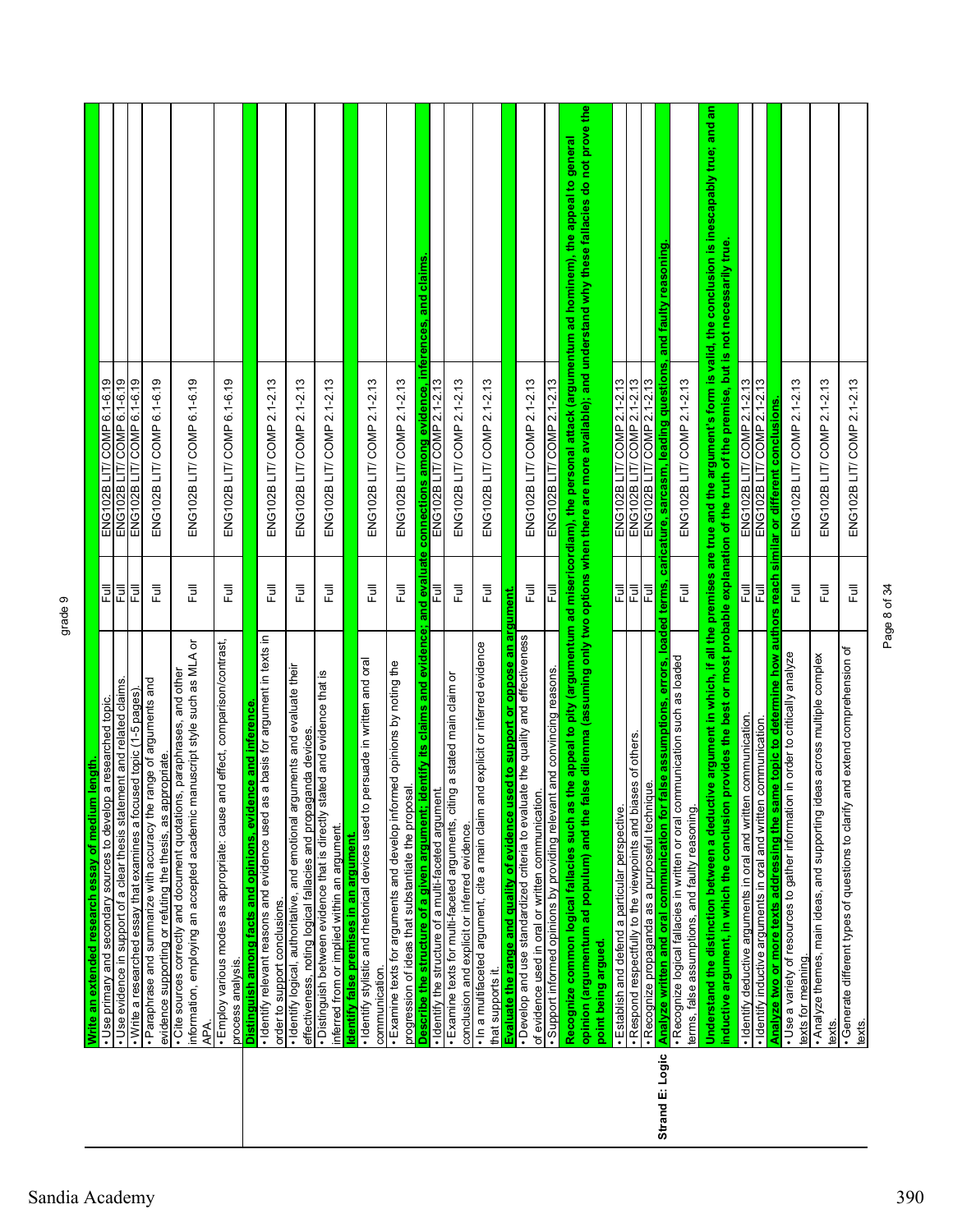| | | | |
|---|---|---|---|
| | **Write an extended research essay of medium length.** | | |
| | • Use primary and secondary sources to develop a researched topic. | Full | ENG102B LIT/ COMP 6.1-6.19 |
| | • Use evidence in support of a clear thesis statement and related claims. | Full | ENG102B LIT/ COMP 6.1-6.19 |
| | • Write a researched essay that examines a focused topic (1-5 pages). | Full | ENG102B LIT/ COMP 6.1-6.19 |
| | • Paraphrase and summarize with accuracy the range of arguments and evidence supporting or refuting the thesis, as appropriate. | Full | ENG102B LIT/ COMP 6.1-6.19 |
| | • Cite sources correctly and document quotations, paraphrases, and other information, employing an accepted academic manuscript style such as MLA or APA. | Full | ENG102B LIT/ COMP 6.1-6.19 |
| | • Employ various modes as appropriate: cause and effect, comparison/contrast, process analysis. | Full | ENG102B LIT/ COMP 6.1-6.19 |
| Strand E: Logic | **Distinguish among facts and opinions, evidence and inference.** | | |
| | • Identify relevant reasons and evidence used as a basis for argument in texts in order to support conclusions. | Full | ENG102B LIT/ COMP 2.1-2.13 |
| | • Identify logical, authoritative, and emotional arguments and evaluate their effectiveness, noting logical fallacies and propaganda devices. | Full | ENG102B LIT/ COMP 2.1-2.13 |
| | • Distinguish between evidence that is directly stated and evidence that is inferred from or implied within an argument. | Full | ENG102B LIT/ COMP 2.1-2.13 |
| | **Identify false premises in an argument.** | | |
| | • Identify stylistic and rhetorical devices used to persuade in written and oral communication. | Full | ENG102B LIT/ COMP 2.1-2.13 |
| | • Examine texts for arguments and develop informed opinions by noting the progression of ideas that substantiate the proposal. | Full | ENG102B LIT/ COMP 2.1-2.13 |
| | **Describe the structure of a given argument; identify its claims and evidence; and evaluate connections among evidence, inferences, and claims.** | | |
| | • Identify the structure of a multi-faceted argument. | Full | ENG102B LIT/ COMP 2.1-2.13 |
| | • Examine texts for multi-faceted arguments, citing a stated main claim or conclusion and explicit or inferred evidence. | Full | ENG102B LIT/ COMP 2.1-2.13 |
| | • In a multifaceted argument, cite a main claim and explicit or inferred evidence that supports it. | Full | ENG102B LIT/ COMP 2.1-2.13 |
| | **Evaluate the range and quality of evidence used to support or oppose an argument.** | | |
| | • Develop and use standardized criteria to evaluate the quality and effectiveness of evidence used in oral or written communication. | Full | ENG102B LIT/ COMP 2.1-2.13 |
| | • Support informed opinions by providing relevant and convincing reasons. | Full | ENG102B LIT/ COMP 2.1-2.13 |
| | **Recognize common logical fallacies such as the appeal to pity (argumentum ad misericordiam), the personal attack (argumentum ad hominem), the appeal to general opinion (argumentum ad populum) and the false dilemma (assuming only two options when there are more available); and understand why these fallacies do not prove the point being argued.** | | |
| | • Establish and defend a particular perspective. | Full | ENG102B LIT/ COMP 2.1-2.13 |
| | • Respond respectfully to the viewpoints and biases of others. | Full | ENG102B LIT/ COMP 2.1-2.13 |
| | • Recognize propaganda as a purposeful technique. | Full | ENG102B LIT/ COMP 2.1-2.13 |
| | **Analyze written and oral communication for false assumptions, errors, loaded terms, caricature, sarcasm, leading questions, and faulty reasoning.** | | |
| | • Recognize logical fallacies in written or oral communication such as loaded terms, false assumptions, and faulty reasoning. | Full | ENG102B LIT/ COMP 2.1-2.13 |
| | **Understand the distinction between a deductive argument in which, if all the premises are true and the argument's form is valid, the conclusion is inescapably true; and an inductive argument, in which the conclusion provides the best or most probable explanation of the truth of the premise, but is not necessarily true.** | | |
| | • Identify deductive arguments in oral and written communication. | Full | ENG102B LIT/ COMP 2.1-2.13 |
| | • Identify inductive arguments in oral and written communication. | Full | ENG102B LIT/ COMP 2.1-2.13 |
| | **Analyze two or more texts addressing the same topic to determine how authors reach similar or different conclusions.** | | |
| | • Use a variety of resources to gather information in order to critically analyze texts for meaning. | Full | ENG102B LIT/ COMP 2.1-2.13 |
| | • Analyze themes, main ideas, and supporting ideas across multiple complex texts. | Full | ENG102B LIT/ COMP 2.1-2.13 |
| | • Generate different types of questions to clarify and extend comprehension of texts. | Full | ENG102B LIT/ COMP 2.1-2.13 |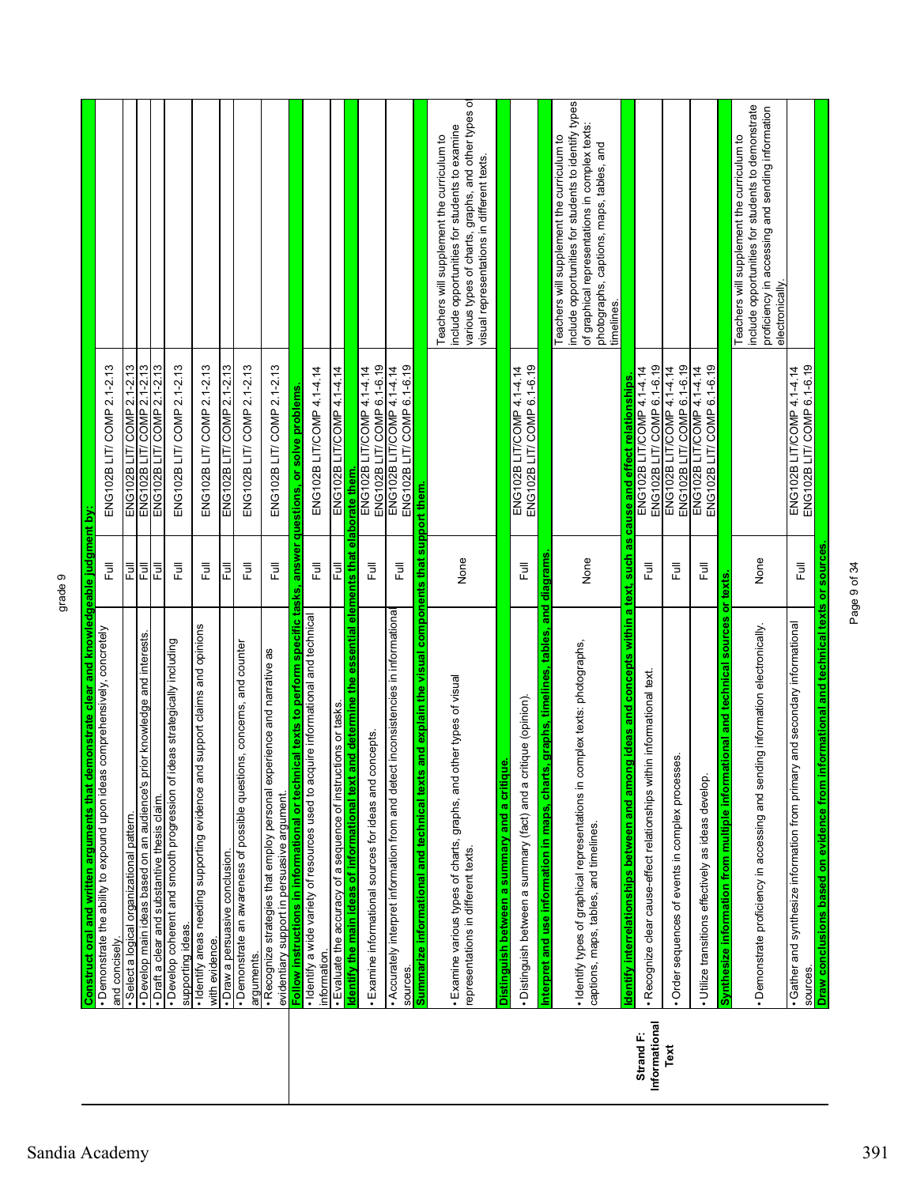grade 9

| | | | | |
|---|---|---|---|---|
| | **Construct oral and written arguments that demonstrate clear and knowledgeable judgment by:** | | | |
| | • Demonstrate the ability to expound upon ideas comprehensively, concretely and concisely. | Full | ENG102B LIT/ COMP 2.1-2.13 | |
| | • Select a logical organizational pattern. | Full | ENG102B LIT/ COMP 2.1-2.13 | |
| | • Develop main ideas based on an audience's prior knowledge and interests. | Full | ENG102B LIT/ COMP 2.1-2.13 | |
| | • Draft a clear and substantive thesis claim. | Full | ENG102B LIT/ COMP 2.1-2.13 | |
| | • Develop coherent and smooth progression of ideas strategically including supporting ideas. | Full | ENG102B LIT/ COMP 2.1-2.13 | |
| | • Identify areas needing supporting evidence and support claims and opinions with evidence. | Full | ENG102B LIT/ COMP 2.1-2.13 | |
| | • Draw a persuasive conclusion. | Full | ENG102B LIT/ COMP 2.1-2.13 | |
| | • Demonstrate an awareness of possible questions, concerns, and counter arguments. | Full | ENG102B LIT/ COMP 2.1-2.13 | |
| | • Recognize strategies that employ personal experience and narrative as evidentiary support in persuasive argument. | Full | ENG102B LIT/ COMP 2.1-2.13 | |
| Strand F: Informational Text | **Follow instructions in informational or technical texts to perform specific tasks, answer questions, or solve problems.** | | | |
| | • Identify a wide variety of resources used to acquire informational and technical information. | Full | ENG102B LIT/COMP 4.1-4.14 | |
| | • Evaluate the accuracy of a sequence of instructions or tasks. | Full | ENG102B LIT/COMP 4.1-4.14 | |
| | **Identify the main ideas of informational text and determine the essential elements that elaborate them.** | | | |
| | • Examine informational sources for ideas and concepts. | Full | ENG102B LIT/COMP 4.1-4.14<br>ENG102B LIT/ COMP 6.1-6.19 | |
| | • Accurately interpret information from and detect inconsistencies in informational sources. | Full | ENG102B LIT/COMP 4.1-4.14<br>ENG102B LIT/ COMP 6.1-6.19 | |
| | **Summarize informational and technical texts and explain the visual components that support them.** | | | |
| | • Examine various types of charts, graphs, and other types of visual representations in different texts. | None | | Teachers will supplement the curriculum to include opportunities for students to examine various types of charts, graphs, and other types of visual representations in different texts. |
| | **Distinguish between a summary and a critique.** | | | |
| | • Distinguish between a summary (fact) and a critique (opinion). | Full | ENG102B LIT/COMP 4.1-4.14<br>ENG102B LIT/ COMP 6.1-6.19 | |
| | **Interpret and use information in maps, charts, graphs, timelines, tables, and diagrams.** | | | |
| | • Identify types of graphical representations in complex texts: photographs, captions, maps, tables, and timelines. | None | | Teachers will supplement the curriculum to include opportunities for students to identify types of graphical representations in complex texts: photographs, captions, maps, tables, and timelines. |
| | **Identify interrelationships between and among ideas and concepts within a text, such as cause and effect relationships.** | | | |
| | • Recognize clear cause-effect relationships within informational text. | Full | ENG102B LIT/COMP 4.1-4.14<br>ENG102B LIT/ COMP 6.1-6.19 | |
| | • Order sequences of events in complex processes. | Full | ENG102B LIT/COMP 4.1-4.14<br>ENG102B LIT/ COMP 6.1-6.19 | |
| | • Utilize transitions effectively as ideas develop. | Full | ENG102B LIT/COMP 4.1-4.14<br>ENG102B LIT/ COMP 6.1-6.19 | |
| | **Synthesize information from multiple informational and technical sources or texts.** | | | |
| | • Demonstrate proficiency in accessing and sending information electronically. | None | | Teachers will supplement the curriculum to include opportunities for students to demonstrate proficiency in accessing and sending information electronically. |
| | • Gather and synthesize information from primary and secondary informational sources. | Full | ENG102B LIT/COMP 4.1-4.14<br>ENG102B LIT/ COMP 6.1-6.19 | |
| | **Draw conclusions based on evidence from informational and technical texts or sources.** | | | |

Sandia Academy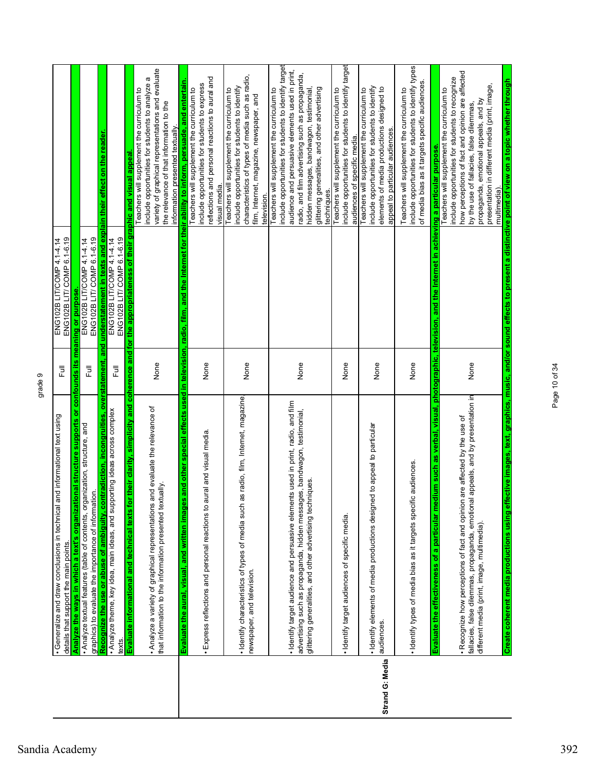grade 9

| | | | | |
|---|---|---|---|---|
| | • Generalize and draw conclusions in technical and informational text using details that support the main points. | Full | ENG102B LIT/COMP 4.1-4.14 ENG102B LIT/ COMP 6.1-6.19 | |
| | **Analyze the ways in which a text's organizational structure supports or confounds its meaning or purpose.** | | | |
| | • Analyze textual features (table of contents, organization, structure, and graphics) to evaluate the importance of information. | Full | ENG102B LIT/COMP 4.1-4.14 ENG102B LIT/ COMP 6.1-6.19 | |
| | **Recognize the use or abuse of ambiguity, contradiction, incongruities, overstatement, and understatement in texts and explain their effect on the reader.** | | | |
| | • Analyze theme, key idea, main ideas, and supporting ideas across complex texts. | Full | ENG102B LIT/COMP 4.1-4.14 ENG102B LIT/ COMP 6.1-6.19 | |
| | **Evaluate informational and technical texts for their clarity, simplicity and coherence and for the appropriateness of their graphic and visual appeal.** | | | |
| | • Analyze a variety of graphical representations and evaluate the relevance of that information to the information presented textually. | None | | Teachers will supplement the curriculum to include opportunities for students to analyze a variety of graphical representations and evaluate the relevance of that information to the information presented textually. |
| **Strand G: Media** | **Evaluate the aural, visual, and written images and other special effects used in television, radio, film, and the Internet for their ability to inform, persuade, and entertain.** | | | |
| | • Express reflections and personal reactions to aural and visual media. | None | | Teachers will supplement the curriculum to include opportunities for students to express reflections and personal reactions to aural and visual media. |
| | • Identify characteristics of types of media such as radio, film, Internet, magazine, newspaper, and television. | None | | Teachers will supplement the curriculum to include opportunities for students to identify characteristics of types of media such as radio, film, Internet, magazine, newspaper, and television. |
| | • Identify target audience and persuasive elements used in print, radio, and film advertising such as propaganda, hidden messages, bandwagon, testimonial, glittering generalities, and other advertising techniques. | None | | Teachers will supplement the curriculum to include opportunities for students to identify target audience and persuasive elements used in print, radio, and film advertising such as propaganda, hidden messages, bandwagon, testimonial, glittering generalities, and other advertising techniques. |
| | • Identify target audiences of specific media. | None | | Teachers will supplement the curriculum to include opportunities for students to identify target audiences of specific media. |
| | • Identify elements of media productions designed to appeal to particular audiences. | None | | Teachers will supplement the curriculum to include opportunities for students to identify elements of media productions designed to appeal to particular audiences. |
| | • Identify types of media bias as it targets specific audiences. | None | | Teachers will supplement the curriculum to include opportunities for students to identify types of media bias as it targets specific audiences. |
| | **Evaluate the effectiveness of a particular medium such as verbal, visual, photographic, television, and the Internet in achieving a particular purpose.** | | | |
| | • Recognize how perceptions of fact and opinion are affected by the use of fallacies, false dilemmas, propaganda, emotional appeals, and by presentation in different media (print, image, multimedia). | None | | Teachers will supplement the curriculum to include opportunities for students to recognize how perceptions of fact and opinion are affected by the use of fallacies, false dilemmas, propaganda, emotional appeals, and by presentation in different media (print, image, multimedia). |
| | **Create coherent media productions using effective images, text, graphics, music, and/or sound effects to present a distinctive point of view on a topic whether through** | | | |

Sandia Academy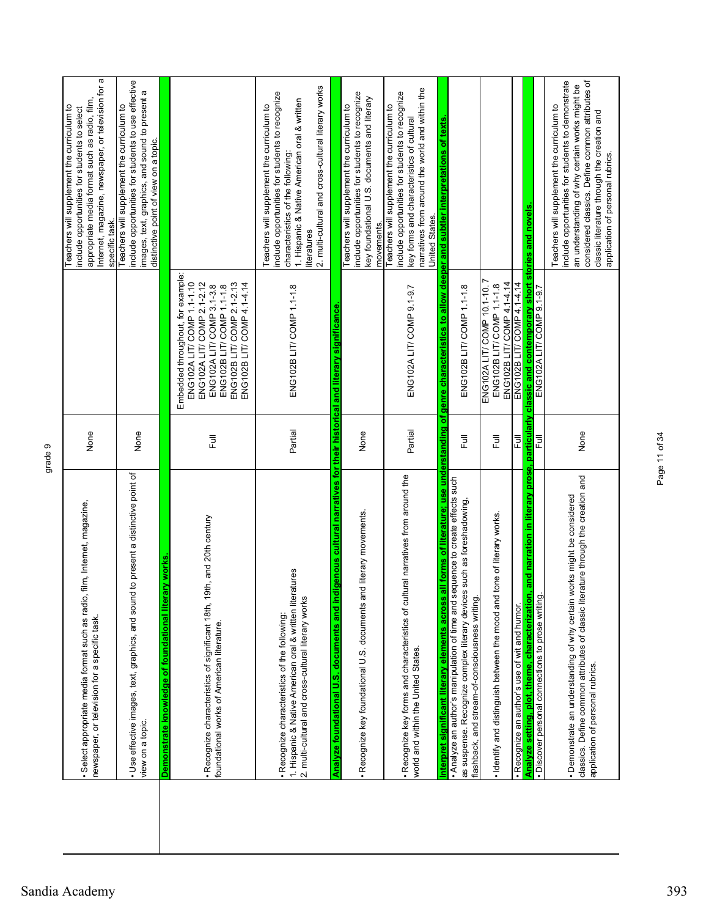grade 9

| | | | |
|---|---|---|---|
| • Select appropriate media format such as radio, film, Internet, magazine, newspaper, or television for a specific task. | None | | Teachers will supplement the curriculum to include opportunities for students to select appropriate media format such as radio, film, Internet, magazine, newspaper, or television for a specific task. |
| • Use effective images, text, graphics, and sound to present a distinctive point of view on a topic. | None | | Teachers will supplement the curriculum to include opportunities for students to use effective images, text, graphics, and sound to present a distinctive point of view on a topic. |
| **Demonstrate knowledge of foundational literary works.** | | | |
| • Recognize characteristics of significant 18th, 19th, and 20th century foundational works of American literature. | Full | Embedded throughout, for example: ENG102A LIT/ COMP 1.1-1.10 ENG102A LIT/ COMP 2.1-2.12 ENG102A LIT/ COMP 3.1-3.8 ENG102B LIT/ COMP 1.1-1.8 ENG102B LIT/ COMP 2.1-2.13 ENG102B LIT/ COMP 4.1-4.14 | |
| • Recognize characteristics of the following: 1. Hispanic & Native American oral & written literatures 2. multi-cultural and cross-cultural literary works | Partial | ENG102B LIT/ COMP 1.1-1.8 | Teachers will supplement the curriculum to include opportunities for students to recognize characteristics of the following: 1. Hispanic & Native American oral & written literatures 2. multi-cultural and cross-cultural literary works |
| **Analyze foundational U.S. documents and indigenous cultural narratives for their historical and literary significance.** | | | |
| • Recognize key foundational U.S. documents and literary movements. | None | | Teachers will supplement the curriculum to include opportunities for students to recognize key foundational U.S. documents and literary movements. |
| • Recognize key forms and characteristics of cultural narratives from around the world and within the United States. | Partial | ENG102A LIT/ COMP 9.1-9.7 | Teachers will supplement the curriculum to include opportunities for students to recognize key forms and characteristics of cultural narratives from around the world and within the United States. |
| **Interpret significant literary elements across all forms of literature; use understanding of genre characteristics to allow deeper and subtler interpretations of texts.** | | | |
| • Analyze an author's manipulation of time and sequence to create effects such as suspense. Recognize complex literary devices such as foreshadowing, flashback, and stream-of-consciousness writing. | Full | ENG102B LIT/ COMP 1.1-1.8 | |
| • Identify and distinguish between the mood and tone of literary works. | Full | ENG102A LIT/ COMP 10.1-10.7 ENG102B LIT/ COMP 1.1-1.8 ENG102B LIT/ COMP 4.1-4.14 | |
| • Recognize an author's use of wit and humor. | Full | ENG102B LIT/ COMP 4.1-4.14 | |
| **Analyze setting, plot, theme, characterization, and narration in literary prose, particularly classic and contemporary short stories and novels.** | | | |
| • Discover personal connections to prose writing. | Full | ENG102A LIT/ COMP 9.1-9.7 | |
| • Demonstrate an understanding of why certain works might be considered classics. Define common attributes of classic literature through the creation and application of personal rubrics. | None | | Teachers will supplement the curriculum to include opportunities for students to demonstrate an understanding of why certain works might be considered classics. Define common attributes of classic literature through the creation and application of personal rubrics. |

Sandia Academy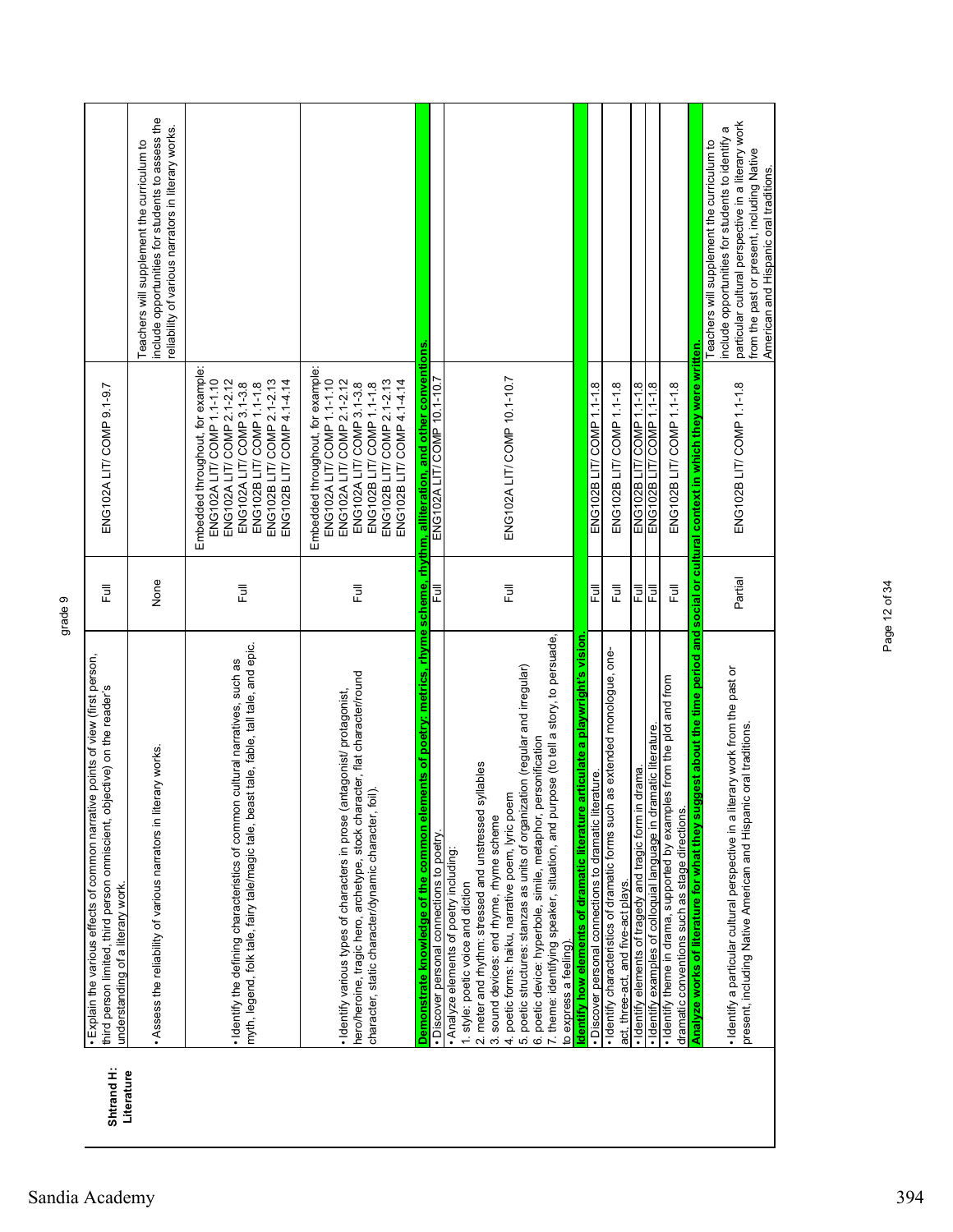grade 9

| Shtrand H: Literature | | | | |
|---|---|---|---|---|
| | • Explain the various effects of common narrative points of view (first person, third person limited, third person omniscient, objective) on the reader's understanding of a literary work. | Full | ENG102A LIT/ COMP 9.1-9.7 | |
| | • Assess the reliability of various narrators in literary works. | None | | Teachers will supplement the curriculum to include opportunities for students to assess the reliability of various narrators in literary works. |
| | • Identify the defining characteristics of common cultural narratives, such as myth, legend, folk tale, fairy tale/magic tale, beast tale, fable, tall tale, and epic. | Full | Embedded throughout, for example: ENG102A LIT/ COMP 1.1-1.10 ENG102A LIT/ COMP 2.1-2.12 ENG102A LIT/ COMP 3.1-3.8 ENG102B LIT/ COMP 1.1-1.8 ENG102B LIT/ COMP 2.1-2.13 ENG102B LIT/ COMP 4.1-4.14 | |
| | • Identify various types of characters in prose (antagonist/ protagonist, hero/heroine, tragic hero, archetype, stock character, flat character/round character, static character/dynamic character, foil). | Full | Embedded throughout, for example: ENG102A LIT/ COMP 1.1-1.10 ENG102A LIT/ COMP 2.1-2.12 ENG102A LIT/ COMP 3.1-3.8 ENG102B LIT/ COMP 1.1-1.8 ENG102B LIT/ COMP 2.1-2.13 ENG102B LIT/ COMP 4.1-4.14 | |
| | **Demonstrate knowledge of the common elements of poetry: metrics, rhyme scheme, rhythm, alliteration, and other conventions.** | | | |
| | • Discover personal connections to poetry. | Full | ENG102A LIT/ COMP 10.1-10.7 | |
| | • Analyze elements of poetry including: 1. style: poetic voice and diction 2. meter and rhythm: stressed and unstressed syllables 3. sound devices: end rhyme, rhyme scheme 4. poetic forms: haiku, narrative poem, lyric poem 5. poetic structures: stanzas as units of organization (regular and irregular) 6. poetic device: hyperbole, simile, metaphor, personification 7. theme: identifying speaker, situation, and purpose (to tell a story, to persuade, to express a feeling). | Full | ENG102A LIT/ COMP 10.1-10.7 | |
| | **Identify how elements of dramatic literature articulate a playwright's vision.** | | | |
| | • Discover personal connections to dramatic literature. | Full | ENG102B LIT/ COMP 1.1-1.8 | |
| | • Identify characteristics of dramatic forms such as extended monologue, one-act, three-act, and five-act plays. | Full | ENG102B LIT/ COMP 1.1-1.8 | |
| | • Identify elements of tragedy and tragic form in drama. | Full | ENG102B LIT/ COMP 1.1-1.8 | |
| | • Identify examples of colloquial language in dramatic literature. | Full | ENG102B LIT/ COMP 1.1-1.8 | |
| | • Identify theme in drama, supported by examples from the plot and from dramatic conventions such as stage directions. | Full | ENG102B LIT/ COMP 1.1-1.8 | |
| | **Analyze works of literature for what they suggest about the time period and social or cultural context in which they were written.** | | | |
| | • Identify a particular cultural perspective in a literary work from the past or present, including Native American and Hispanic oral traditions. | Partial | ENG102B LIT/ COMP 1.1-1.8 | Teachers will supplement the curriculum to include opportunities for students to identify a particular cultural perspective in a literary work from the past or present, including Native American and Hispanic oral traditions. |

Sandia Academy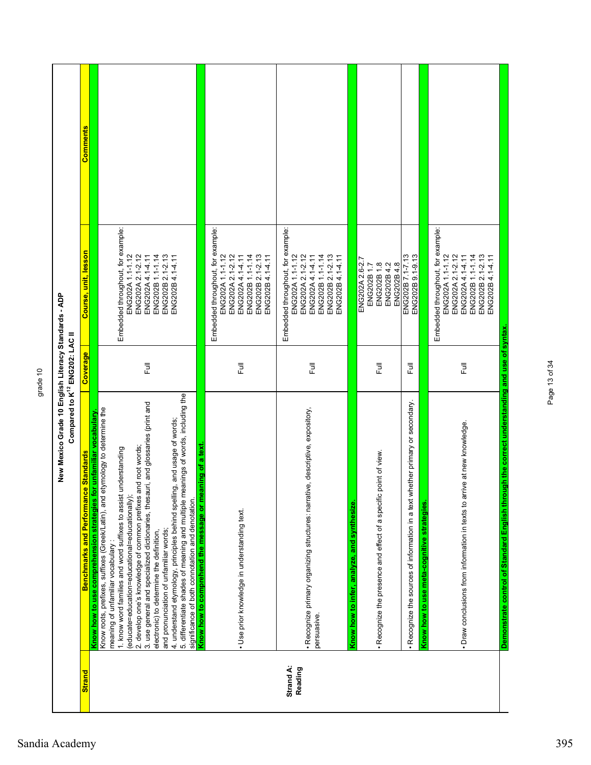## New Mexico Grade 10 English Literacy Standards - ADP
### Compared to K[12] ENG202: LAC II

| Strand | Benchmarks and Performance Standards | Coverage | Course, unit, lesson | Comments |
|---|---|---|---|---|
| | **Know how to use comprehension strategies for unfamiliar vocabulary.** | | | |
| | Know roots, prefixes, suffixes (Greek/Latin), and etymology to determine the meaning of unfamiliar vocabulary : 1. know word families and word suffixes to assist understanding (educate=education=educational=educationally); 2. develop one's knowledge of common prefixes and root words; 3. use general and specialized dictionaries, thesauri, and glossaries (print and electronic) to determine the definition, and pronunciation of unfamiliar words; 4. understand etymology, principles behind spelling, and usage of words; 5. differentiate shades of meaning and multiple meanings of words, including the significance of both connotation and denotation. | Full | Embedded throughout, for example: ENG202A 1.1-1.12 ENG202A 2.1-2.12 ENG202A 4.1-4.11 ENG202B 1.1-1.14 ENG202B 2.1-2.13 ENG202B 4.1-4.11 | |
| | **Know how to comprehend the message or meaning of a text.** | | | |
| | • Use prior knowledge in understanding text. | Full | Embedded throughout, for example: ENG202A 1.1-1.12 ENG202A 2.1-2.12 ENG202A 4.1-4.11 ENG202B 1.1-1.14 ENG202B 2.1-2.13 ENG202B 4.1-4.11 | |
| **Strand A: Reading** | • Recognize primary organizing structures: narrative, descriptive, expository, persuasive. | Full | Embedded throughout, for example: ENG202A 1.1-1.12 ENG202A 2.1-2.12 ENG202A 4.1-4.11 ENG202B 1.1-1.14 ENG202B 2.1-2.13 ENG202B 4.1-4.11 | |
| | **Know how to infer, analyze, and synthesize.** | | | |
| | • Recognize the presence and effect of a specific point of view. | Full | ENG202A 2.6-2.7 ENG202B 1.7 ENG202B 1.8 ENG202B 4.2 ENG202B 4.8 | |
| | • Recognize the sources of information in a text whether primary or secondary. | Full | ENG202B 7.1-7.13 ENG202B 9.1-9.13 | |
| | **Know how to use meta-cognitive strategies.** | | | |
| | • Draw conclusions from information in texts to arrive at new knowledge. | Full | Embedded throughout, for example: ENG202A 1.1-1.12 ENG202A 2.1-2.12 ENG202A 4.1-4.11 ENG202B 1.1-1.14 ENG202B 2.1-2.13 ENG202B 4.1-4.11 | |
| | **Demonstrate control of Standard English through the correct understanding and use of syntax.** | | | |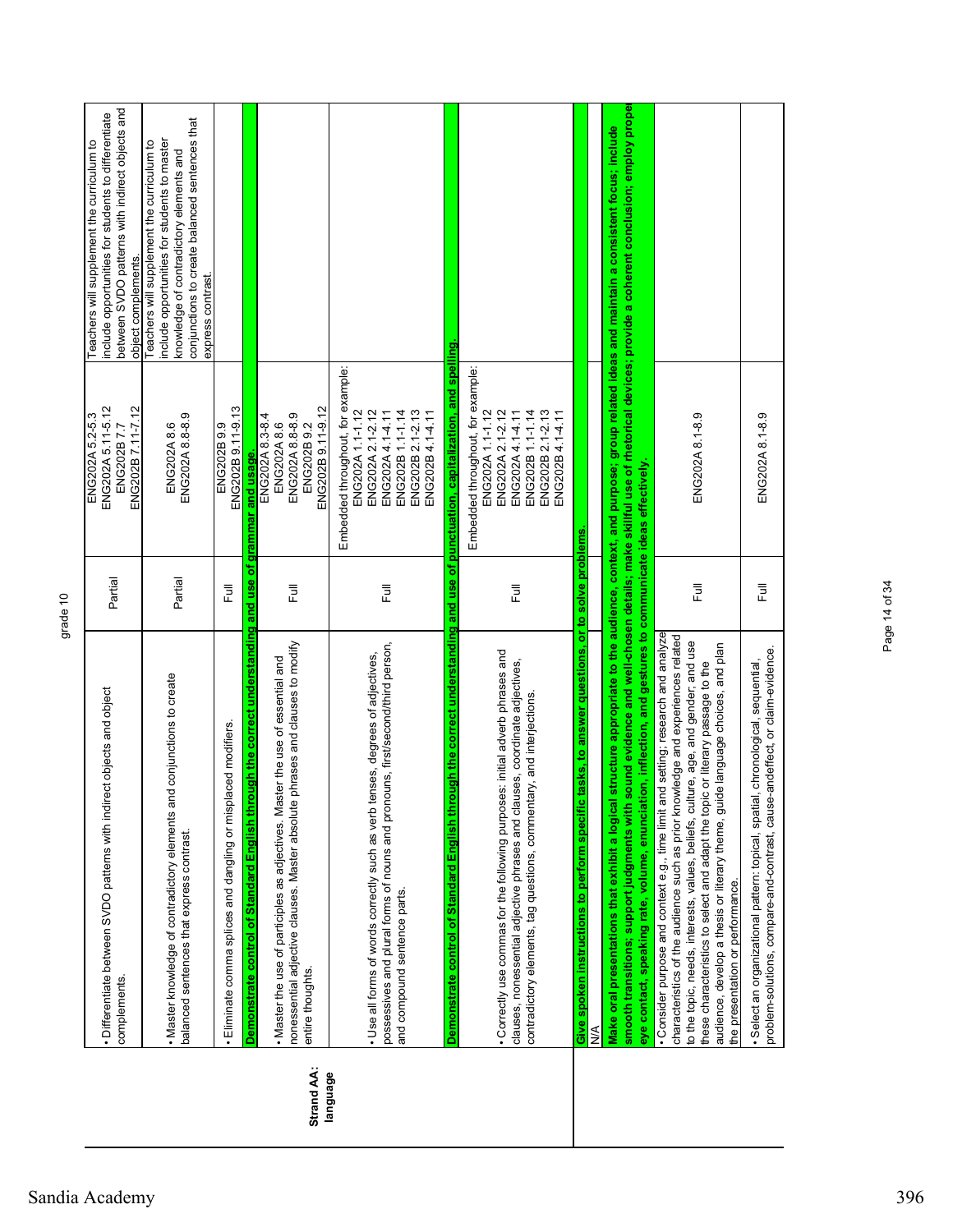grade 10

| | Standard | Alignment | Course Reference | Notes |
|---|---|---|---|---|
| | • Differentiate between SVDO patterns with indirect objects and object complements. | Partial | ENG202A 5.2-5.3<br>ENG202A 5.11-5.12<br>ENG202B 7.7<br>ENG202B 7.11-7.12 | Teachers will supplement the curriculum to include opportunities for students to differentiate between SVDO patterns with indirect objects and object complements. |
| | • Master knowledge of contradictory elements and conjunctions to create balanced sentences that express contrast. | Partial | ENG202A 8.6<br>ENG202A 8.8-8.9 | Teachers will supplement the curriculum to include opportunities for students to master knowledge of contradictory elements and conjunctions to create balanced sentences that express contrast. |
| | • Eliminate comma splices and dangling or misplaced modifiers. | Full | ENG202B 9.9<br>ENG202B 9.11-9.13 | |
| **Strand AA: language** | **Demonstrate control of Standard English through the correct understanding and use of grammar and usage.** | | | |
| | • Master the use of participles as adjectives. Master the use of essential and nonessential adjective clauses. Master absolute phrases and clauses to modify entire thoughts. | Full | ENG202A 8.3-8.4<br>ENG202A 8.6<br>ENG202A 8.8-8.9<br>ENG202B 9.2<br>ENG202B 9.11-9.12 | |
| | • Use all forms of words correctly such as verb tenses, degrees of adjectives, possessives and plural forms of nouns and pronouns, first/second/third person, and compound sentence parts. | Full | Embedded throughout, for example:<br>ENG202A 1.1-1.12<br>ENG202A 2.1-2.12<br>ENG202A 4.1-4.11<br>ENG202B 1.1-1.14<br>ENG202B 2.1-2.13<br>ENG202B 4.1-4.11 | |
| | **Demonstrate control of Standard English through the correct understanding and use of punctuation, capitalization, and spelling.** | | | |
| | • Correctly use commas for the following purposes: initial adverb phrases and clauses, nonessential adjective phrases and clauses, coordinate adjectives, contradictory elements, tag questions, commentary, and interjections. | Full | Embedded throughout, for example:<br>ENG202A 1.1-1.12<br>ENG202A 2.1-2.12<br>ENG202A 4.1-4.11<br>ENG202B 1.1-1.14<br>ENG202B 2.1-2.13<br>ENG202B 4.1-4.11 | |
| | **Give spoken instructions to perform specific tasks, to answer questions, or to solve problems.** | | | |
| | N/A | | | |
| | **Make oral presentations that exhibit a logical structure appropriate to the audience, context, and purpose; group related ideas and maintain a consistent focus; include smooth transitions; support judgments with sound evidence and well-chosen details; make skillful use of rhetorical devices; provide a coherent conclusion; employ proper eye contact, speaking rate, volume, enunciation, inflection, and gestures to communicate ideas effectively.** | | | |
| | • Consider purpose and context e.g., time limit and setting; research and analyze characteristics of the audience such as prior knowledge and experiences related to the topic, needs, interests, values, beliefs, culture, age, and gender; and use these characteristics to select and adapt the topic or literary passage to the audience, develop a thesis or literary theme, guide language choices, and plan the presentation or performance. | Full | ENG202A 8.1-8.9 | |
| | • Select an organizational pattern: topical, spatial, chronological, sequential, problem-solutions, compare-and-contrast, cause-andeffect, or claim-evidence. | Full | ENG202A 8.1-8.9 | |

Sandia Academy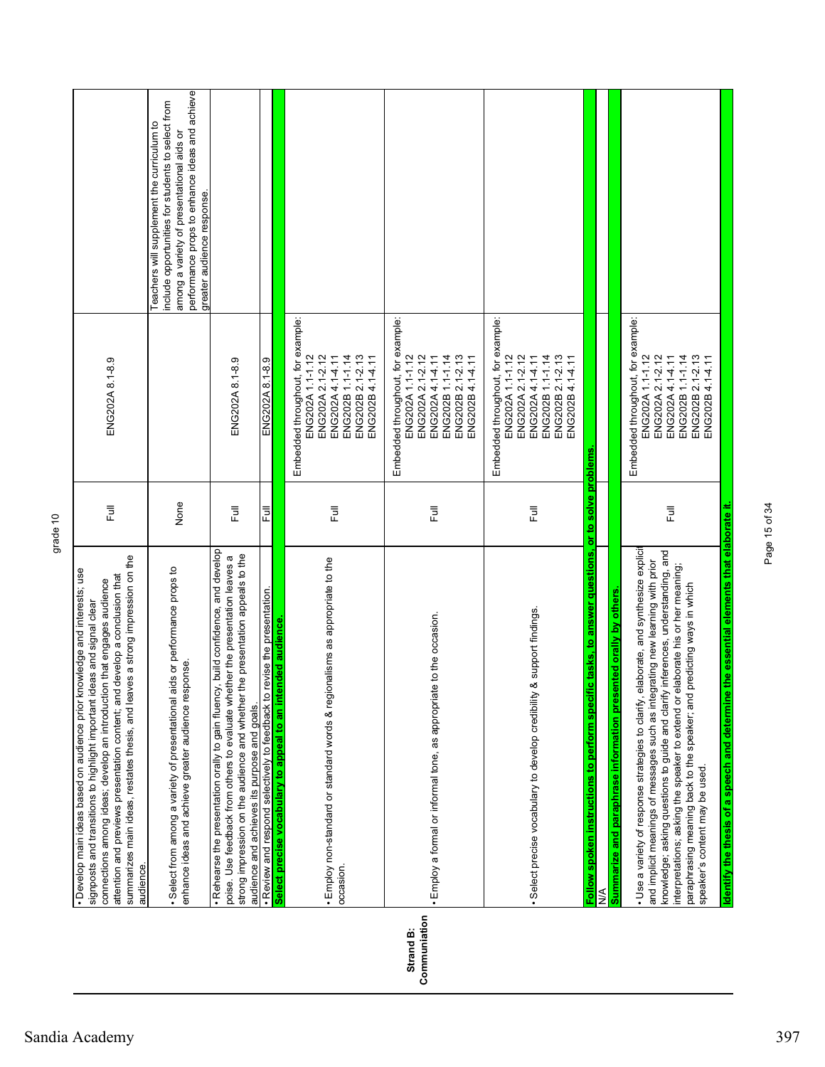| Strand | Standard / Benchmark | Coverage | Course Reference | Notes |
|---|---|---|---|---|
| | • Develop main ideas based on audience prior knowledge and interests; use signposts and transitions to highlight important ideas and signal clear connections among ideas; develop an introduction that engages audience attention and previews presentation content; and develop a conclusion that summarizes main ideas, restates thesis, and leaves a strong impression on the audience. | Full | ENG202A 8.1-8.9 | |
| | • Select from among a variety of presentational aids or performance props to enhance ideas and achieve greater audience response. | None | | Teachers will supplement the curriculum to include opportunities for students to select from among a variety of presentational aids or performance props to enhance ideas and achieve greater audience response. |
| | • Rehearse the presentation orally to gain fluency, build confidence, and develop poise. Use feedback from others to evaluate whether the presentation leaves a strong impression on the audience and whether the presentation appeals to the audience and achieves its purpose and goals. | Full | ENG202A 8.1-8.9 | |
| | • Review and respond selectively to feedback to revise the presentation. | Full | ENG202A 8.1-8.9 | |
| | **Select precise vocabulary to appeal to an intended audience.** | | | |
| | • Employ non-standard or standard words & regionalisms as appropriate to the occasion. | Full | Embedded throughout, for example: ENG202A 1.1-1.12 ENG202A 2.1-2.12 ENG202A 4.1-4.11 ENG202B 1.1-1.14 ENG202B 2.1-2.13 ENG202B 4.1-4.11 | |
| Strand B: Communiation | • Employ a formal or informal tone, as appropriate to the occasion. | Full | Embedded throughout, for example: ENG202A 1.1-1.12 ENG202A 2.1-2.12 ENG202A 4.1-4.11 ENG202B 1.1-1.14 ENG202B 2.1-2.13 ENG202B 4.1-4.11 | |
| | • Select precise vocabulary to develop credibility & support findings. | Full | Embedded throughout, for example: ENG202A 1.1-1.12 ENG202A 2.1-2.12 ENG202A 4.1-4.11 ENG202B 1.1-1.14 ENG202B 2.1-2.13 ENG202B 4.1-4.11 | |
| | **Follow spoken instructions to perform specific tasks, to answer questions, or to solve problems.** | | | |
| | N/A | | | |
| | **Summarize and paraphrase information presented orally by others.** | | | |
| | • Use a variety of response strategies to clarify, elaborate, and synthesize explicit and implicit meanings of messages such as integrating new learning with prior knowledge; asking questions to guide and clarify inferences, understanding, and interpretations; asking the speaker to extend or elaborate his or her meaning; paraphrasing meaning back to the speaker; and predicting ways in which speaker's content may be used. | Full | Embedded throughout, for example: ENG202A 1.1-1.12 ENG202A 2.1-2.12 ENG202A 4.1-4.11 ENG202B 1.1-1.14 ENG202B 2.1-2.13 ENG202B 4.1-4.11 | |
| | **Identify the thesis of a speech and determine the essential elements that elaborate it.** | | | |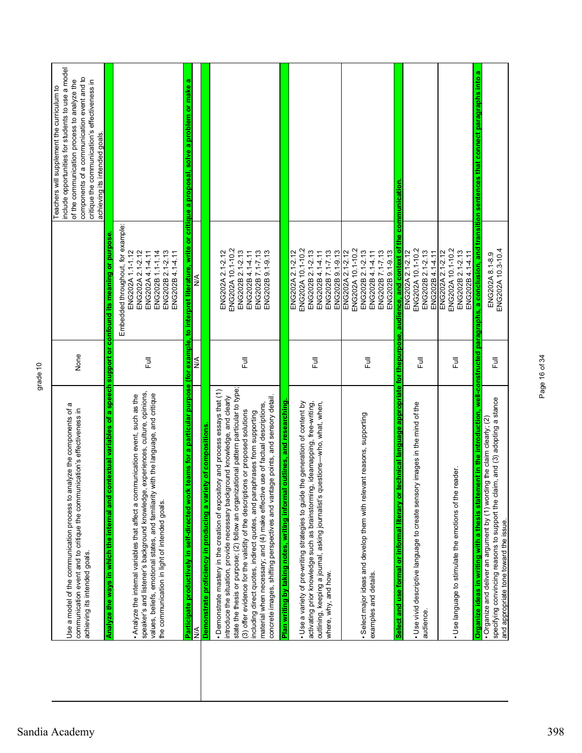grade 10

| | | | |
|---|---|---|---|
| Use a model of the communication process to analyze the components of a communication event and to critique the communication's effectiveness in achieving its intended goals. | None | | Teachers will supplement the curriculum to include opportunities for students to use a model of the communication process to analyze the components of a communication event and to critique the communication's effectiveness in achieving its intended goals. |
| **Analyze the ways in which the internal and contextual variables of a speech support or confound its meaning or purpose.** | | | |
| • Analyze the internal variables that affect a communication event, such as the speaker's and listener's background knowledge, experiences, culture, opinions, values, beliefs, emotional states, and familiarity with the language, and critique the communication in light of intended goals. | Full | Embedded throughout, for example: ENG202A 1.1-1.12 ENG202A 2.1-2.12 ENG202A 4.1-4.11 ENG202B 1.1-1.14 ENG202B 2.1-2.13 ENG202B 4.1-4.11 | |
| **Participate productively in self-directed work teams for a particular purpose (for example, to interpret literature, write or critique a proposal, solve a problem or make a** | | | |
| N/A | N/A | N/A | |
| **Demonstrate proficiency in producing a variety of compositions.** | | | |
| • Demonstrate mastery in the creation of expository and process essays that (1) introduce the situation, provide necessary background knowledge, and clearly state the thesis or purpose; (2) follow an organizational pattern particular to type; (3) offer evidence for the validity of the descriptions or proposed solutions including direct quotes, indirect quotes, and paraphrases from supporting material when necessary; and (4) make effective use of factual descriptions, concrete images, shifting perspectives and vantage points, and sensory detail. | Full | ENG202A 2.1-2.12 ENG202A 10.1-10.2 ENG202B 2.1-2.13 ENG202B 4.1-4.11 ENG202B 7.1-7.13 ENG202B 9.1-9.13 | |
| **Plan writing by taking notes, writing informal outlines, and researching.** | | | |
| • Use a variety of pre-writing strategies to guide the generation of content by activating prior knowledge such as brainstorming, ideamapping, free-writing, outlining, keeping a journal, asking journalist's questions—who, what, when, where, why, and how. | Full | ENG202A 2.1-2.12 ENG202A 10.1-10.2 ENG202B 2.1-2.13 ENG202B 4.1-4.11 ENG202B 7.1-7.13 ENG202B 9.1-9.13 | |
| • Select major ideas and develop them with relevant reasons, supporting examples and details. | Full | ENG202A 2.1-2.12 ENG202A 10.1-10.2 ENG202B 2.1-2.13 ENG202B 4.1-4.11 ENG202B 7.1-7.13 ENG202B 9.1-9.13 | |
| **Select and use formal or informal literary or technical language appropriate for thepurpose, audience, and context of the communication.** | | | |
| • Use vivid descriptive language to create sensory images in the mind of the audience. | Full | ENG202A 2.1-2.12 ENG202A 10.1-10.2 ENG202B 2.1-2.13 ENG202B 4.1-4.11 | |
| • Use language to stimulate the emotions of the reader. | Full | ENG202A 2.1-2.12 ENG202A 10.1-10.2 ENG202B 2.1-2.13 ENG202B 4.1-4.11 | |
| **Organize ideas in writing with a thesis statement in the introduction, well-constructed paragraphs, a conclusion, and transition sentences that connect paragraphs into a** | | | |
| • Organize and deliver an argument by (1) wording the claim clearly; (2) specifying convincing reasons to support the claim, and (3) adopting a stance and appropriate tone toward the issue. | Full | ENG202A 8.1-8.9 ENG202A 10.3-10.4 | |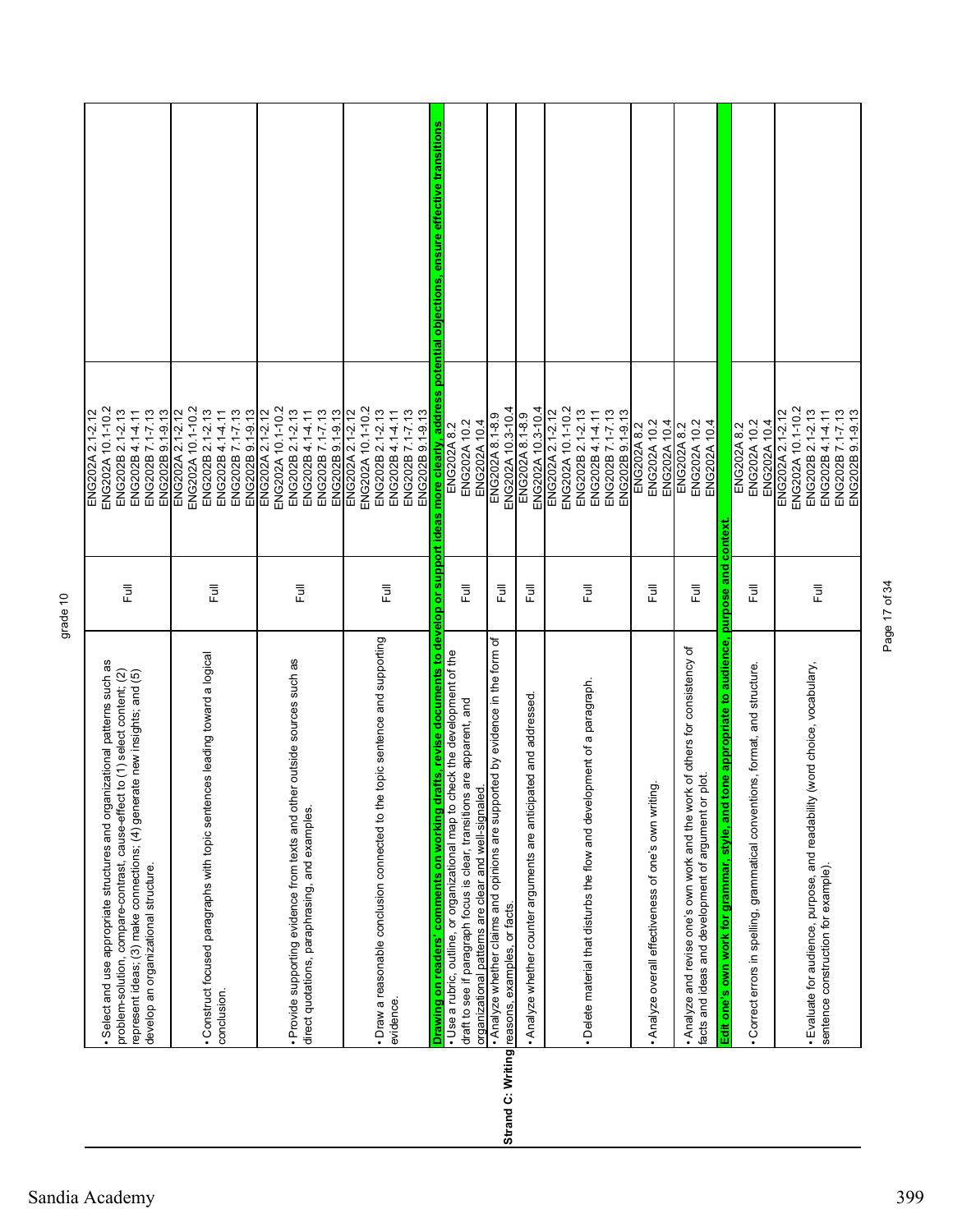grade 10

| | | | | |
|---|---|---|---|---|
| | • Select and use appropriate structures and organizational patterns such as problem-solution, compare-contrast, cause-effect to (1) select content; (2) represent ideas; (3) make connections; (4) generate new insights; and (5) develop an organizational structure. | Full | ENG202A 2.1-2.12<br>ENG202A 10.1-10.2<br>ENG202B 2.1-2.13<br>ENG202B 4.1-4.11<br>ENG202B 7.1-7.13<br>ENG202B 9.1-9.13 | |
| | • Construct focused paragraphs with topic sentences leading toward a logical conclusion. | Full | ENG202A 2.1-2.12<br>ENG202A 10.1-10.2<br>ENG202B 2.1-2.13<br>ENG202B 4.1-4.11<br>ENG202B 7.1-7.13<br>ENG202B 9.1-9.13 | |
| | • Provide supporting evidence from texts and other outside sources such as direct quotations, paraphrasing, and examples. | Full | ENG202A 2.1-2.12<br>ENG202A 10.1-10.2<br>ENG202B 2.1-2.13<br>ENG202B 4.1-4.11<br>ENG202B 7.1-7.13<br>ENG202B 9.1-9.13 | |
| | • Draw a reasonable conclusion connected to the topic sentence and supporting evidence. | Full | ENG202A 2.1-2.12<br>ENG202A 10.1-10.2<br>ENG202B 2.1-2.13<br>ENG202B 4.1-4.11<br>ENG202B 7.1-7.13<br>ENG202B 9.1-9.13 | |
| | **Drawing on readers' comments on working drafts, revise documents to develop or support ideas more clearly, address potential objections, ensure effective transitions** | | | |
| Strand C: Writing | • Use a rubric, outline, or organizational map to check the development of the draft to see if paragraph focus is clear, transitions are apparent, and organizational patterns are clear and well-signaled. | Full | ENG202A 8.2<br>ENG202A 10.2<br>ENG202A 10.4 | |
| | • Analyze whether claims and opinions are supported by evidence in the form of reasons, examples, or facts. | Full | ENG202A 8.1-8.9<br>ENG202A 10.3-10.4 | |
| | • Analyze whether counter arguments are anticipated and addressed. | Full | ENG202A 8.1-8.9<br>ENG202A 10.3-10.4 | |
| | • Delete material that disturbs the flow and development of a paragraph. | Full | ENG202A 2.1-2.12<br>ENG202A 10.1-10.2<br>ENG202B 2.1-2.13<br>ENG202B 4.1-4.11<br>ENG202B 7.1-7.13<br>ENG202B 9.1-9.13 | |
| | • Analyze overall effectiveness of one's own writing. | Full | ENG202A 8.2<br>ENG202A 10.2<br>ENG202A 10.4 | |
| | • Analyze and revise one's own work and the work of others for consistency of facts and ideas and development of argument or plot. | Full | ENG202A 8.2<br>ENG202A 10.2<br>ENG202A 10.4 | |
| | **Edit one's own work for grammar, style, and tone appropriate to audience, purpose and context.** | | | |
| | • Correct errors in spelling, grammatical conventions, format, and structure. | Full | ENG202A 8.2<br>ENG202A 10.2<br>ENG202A 10.4 | |
| | • Evaluate for audience, purpose, and readability (word choice, vocabulary, sentence construction for example). | Full | ENG202A 2.1-2.12<br>ENG202A 10.1-10.2<br>ENG202B 2.1-2.13<br>ENG202B 4.1-4.11<br>ENG202B 7.1-7.13<br>ENG202B 9.1-9.13 | |

Sandia Academy